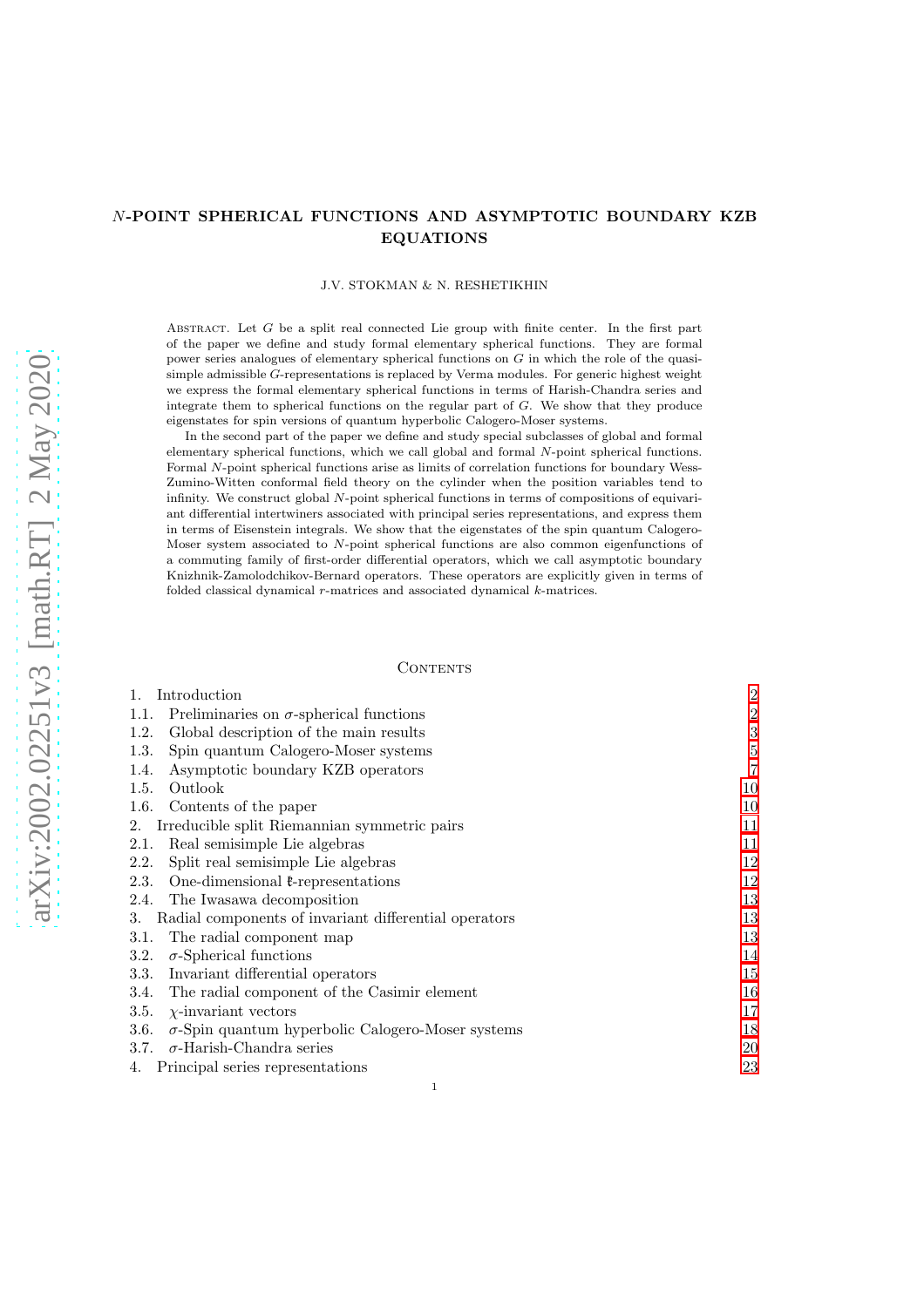# $N$-POINT SPHERICAL FUNCTIONS AND ASYMPTOTIC BOUNDARY KZB EQUATIONS

J.V. STOKMAN & N. RESHETIKHIN

Abstract. Let $G$ be a split real connected Lie group with finite center. In the first part of the paper we define and study formal elementary spherical functions. They are formal power series analogues of elementary spherical functions on $G$ in which the role of the quasi-simple admissible $G$-representations is replaced by Verma modules. For generic highest weight we express the formal elementary spherical functions in terms of Harish-Chandra series and integrate them to spherical functions on the regular part of $G$. We show that they produce eigenstates for spin versions of quantum hyperbolic Calogero-Moser systems.

In the second part of the paper we define and study special subclasses of global and formal elementary spherical functions, which we call global and formal $N$-point spherical functions. Formal $N$-point spherical functions arise as limits of correlation functions for boundary Wess-Zumino-Witten conformal field theory on the cylinder when the position variables tend to infinity. We construct global $N$-point spherical functions in terms of compositions of equivariant differential intertwiners associated with principal series representations, and express them in terms of Eisenstein integrals. We show that the eigenstates of the spin quantum Calogero-Moser system associated to $N$-point spherical functions are also common eigenfunctions of a commuting family of first-order differential operators, which we call asymptotic boundary Knizhnik-Zamolodchikov-Bernard operators. These operators are explicitly given in terms of folded classical dynamical $r$-matrices and associated dynamical $k$-matrices.

## Contents

| | |
|---|---|
| 1. Introduction | 2 |
| 1.1. Preliminaries on $\sigma$-spherical functions | 2 |
| 1.2. Global description of the main results | 3 |
| 1.3. Spin quantum Calogero-Moser systems | 5 |
| 1.4. Asymptotic boundary KZB operators | 7 |
| 1.5. Outlook | 10 |
| 1.6. Contents of the paper | 10 |
| 2. Irreducible split Riemannian symmetric pairs | 11 |
| 2.1. Real semisimple Lie algebras | 11 |
| 2.2. Split real semisimple Lie algebras | 12 |
| 2.3. One-dimensional $\mathfrak{k}$-representations | 12 |
| 2.4. The Iwasawa decomposition | 13 |
| 3. Radial components of invariant differential operators | 13 |
| 3.1. The radial component map | 13 |
| 3.2. $\sigma$-Spherical functions | 14 |
| 3.3. Invariant differential operators | 15 |
| 3.4. The radial component of the Casimir element | 16 |
| 3.5. $\chi$-invariant vectors | 17 |
| 3.6. $\sigma$-Spin quantum hyperbolic Calogero-Moser systems | 18 |
| 3.7. $\sigma$-Harish-Chandra series | 20 |
| 4. Principal series representations | 23 |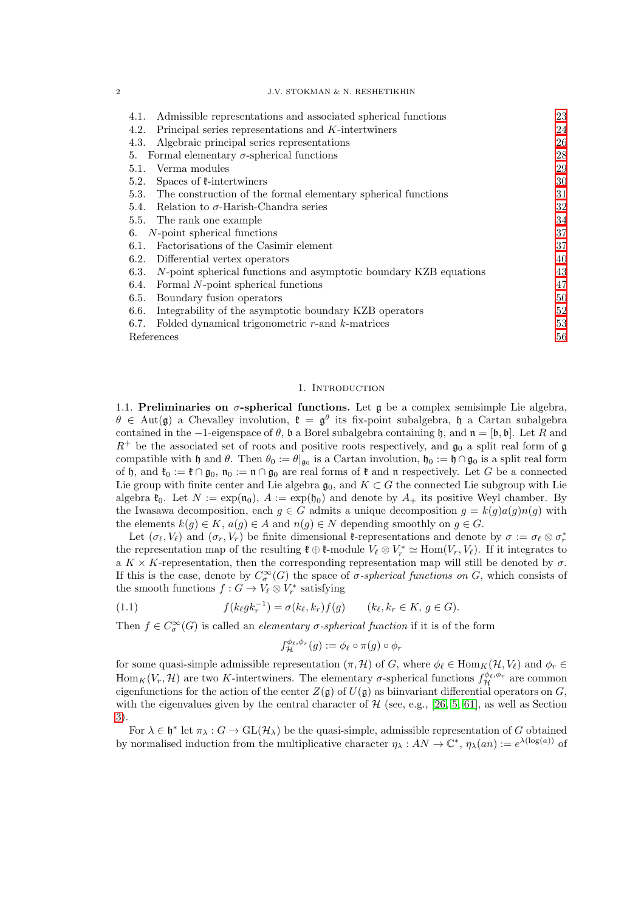| | |
|---|---|
| 4.1. Admissible representations and associated spherical functions | 23 |
| 4.2. Principal series representations and $K$-intertwiners | 24 |
| 4.3. Algebraic principal series representations | 26 |
| 5. Formal elementary $\sigma$-spherical functions | 28 |
| 5.1. Verma modules | 29 |
| 5.2. Spaces of $\mathfrak{k}$-intertwiners | 30 |
| 5.3. The construction of the formal elementary spherical functions | 31 |
| 5.4. Relation to $\sigma$-Harish-Chandra series | 32 |
| 5.5. The rank one example | 34 |
| 6. $N$-point spherical functions | 37 |
| 6.1. Factorisations of the Casimir element | 37 |
| 6.2. Differential vertex operators | 40 |
| 6.3. $N$-point spherical functions and asymptotic boundary KZB equations | 43 |
| 6.4. Formal $N$-point spherical functions | 47 |
| 6.5. Boundary fusion operators | 50 |
| 6.6. Integrability of the asymptotic boundary KZB operators | 52 |
| 6.7. Folded dynamical trigonometric $r$-and $k$-matrices | 53 |
| References | 56 |

## 1. Introduction

**1.1. Preliminaries on $\sigma$-spherical functions.** Let $\mathfrak{g}$ be a complex semisimple Lie algebra, $\theta \in \mathrm{Aut}(\mathfrak{g})$ a Chevalley involution, $\mathfrak{k} = \mathfrak{g}^\theta$ its fix-point subalgebra, $\mathfrak{h}$ a Cartan subalgebra contained in the $-1$-eigenspace of $\theta$, $\mathfrak{b}$ a Borel subalgebra containing $\mathfrak{h}$, and $\mathfrak{n} = [\mathfrak{b}, \mathfrak{b}]$. Let $R$ and $R^+$ be the associated set of roots and positive roots respectively, and $\mathfrak{g}_0$ a split real form of $\mathfrak{g}$ compatible with $\mathfrak{h}$ and $\theta$. Then $\theta_0 := \theta|_{\mathfrak{g}_0}$ is a Cartan involution, $\mathfrak{h}_0 := \mathfrak{h} \cap \mathfrak{g}_0$ is a split real form of $\mathfrak{h}$, and $\mathfrak{k}_0 := \mathfrak{k} \cap \mathfrak{g}_0$, $\mathfrak{n}_0 := \mathfrak{n} \cap \mathfrak{g}_0$ are real forms of $\mathfrak{k}$ and $\mathfrak{n}$ respectively. Let $G$ be a connected Lie group with finite center and Lie algebra $\mathfrak{g}_0$, and $K \subset G$ the connected Lie subgroup with Lie algebra $\mathfrak{k}_0$. Let $N := \exp(\mathfrak{n}_0)$, $A := \exp(\mathfrak{h}_0)$ and denote by $A_+$ its positive Weyl chamber. By the Iwasawa decomposition, each $g \in G$ admits a unique decomposition $g = k(g)a(g)n(g)$ with the elements $k(g) \in K$, $a(g) \in A$ and $n(g) \in N$ depending smoothly on $g \in G$.

Let $(\sigma_\ell, V_\ell)$ and $(\sigma_r, V_r)$ be finite dimensional $\mathfrak{k}$-representations and denote by $\sigma := \sigma_\ell \otimes \sigma_r^*$ the representation map of the resulting $\mathfrak{k} \oplus \mathfrak{k}$-module $V_\ell \otimes V_r^* \simeq \mathrm{Hom}(V_r, V_\ell)$. If it integrates to a $K \times K$-representation, then the corresponding representation map will still be denoted by $\sigma$. If this is the case, denote by $C^\infty_\sigma(G)$ the space of *$\sigma$-spherical functions on $G$*, which consists of the smooth functions $f : G \to V_\ell \otimes V_r^*$ satisfying

$$f(k_\ell g k_r^{-1}) = \sigma(k_\ell, k_r) f(g) \qquad (k_\ell, k_r \in K,\ g \in G). \tag{1.1}$$

Then $f \in C^\infty_\sigma(G)$ is called an *elementary $\sigma$-spherical function* if it is of the form

$$f^{\phi_\ell, \phi_r}_{\mathcal{H}}(g) := \phi_\ell \circ \pi(g) \circ \phi_r$$

for some quasi-simple admissible representation $(\pi, \mathcal{H})$ of $G$, where $\phi_\ell \in \mathrm{Hom}_K(\mathcal{H}, V_\ell)$ and $\phi_r \in \mathrm{Hom}_K(V_r, \mathcal{H})$ are two $K$-intertwiners. The elementary $\sigma$-spherical functions $f^{\phi_\ell, \phi_r}_{\mathcal{H}}$ are common eigenfunctions for the action of the center $Z(\mathfrak{g})$ of $U(\mathfrak{g})$ as biinvariant differential operators on $G$, with the eigenvalues given by the central character of $\mathcal{H}$ (see, e.g., [26, 5, 61], as well as Section 3).

For $\lambda \in \mathfrak{h}^*$ let $\pi_\lambda : G \to \mathrm{GL}(\mathcal{H}_\lambda)$ be the quasi-simple, admissible representation of $G$ obtained by normalised induction from the multiplicative character $\eta_\lambda : AN \to \mathbb{C}^*$, $\eta_\lambda(an) := e^{\lambda(\log(a))}$ of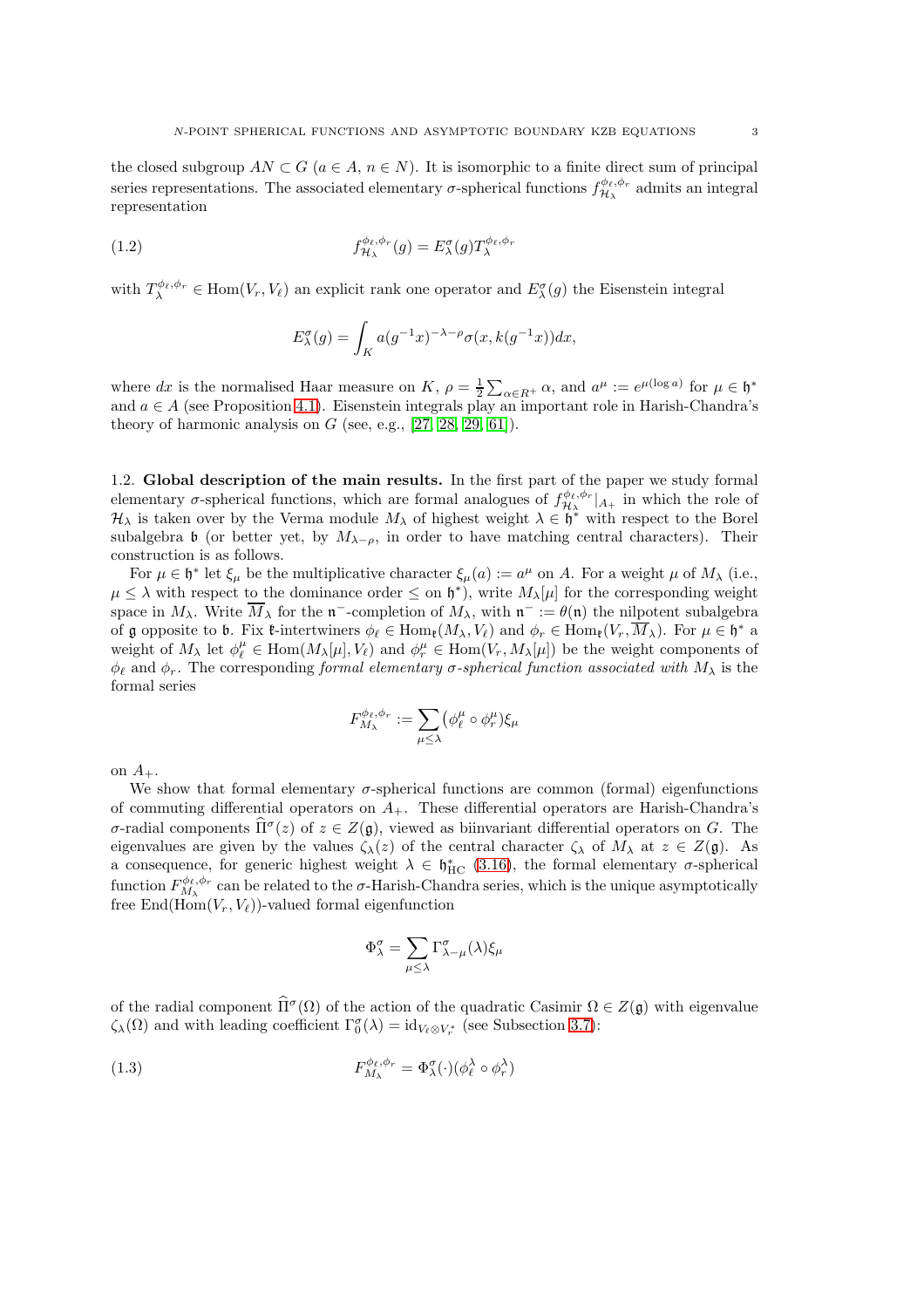the closed subgroup $AN \subset G$ ($a \in A$, $n \in N$). It is isomorphic to a finite direct sum of principal series representations. The associated elementary $\sigma$-spherical functions $f^{\phi_\ell,\phi_r}_{\mathcal{H}_\lambda}$ admits an integral representation

$$
f^{\phi_\ell,\phi_r}_{\mathcal{H}_\lambda}(g) = E^\sigma_\lambda(g) T^{\phi_\ell,\phi_r}_\lambda \tag{1.2}
$$

with $T^{\phi_\ell,\phi_r}_\lambda \in \mathrm{Hom}(V_r, V_\ell)$ an explicit rank one operator and $E^\sigma_\lambda(g)$ the Eisenstein integral

$$
E^\sigma_\lambda(g) = \int_K a(g^{-1}x)^{-\lambda-\rho} \sigma(x, k(g^{-1}x)) dx,
$$

where $dx$ is the normalised Haar measure on $K$, $\rho = \frac{1}{2}\sum_{\alpha \in R^+} \alpha$, and $a^\mu := e^{\mu(\log a)}$ for $\mu \in \mathfrak{h}^*$ and $a \in A$ (see Proposition 4.1). Eisenstein integrals play an important role in Harish-Chandra's theory of harmonic analysis on $G$ (see, e.g., [27, 28, 29, 61]).

## 1.2. Global description of the main results.

In the first part of the paper we study formal elementary $\sigma$-spherical functions, which are formal analogues of $f^{\phi_\ell,\phi_r}_{\mathcal{H}_\lambda}|_{A_+}$ in which the role of $\mathcal{H}_\lambda$ is taken over by the Verma module $M_\lambda$ of highest weight $\lambda \in \mathfrak{h}^*$ with respect to the Borel subalgebra $\mathfrak{b}$ (or better yet, by $M_{\lambda-\rho}$, in order to have matching central characters). Their construction is as follows.

For $\mu \in \mathfrak{h}^*$ let $\xi_\mu$ be the multiplicative character $\xi_\mu(a) := a^\mu$ on $A$. For a weight $\mu$ of $M_\lambda$ (i.e., $\mu \leq \lambda$ with respect to the dominance order $\leq$ on $\mathfrak{h}^*$), write $M_\lambda[\mu]$ for the corresponding weight space in $M_\lambda$. Write $\overline{M}_\lambda$ for the $\mathfrak{n}^-$-completion of $M_\lambda$, with $\mathfrak{n}^- := \theta(\mathfrak{n})$ the nilpotent subalgebra of $\mathfrak{g}$ opposite to $\mathfrak{b}$. Fix $\mathfrak{k}$-intertwiners $\phi_\ell \in \mathrm{Hom}_{\mathfrak{k}}(M_\lambda, V_\ell)$ and $\phi_r \in \mathrm{Hom}_{\mathfrak{k}}(V_r, \overline{M}_\lambda)$. For $\mu \in \mathfrak{h}^*$ a weight of $M_\lambda$ let $\phi^\mu_\ell \in \mathrm{Hom}(M_\lambda[\mu], V_\ell)$ and $\phi^\mu_r \in \mathrm{Hom}(V_r, M_\lambda[\mu])$ be the weight components of $\phi_\ell$ and $\phi_r$. The corresponding *formal elementary $\sigma$-spherical function associated with* $M_\lambda$ is the formal series

$$
F^{\phi_\ell,\phi_r}_{M_\lambda} := \sum_{\mu \leq \lambda} (\phi^\mu_\ell \circ \phi^\mu_r) \xi_\mu
$$

on $A_+$.

We show that formal elementary $\sigma$-spherical functions are common (formal) eigenfunctions of commuting differential operators on $A_+$. These differential operators are Harish-Chandra's $\sigma$-radial components $\widehat{\Pi}^\sigma(z)$ of $z \in Z(\mathfrak{g})$, viewed as biinvariant differential operators on $G$. The eigenvalues are given by the values $\zeta_\lambda(z)$ of the central character $\zeta_\lambda$ of $M_\lambda$ at $z \in Z(\mathfrak{g})$. As a consequence, for generic highest weight $\lambda \in \mathfrak{h}^*_{\mathrm{HC}}$ (3.16), the formal elementary $\sigma$-spherical function $F^{\phi_\ell,\phi_r}_{M_\lambda}$ can be related to the $\sigma$-Harish-Chandra series, which is the unique asymptotically free $\mathrm{End}(\mathrm{Hom}(V_r, V_\ell))$-valued formal eigenfunction

$$
\Phi^\sigma_\lambda = \sum_{\mu \leq \lambda} \Gamma^\sigma_{\lambda-\mu}(\lambda) \xi_\mu
$$

of the radial component $\widehat{\Pi}^\sigma(\Omega)$ of the action of the quadratic Casimir $\Omega \in Z(\mathfrak{g})$ with eigenvalue $\zeta_\lambda(\Omega)$ and with leading coefficient $\Gamma^\sigma_0(\lambda) = \mathrm{id}_{V_\ell \otimes V_r^*}$ (see Subsection 3.7):

$$
F^{\phi_\ell,\phi_r}_{M_\lambda} = \Phi^\sigma_\lambda(\cdot)(\phi^\lambda_\ell \circ \phi^\lambda_r) \tag{1.3}
$$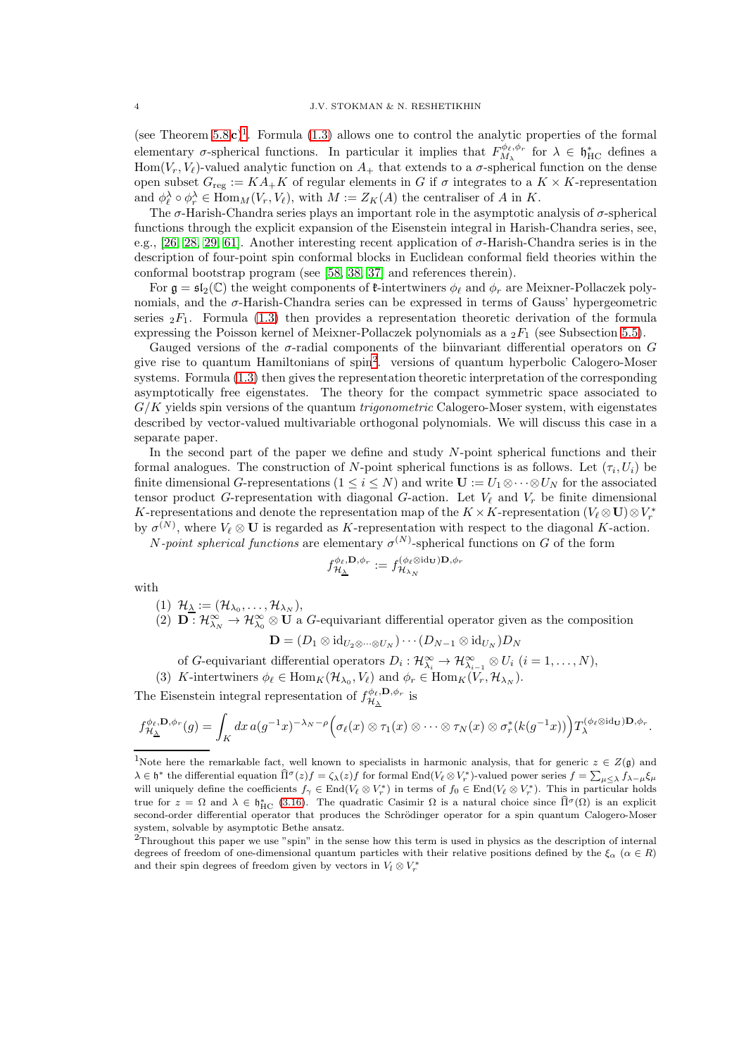(see Theorem 5.8**c**)[1]. Formula (1.3) allows one to control the analytic properties of the formal elementary $\sigma$-spherical functions. In particular it implies that $F_{M_\lambda}^{\phi_\ell,\phi_r}$ for $\lambda \in \mathfrak{h}_{\mathrm{HC}}^*$ defines a $\mathrm{Hom}(V_r, V_\ell)$-valued analytic function on $A_+$ that extends to a $\sigma$-spherical function on the dense open subset $G_{\mathrm{reg}} := KA_+K$ of regular elements in $G$ if $\sigma$ integrates to a $K\times K$-representation and $\phi_\ell^\lambda \circ \phi_r^\lambda \in \mathrm{Hom}_M(V_r, V_\ell)$, with $M := Z_K(A)$ the centraliser of $A$ in $K$.

The $\sigma$-Harish-Chandra series plays an important role in the asymptotic analysis of $\sigma$-spherical functions through the explicit expansion of the Eisenstein integral in Harish-Chandra series, see, e.g., [26, 28, 29, 61]. Another interesting recent application of $\sigma$-Harish-Chandra series is in the description of four-point spin conformal blocks in Euclidean conformal field theories within the conformal bootstrap program (see [58, 38, 37] and references therein).

For $\mathfrak{g} = \mathfrak{sl}_2(\mathbb{C})$ the weight components of $\mathfrak{k}$-intertwiners $\phi_\ell$ and $\phi_r$ are Meixner-Pollaczek polynomials, and the $\sigma$-Harish-Chandra series can be expressed in terms of Gauss' hypergeometric series ${}_2F_1$. Formula (1.3) then provides a representation theoretic derivation of the formula expressing the Poisson kernel of Meixner-Pollaczek polynomials as a ${}_2F_1$ (see Subsection 5.5).

Gauged versions of the $\sigma$-radial components of the biinvariant differential operators on $G$ give rise to quantum Hamiltonians of spin[2]. versions of quantum hyperbolic Calogero-Moser systems. Formula (1.3) then gives the representation theoretic interpretation of the corresponding asymptotically free eigenstates. The theory for the compact symmetric space associated to $G/K$ yields spin versions of the quantum *trigonometric* Calogero-Moser system, with eigenstates described by vector-valued multivariable orthogonal polynomials. We will discuss this case in a separate paper.

In the second part of the paper we define and study $N$-point spherical functions and their formal analogues. The construction of $N$-point spherical functions is as follows. Let $(\tau_i, U_i)$ be finite dimensional $G$-representations ($1 \leq i \leq N$) and write $\mathbf{U} := U_1 \otimes \cdots \otimes U_N$ for the associated tensor product $G$-representation with diagonal $G$-action. Let $V_\ell$ and $V_r$ be finite dimensional $K$-representations and denote the representation map of the $K\times K$-representation $(V_\ell \otimes \mathbf{U}) \otimes V_r^*$ by $\sigma^{(N)}$, where $V_\ell \otimes \mathbf{U}$ is regarded as $K$-representation with respect to the diagonal $K$-action.

*N-point spherical functions* are elementary $\sigma^{(N)}$-spherical functions on $G$ of the form

$$f_{\mathcal{H}_{\underline{\lambda}}}^{\phi_\ell,\mathbf{D},\phi_r} := f_{\mathcal{H}_{\lambda_N}}^{(\phi_\ell\otimes \mathrm{id}_{\mathbf{U}})\mathbf{D},\phi_r}$$

with

1. $\mathcal{H}_{\underline{\lambda}} := (\mathcal{H}_{\lambda_0}, \ldots, \mathcal{H}_{\lambda_N})$,
2. $\mathbf{D}: \mathcal{H}_{\lambda_N}^\infty \to \mathcal{H}_{\lambda_0}^\infty \otimes \mathbf{U}$ a $G$-equivariant differential operator given as the composition
$$\mathbf{D} = (D_1 \otimes \mathrm{id}_{U_2\otimes\cdots\otimes U_N})\cdots(D_{N-1}\otimes \mathrm{id}_{U_N})D_N$$
of $G$-equivariant differential operators $D_i : \mathcal{H}_{\lambda_i}^\infty \to \mathcal{H}_{\lambda_{i-1}}^\infty \otimes U_i$ ($i = 1, \ldots, N$),
3. $K$-intertwiners $\phi_\ell \in \mathrm{Hom}_K(\mathcal{H}_{\lambda_0}, V_\ell)$ and $\phi_r \in \mathrm{Hom}_K(V_r, \mathcal{H}_{\lambda_N})$.

The Eisenstein integral representation of $f_{\mathcal{H}_{\underline{\lambda}}}^{\phi_\ell,\mathbf{D},\phi_r}$ is

$$f_{\mathcal{H}_{\underline{\lambda}}}^{\phi_\ell,\mathbf{D},\phi_r}(g) = \int_K dx\, a(g^{-1}x)^{-\lambda_N-\rho}\Big(\sigma_\ell(x)\otimes\tau_1(x)\otimes\cdots\otimes\tau_N(x)\otimes\sigma_r^*(k(g^{-1}x))\Big)T_\lambda^{(\phi_\ell\otimes\mathrm{id}_{\mathbf{U}})\mathbf{D},\phi_r}.$$

---

[1] Note here the remarkable fact, well known to specialists in harmonic analysis, that for generic $z \in Z(\mathfrak{g})$ and $\lambda \in \mathfrak{h}^*$ the differential equation $\widehat{\Pi}^\sigma(z)f = \zeta_\lambda(z)f$ for formal $\mathrm{End}(V_\ell \otimes V_r^*)$-valued power series $f = \sum_{\mu\leq\lambda} f_{\lambda-\mu}\xi_\mu$ will uniquely define the coefficients $f_\gamma \in \mathrm{End}(V_\ell\otimes V_r^*)$ in terms of $f_0 \in \mathrm{End}(V_\ell\otimes V_r^*)$. This in particular holds true for $z = \Omega$ and $\lambda \in \mathfrak{h}_{\mathrm{HC}}^*$ (3.16). The quadratic Casimir $\Omega$ is a natural choice since $\widehat{\Pi}^\sigma(\Omega)$ is an explicit second-order differential operator that produces the Schrödinger operator for a spin quantum Calogero-Moser system, solvable by asymptotic Bethe ansatz.

[2] Throughout this paper we use "spin" in the sense how this term is used in physics as the description of internal degrees of freedom of one-dimensional quantum particles with their relative positions defined by the $\xi_\alpha$ ($\alpha \in R$) and their spin degrees of freedom given by vectors in $V_l \otimes V_r^*$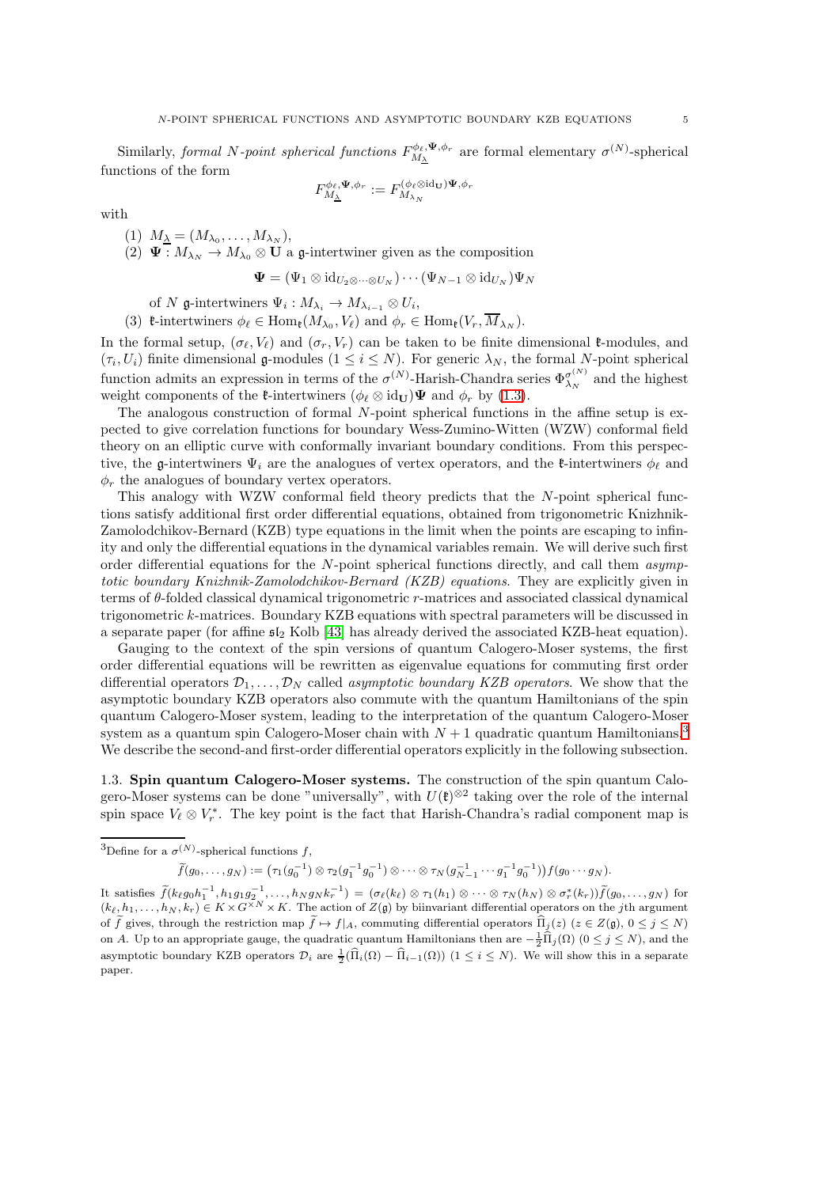Similarly, *formal $N$-point spherical functions* $F^{\phi_\ell,\mathbf{\Psi},\phi_r}_{M_{\underline{\lambda}}}$ are formal elementary $\sigma^{(N)}$-spherical functions of the form

$$F^{\phi_\ell,\mathbf{\Psi},\phi_r}_{M_{\underline{\lambda}}} := F^{(\phi_\ell\otimes \mathrm{id}_{\mathbf{U}})\mathbf{\Psi},\phi_r}_{M_{\lambda_N}}$$

with

(1) $M_{\underline{\lambda}} = (M_{\lambda_0},\ldots,M_{\lambda_N})$,
(2) $\mathbf{\Psi}: M_{\lambda_N}\to M_{\lambda_0}\otimes \mathbf{U}$ a $\mathfrak{g}$-intertwiner given as the composition

$$\mathbf{\Psi} = (\Psi_1\otimes \mathrm{id}_{U_2\otimes\cdots\otimes U_N})\cdots(\Psi_{N-1}\otimes \mathrm{id}_{U_N})\Psi_N$$

of $N$ $\mathfrak{g}$-intertwiners $\Psi_i: M_{\lambda_i}\to M_{\lambda_{i-1}}\otimes U_i$,
(3) $\mathfrak{k}$-intertwiners $\phi_\ell\in \mathrm{Hom}_{\mathfrak{k}}(M_{\lambda_0},V_\ell)$ and $\phi_r\in \mathrm{Hom}_{\mathfrak{k}}(V_r,\overline{M}_{\lambda_N})$.

In the formal setup, $(\sigma_\ell,V_\ell)$ and $(\sigma_r,V_r)$ can be taken to be finite dimensional $\mathfrak{k}$-modules, and $(\tau_i,U_i)$ finite dimensional $\mathfrak{g}$-modules ($1\leq i\leq N$). For generic $\lambda_N$, the formal $N$-point spherical function admits an expression in terms of the $\sigma^{(N)}$-Harish-Chandra series $\Phi^{\sigma^{(N)}}_{\lambda_N}$ and the highest weight components of the $\mathfrak{k}$-intertwiners $(\phi_\ell\otimes \mathrm{id}_{\mathbf{U}})\mathbf{\Psi}$ and $\phi_r$ by (1.3).

The analogous construction of formal $N$-point spherical functions in the affine setup is expected to give correlation functions for boundary Wess-Zumino-Witten (WZW) conformal field theory on an elliptic curve with conformally invariant boundary conditions. From this perspective, the $\mathfrak{g}$-intertwiners $\Psi_i$ are the analogues of vertex operators, and the $\mathfrak{k}$-intertwiners $\phi_\ell$ and $\phi_r$ the analogues of boundary vertex operators.

This analogy with WZW conformal field theory predicts that the $N$-point spherical functions satisfy additional first order differential equations, obtained from trigonometric Knizhnik-Zamolodchikov-Bernard (KZB) type equations in the limit when the points are escaping to infinity and only the differential equations in the dynamical variables remain. We will derive such first order differential equations for the $N$-point spherical functions directly, and call them *asymptotic boundary Knizhnik-Zamolodchikov-Bernard (KZB) equations*. They are explicitly given in terms of $\theta$-folded classical dynamical trigonometric $r$-matrices and associated classical dynamical trigonometric $k$-matrices. Boundary KZB equations with spectral parameters will be discussed in a separate paper (for affine $\mathfrak{sl}_2$ Kolb [43] has already derived the associated KZB-heat equation).

Gauging to the context of the spin versions of quantum Calogero-Moser systems, the first order differential equations will be rewritten as eigenvalue equations for commuting first order differential operators $\mathcal{D}_1,\ldots,\mathcal{D}_N$ called *asymptotic boundary KZB operators*. We show that the asymptotic boundary KZB operators also commute with the quantum Hamiltonians of the spin quantum Calogero-Moser system, leading to the interpretation of the quantum Calogero-Moser system as a quantum spin Calogero-Moser chain with $N+1$ quadratic quantum Hamiltonians.[3] We describe the second-and first-order differential operators explicitly in the following subsection.

## 1.3. Spin quantum Calogero-Moser systems.

The construction of the spin quantum Calogero-Moser systems can be done "universally", with $U(\mathfrak{k})^{\otimes 2}$ taking over the role of the internal spin space $V_\ell\otimes V_r^*$. The key point is the fact that Harish-Chandra's radial component map is

---

[3] Define for a $\sigma^{(N)}$-spherical functions $f$,

$$\widetilde{f}(g_0,\ldots,g_N) := \big(\tau_1(g_0^{-1})\otimes\tau_2(g_1^{-1}g_0^{-1})\otimes\cdots\otimes\tau_N(g_{N-1}^{-1}\cdots g_1^{-1}g_0^{-1})\big)f(g_0\cdots g_N).$$

It satisfies $\widetilde{f}(k_\ell g_0h_1^{-1},h_1g_1g_2^{-1},\ldots,h_Ng_Nk_r^{-1}) = (\sigma_\ell(k_\ell)\otimes\tau_1(h_1)\otimes\cdots\otimes\tau_N(h_N)\otimes\sigma_r^*(k_r))\widetilde{f}(g_0,\ldots,g_N)$ for $(k_\ell,h_1,\ldots,h_N,k_r)\in K\times G^{\times N}\times K$. The action of $Z(\mathfrak{g})$ by biinvariant differential operators on the $j$th argument of $\widetilde{f}$ gives, through the restriction map $\widetilde{f}\mapsto f|_A$, commuting differential operators $\widehat{\Pi}_j(z)$ ($z\in Z(\mathfrak{g})$, $0\leq j\leq N$) on $A$. Up to an appropriate gauge, the quadratic quantum Hamiltonians then are $-\frac{1}{2}\widehat{\Pi}_j(\Omega)$ ($0\leq j\leq N$), and the asymptotic boundary KZB operators $\mathcal{D}_i$ are $\frac{1}{2}(\widehat{\Pi}_i(\Omega)-\widehat{\Pi}_{i-1}(\Omega))$ ($1\leq i\leq N$). We will show this in a separate paper.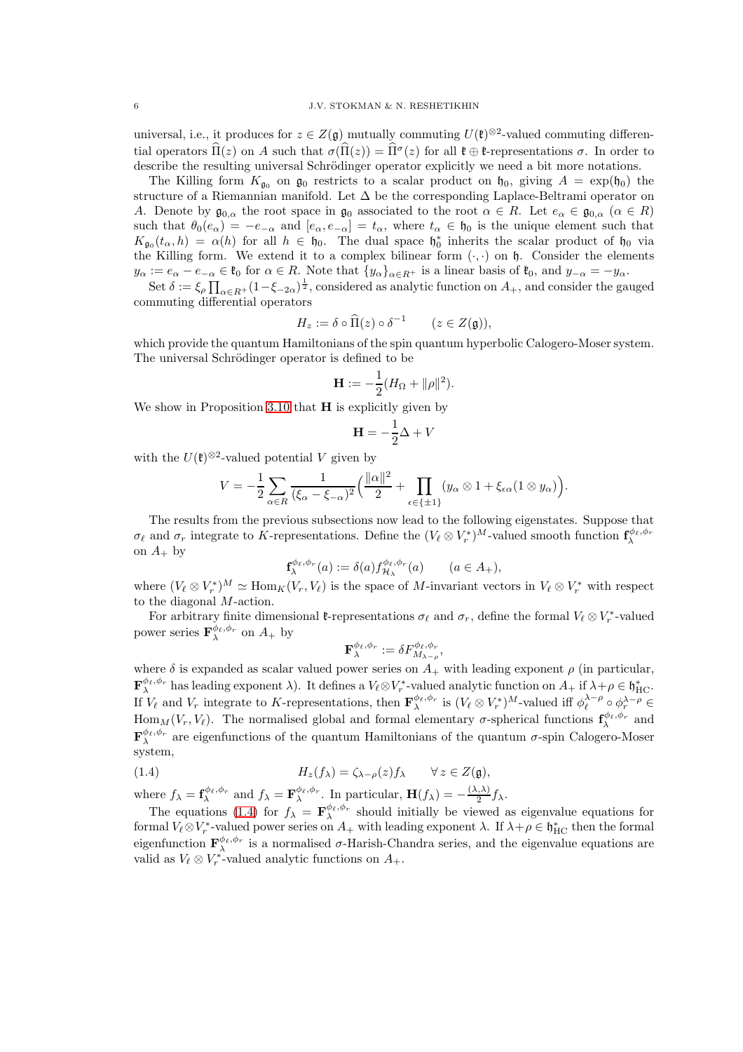universal, i.e., it produces for $z \in Z(\mathfrak{g})$ mutually commuting $U(\mathfrak{k})^{\otimes 2}$-valued commuting differential operators $\widehat{\Pi}(z)$ on $A$ such that $\sigma(\widehat{\Pi}(z)) = \widehat{\Pi}^{\sigma}(z)$ for all $\mathfrak{k} \oplus \mathfrak{k}$-representations $\sigma$. In order to describe the resulting universal Schrödinger operator explicitly we need a bit more notations.

The Killing form $K_{\mathfrak{g}_0}$ on $\mathfrak{g}_0$ restricts to a scalar product on $\mathfrak{h}_0$, giving $A = \exp(\mathfrak{h}_0)$ the structure of a Riemannian manifold. Let $\Delta$ be the corresponding Laplace-Beltrami operator on $A$. Denote by $\mathfrak{g}_{0,\alpha}$ the root space in $\mathfrak{g}_0$ associated to the root $\alpha \in R$. Let $e_\alpha \in \mathfrak{g}_{0,\alpha}$ $(\alpha \in R)$ such that $\theta_0(e_\alpha) = -e_{-\alpha}$ and $[e_\alpha, e_{-\alpha}] = t_\alpha$, where $t_\alpha \in \mathfrak{h}_0$ is the unique element such that $K_{\mathfrak{g}_0}(t_\alpha, h) = \alpha(h)$ for all $h \in \mathfrak{h}_0$. The dual space $\mathfrak{h}_0^*$ inherits the scalar product of $\mathfrak{h}_0$ via the Killing form. We extend it to a complex bilinear form $(\cdot,\cdot)$ on $\mathfrak{h}$. Consider the elements $y_\alpha := e_\alpha - e_{-\alpha} \in \mathfrak{k}_0$ for $\alpha \in R$. Note that $\{y_\alpha\}_{\alpha \in R^+}$ is a linear basis of $\mathfrak{k}_0$, and $y_{-\alpha} = -y_\alpha$.

Set $\delta := \xi_\rho \prod_{\alpha \in R^+}(1-\xi_{-2\alpha})^{\frac{1}{2}}$, considered as analytic function on $A_+$, and consider the gauged commuting differential operators

$$
H_z := \delta \circ \widehat{\Pi}(z) \circ \delta^{-1} \qquad (z \in Z(\mathfrak{g})),
$$

which provide the quantum Hamiltonians of the spin quantum hyperbolic Calogero-Moser system. The universal Schrödinger operator is defined to be

$$
\mathbf{H} := -\frac{1}{2}(H_\Omega + \|\rho\|^2).
$$

We show in Proposition 3.10 that $\mathbf{H}$ is explicitly given by

$$
\mathbf{H} = -\frac{1}{2}\Delta + V
$$

with the $U(\mathfrak{k})^{\otimes 2}$-valued potential $V$ given by

$$
V = -\frac{1}{2}\sum_{\alpha \in R} \frac{1}{(\xi_\alpha - \xi_{-\alpha})^2}\Big(\frac{\|\alpha\|^2}{2} + \prod_{\epsilon \in \{\pm 1\}} (y_\alpha \otimes 1 + \xi_{\epsilon\alpha}(1 \otimes y_\alpha)\Big).
$$

The results from the previous subsections now lead to the following eigenstates. Suppose that $\sigma_\ell$ and $\sigma_r$ integrate to $K$-representations. Define the $(V_\ell \otimes V_r^*)^M$-valued smooth function $\mathbf{f}_\lambda^{\phi_\ell,\phi_r}$ on $A_+$ by

$$
\mathbf{f}_\lambda^{\phi_\ell,\phi_r}(a) := \delta(a) f_{\mathcal{H}_\lambda}^{\phi_\ell,\phi_r}(a) \qquad (a \in A_+),
$$

where $(V_\ell \otimes V_r^*)^M \simeq \mathrm{Hom}_K(V_r, V_\ell)$ is the space of $M$-invariant vectors in $V_\ell \otimes V_r^*$ with respect to the diagonal $M$-action.

For arbitrary finite dimensional $\mathfrak{k}$-representations $\sigma_\ell$ and $\sigma_r$, define the formal $V_\ell \otimes V_r^*$-valued power series $\mathbf{F}_\lambda^{\phi_\ell,\phi_r}$ on $A_+$ by

$$
\mathbf{F}_\lambda^{\phi_\ell,\phi_r} := \delta F_{M_{\lambda-\rho}}^{\phi_\ell,\phi_r},
$$

where $\delta$ is expanded as scalar valued power series on $A_+$ with leading exponent $\rho$ (in particular, $\mathbf{F}_\lambda^{\phi_\ell,\phi_r}$ has leading exponent $\lambda$). It defines a $V_\ell \otimes V_r^*$-valued analytic function on $A_+$ if $\lambda + \rho \in \mathfrak{h}_{\mathrm{HC}}^*$. If $V_\ell$ and $V_r$ integrate to $K$-representations, then $\mathbf{F}_\lambda^{\phi_\ell,\phi_r}$ is $(V_\ell \otimes V_r^*)^M$-valued iff $\phi_\ell^{\lambda-\rho} \circ \phi_r^{\lambda-\rho} \in \mathrm{Hom}_M(V_r, V_\ell)$. The normalised global and formal elementary $\sigma$-spherical functions $\mathbf{f}_\lambda^{\phi_\ell,\phi_r}$ and $\mathbf{F}_\lambda^{\phi_\ell,\phi_r}$ are eigenfunctions of the quantum Hamiltonians of the quantum $\sigma$-spin Calogero-Moser system,

$$
H_z(f_\lambda) = \zeta_{\lambda-\rho}(z) f_\lambda \qquad \forall\, z \in Z(\mathfrak{g}), \tag{1.4}
$$

where $f_\lambda = \mathbf{f}_\lambda^{\phi_\ell,\phi_r}$ and $f_\lambda = \mathbf{F}_\lambda^{\phi_\ell,\phi_r}$. In particular, $\mathbf{H}(f_\lambda) = -\frac{(\lambda,\lambda)}{2} f_\lambda$.

The equations (1.4) for $f_\lambda = \mathbf{F}_\lambda^{\phi_\ell,\phi_r}$ should initially be viewed as eigenvalue equations for formal $V_\ell \otimes V_r^*$-valued power series on $A_+$ with leading exponent $\lambda$. If $\lambda + \rho \in \mathfrak{h}_{\mathrm{HC}}^*$ then the formal eigenfunction $\mathbf{F}_\lambda^{\phi_\ell,\phi_r}$ is a normalised $\sigma$-Harish-Chandra series, and the eigenvalue equations are valid as $V_\ell \otimes V_r^*$-valued analytic functions on $A_+$.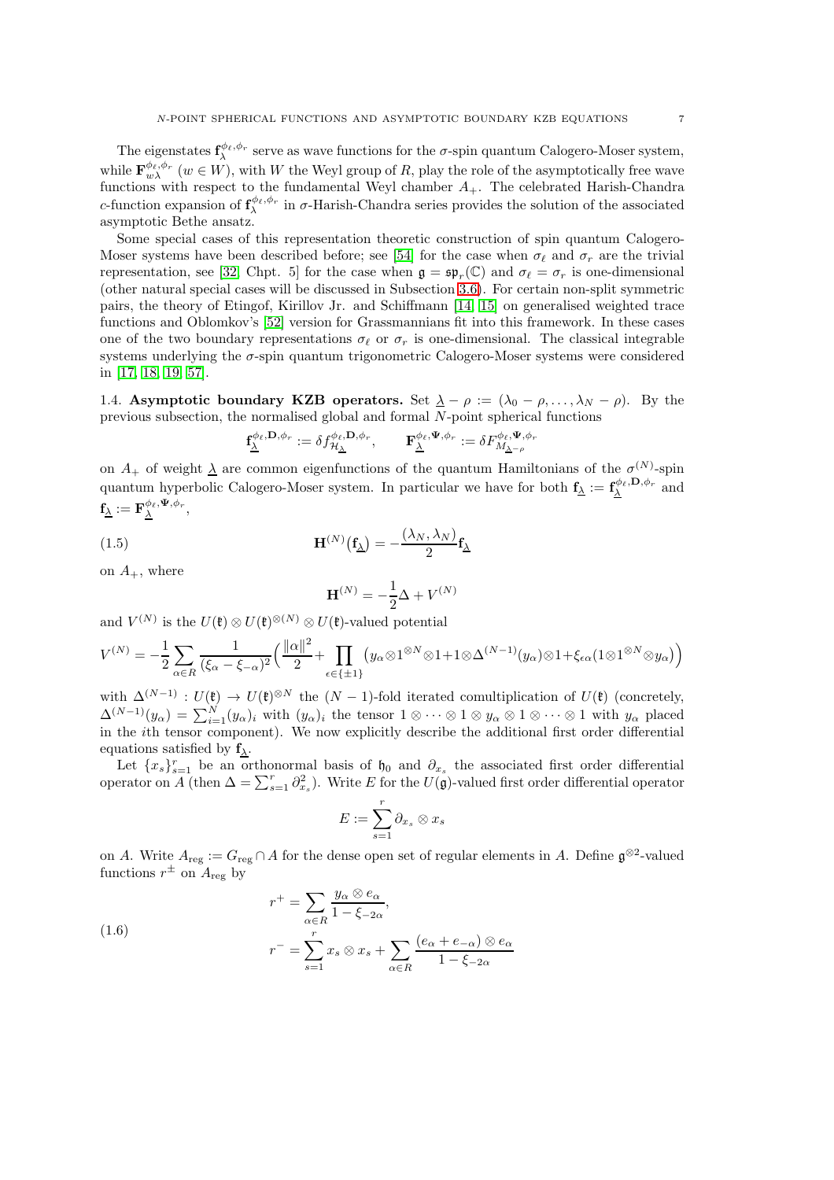The eigenstates $\mathbf{f}_\lambda^{\phi_\ell,\phi_r}$ serve as wave functions for the $\sigma$-spin quantum Calogero-Moser system, while $\mathbf{F}_{w\lambda}^{\phi_\ell,\phi_r}$ ($w \in W$), with $W$ the Weyl group of $R$, play the role of the asymptotically free wave functions with respect to the fundamental Weyl chamber $A_+$. The celebrated Harish-Chandra $c$-function expansion of $\mathbf{f}_\lambda^{\phi_\ell,\phi_r}$ in $\sigma$-Harish-Chandra series provides the solution of the associated asymptotic Bethe ansatz.

Some special cases of this representation theoretic construction of spin quantum Calogero-Moser systems have been described before; see [54] for the case when $\sigma_\ell$ and $\sigma_r$ are the trivial representation, see [32, Chpt. 5] for the case when $\mathfrak{g} = \mathfrak{sp}_r(\mathbb{C})$ and $\sigma_\ell = \sigma_r$ is one-dimensional (other natural special cases will be discussed in Subsection 3.6). For certain non-split symmetric pairs, the theory of Etingof, Kirillov Jr. and Schiffmann [14, 15] on generalised weighted trace functions and Oblomkov's [52] version for Grassmannians fit into this framework. In these cases one of the two boundary representations $\sigma_\ell$ or $\sigma_r$ is one-dimensional. The classical integrable systems underlying the $\sigma$-spin quantum trigonometric Calogero-Moser systems were considered in [17, 18, 19, 57].

## 1.4. Asymptotic boundary KZB operators.

Set $\underline{\lambda} - \rho := (\lambda_0 - \rho, \ldots, \lambda_N - \rho)$. By the previous subsection, the normalised global and formal $N$-point spherical functions

$$\mathbf{f}_{\underline{\lambda}}^{\phi_\ell,\mathbf{D},\phi_r} := \delta f_{\mathcal{H}_{\underline{\lambda}}}^{\phi_\ell,\mathbf{D},\phi_r}, \qquad \mathbf{F}_{\underline{\lambda}}^{\phi_\ell,\mathbf{\Psi},\phi_r} := \delta F_{M_{\underline{\lambda}-\rho}}^{\phi_\ell,\mathbf{\Psi},\phi_r}$$

on $A_+$ of weight $\underline{\lambda}$ are common eigenfunctions of the quantum Hamiltonians of the $\sigma^{(N)}$-spin quantum hyperbolic Calogero-Moser system. In particular we have for both $\mathbf{f}_{\underline{\lambda}} := \mathbf{f}_{\underline{\lambda}}^{\phi_\ell,\mathbf{D},\phi_r}$ and $\mathbf{f}_{\underline{\lambda}} := \mathbf{F}_{\underline{\lambda}}^{\phi_\ell,\mathbf{\Psi},\phi_r}$,

$$\mathbf{H}^{(N)}(\mathbf{f}_{\underline{\lambda}}) = -\frac{(\lambda_N, \lambda_N)}{2}\mathbf{f}_{\underline{\lambda}} \tag{1.5}$$

on $A_+$, where

$$\mathbf{H}^{(N)} = -\frac{1}{2}\Delta + V^{(N)}$$

and $V^{(N)}$ is the $U(\mathfrak{k}) \otimes U(\mathfrak{k})^{\otimes(N)} \otimes U(\mathfrak{k})$-valued potential

$$V^{(N)} = -\frac{1}{2}\sum_{\alpha\in R}\frac{1}{(\xi_\alpha - \xi_{-\alpha})^2}\Big(\frac{\|\alpha\|^2}{2} + \prod_{\epsilon\in\{\pm 1\}}\big(y_\alpha \otimes 1^{\otimes N} \otimes 1 + 1 \otimes \Delta^{(N-1)}(y_\alpha) \otimes 1 + \xi_{\epsilon\alpha}(1 \otimes 1^{\otimes N} \otimes y_\alpha)\big)\Big)$$

with $\Delta^{(N-1)}: U(\mathfrak{k}) \to U(\mathfrak{k})^{\otimes N}$ the $(N-1)$-fold iterated comultiplication of $U(\mathfrak{k})$ (concretely, $\Delta^{(N-1)}(y_\alpha) = \sum_{i=1}^N (y_\alpha)_i$ with $(y_\alpha)_i$ the tensor $1 \otimes \cdots \otimes 1 \otimes y_\alpha \otimes 1 \otimes \cdots \otimes 1$ with $y_\alpha$ placed in the $i$th tensor component). We now explicitly describe the additional first order differential equations satisfied by $\mathbf{f}_{\underline{\lambda}}$.

Let $\{x_s\}_{s=1}^r$ be an orthonormal basis of $\mathfrak{h}_0$ and $\partial_{x_s}$ the associated first order differential operator on $A$ (then $\Delta = \sum_{s=1}^r \partial_{x_s}^2$). Write $E$ for the $U(\mathfrak{g})$-valued first order differential operator

$$E := \sum_{s=1}^r \partial_{x_s} \otimes x_s$$

on $A$. Write $A_{\mathrm{reg}} := G_{\mathrm{reg}} \cap A$ for the dense open set of regular elements in $A$. Define $\mathfrak{g}^{\otimes 2}$-valued functions $r^\pm$ on $A_{\mathrm{reg}}$ by

$$\begin{aligned} r^+ &= \sum_{\alpha\in R}\frac{y_\alpha \otimes e_\alpha}{1 - \xi_{-2\alpha}}, \\ r^- &= \sum_{s=1}^r x_s \otimes x_s + \sum_{\alpha\in R}\frac{(e_\alpha + e_{-\alpha}) \otimes e_\alpha}{1 - \xi_{-2\alpha}} \end{aligned} \tag{1.6}$$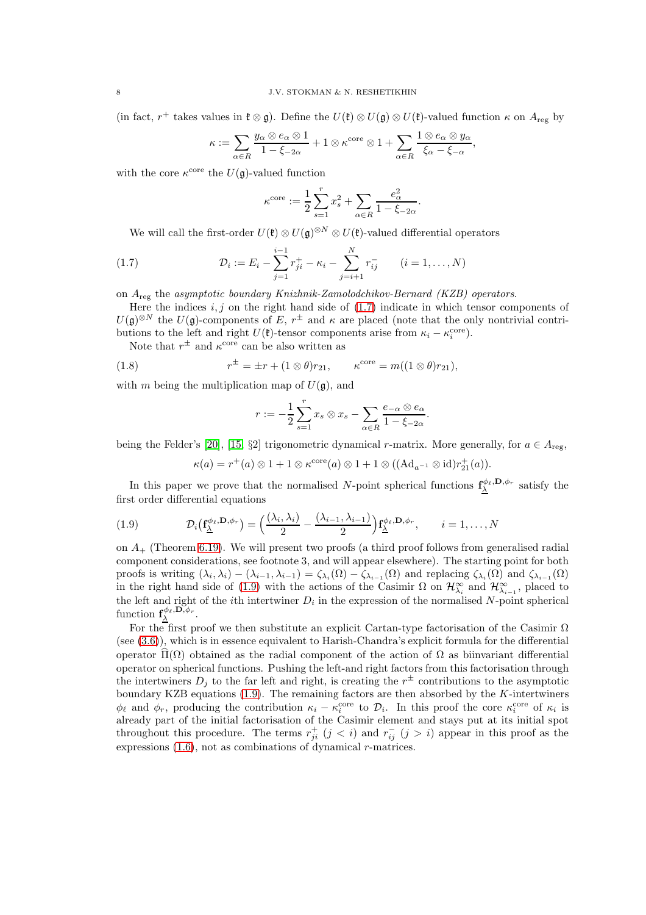(in fact, $r^+$ takes values in $\mathfrak{k}\otimes\mathfrak{g}$). Define the $U(\mathfrak{k})\otimes U(\mathfrak{g})\otimes U(\mathfrak{k})$-valued function $\kappa$ on $A_{\mathrm{reg}}$ by

$$
\kappa := \sum_{\alpha\in R}\frac{y_\alpha\otimes e_\alpha\otimes 1}{1-\xi_{-2\alpha}} + 1\otimes\kappa^{\mathrm{core}}\otimes 1 + \sum_{\alpha\in R}\frac{1\otimes e_\alpha\otimes y_\alpha}{\xi_\alpha-\xi_{-\alpha}},
$$

with the core $\kappa^{\mathrm{core}}$ the $U(\mathfrak{g})$-valued function

$$
\kappa^{\mathrm{core}} := \frac{1}{2}\sum_{s=1}^{r}x_s^2 + \sum_{\alpha\in R}\frac{e_\alpha^2}{1-\xi_{-2\alpha}}.
$$

We will call the first-order $U(\mathfrak{k})\otimes U(\mathfrak{g})^{\otimes N}\otimes U(\mathfrak{k})$-valued differential operators

$$
\mathcal{D}_i := E_i - \sum_{j=1}^{i-1} r_{ji}^+ - \kappa_i - \sum_{j=i+1}^{N} r_{ij}^- \qquad (i=1,\ldots,N) \tag{1.7}
$$

on $A_{\mathrm{reg}}$ the *asymptotic boundary Knizhnik-Zamolodchikov-Bernard (KZB) operators*.

Here the indices $i,j$ on the right hand side of (1.7) indicate in which tensor components of $U(\mathfrak{g})^{\otimes N}$ the $U(\mathfrak{g})$-components of $E$, $r^\pm$ and $\kappa$ are placed (note that the only nontrivial contributions to the left and right $U(\mathfrak{k})$-tensor components arise from $\kappa_i-\kappa_i^{\mathrm{core}}$).

Note that $r^\pm$ and $\kappa^{\mathrm{core}}$ can be also written as

$$
r^\pm = \pm r + (1\otimes\theta)r_{21}, \qquad \kappa^{\mathrm{core}} = m((1\otimes\theta)r_{21}), \tag{1.8}
$$

with $m$ being the multiplication map of $U(\mathfrak{g})$, and

$$
r := -\frac{1}{2}\sum_{s=1}^{r}x_s\otimes x_s - \sum_{\alpha\in R}\frac{e_{-\alpha}\otimes e_\alpha}{1-\xi_{-2\alpha}}.
$$

being the Felder's [20], [15, §2] trigonometric dynamical $r$-matrix. More generally, for $a\in A_{\mathrm{reg}}$,

$$
\kappa(a) = r^+(a)\otimes 1 + 1\otimes\kappa^{\mathrm{core}}(a)\otimes 1 + 1\otimes((\mathrm{Ad}_{a^{-1}}\otimes\mathrm{id})r_{21}^+(a)).
$$

In this paper we prove that the normalised $N$-point spherical functions $\mathbf{f}_{\underline{\lambda}}^{\phi_\ell,\mathbf{D},\phi_r}$ satisfy the first order differential equations

$$
\mathcal{D}_i\big(\mathbf{f}_{\underline{\lambda}}^{\phi_\ell,\mathbf{D},\phi_r}\big) = \Big(\frac{(\lambda_i,\lambda_i)}{2} - \frac{(\lambda_{i-1},\lambda_{i-1})}{2}\Big)\mathbf{f}_{\underline{\lambda}}^{\phi_\ell,\mathbf{D},\phi_r}, \qquad i=1,\ldots,N \tag{1.9}
$$

on $A_+$ (Theorem 6.19). We will present two proofs (a third proof follows from generalised radial component considerations, see footnote 3, and will appear elsewhere). The starting point for both proofs is writing $(\lambda_i,\lambda_i)-(\lambda_{i-1},\lambda_{i-1}) = \zeta_{\lambda_i}(\Omega)-\zeta_{\lambda_{i-1}}(\Omega)$ and replacing $\zeta_{\lambda_i}(\Omega)$ and $\zeta_{\lambda_{i-1}}(\Omega)$ in the right hand side of (1.9) with the actions of the Casimir $\Omega$ on $\mathcal{H}_{\lambda_i}^\infty$ and $\mathcal{H}_{\lambda_{i-1}}^\infty$, placed to the left and right of the $i$th intertwiner $D_i$ in the expression of the normalised $N$-point spherical function $\mathbf{f}_{\underline{\lambda}}^{\phi_\ell,\mathbf{D},\phi_r}$.

For the first proof we then substitute an explicit Cartan-type factorisation of the Casimir $\Omega$ (see (3.6)), which is in essence equivalent to Harish-Chandra's explicit formula for the differential operator $\widehat{\Pi}(\Omega)$ obtained as the radial component of the action of $\Omega$ as biinvariant differential operator on spherical functions. Pushing the left-and right factors from this factorisation through the intertwiners $D_j$ to the far left and right, is creating the $r^\pm$ contributions to the asymptotic boundary KZB equations (1.9). The remaining factors are then absorbed by the $K$-intertwiners $\phi_\ell$ and $\phi_r$, producing the contribution $\kappa_i-\kappa_i^{\mathrm{core}}$ to $\mathcal{D}_i$. In this proof the core $\kappa_i^{\mathrm{core}}$ of $\kappa_i$ is already part of the initial factorisation of the Casimir element and stays put at its initial spot throughout this procedure. The terms $r_{ji}^+$ $(j<i)$ and $r_{ij}^-$ $(j>i)$ appear in this proof as the expressions (1.6), not as combinations of dynamical $r$-matrices.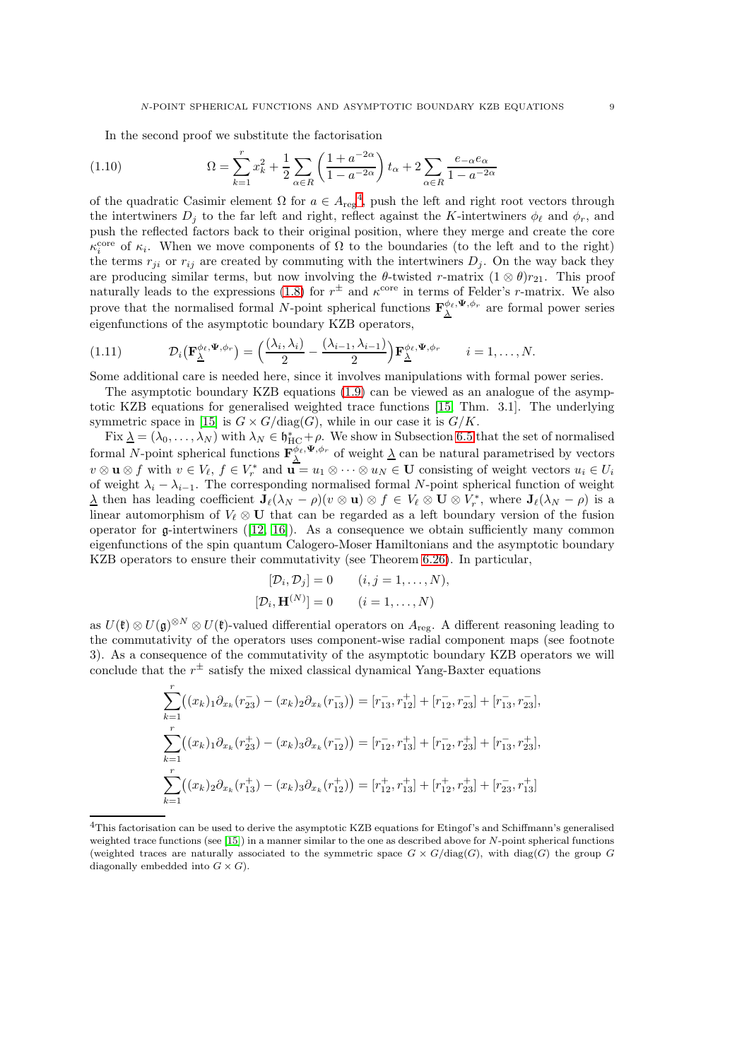In the second proof we substitute the factorisation

$$\Omega = \sum_{k=1}^{r} x_k^2 + \frac{1}{2}\sum_{\alpha\in R}\left(\frac{1+a^{-2\alpha}}{1-a^{-2\alpha}}\right)t_\alpha + 2\sum_{\alpha\in R}\frac{e_{-\alpha}e_\alpha}{1-a^{-2\alpha}} \tag{1.10}$$

of the quadratic Casimir element $\Omega$ for $a \in A_{\mathrm{reg}}$[4], push the left and right root vectors through the intertwiners $D_j$ to the far left and right, reflect against the $K$-intertwiners $\phi_\ell$ and $\phi_r$, and push the reflected factors back to their original position, where they merge and create the core $\kappa_i^{\mathrm{core}}$ of $\kappa_i$. When we move components of $\Omega$ to the boundaries (to the left and to the right) the terms $r_{ji}$ or $r_{ij}$ are created by commuting with the intertwiners $D_j$. On the way back they are producing similar terms, but now involving the $\theta$-twisted $r$-matrix $(1\otimes\theta)r_{21}$. This proof naturally leads to the expressions (1.8) for $r^{\pm}$ and $\kappa^{\mathrm{core}}$ in terms of Felder's $r$-matrix. We also prove that the normalised formal $N$-point spherical functions $\mathbf{F}_{\underline{\lambda}}^{\phi_\ell,\mathbf{\Psi},\phi_r}$ are formal power series eigenfunctions of the asymptotic boundary KZB operators,

$$\mathcal{D}_i\big(\mathbf{F}_{\underline{\lambda}}^{\phi_\ell,\mathbf{\Psi},\phi_r}\big) = \Big(\frac{(\lambda_i,\lambda_i)}{2} - \frac{(\lambda_{i-1},\lambda_{i-1})}{2}\Big)\mathbf{F}_{\underline{\lambda}}^{\phi_\ell,\mathbf{\Psi},\phi_r} \qquad i = 1,\ldots,N. \tag{1.11}$$

Some additional care is needed here, since it involves manipulations with formal power series.

The asymptotic boundary KZB equations (1.9) can be viewed as an analogue of the asymptotic KZB equations for generalised weighted trace functions [15, Thm. 3.1]. The underlying symmetric space in [15] is $G\times G/\mathrm{diag}(G)$, while in our case it is $G/K$.

Fix $\underline{\lambda} = (\lambda_0,\ldots,\lambda_N)$ with $\lambda_N \in \mathfrak{h}_{\mathrm{HC}}^* + \rho$. We show in Subsection 6.5 that the set of normalised formal $N$-point spherical functions $\mathbf{F}_{\underline{\lambda}}^{\phi_\ell,\mathbf{\Psi},\phi_r}$ of weight $\underline{\lambda}$ can be natural parametrised by vectors $v\otimes\mathbf{u}\otimes f$ with $v\in V_\ell$, $f\in V_r^*$ and $\mathbf{u} = u_1\otimes\cdots\otimes u_N \in \mathbf{U}$ consisting of weight vectors $u_i\in U_i$ of weight $\lambda_i - \lambda_{i-1}$. The corresponding normalised formal $N$-point spherical function of weight $\underline{\lambda}$ then has leading coefficient $\mathbf{J}_\ell(\lambda_N-\rho)(v\otimes\mathbf{u})\otimes f \in V_\ell\otimes\mathbf{U}\otimes V_r^*$, where $\mathbf{J}_\ell(\lambda_N-\rho)$ is a linear automorphism of $V_\ell\otimes\mathbf{U}$ that can be regarded as a left boundary version of the fusion operator for $\mathfrak{g}$-intertwiners ([12, 16]). As a consequence we obtain sufficiently many common eigenfunctions of the spin quantum Calogero-Moser Hamiltonians and the asymptotic boundary KZB operators to ensure their commutativity (see Theorem 6.26). In particular,

$$[\mathcal{D}_i,\mathcal{D}_j] = 0 \qquad (i,j = 1,\ldots,N),$$
$$[\mathcal{D}_i,\mathbf{H}^{(N)}] = 0 \qquad (i = 1,\ldots,N)$$

as $U(\mathfrak{k})\otimes U(\mathfrak{g})^{\otimes N}\otimes U(\mathfrak{k})$-valued differential operators on $A_{\mathrm{reg}}$. A different reasoning leading to the commutativity of the operators uses component-wise radial component maps (see footnote 3). As a consequence of the commutativity of the asymptotic boundary KZB operators we will conclude that the $r^{\pm}$ satisfy the mixed classical dynamical Yang-Baxter equations

$$\sum_{k=1}^{r}\big((x_k)_1\partial_{x_k}(r_{23}^-) - (x_k)_2\partial_{x_k}(r_{13}^-)\big) = [r_{13}^-,r_{12}^+] + [r_{12}^-,r_{23}^-] + [r_{13}^-,r_{23}^-],$$
$$\sum_{k=1}^{r}\big((x_k)_1\partial_{x_k}(r_{23}^+) - (x_k)_3\partial_{x_k}(r_{12}^-)\big) = [r_{12}^-,r_{13}^+] + [r_{12}^-,r_{23}^+] + [r_{13}^-,r_{23}^+],$$
$$\sum_{k=1}^{r}\big((x_k)_2\partial_{x_k}(r_{13}^+) - (x_k)_3\partial_{x_k}(r_{12}^+)\big) = [r_{12}^+,r_{13}^+] + [r_{12}^+,r_{23}^+] + [r_{23}^-,r_{13}^+]$$

---

[4] This factorisation can be used to derive the asymptotic KZB equations for Etingof's and Schiffmann's generalised weighted trace functions (see [15]) in a manner similar to the one as described above for $N$-point spherical functions (weighted traces are naturally associated to the symmetric space $G\times G/\mathrm{diag}(G)$, with $\mathrm{diag}(G)$ the group $G$ diagonally embedded into $G\times G$).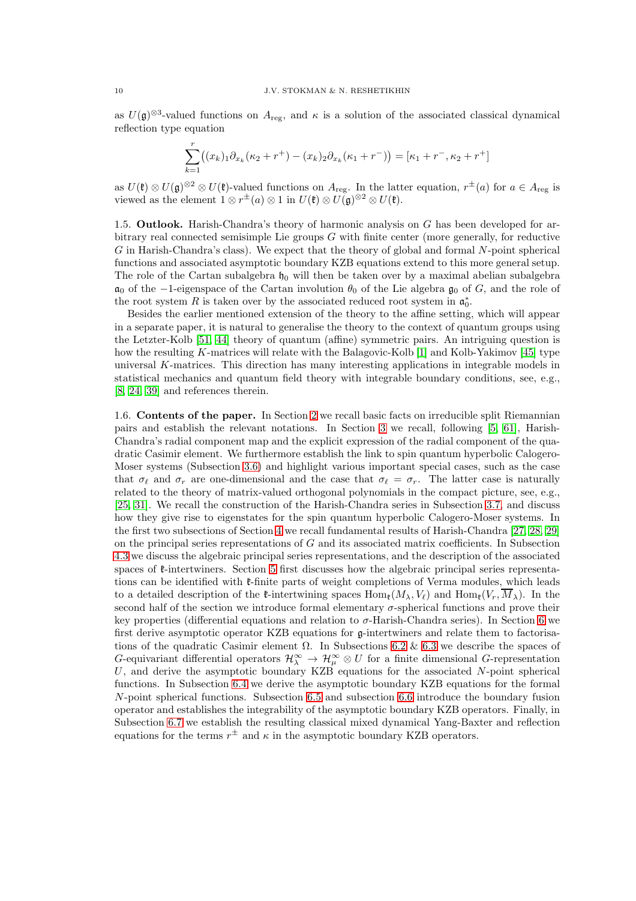as $U(\mathfrak{g})^{\otimes 3}$-valued functions on $A_{\mathrm{reg}}$, and $\kappa$ is a solution of the associated classical dynamical reflection type equation

$$\sum_{k=1}^{r}\big((x_k)_1\partial_{x_k}(\kappa_2+r^+)-(x_k)_2\partial_{x_k}(\kappa_1+r^-)\big)=[\kappa_1+r^-,\kappa_2+r^+]$$

as $U(\mathfrak{k})\otimes U(\mathfrak{g})^{\otimes 2}\otimes U(\mathfrak{k})$-valued functions on $A_{\mathrm{reg}}$. In the latter equation, $r^{\pm}(a)$ for $a\in A_{\mathrm{reg}}$ is viewed as the element $1\otimes r^{\pm}(a)\otimes 1$ in $U(\mathfrak{k})\otimes U(\mathfrak{g})^{\otimes 2}\otimes U(\mathfrak{k})$.

### 1.5. Outlook.

Harish-Chandra's theory of harmonic analysis on $G$ has been developed for arbitrary real connected semisimple Lie groups $G$ with finite center (more generally, for reductive $G$ in Harish-Chandra's class). We expect that the theory of global and formal $N$-point spherical functions and associated asymptotic boundary KZB equations extend to this more general setup. The role of the Cartan subalgebra $\mathfrak{h}_0$ will then be taken over by a maximal abelian subalgebra $\mathfrak{a}_0$ of the $-1$-eigenspace of the Cartan involution $\theta_0$ of the Lie algebra $\mathfrak{g}_0$ of $G$, and the role of the root system $R$ is taken over by the associated reduced root system in $\mathfrak{a}_0^*$.

Besides the earlier mentioned extension of the theory to the affine setting, which will appear in a separate paper, it is natural to generalise the theory to the context of quantum groups using the Letzter-Kolb [51, 44] theory of quantum (affine) symmetric pairs. An intriguing question is how the resulting $K$-matrices will relate with the Balagovic-Kolb [1] and Kolb-Yakimov [45] type universal $K$-matrices. This direction has many interesting applications in integrable models in statistical mechanics and quantum field theory with integrable boundary conditions, see, e.g., [8, 24, 39] and references therein.

### 1.6. Contents of the paper.

In Section 2 we recall basic facts on irreducible split Riemannian pairs and establish the relevant notations. In Section 3 we recall, following [5, 61], Harish-Chandra's radial component map and the explicit expression of the radial component of the quadratic Casimir element. We furthermore establish the link to spin quantum hyperbolic Calogero-Moser systems (Subsection 3.6) and highlight various important special cases, such as the case that $\sigma_\ell$ and $\sigma_r$ are one-dimensional and the case that $\sigma_\ell=\sigma_r$. The latter case is naturally related to the theory of matrix-valued orthogonal polynomials in the compact picture, see, e.g., [25, 31]. We recall the construction of the Harish-Chandra series in Subsection 3.7, and discuss how they give rise to eigenstates for the spin quantum hyperbolic Calogero-Moser systems. In the first two subsections of Section 4 we recall fundamental results of Harish-Chandra [27, 28, 29] on the principal series representations of $G$ and its associated matrix coefficients. In Subsection 4.3 we discuss the algebraic principal series representations, and the description of the associated spaces of $\mathfrak{k}$-intertwiners. Section 5 first discusses how the algebraic principal series representations can be identified with $\mathfrak{k}$-finite parts of weight completions of Verma modules, which leads to a detailed description of the $\mathfrak{k}$-intertwining spaces $\mathrm{Hom}_{\mathfrak{k}}(M_\lambda,V_\ell)$ and $\mathrm{Hom}_{\mathfrak{k}}(V_r,\overline{M}_\lambda)$. In the second half of the section we introduce formal elementary $\sigma$-spherical functions and prove their key properties (differential equations and relation to $\sigma$-Harish-Chandra series). In Section 6 we first derive asymptotic operator KZB equations for $\mathfrak{g}$-intertwiners and relate them to factorisations of the quadratic Casimir element $\Omega$. In Subsections 6.2 & 6.3 we describe the spaces of $G$-equivariant differential operators $\mathcal{H}_\lambda^\infty\to\mathcal{H}_\mu^\infty\otimes U$ for a finite dimensional $G$-representation $U$, and derive the asymptotic boundary KZB equations for the associated $N$-point spherical functions. In Subsection 6.4 we derive the asymptotic boundary KZB equations for the formal $N$-point spherical functions. Subsection 6.5 and subsection 6.6 introduce the boundary fusion operator and establishes the integrability of the asymptotic boundary KZB operators. Finally, in Subsection 6.7 we establish the resulting classical mixed dynamical Yang-Baxter and reflection equations for the terms $r^{\pm}$ and $\kappa$ in the asymptotic boundary KZB operators.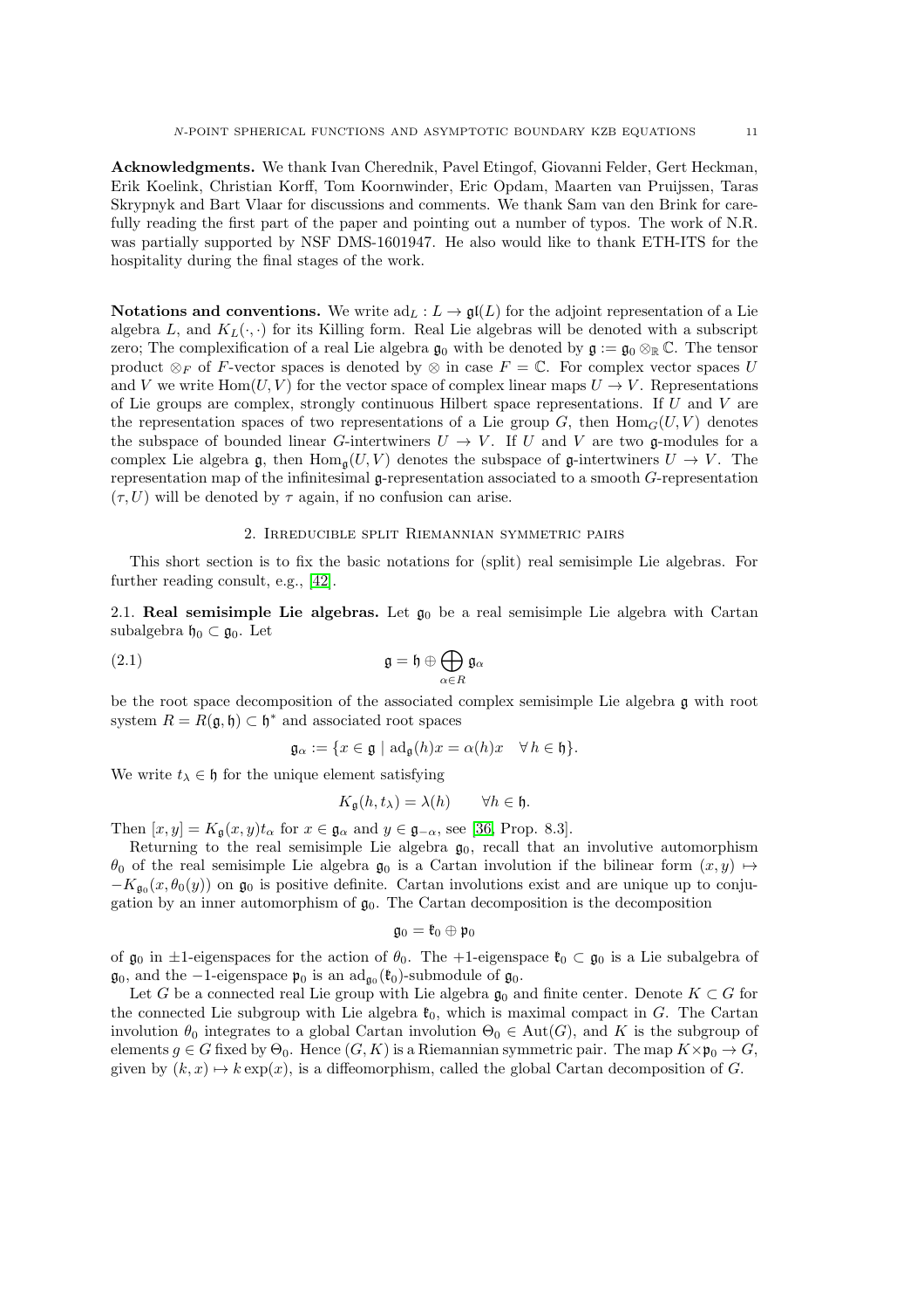**Acknowledgments.** We thank Ivan Cherednik, Pavel Etingof, Giovanni Felder, Gert Heckman, Erik Koelink, Christian Korff, Tom Koornwinder, Eric Opdam, Maarten van Pruijssen, Taras Skrypnyk and Bart Vlaar for discussions and comments. We thank Sam van den Brink for carefully reading the first part of the paper and pointing out a number of typos. The work of N.R. was partially supported by NSF DMS-1601947. He also would like to thank ETH-ITS for the hospitality during the final stages of the work.

**Notations and conventions.** We write $\mathrm{ad}_L : L \to \mathfrak{gl}(L)$ for the adjoint representation of a Lie algebra $L$, and $K_L(\cdot,\cdot)$ for its Killing form. Real Lie algebras will be denoted with a subscript zero; The complexification of a real Lie algebra $\mathfrak{g}_0$ with be denoted by $\mathfrak{g} := \mathfrak{g}_0 \otimes_{\mathbb{R}} \mathbb{C}$. The tensor product $\otimes_F$ of $F$-vector spaces is denoted by $\otimes$ in case $F = \mathbb{C}$. For complex vector spaces $U$ and $V$ we write $\mathrm{Hom}(U,V)$ for the vector space of complex linear maps $U \to V$. Representations of Lie groups are complex, strongly continuous Hilbert space representations. If $U$ and $V$ are the representation spaces of two representations of a Lie group $G$, then $\mathrm{Hom}_G(U,V)$ denotes the subspace of bounded linear $G$-intertwiners $U \to V$. If $U$ and $V$ are two $\mathfrak{g}$-modules for a complex Lie algebra $\mathfrak{g}$, then $\mathrm{Hom}_{\mathfrak{g}}(U,V)$ denotes the subspace of $\mathfrak{g}$-intertwiners $U \to V$. The representation map of the infinitesimal $\mathfrak{g}$-representation associated to a smooth $G$-representation $(\tau, U)$ will be denoted by $\tau$ again, if no confusion can arise.

## 2. Irreducible split Riemannian symmetric pairs

This short section is to fix the basic notations for (split) real semisimple Lie algebras. For further reading consult, e.g., [42].

2.1. **Real semisimple Lie algebras.** Let $\mathfrak{g}_0$ be a real semisimple Lie algebra with Cartan subalgebra $\mathfrak{h}_0 \subset \mathfrak{g}_0$. Let

$$\mathfrak{g} = \mathfrak{h} \oplus \bigoplus_{\alpha \in R} \mathfrak{g}_\alpha \tag{2.1}$$

be the root space decomposition of the associated complex semisimple Lie algebra $\mathfrak{g}$ with root system $R = R(\mathfrak{g}, \mathfrak{h}) \subset \mathfrak{h}^*$ and associated root spaces

$$\mathfrak{g}_\alpha := \{x \in \mathfrak{g} \mid \mathrm{ad}_{\mathfrak{g}}(h)x = \alpha(h)x \quad \forall\, h \in \mathfrak{h}\}.$$

We write $t_\lambda \in \mathfrak{h}$ for the unique element satisfying

$$K_{\mathfrak{g}}(h, t_\lambda) = \lambda(h) \qquad \forall h \in \mathfrak{h}.$$

Then $[x, y] = K_{\mathfrak{g}}(x, y) t_\alpha$ for $x \in \mathfrak{g}_\alpha$ and $y \in \mathfrak{g}_{-\alpha}$, see [36, Prop. 8.3].

Returning to the real semisimple Lie algebra $\mathfrak{g}_0$, recall that an involutive automorphism $\theta_0$ of the real semisimple Lie algebra $\mathfrak{g}_0$ is a Cartan involution if the bilinear form $(x, y) \mapsto -K_{\mathfrak{g}_0}(x, \theta_0(y))$ on $\mathfrak{g}_0$ is positive definite. Cartan involutions exist and are unique up to conjugation by an inner automorphism of $\mathfrak{g}_0$. The Cartan decomposition is the decomposition

$$\mathfrak{g}_0 = \mathfrak{k}_0 \oplus \mathfrak{p}_0$$

of $\mathfrak{g}_0$ in $\pm 1$-eigenspaces for the action of $\theta_0$. The $+1$-eigenspace $\mathfrak{k}_0 \subset \mathfrak{g}_0$ is a Lie subalgebra of $\mathfrak{g}_0$, and the $-1$-eigenspace $\mathfrak{p}_0$ is an $\mathrm{ad}_{\mathfrak{g}_0}(\mathfrak{k}_0)$-submodule of $\mathfrak{g}_0$.

Let $G$ be a connected real Lie group with Lie algebra $\mathfrak{g}_0$ and finite center. Denote $K \subset G$ for the connected Lie subgroup with Lie algebra $\mathfrak{k}_0$, which is maximal compact in $G$. The Cartan involution $\theta_0$ integrates to a global Cartan involution $\Theta_0 \in \mathrm{Aut}(G)$, and $K$ is the subgroup of elements $g \in G$ fixed by $\Theta_0$. Hence $(G, K)$ is a Riemannian symmetric pair. The map $K \times \mathfrak{p}_0 \to G$, given by $(k, x) \mapsto k \exp(x)$, is a diffeomorphism, called the global Cartan decomposition of $G$.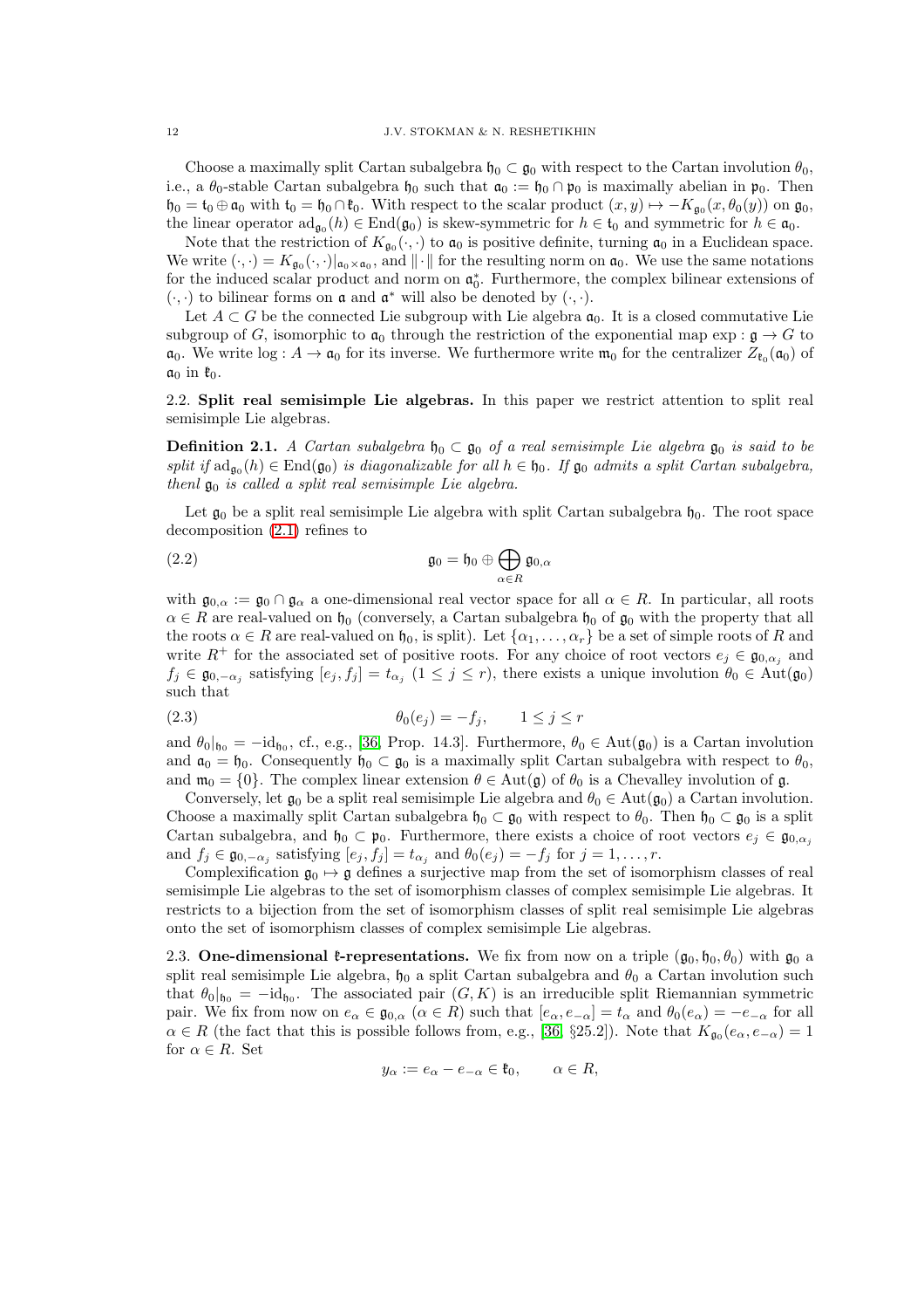Choose a maximally split Cartan subalgebra $\mathfrak{h}_0 \subset \mathfrak{g}_0$ with respect to the Cartan involution $\theta_0$, i.e., a $\theta_0$-stable Cartan subalgebra $\mathfrak{h}_0$ such that $\mathfrak{a}_0 := \mathfrak{h}_0 \cap \mathfrak{p}_0$ is maximally abelian in $\mathfrak{p}_0$. Then $\mathfrak{h}_0 = \mathfrak{t}_0 \oplus \mathfrak{a}_0$ with $\mathfrak{t}_0 = \mathfrak{h}_0 \cap \mathfrak{k}_0$. With respect to the scalar product $(x, y) \mapsto -K_{\mathfrak{g}_0}(x, \theta_0(y))$ on $\mathfrak{g}_0$, the linear operator $\mathrm{ad}_{\mathfrak{g}_0}(h) \in \mathrm{End}(\mathfrak{g}_0)$ is skew-symmetric for $h \in \mathfrak{t}_0$ and symmetric for $h \in \mathfrak{a}_0$.

Note that the restriction of $K_{\mathfrak{g}_0}(\cdot, \cdot)$ to $\mathfrak{a}_0$ is positive definite, turning $\mathfrak{a}_0$ in a Euclidean space. We write $(\cdot, \cdot) = K_{\mathfrak{g}_0}(\cdot, \cdot)|_{\mathfrak{a}_0 \times \mathfrak{a}_0}$, and $\|\cdot\|$ for the resulting norm on $\mathfrak{a}_0$. We use the same notations for the induced scalar product and norm on $\mathfrak{a}_0^*$. Furthermore, the complex bilinear extensions of $(\cdot, \cdot)$ to bilinear forms on $\mathfrak{a}$ and $\mathfrak{a}^*$ will also be denoted by $(\cdot, \cdot)$.

Let $A \subset G$ be the connected Lie subgroup with Lie algebra $\mathfrak{a}_0$. It is a closed commutative Lie subgroup of $G$, isomorphic to $\mathfrak{a}_0$ through the restriction of the exponential map $\exp : \mathfrak{g} \to G$ to $\mathfrak{a}_0$. We write $\log : A \to \mathfrak{a}_0$ for its inverse. We furthermore write $\mathfrak{m}_0$ for the centralizer $Z_{\mathfrak{k}_0}(\mathfrak{a}_0)$ of $\mathfrak{a}_0$ in $\mathfrak{k}_0$.

## 2.2. Split real semisimple Lie algebras.

In this paper we restrict attention to split real semisimple Lie algebras.

**Definition 2.1.** *A Cartan subalgebra $\mathfrak{h}_0 \subset \mathfrak{g}_0$ of a real semisimple Lie algebra $\mathfrak{g}_0$ is said to be split if $\mathrm{ad}_{\mathfrak{g}_0}(h) \in \mathrm{End}(\mathfrak{g}_0)$ is diagonalizable for all $h \in \mathfrak{h}_0$. If $\mathfrak{g}_0$ admits a split Cartan subalgebra, thenl $\mathfrak{g}_0$ is called a split real semisimple Lie algebra.*

Let $\mathfrak{g}_0$ be a split real semisimple Lie algebra with split Cartan subalgebra $\mathfrak{h}_0$. The root space decomposition (2.1) refines to

$$\mathfrak{g}_0 = \mathfrak{h}_0 \oplus \bigoplus_{\alpha \in R} \mathfrak{g}_{0,\alpha} \tag{2.2}$$

with $\mathfrak{g}_{0,\alpha} := \mathfrak{g}_0 \cap \mathfrak{g}_\alpha$ a one-dimensional real vector space for all $\alpha \in R$. In particular, all roots $\alpha \in R$ are real-valued on $\mathfrak{h}_0$ (conversely, a Cartan subalgebra $\mathfrak{h}_0$ of $\mathfrak{g}_0$ with the property that all the roots $\alpha \in R$ are real-valued on $\mathfrak{h}_0$, is split). Let $\{\alpha_1, \ldots, \alpha_r\}$ be a set of simple roots of $R$ and write $R^+$ for the associated set of positive roots. For any choice of root vectors $e_j \in \mathfrak{g}_{0,\alpha_j}$ and $f_j \in \mathfrak{g}_{0,-\alpha_j}$ satisfying $[e_j, f_j] = t_{\alpha_j}$ $(1 \leq j \leq r)$, there exists a unique involution $\theta_0 \in \mathrm{Aut}(\mathfrak{g}_0)$ such that

$$\theta_0(e_j) = -f_j, \qquad 1 \leq j \leq r \tag{2.3}$$

and $\theta_0|_{\mathfrak{h}_0} = -\mathrm{id}_{\mathfrak{h}_0}$, cf., e.g., [36, Prop. 14.3]. Furthermore, $\theta_0 \in \mathrm{Aut}(\mathfrak{g}_0)$ is a Cartan involution and $\mathfrak{a}_0 = \mathfrak{h}_0$. Consequently $\mathfrak{h}_0 \subset \mathfrak{g}_0$ is a maximally split Cartan subalgebra with respect to $\theta_0$, and $\mathfrak{m}_0 = \{0\}$. The complex linear extension $\theta \in \mathrm{Aut}(\mathfrak{g})$ of $\theta_0$ is a Chevalley involution of $\mathfrak{g}$.

Conversely, let $\mathfrak{g}_0$ be a split real semisimple Lie algebra and $\theta_0 \in \mathrm{Aut}(\mathfrak{g}_0)$ a Cartan involution. Choose a maximally split Cartan subalgebra $\mathfrak{h}_0 \subset \mathfrak{g}_0$ with respect to $\theta_0$. Then $\mathfrak{h}_0 \subset \mathfrak{g}_0$ is a split Cartan subalgebra, and $\mathfrak{h}_0 \subset \mathfrak{p}_0$. Furthermore, there exists a choice of root vectors $e_j \in \mathfrak{g}_{0,\alpha_j}$ and $f_j \in \mathfrak{g}_{0,-\alpha_j}$ satisfying $[e_j, f_j] = t_{\alpha_j}$ and $\theta_0(e_j) = -f_j$ for $j = 1, \ldots, r$.

Complexification $\mathfrak{g}_0 \mapsto \mathfrak{g}$ defines a surjective map from the set of isomorphism classes of real semisimple Lie algebras to the set of isomorphism classes of complex semisimple Lie algebras. It restricts to a bijection from the set of isomorphism classes of split real semisimple Lie algebras onto the set of isomorphism classes of complex semisimple Lie algebras.

## 2.3. One-dimensional $\mathfrak{k}$-representations.

We fix from now on a triple $(\mathfrak{g}_0, \mathfrak{h}_0, \theta_0)$ with $\mathfrak{g}_0$ a split real semisimple Lie algebra, $\mathfrak{h}_0$ a split Cartan subalgebra and $\theta_0$ a Cartan involution such that $\theta_0|_{\mathfrak{h}_0} = -\mathrm{id}_{\mathfrak{h}_0}$. The associated pair $(G, K)$ is an irreducible split Riemannian symmetric pair. We fix from now on $e_\alpha \in \mathfrak{g}_{0,\alpha}$ $(\alpha \in R)$ such that $[e_\alpha, e_{-\alpha}] = t_\alpha$ and $\theta_0(e_\alpha) = -e_{-\alpha}$ for all $\alpha \in R$ (the fact that this is possible follows from, e.g., [36, §25.2]). Note that $K_{\mathfrak{g}_0}(e_\alpha, e_{-\alpha}) = 1$ for $\alpha \in R$. Set

$$y_\alpha := e_\alpha - e_{-\alpha} \in \mathfrak{k}_0, \qquad \alpha \in R,$$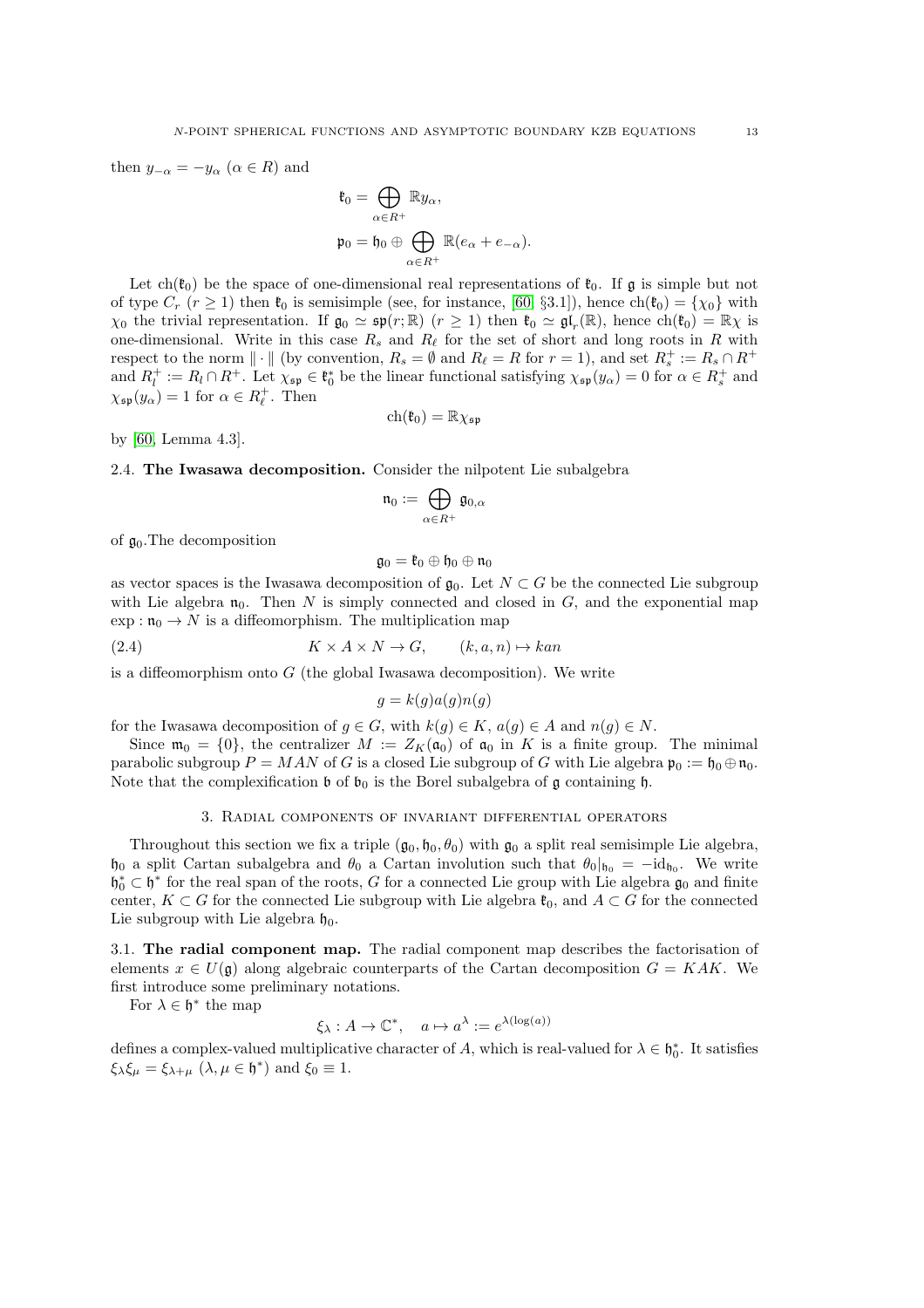then $y_{-\alpha} = -y_\alpha$ ($\alpha \in R$) and

$$\mathfrak{k}_0 = \bigoplus_{\alpha \in R^+} \mathbb{R} y_\alpha,$$
$$\mathfrak{p}_0 = \mathfrak{h}_0 \oplus \bigoplus_{\alpha \in R^+} \mathbb{R}(e_\alpha + e_{-\alpha}).$$

Let $\mathrm{ch}(\mathfrak{k}_0)$ be the space of one-dimensional real representations of $\mathfrak{k}_0$. If $\mathfrak{g}$ is simple but not of type $C_r$ ($r \geq 1$) then $\mathfrak{k}_0$ is semisimple (see, for instance, [60, §3.1]), hence $\mathrm{ch}(\mathfrak{k}_0) = \{\chi_0\}$ with $\chi_0$ the trivial representation. If $\mathfrak{g}_0 \simeq \mathfrak{sp}(r;\mathbb{R})$ ($r \geq 1$) then $\mathfrak{k}_0 \simeq \mathfrak{gl}_r(\mathbb{R})$, hence $\mathrm{ch}(\mathfrak{k}_0) = \mathbb{R}\chi$ is one-dimensional. Write in this case $R_s$ and $R_\ell$ for the set of short and long roots in $R$ with respect to the norm $\|\cdot\|$ (by convention, $R_s = \emptyset$ and $R_\ell = R$ for $r = 1$), and set $R_s^+ := R_s \cap R^+$ and $R_l^+ := R_l \cap R^+$. Let $\chi_{\mathfrak{sp}} \in \mathfrak{k}_0^*$ be the linear functional satisfying $\chi_{\mathfrak{sp}}(y_\alpha) = 0$ for $\alpha \in R_s^+$ and $\chi_{\mathfrak{sp}}(y_\alpha) = 1$ for $\alpha \in R_\ell^+$. Then

$$\mathrm{ch}(\mathfrak{k}_0) = \mathbb{R}\chi_{\mathfrak{sp}}$$

by [60, Lemma 4.3].

**2.4. The Iwasawa decomposition.** Consider the nilpotent Lie subalgebra

$$\mathfrak{n}_0 := \bigoplus_{\alpha \in R^+} \mathfrak{g}_{0,\alpha}$$

of $\mathfrak{g}_0$.The decomposition

$$\mathfrak{g}_0 = \mathfrak{k}_0 \oplus \mathfrak{h}_0 \oplus \mathfrak{n}_0$$

as vector spaces is the Iwasawa decomposition of $\mathfrak{g}_0$. Let $N \subset G$ be the connected Lie subgroup with Lie algebra $\mathfrak{n}_0$. Then $N$ is simply connected and closed in $G$, and the exponential map $\exp : \mathfrak{n}_0 \to N$ is a diffeomorphism. The multiplication map

$$K \times A \times N \to G, \qquad (k, a, n) \mapsto kan \tag{2.4}$$

is a diffeomorphism onto $G$ (the global Iwasawa decomposition). We write

$$g = k(g)a(g)n(g)$$

for the Iwasawa decomposition of $g \in G$, with $k(g) \in K$, $a(g) \in A$ and $n(g) \in N$.

Since $\mathfrak{m}_0 = \{0\}$, the centralizer $M := Z_K(\mathfrak{a}_0)$ of $\mathfrak{a}_0$ in $K$ is a finite group. The minimal parabolic subgroup $P = MAN$ of $G$ is a closed Lie subgroup of $G$ with Lie algebra $\mathfrak{p}_0 := \mathfrak{h}_0 \oplus \mathfrak{n}_0$. Note that the complexification $\mathfrak{b}$ of $\mathfrak{b}_0$ is the Borel subalgebra of $\mathfrak{g}$ containing $\mathfrak{h}$.

## 3. Radial components of invariant differential operators

Throughout this section we fix a triple $(\mathfrak{g}_0, \mathfrak{h}_0, \theta_0)$ with $\mathfrak{g}_0$ a split real semisimple Lie algebra, $\mathfrak{h}_0$ a split Cartan subalgebra and $\theta_0$ a Cartan involution such that $\theta_0|_{\mathfrak{h}_0} = -\mathrm{id}_{\mathfrak{h}_0}$. We write $\mathfrak{h}_0^* \subset \mathfrak{h}^*$ for the real span of the roots, $G$ for a connected Lie group with Lie algebra $\mathfrak{g}_0$ and finite center, $K \subset G$ for the connected Lie subgroup with Lie algebra $\mathfrak{k}_0$, and $A \subset G$ for the connected Lie subgroup with Lie algebra $\mathfrak{h}_0$.

**3.1. The radial component map.** The radial component map describes the factorisation of elements $x \in U(\mathfrak{g})$ along algebraic counterparts of the Cartan decomposition $G = KAK$. We first introduce some preliminary notations.

For $\lambda \in \mathfrak{h}^*$ the map

$$\xi_\lambda : A \to \mathbb{C}^*, \quad a \mapsto a^\lambda := e^{\lambda(\log(a))}$$

defines a complex-valued multiplicative character of $A$, which is real-valued for $\lambda \in \mathfrak{h}_0^*$. It satisfies $\xi_\lambda \xi_\mu = \xi_{\lambda+\mu}$ ($\lambda, \mu \in \mathfrak{h}^*$) and $\xi_0 \equiv 1$.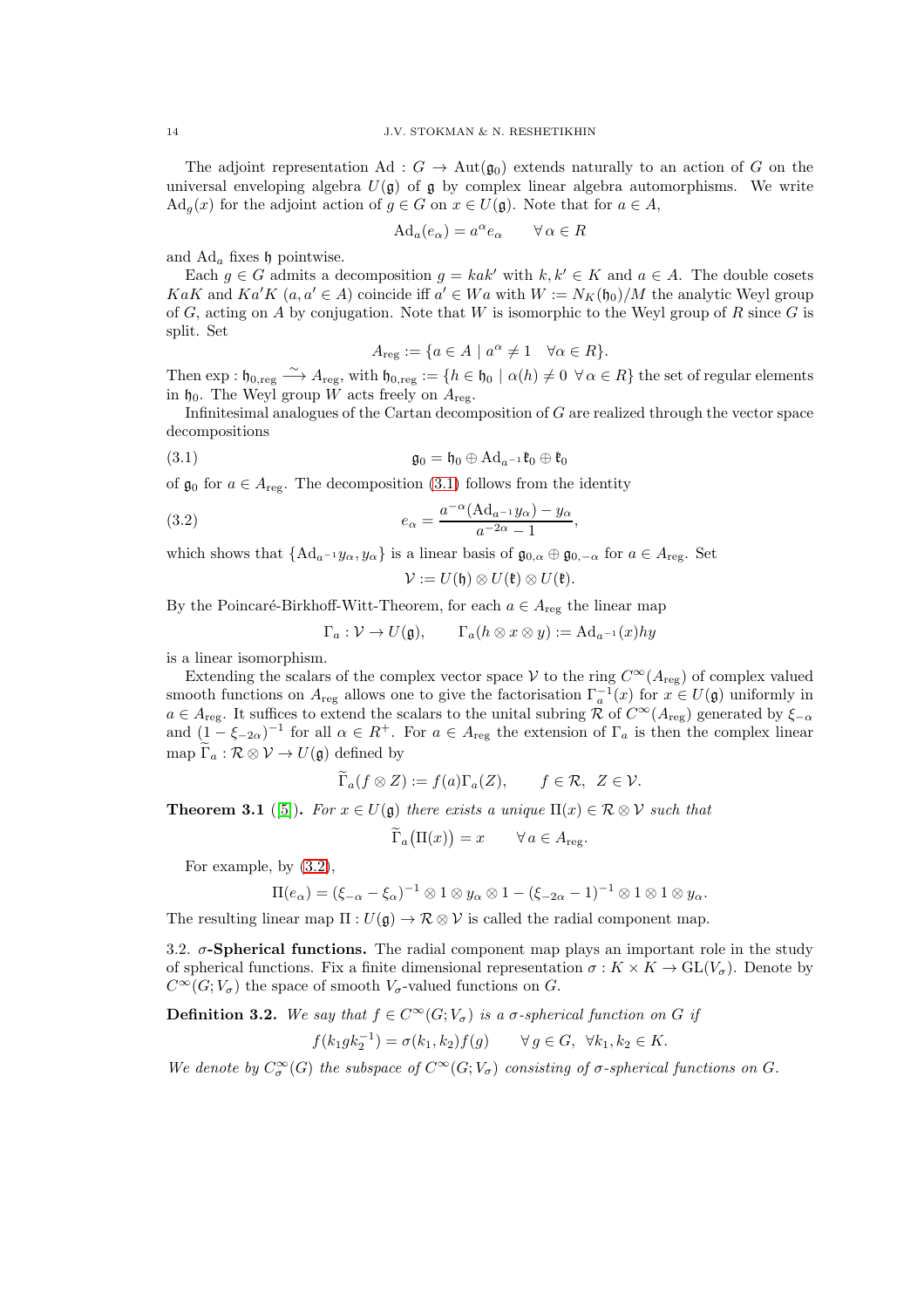The adjoint representation $\mathrm{Ad}: G \to \mathrm{Aut}(\mathfrak{g}_0)$ extends naturally to an action of $G$ on the universal enveloping algebra $U(\mathfrak{g})$ of $\mathfrak{g}$ by complex linear algebra automorphisms. We write $\mathrm{Ad}_g(x)$ for the adjoint action of $g \in G$ on $x \in U(\mathfrak{g})$. Note that for $a \in A$,

$$\mathrm{Ad}_a(e_\alpha) = a^\alpha e_\alpha \qquad \forall\, \alpha \in R$$

and $\mathrm{Ad}_a$ fixes $\mathfrak{h}$ pointwise.

Each $g \in G$ admits a decomposition $g = kak'$ with $k, k' \in K$ and $a \in A$. The double cosets $KaK$ and $Ka'K$ ($a, a' \in A$) coincide iff $a' \in Wa$ with $W := N_K(\mathfrak{h}_0)/M$ the analytic Weyl group of $G$, acting on $A$ by conjugation. Note that $W$ is isomorphic to the Weyl group of $R$ since $G$ is split. Set

$$A_{\mathrm{reg}} := \{a \in A \mid a^\alpha \neq 1 \quad \forall \alpha \in R\}.$$

Then $\exp: \mathfrak{h}_{0,\mathrm{reg}} \xrightarrow{\sim} A_{\mathrm{reg}}$, with $\mathfrak{h}_{0,\mathrm{reg}} := \{h \in \mathfrak{h}_0 \mid \alpha(h) \neq 0 \ \forall\, \alpha \in R\}$ the set of regular elements in $\mathfrak{h}_0$. The Weyl group $W$ acts freely on $A_{\mathrm{reg}}$.

Infinitesimal analogues of the Cartan decomposition of $G$ are realized through the vector space decompositions

$$\mathfrak{g}_0 = \mathfrak{h}_0 \oplus \mathrm{Ad}_{a^{-1}}\mathfrak{k}_0 \oplus \mathfrak{k}_0 \tag{3.1}$$

of $\mathfrak{g}_0$ for $a \in A_{\mathrm{reg}}$. The decomposition (3.1) follows from the identity

$$e_\alpha = \frac{a^{-\alpha}(\mathrm{Ad}_{a^{-1}}y_\alpha) - y_\alpha}{a^{-2\alpha} - 1}, \tag{3.2}$$

which shows that $\{\mathrm{Ad}_{a^{-1}}y_\alpha, y_\alpha\}$ is a linear basis of $\mathfrak{g}_{0,\alpha} \oplus \mathfrak{g}_{0,-\alpha}$ for $a \in A_{\mathrm{reg}}$. Set

$$\mathcal{V} := U(\mathfrak{h}) \otimes U(\mathfrak{k}) \otimes U(\mathfrak{k}).$$

By the Poincaré-Birkhoff-Witt-Theorem, for each $a \in A_{\mathrm{reg}}$ the linear map

$$\Gamma_a : \mathcal{V} \to U(\mathfrak{g}), \qquad \Gamma_a(h \otimes x \otimes y) := \mathrm{Ad}_{a^{-1}}(x)hy$$

is a linear isomorphism.

Extending the scalars of the complex vector space $\mathcal{V}$ to the ring $C^\infty(A_{\mathrm{reg}})$ of complex valued smooth functions on $A_{\mathrm{reg}}$ allows one to give the factorisation $\Gamma_a^{-1}(x)$ for $x \in U(\mathfrak{g})$ uniformly in $a \in A_{\mathrm{reg}}$. It suffices to extend the scalars to the unital subring $\mathcal{R}$ of $C^\infty(A_{\mathrm{reg}})$ generated by $\xi_{-\alpha}$ and $(1 - \xi_{-2\alpha})^{-1}$ for all $\alpha \in R^+$. For $a \in A_{\mathrm{reg}}$ the extension of $\Gamma_a$ is then the complex linear map $\widetilde{\Gamma}_a : \mathcal{R} \otimes \mathcal{V} \to U(\mathfrak{g})$ defined by

$$\widetilde{\Gamma}_a(f \otimes Z) := f(a)\Gamma_a(Z), \qquad f \in \mathcal{R},\ Z \in \mathcal{V}.$$

**Theorem 3.1** ([5]). *For $x \in U(\mathfrak{g})$ there exists a unique $\Pi(x) \in \mathcal{R} \otimes \mathcal{V}$ such that*

$$\widetilde{\Gamma}_a\big(\Pi(x)\big) = x \qquad \forall\, a \in A_{\mathrm{reg}}.$$

For example, by (3.2),

$$\Pi(e_\alpha) = (\xi_{-\alpha} - \xi_\alpha)^{-1} \otimes 1 \otimes y_\alpha \otimes 1 - (\xi_{-2\alpha} - 1)^{-1} \otimes 1 \otimes 1 \otimes y_\alpha.$$

The resulting linear map $\Pi : U(\mathfrak{g}) \to \mathcal{R} \otimes \mathcal{V}$ is called the radial component map.

### 3.2. $\sigma$-Spherical functions.

The radial component map plays an important role in the study of spherical functions. Fix a finite dimensional representation $\sigma : K \times K \to \mathrm{GL}(V_\sigma)$. Denote by $C^\infty(G; V_\sigma)$ the space of smooth $V_\sigma$-valued functions on $G$.

**Definition 3.2.** *We say that $f \in C^\infty(G; V_\sigma)$ is a $\sigma$-spherical function on $G$ if*

$$f(k_1 g k_2^{-1}) = \sigma(k_1, k_2) f(g) \qquad \forall\, g \in G,\ \forall k_1, k_2 \in K.$$

*We denote by $C^\infty_\sigma(G)$ the subspace of $C^\infty(G; V_\sigma)$ consisting of $\sigma$-spherical functions on $G$.*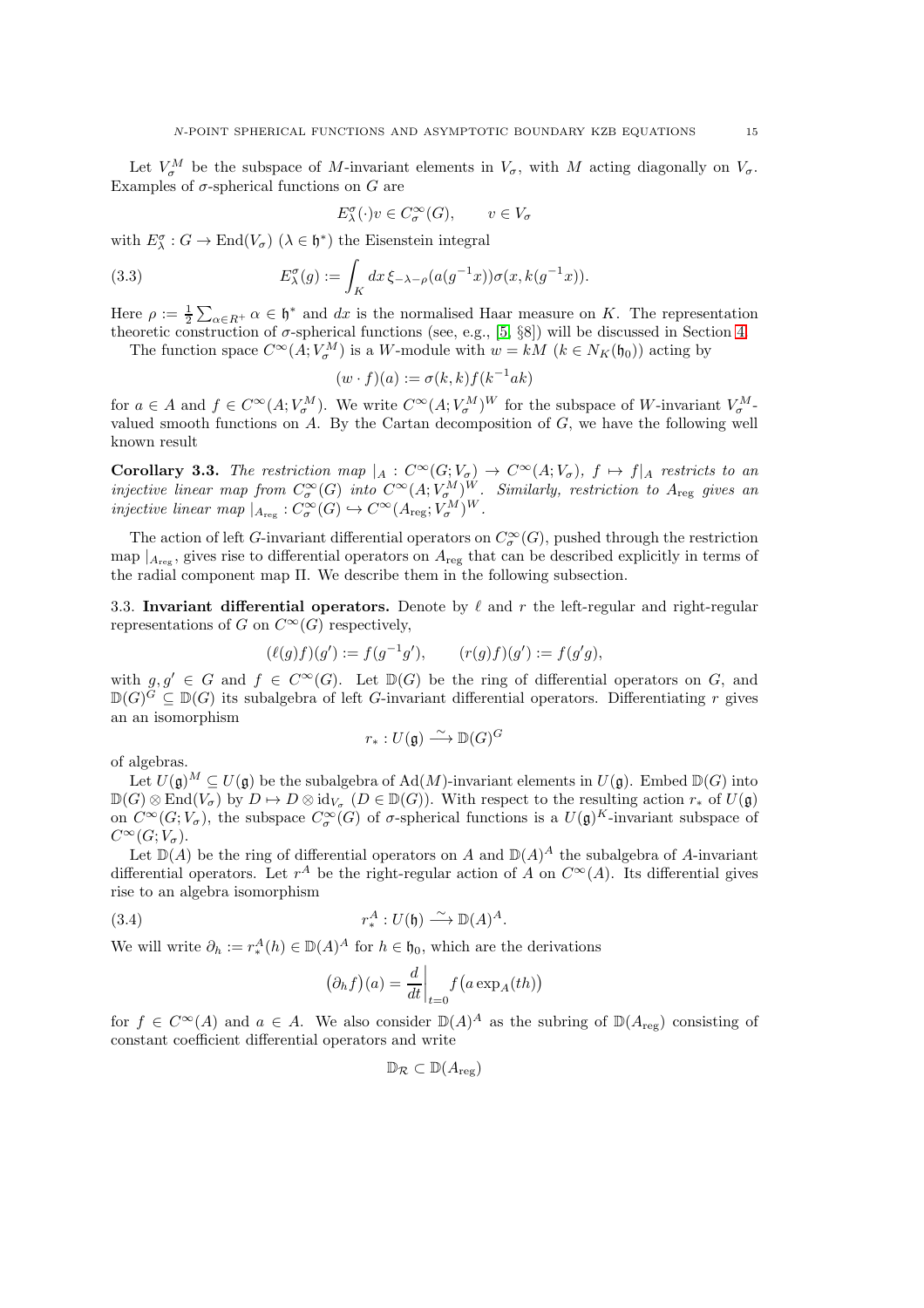Let $V_\sigma^M$ be the subspace of $M$-invariant elements in $V_\sigma$, with $M$ acting diagonally on $V_\sigma$. Examples of $\sigma$-spherical functions on $G$ are

$$E_\lambda^\sigma(\cdot)v \in C_\sigma^\infty(G), \qquad v \in V_\sigma$$

with $E_\lambda^\sigma : G \to \mathrm{End}(V_\sigma)$ ($\lambda \in \mathfrak{h}^*$) the Eisenstein integral

$$E_\lambda^\sigma(g) := \int_K dx\, \xi_{-\lambda-\rho}(a(g^{-1}x))\sigma(x, k(g^{-1}x)). \tag{3.3}$$

Here $\rho := \frac{1}{2}\sum_{\alpha\in R^+}\alpha \in \mathfrak{h}^*$ and $dx$ is the normalised Haar measure on $K$. The representation theoretic construction of $\sigma$-spherical functions (see, e.g., [5, §8]) will be discussed in Section 4.

The function space $C^\infty(A; V_\sigma^M)$ is a $W$-module with $w = kM$ ($k \in N_K(\mathfrak{h}_0)$) acting by

$$(w \cdot f)(a) := \sigma(k,k) f(k^{-1}ak)$$

for $a \in A$ and $f \in C^\infty(A; V_\sigma^M)$. We write $C^\infty(A; V_\sigma^M)^W$ for the subspace of $W$-invariant $V_\sigma^M$-valued smooth functions on $A$. By the Cartan decomposition of $G$, we have the following well known result

**Corollary 3.3.** *The restriction map* $|_A : C^\infty(G; V_\sigma) \to C^\infty(A; V_\sigma)$, $f \mapsto f|_A$ *restricts to an injective linear map from* $C_\sigma^\infty(G)$ *into* $C^\infty(A; V_\sigma^M)^W$. *Similarly, restriction to* $A_{\mathrm{reg}}$ *gives an injective linear map* $|_{A_{\mathrm{reg}}} : C_\sigma^\infty(G) \hookrightarrow C^\infty(A_{\mathrm{reg}}; V_\sigma^M)^W$.

The action of left $G$-invariant differential operators on $C_\sigma^\infty(G)$, pushed through the restriction map $|_{A_{\mathrm{reg}}}$, gives rise to differential operators on $A_{\mathrm{reg}}$ that can be described explicitly in terms of the radial component map $\Pi$. We describe them in the following subsection.

### 3.3. Invariant differential operators.

Denote by $\ell$ and $r$ the left-regular and right-regular representations of $G$ on $C^\infty(G)$ respectively,

$$(\ell(g)f)(g') := f(g^{-1}g'), \qquad (r(g)f)(g') := f(g'g),$$

with $g, g' \in G$ and $f \in C^\infty(G)$. Let $\mathbb{D}(G)$ be the ring of differential operators on $G$, and $\mathbb{D}(G)^G \subseteq \mathbb{D}(G)$ its subalgebra of left $G$-invariant differential operators. Differentiating $r$ gives an an isomorphism

$$r_* : U(\mathfrak{g}) \xrightarrow{\sim} \mathbb{D}(G)^G$$

of algebras.

Let $U(\mathfrak{g})^M \subseteq U(\mathfrak{g})$ be the subalgebra of $\mathrm{Ad}(M)$-invariant elements in $U(\mathfrak{g})$. Embed $\mathbb{D}(G)$ into $\mathbb{D}(G) \otimes \mathrm{End}(V_\sigma)$ by $D \mapsto D \otimes \mathrm{id}_{V_\sigma}$ ($D \in \mathbb{D}(G)$). With respect to the resulting action $r_*$ of $U(\mathfrak{g})$ on $C^\infty(G; V_\sigma)$, the subspace $C_\sigma^\infty(G)$ of $\sigma$-spherical functions is a $U(\mathfrak{g})^K$-invariant subspace of $C^\infty(G; V_\sigma)$.

Let $\mathbb{D}(A)$ be the ring of differential operators on $A$ and $\mathbb{D}(A)^A$ the subalgebra of $A$-invariant differential operators. Let $r^A$ be the right-regular action of $A$ on $C^\infty(A)$. Its differential gives rise to an algebra isomorphism

$$r_*^A : U(\mathfrak{h}) \xrightarrow{\sim} \mathbb{D}(A)^A. \tag{3.4}$$

We will write $\partial_h := r_*^A(h) \in \mathbb{D}(A)^A$ for $h \in \mathfrak{h}_0$, which are the derivations

$$\big(\partial_h f\big)(a) = \frac{d}{dt}\bigg|_{t=0} f\big(a \exp_A(th)\big)$$

for $f \in C^\infty(A)$ and $a \in A$. We also consider $\mathbb{D}(A)^A$ as the subring of $\mathbb{D}(A_{\mathrm{reg}})$ consisting of constant coefficient differential operators and write

$$\mathbb{D}_{\mathcal{R}} \subset \mathbb{D}(A_{\mathrm{reg}})$$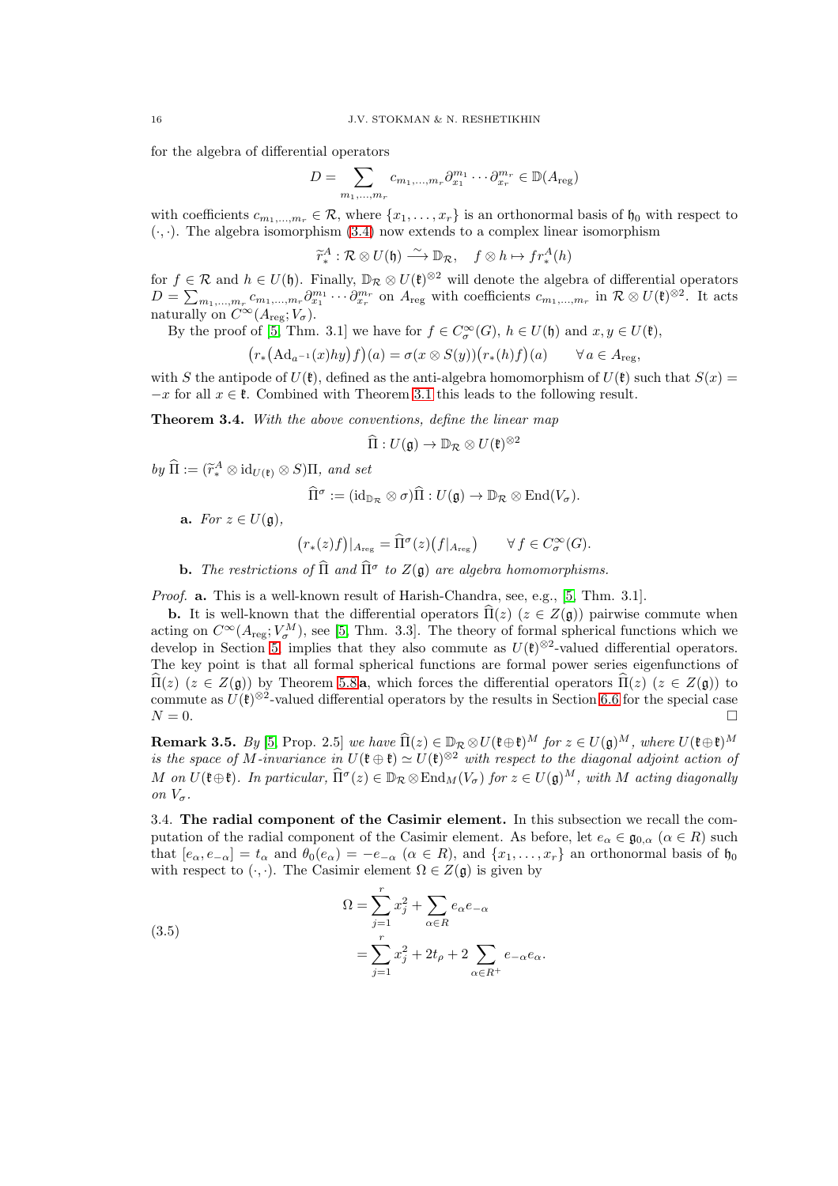for the algebra of differential operators

$$D=\sum_{m_1,\ldots,m_r} c_{m_1,\ldots,m_r}\partial_{x_1}^{m_1}\cdots\partial_{x_r}^{m_r}\in\mathbb{D}(A_{\mathrm{reg}})$$

with coefficients $c_{m_1,\ldots,m_r}\in\mathcal{R}$, where $\{x_1,\ldots,x_r\}$ is an orthonormal basis of $\mathfrak{h}_0$ with respect to $(\cdot,\cdot)$. The algebra isomorphism (3.4) now extends to a complex linear isomorphism

$$\widetilde{r}_*^A:\mathcal{R}\otimes U(\mathfrak{h})\overset{\sim}{\longrightarrow}\mathbb{D}_{\mathcal{R}},\quad f\otimes h\mapsto fr_*^A(h)$$

for $f\in\mathcal{R}$ and $h\in U(\mathfrak{h})$. Finally, $\mathbb{D}_{\mathcal{R}}\otimes U(\mathfrak{k})^{\otimes 2}$ will denote the algebra of differential operators $D=\sum_{m_1,\ldots,m_r}c_{m_1,\ldots,m_r}\partial_{x_1}^{m_1}\cdots\partial_{x_r}^{m_r}$ on $A_{\mathrm{reg}}$ with coefficients $c_{m_1,\ldots,m_r}$ in $\mathcal{R}\otimes U(\mathfrak{k})^{\otimes 2}$. It acts naturally on $C^\infty(A_{\mathrm{reg}};V_\sigma)$.

By the proof of [5, Thm. 3.1] we have for $f\in C_\sigma^\infty(G)$, $h\in U(\mathfrak{h})$ and $x,y\in U(\mathfrak{k})$,

$$\big(r_*\big(\mathrm{Ad}_{a^{-1}}(x)hy\big)f\big)(a)=\sigma(x\otimes S(y))\big(r_*(h)f\big)(a)\qquad\forall\, a\in A_{\mathrm{reg}},$$

with $S$ the antipode of $U(\mathfrak{k})$, defined as the anti-algebra homomorphism of $U(\mathfrak{k})$ such that $S(x)=-x$ for all $x\in\mathfrak{k}$. Combined with Theorem 3.1 this leads to the following result.

**Theorem 3.4.** *With the above conventions, define the linear map*

$$\widehat{\Pi}:U(\mathfrak{g})\to\mathbb{D}_{\mathcal{R}}\otimes U(\mathfrak{k})^{\otimes 2}$$

*by* $\widehat{\Pi}:=(\widetilde{r}_*^A\otimes\mathrm{id}_{U(\mathfrak{k})}\otimes S)\Pi$, *and set*

$$\widehat{\Pi}^\sigma:=(\mathrm{id}_{\mathbb{D}_{\mathcal{R}}}\otimes\sigma)\widehat{\Pi}:U(\mathfrak{g})\to\mathbb{D}_{\mathcal{R}}\otimes\mathrm{End}(V_\sigma).$$

**a.** *For* $z\in U(\mathfrak{g})$,

$$\big(r_*(z)f\big)|_{A_{\mathrm{reg}}}=\widehat{\Pi}^\sigma(z)\big(f|_{A_{\mathrm{reg}}}\big)\qquad\forall\, f\in C_\sigma^\infty(G).$$

**b.** *The restrictions of* $\widehat{\Pi}$ *and* $\widehat{\Pi}^\sigma$ *to* $Z(\mathfrak{g})$ *are algebra homomorphisms.*

*Proof.* **a.** This is a well-known result of Harish-Chandra, see, e.g., [5, Thm. 3.1].

**b.** It is well-known that the differential operators $\widehat{\Pi}(z)$ ($z\in Z(\mathfrak{g})$) pairwise commute when acting on $C^\infty(A_{\mathrm{reg}};V_\sigma^M)$, see [5, Thm. 3.3]. The theory of formal spherical functions which we develop in Section 5 implies that they also commute as $U(\mathfrak{k})^{\otimes 2}$-valued differential operators. The key point is that all formal spherical functions are formal power series eigenfunctions of $\widehat{\Pi}(z)$ ($z\in Z(\mathfrak{g})$) by Theorem 5.8**a**, which forces the differential operators $\widehat{\Pi}(z)$ ($z\in Z(\mathfrak{g})$) to commute as $U(\mathfrak{k})^{\otimes 2}$-valued differential operators by the results in Section 6.6 for the special case $N=0$. □

**Remark 3.5.** *By [5, Prop. 2.5] we have* $\widehat{\Pi}(z)\in\mathbb{D}_{\mathcal{R}}\otimes U(\mathfrak{k}\oplus\mathfrak{k})^M$ *for* $z\in U(\mathfrak{g})^M$, *where* $U(\mathfrak{k}\oplus\mathfrak{k})^M$ *is the space of* $M$*-invariance in* $U(\mathfrak{k}\oplus\mathfrak{k})\simeq U(\mathfrak{k})^{\otimes 2}$ *with respect to the diagonal adjoint action of* $M$ *on* $U(\mathfrak{k}\oplus\mathfrak{k})$. *In particular,* $\widehat{\Pi}^\sigma(z)\in\mathbb{D}_{\mathcal{R}}\otimes\mathrm{End}_M(V_\sigma)$ *for* $z\in U(\mathfrak{g})^M$, *with* $M$ *acting diagonally on* $V_\sigma$.

3.4. **The radial component of the Casimir element.** In this subsection we recall the computation of the radial component of the Casimir element. As before, let $e_\alpha\in\mathfrak{g}_{0,\alpha}$ ($\alpha\in R$) such that $[e_\alpha,e_{-\alpha}]=t_\alpha$ and $\theta_0(e_\alpha)=-e_{-\alpha}$ ($\alpha\in R$), and $\{x_1,\ldots,x_r\}$ an orthonormal basis of $\mathfrak{h}_0$ with respect to $(\cdot,\cdot)$. The Casimir element $\Omega\in Z(\mathfrak{g})$ is given by

$$\begin{aligned}\Omega&=\sum_{j=1}^r x_j^2+\sum_{\alpha\in R}e_\alpha e_{-\alpha}\\&=\sum_{j=1}^r x_j^2+2t_\rho+2\sum_{\alpha\in R^+}e_{-\alpha}e_\alpha.\end{aligned}\tag{3.5}$$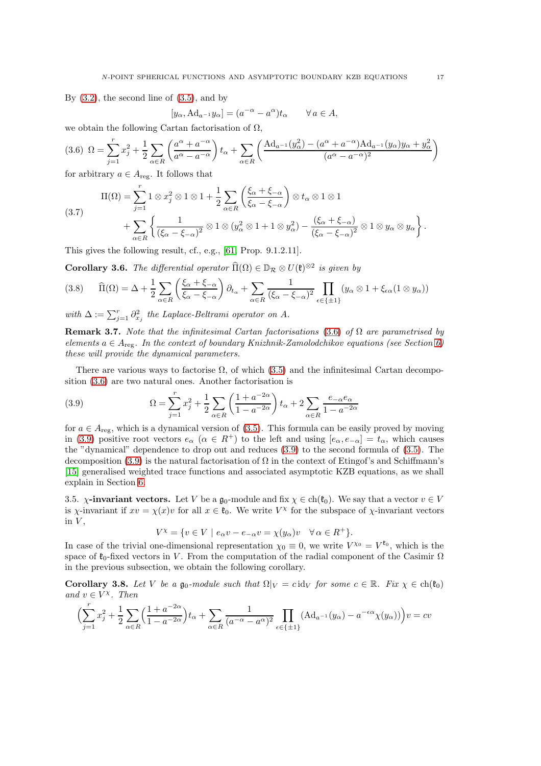By (3.2), the second line of (3.5), and by

$$[y_\alpha, \mathrm{Ad}_{a^{-1}} y_\alpha] = (a^{-\alpha} - a^{\alpha}) t_\alpha \qquad \forall\, a \in A,$$

we obtain the following Cartan factorisation of $\Omega$,

$$\Omega = \sum_{j=1}^{r} x_j^2 + \frac{1}{2}\sum_{\alpha\in R}\left(\frac{a^{\alpha}+a^{-\alpha}}{a^{\alpha}-a^{-\alpha}}\right) t_\alpha + \sum_{\alpha \in R}\left(\frac{\mathrm{Ad}_{a^{-1}}(y_\alpha^2) - (a^{\alpha}+a^{-\alpha})\mathrm{Ad}_{a^{-1}}(y_\alpha) y_\alpha + y_\alpha^2}{(a^{\alpha}-a^{-\alpha})^2}\right) \tag{3.6}$$

for arbitrary $a \in A_{\mathrm{reg}}$. It follows that

$$\begin{aligned}\Pi(\Omega) = &\sum_{j=1}^{r} 1\otimes x_j^2 \otimes 1 \otimes 1 + \frac{1}{2}\sum_{\alpha\in R}\left(\frac{\xi_\alpha + \xi_{-\alpha}}{\xi_\alpha - \xi_{-\alpha}}\right)\otimes t_\alpha \otimes 1 \otimes 1 \\ &+ \sum_{\alpha\in R}\left\{\frac{1}{(\xi_\alpha - \xi_{-\alpha})^2}\otimes 1 \otimes (y_\alpha^2\otimes 1 + 1\otimes y_\alpha^2) - \frac{(\xi_\alpha+\xi_{-\alpha})}{(\xi_\alpha-\xi_{-\alpha})^2}\otimes 1 \otimes y_\alpha \otimes y_\alpha\right\}.\end{aligned} \tag{3.7}$$

This gives the following result, cf., e.g., [61, Prop. 9.1.2.11].

**Corollary 3.6.** *The differential operator $\widehat{\Pi}(\Omega) \in \mathbb{D}_{\mathcal{R}} \otimes U(\mathfrak{k})^{\otimes 2}$ is given by*

$$\widehat{\Pi}(\Omega) = \Delta + \frac{1}{2}\sum_{\alpha\in R}\left(\frac{\xi_\alpha+\xi_{-\alpha}}{\xi_\alpha-\xi_{-\alpha}}\right)\partial_{t_\alpha} + \sum_{\alpha\in R}\frac{1}{(\xi_\alpha-\xi_{-\alpha})^2}\prod_{\epsilon\in\{\pm 1\}}(y_\alpha\otimes 1 + \xi_{\epsilon\alpha}(1\otimes y_\alpha)) \tag{3.8}$$

*with $\Delta := \sum_{j=1}^{r}\partial_{x_j}^2$ the Laplace-Beltrami operator on $A$.*

**Remark 3.7.** *Note that the infinitesimal Cartan factorisations (3.6) of $\Omega$ are parametrised by elements $a \in A_{\mathrm{reg}}$. In the context of boundary Knizhnik-Zamolodchikov equations (see Section 6) these will provide the dynamical parameters.*

There are various ways to factorise $\Omega$, of which (3.5) and the infinitesimal Cartan decomposition (3.6) are two natural ones. Another factorisation is

$$\Omega = \sum_{j=1}^{r} x_j^2 + \frac{1}{2}\sum_{\alpha\in R}\left(\frac{1+a^{-2\alpha}}{1-a^{-2\alpha}}\right)t_\alpha + 2\sum_{\alpha\in R}\frac{e_{-\alpha}e_\alpha}{1-a^{-2\alpha}} \tag{3.9}$$

for $a \in A_{\mathrm{reg}}$, which is a dynamical version of (3.5). This formula can be easily proved by moving in (3.9) positive root vectors $e_\alpha$ ($\alpha \in R^+$) to the left and using $[e_\alpha, e_{-\alpha}] = t_\alpha$, which causes the "dynamical" dependence to drop out and reduces (3.9) to the second formula of (3.5). The decomposition (3.9) is the natural factorisation of $\Omega$ in the context of Etingof's and Schiffmann's [15] generalised weighted trace functions and associated asymptotic KZB equations, as we shall explain in Section 6.

3.5. **$\chi$-invariant vectors.** Let $V$ be a $\mathfrak{g}_0$-module and fix $\chi \in \mathrm{ch}(\mathfrak{k}_0)$. We say that a vector $v \in V$ is $\chi$-invariant if $xv = \chi(x)v$ for all $x \in \mathfrak{k}_0$. We write $V^\chi$ for the subspace of $\chi$-invariant vectors in $V$,

$$V^\chi = \{v \in V \mid e_\alpha v - e_{-\alpha} v = \chi(y_\alpha) v \quad \forall\, \alpha \in R^+\}.$$

In case of the trivial one-dimensional representation $\chi_0 \equiv 0$, we write $V^{\chi_0} = V^{\mathfrak{k}_0}$, which is the space of $\mathfrak{k}_0$-fixed vectors in $V$. From the computation of the radial component of the Casimir $\Omega$ in the previous subsection, we obtain the following corollary.

**Corollary 3.8.** *Let $V$ be a $\mathfrak{g}_0$-module such that $\Omega|_V = c\,\mathrm{id}_V$ for some $c \in \mathbb{R}$. Fix $\chi \in \mathrm{ch}(\mathfrak{k}_0)$ and $v \in V^\chi$. Then*

$$\Big(\sum_{j=1}^{r} x_j^2 + \frac{1}{2}\sum_{\alpha\in R}\Big(\frac{1+a^{-2\alpha}}{1-a^{-2\alpha}}\Big)t_\alpha + \sum_{\alpha\in R}\frac{1}{(a^{-\alpha}-a^{\alpha})^2}\prod_{\epsilon\in\{\pm1\}}(\mathrm{Ad}_{a^{-1}}(y_\alpha) - a^{-\epsilon\alpha}\chi(y_\alpha))\Big)v = cv$$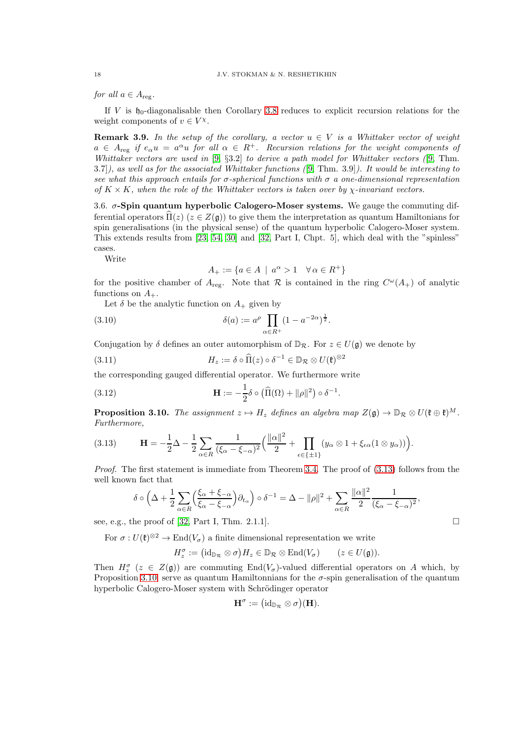*for all $a \in A_{\mathrm{reg}}$.*

If $V$ is $\mathfrak{h}_0$-diagonalisable then Corollary 3.8 reduces to explicit recursion relations for the weight components of $v \in V^\chi$.

**Remark 3.9.** *In the setup of the corollary, a vector $u \in V$ is a Whittaker vector of weight $a \in A_{\mathrm{reg}}$ if $e_\alpha u = a^\alpha u$ for all $\alpha \in R^+$. Recursion relations for the weight components of Whittaker vectors are used in [9, §3.2] to derive a path model for Whittaker vectors ([9, Thm. 3.7]), as well as for the associated Whittaker functions ([9, Thm. 3.9]). It would be interesting to see what this approach entails for $\sigma$-spherical functions with $\sigma$ a one-dimensional representation of $K \times K$, when the role of the Whittaker vectors is taken over by $\chi$-invariant vectors.*

3.6. **$\sigma$-Spin quantum hyperbolic Calogero-Moser systems.** We gauge the commuting differential operators $\widehat{\Pi}(z)$ ($z \in Z(\mathfrak{g})$) to give them the interpretation as quantum Hamiltonians for spin generalisations (in the physical sense) of the quantum hyperbolic Calogero-Moser system. This extends results from [23, 54, 30] and [32, Part I, Chpt. 5], which deal with the "spinless" cases.

Write

$$A_+ := \{a \in A \mid a^\alpha > 1 \quad \forall\, \alpha \in R^+\}$$

for the positive chamber of $A_{\mathrm{reg}}$. Note that $\mathcal{R}$ is contained in the ring $C^\omega(A_+)$ of analytic functions on $A_+$.

Let $\delta$ be the analytic function on $A_+$ given by

$$\delta(a) := a^\rho \prod_{\alpha \in R^+} (1 - a^{-2\alpha})^{\frac{1}{2}}. \tag{3.10}$$

Conjugation by $\delta$ defines an outer automorphism of $\mathbb{D}_{\mathcal{R}}$. For $z \in U(\mathfrak{g})$ we denote by

$$H_z := \delta \circ \widehat{\Pi}(z) \circ \delta^{-1} \in \mathbb{D}_{\mathcal{R}} \otimes U(\mathfrak{k})^{\otimes 2} \tag{3.11}$$

the corresponding gauged differential operator. We furthermore write

$$\mathbf{H} := -\frac{1}{2}\delta \circ \big(\widehat{\Pi}(\Omega) + \|\rho\|^2\big) \circ \delta^{-1}. \tag{3.12}$$

**Proposition 3.10.** *The assignment $z \mapsto H_z$ defines an algebra map $Z(\mathfrak{g}) \to \mathbb{D}_{\mathcal{R}} \otimes U(\mathfrak{k} \oplus \mathfrak{k})^M$. Furthermore,*

$$\mathbf{H} = -\frac{1}{2}\Delta - \frac{1}{2}\sum_{\alpha \in R} \frac{1}{(\xi_\alpha - \xi_{-\alpha})^2}\Big(\frac{\|\alpha\|^2}{2} + \prod_{\epsilon \in \{\pm 1\}} (y_\alpha \otimes 1 + \xi_{\epsilon\alpha}(1 \otimes y_\alpha))\Big). \tag{3.13}$$

*Proof.* The first statement is immediate from Theorem 3.4. The proof of (3.13) follows from the well known fact that

$$\delta \circ \Big(\Delta + \frac{1}{2}\sum_{\alpha \in R}\Big(\frac{\xi_\alpha + \xi_{-\alpha}}{\xi_\alpha - \xi_{-\alpha}}\Big)\partial_{t_\alpha}\Big) \circ \delta^{-1} = \Delta - \|\rho\|^2 + \sum_{\alpha \in R} \frac{\|\alpha\|^2}{2}\frac{1}{(\xi_\alpha - \xi_{-\alpha})^2},$$

see, e.g., the proof of [32, Part I, Thm. 2.1.1]. $\square$

For $\sigma : U(\mathfrak{k})^{\otimes 2} \to \mathrm{End}(V_\sigma)$ a finite dimensional representation we write

$$H_z^\sigma := \big(\mathrm{id}_{\mathbb{D}_{\mathcal{R}}} \otimes \sigma\big) H_z \in \mathbb{D}_{\mathcal{R}} \otimes \mathrm{End}(V_\sigma) \qquad (z \in U(\mathfrak{g})).$$

Then $H_z^\sigma$ ($z \in Z(\mathfrak{g})$) are commuting $\mathrm{End}(V_\sigma)$-valued differential operators on $A$ which, by Proposition 3.10, serve as quantum Hamiltonnians for the $\sigma$-spin generalisation of the quantum hyperbolic Calogero-Moser system with Schrödinger operator

$$\mathbf{H}^\sigma := \big(\mathrm{id}_{\mathbb{D}_{\mathcal{R}}} \otimes \sigma\big)(\mathbf{H}).$$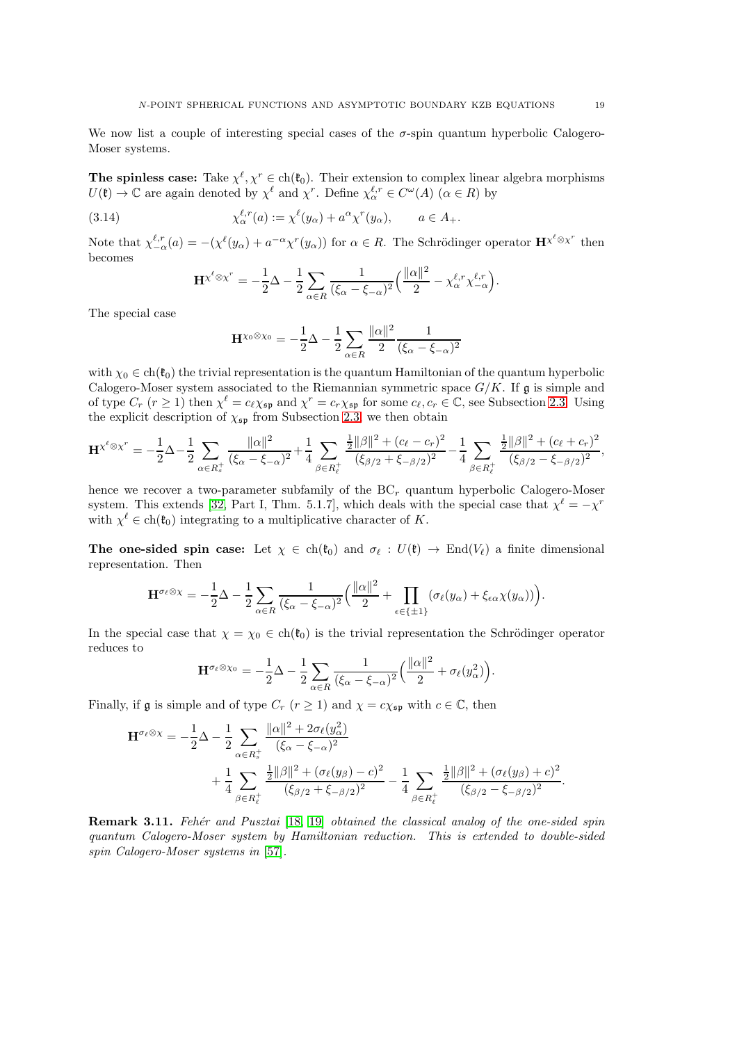We now list a couple of interesting special cases of the $\sigma$-spin quantum hyperbolic Calogero-Moser systems.

**The spinless case:** Take $\chi^\ell, \chi^r \in \mathrm{ch}(\mathfrak{k}_0)$. Their extension to complex linear algebra morphisms $U(\mathfrak{k}) \to \mathbb{C}$ are again denoted by $\chi^\ell$ and $\chi^r$. Define $\chi^{\ell,r}_\alpha \in C^\omega(A)$ ($\alpha \in R$) by

$$\chi^{\ell,r}_\alpha(a) := \chi^\ell(y_\alpha) + a^\alpha \chi^r(y_\alpha), \qquad a \in A_+. \tag{3.14}$$

Note that $\chi^{\ell,r}_{-\alpha}(a) = -(\chi^\ell(y_\alpha) + a^{-\alpha}\chi^r(y_\alpha))$ for $\alpha \in R$. The Schrödinger operator $\mathbf{H}^{\chi^\ell \otimes \chi^r}$ then becomes

$$\mathbf{H}^{\chi^\ell \otimes \chi^r} = -\frac{1}{2}\Delta - \frac{1}{2}\sum_{\alpha \in R} \frac{1}{(\xi_\alpha - \xi_{-\alpha})^2}\Big(\frac{\|\alpha\|^2}{2} - \chi^{\ell,r}_\alpha \chi^{\ell,r}_{-\alpha}\Big).$$

The special case

$$\mathbf{H}^{\chi_0 \otimes \chi_0} = -\frac{1}{2}\Delta - \frac{1}{2}\sum_{\alpha \in R} \frac{\|\alpha\|^2}{2}\frac{1}{(\xi_\alpha - \xi_{-\alpha})^2}$$

with $\chi_0 \in \mathrm{ch}(\mathfrak{k}_0)$ the trivial representation is the quantum Hamiltonian of the quantum hyperbolic Calogero-Moser system associated to the Riemannian symmetric space $G/K$. If $\mathfrak{g}$ is simple and of type $C_r$ ($r \geq 1$) then $\chi^\ell = c_\ell \chi_{\mathfrak{sp}}$ and $\chi^r = c_r \chi_{\mathfrak{sp}}$ for some $c_\ell, c_r \in \mathbb{C}$, see Subsection 2.3. Using the explicit description of $\chi_{\mathfrak{sp}}$ from Subsection 2.3, we then obtain

$$\mathbf{H}^{\chi^\ell \otimes \chi^r} = -\frac{1}{2}\Delta - \frac{1}{2}\sum_{\alpha \in R_s^+} \frac{\|\alpha\|^2}{(\xi_\alpha - \xi_{-\alpha})^2} + \frac{1}{4}\sum_{\beta \in R_\ell^+} \frac{\frac{1}{2}\|\beta\|^2 + (c_\ell - c_r)^2}{(\xi_{\beta/2} + \xi_{-\beta/2})^2} - \frac{1}{4}\sum_{\beta \in R_\ell^+} \frac{\frac{1}{2}\|\beta\|^2 + (c_\ell + c_r)^2}{(\xi_{\beta/2} - \xi_{-\beta/2})^2},$$

hence we recover a two-parameter subfamily of the $\mathrm{BC}_r$ quantum hyperbolic Calogero-Moser system. This extends [32, Part I, Thm. 5.1.7], which deals with the special case that $\chi^\ell = -\chi^r$ with $\chi^\ell \in \mathrm{ch}(\mathfrak{k}_0)$ integrating to a multiplicative character of $K$.

**The one-sided spin case:** Let $\chi \in \mathrm{ch}(\mathfrak{k}_0)$ and $\sigma_\ell : U(\mathfrak{k}) \to \mathrm{End}(V_\ell)$ a finite dimensional representation. Then

$$\mathbf{H}^{\sigma_\ell \otimes \chi} = -\frac{1}{2}\Delta - \frac{1}{2}\sum_{\alpha \in R} \frac{1}{(\xi_\alpha - \xi_{-\alpha})^2}\Big(\frac{\|\alpha\|^2}{2} + \prod_{\epsilon \in \{\pm 1\}} (\sigma_\ell(y_\alpha) + \xi_{\epsilon\alpha}\chi(y_\alpha))\Big).$$

In the special case that $\chi = \chi_0 \in \mathrm{ch}(\mathfrak{k}_0)$ is the trivial representation the Schrödinger operator reduces to

$$\mathbf{H}^{\sigma_\ell \otimes \chi_0} = -\frac{1}{2}\Delta - \frac{1}{2}\sum_{\alpha \in R} \frac{1}{(\xi_\alpha - \xi_{-\alpha})^2}\Big(\frac{\|\alpha\|^2}{2} + \sigma_\ell(y_\alpha^2)\Big).$$

Finally, if $\mathfrak{g}$ is simple and of type $C_r$ ($r \geq 1$) and $\chi = c\chi_{\mathfrak{sp}}$ with $c \in \mathbb{C}$, then

$$\begin{aligned}\mathbf{H}^{\sigma_\ell \otimes \chi} = &-\frac{1}{2}\Delta - \frac{1}{2}\sum_{\alpha \in R_s^+} \frac{\|\alpha\|^2 + 2\sigma_\ell(y_\alpha^2)}{(\xi_\alpha - \xi_{-\alpha})^2} \\ &+ \frac{1}{4}\sum_{\beta \in R_\ell^+} \frac{\frac{1}{2}\|\beta\|^2 + (\sigma_\ell(y_\beta) - c)^2}{(\xi_{\beta/2} + \xi_{-\beta/2})^2} - \frac{1}{4}\sum_{\beta \in R_\ell^+} \frac{\frac{1}{2}\|\beta\|^2 + (\sigma_\ell(y_\beta) + c)^2}{(\xi_{\beta/2} - \xi_{-\beta/2})^2}.\end{aligned}$$

**Remark 3.11.** *Fehér and Pusztai [18, 19] obtained the classical analog of the one-sided spin quantum Calogero-Moser system by Hamiltonian reduction. This is extended to double-sided spin Calogero-Moser systems in [57].*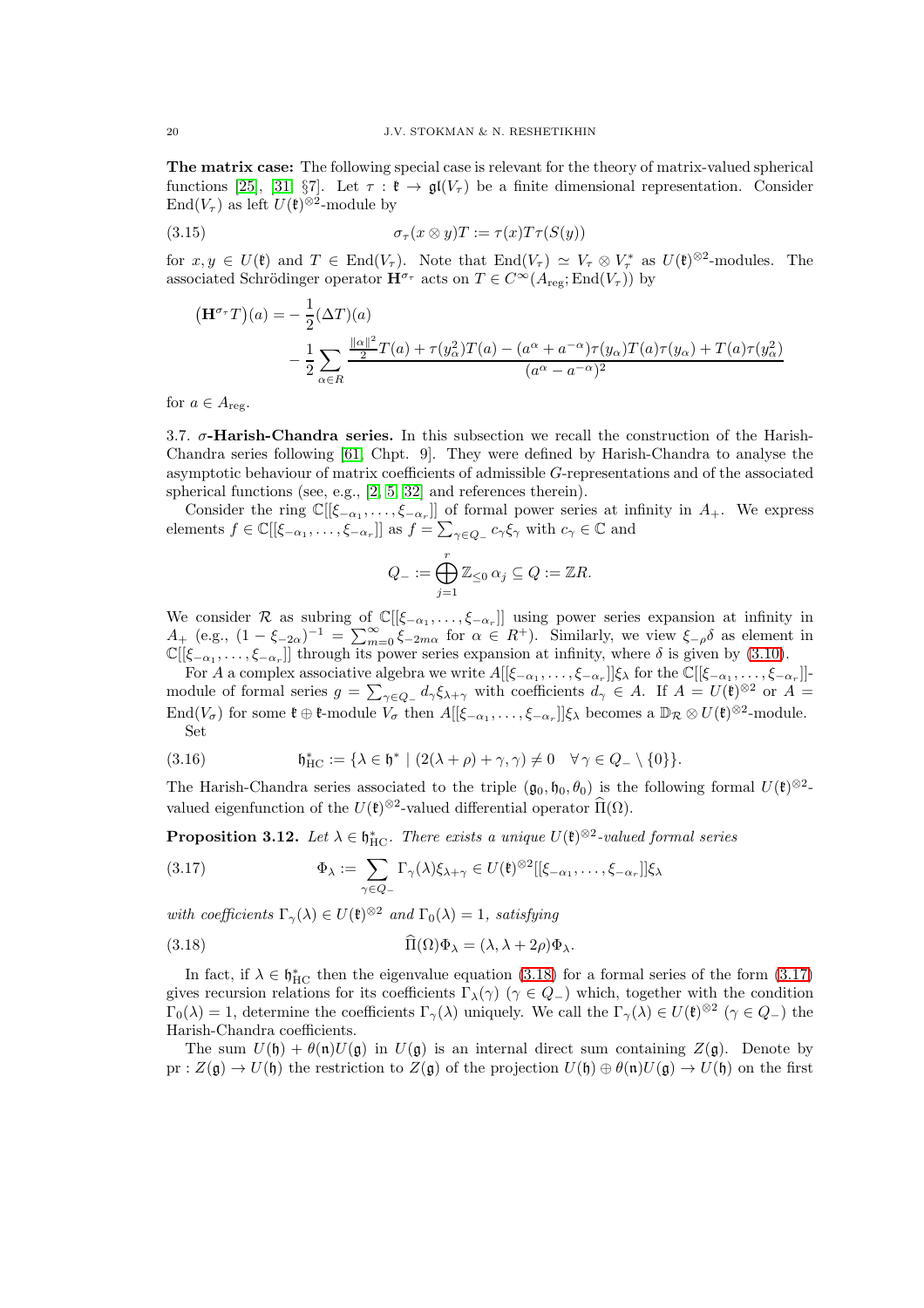**The matrix case:** The following special case is relevant for the theory of matrix-valued spherical functions [25], [31, §7]. Let $\tau : \mathfrak{k} \to \mathfrak{gl}(V_\tau)$ be a finite dimensional representation. Consider $\mathrm{End}(V_\tau)$ as left $U(\mathfrak{k})^{\otimes 2}$-module by

$$\sigma_\tau(x \otimes y)T := \tau(x)T\tau(S(y)) \tag{3.15}$$

for $x, y \in U(\mathfrak{k})$ and $T \in \mathrm{End}(V_\tau)$. Note that $\mathrm{End}(V_\tau) \simeq V_\tau \otimes V_\tau^*$ as $U(\mathfrak{k})^{\otimes 2}$-modules. The associated Schrödinger operator $\mathbf{H}^{\sigma_\tau}$ acts on $T \in C^\infty(A_{\mathrm{reg}}; \mathrm{End}(V_\tau))$ by

$$\begin{aligned}
\big(\mathbf{H}^{\sigma_\tau}T\big)(a) = &-\frac{1}{2}(\Delta T)(a) \\
&- \frac{1}{2}\sum_{\alpha \in R} \frac{\frac{\|\alpha\|^2}{2}T(a) + \tau(y_\alpha^2)T(a) - (a^\alpha + a^{-\alpha})\tau(y_\alpha)T(a)\tau(y_\alpha) + T(a)\tau(y_\alpha^2)}{(a^\alpha - a^{-\alpha})^2}
\end{aligned}$$

for $a \in A_{\mathrm{reg}}$.

### 3.7. $\sigma$-Harish-Chandra series.

In this subsection we recall the construction of the Harish-Chandra series following [61, Chpt. 9]. They were defined by Harish-Chandra to analyse the asymptotic behaviour of matrix coefficients of admissible $G$-representations and of the associated spherical functions (see, e.g., [2, 5, 32] and references therein).

Consider the ring $\mathbb{C}[[\xi_{-\alpha_1}, \ldots, \xi_{-\alpha_r}]]$ of formal power series at infinity in $A_+$. We express elements $f \in \mathbb{C}[[\xi_{-\alpha_1}, \ldots, \xi_{-\alpha_r}]]$ as $f = \sum_{\gamma \in Q_-} c_\gamma \xi_\gamma$ with $c_\gamma \in \mathbb{C}$ and

$$Q_- := \bigoplus_{j=1}^r \mathbb{Z}_{\leq 0}\, \alpha_j \subseteq Q := \mathbb{Z}R.$$

We consider $\mathcal{R}$ as subring of $\mathbb{C}[[\xi_{-\alpha_1}, \ldots, \xi_{-\alpha_r}]]$ using power series expansion at infinity in $A_+$ (e.g., $(1 - \xi_{-2\alpha})^{-1} = \sum_{m=0}^\infty \xi_{-2m\alpha}$ for $\alpha \in R^+$). Similarly, we view $\xi_{-\rho}\delta$ as element in $\mathbb{C}[[\xi_{-\alpha_1}, \ldots, \xi_{-\alpha_r}]]$ through its power series expansion at infinity, where $\delta$ is given by (3.10).

For $A$ a complex associative algebra we write $A[[\xi_{-\alpha_1}, \ldots, \xi_{-\alpha_r}]]\xi_\lambda$ for the $\mathbb{C}[[\xi_{-\alpha_1}, \ldots, \xi_{-\alpha_r}]]$-module of formal series $g = \sum_{\gamma \in Q_-} d_\gamma \xi_{\lambda+\gamma}$ with coefficients $d_\gamma \in A$. If $A = U(\mathfrak{k})^{\otimes 2}$ or $A = \mathrm{End}(V_\sigma)$ for some $\mathfrak{k} \oplus \mathfrak{k}$-module $V_\sigma$ then $A[[\xi_{-\alpha_1}, \ldots, \xi_{-\alpha_r}]]\xi_\lambda$ becomes a $\mathbb{D}_{\mathcal{R}} \otimes U(\mathfrak{k})^{\otimes 2}$-module.

Set

$$\mathfrak{h}^*_{\mathrm{HC}} := \{\lambda \in \mathfrak{h}^* \mid (2(\lambda + \rho) + \gamma, \gamma) \neq 0 \quad \forall \gamma \in Q_- \setminus \{0\}\}. \tag{3.16}$$

The Harish-Chandra series associated to the triple $(\mathfrak{g}_0, \mathfrak{h}_0, \theta_0)$ is the following formal $U(\mathfrak{k})^{\otimes 2}$-valued eigenfunction of the $U(\mathfrak{k})^{\otimes 2}$-valued differential operator $\widehat{\Pi}(\Omega)$.

**Proposition 3.12.** *Let $\lambda \in \mathfrak{h}^*_{\mathrm{HC}}$. There exists a unique $U(\mathfrak{k})^{\otimes 2}$-valued formal series*

$$\Phi_\lambda := \sum_{\gamma \in Q_-} \Gamma_\gamma(\lambda)\xi_{\lambda+\gamma} \in U(\mathfrak{k})^{\otimes 2}[[\xi_{-\alpha_1}, \ldots, \xi_{-\alpha_r}]]\xi_\lambda \tag{3.17}$$

*with coefficients $\Gamma_\gamma(\lambda) \in U(\mathfrak{k})^{\otimes 2}$ and $\Gamma_0(\lambda) = 1$, satisfying*

$$\widehat{\Pi}(\Omega)\Phi_\lambda = (\lambda, \lambda + 2\rho)\Phi_\lambda. \tag{3.18}$$

In fact, if $\lambda \in \mathfrak{h}^*_{\mathrm{HC}}$ then the eigenvalue equation (3.18) for a formal series of the form (3.17) gives recursion relations for its coefficients $\Gamma_\lambda(\gamma)$ ($\gamma \in Q_-$) which, together with the condition $\Gamma_0(\lambda) = 1$, determine the coefficients $\Gamma_\gamma(\lambda)$ uniquely. We call the $\Gamma_\gamma(\lambda) \in U(\mathfrak{k})^{\otimes 2}$ ($\gamma \in Q_-$) the Harish-Chandra coefficients.

The sum $U(\mathfrak{h}) + \theta(\mathfrak{n})U(\mathfrak{g})$ in $U(\mathfrak{g})$ is an internal direct sum containing $Z(\mathfrak{g})$. Denote by $\mathrm{pr} : Z(\mathfrak{g}) \to U(\mathfrak{h})$ the restriction to $Z(\mathfrak{g})$ of the projection $U(\mathfrak{h}) \oplus \theta(\mathfrak{n})U(\mathfrak{g}) \to U(\mathfrak{h})$ on the first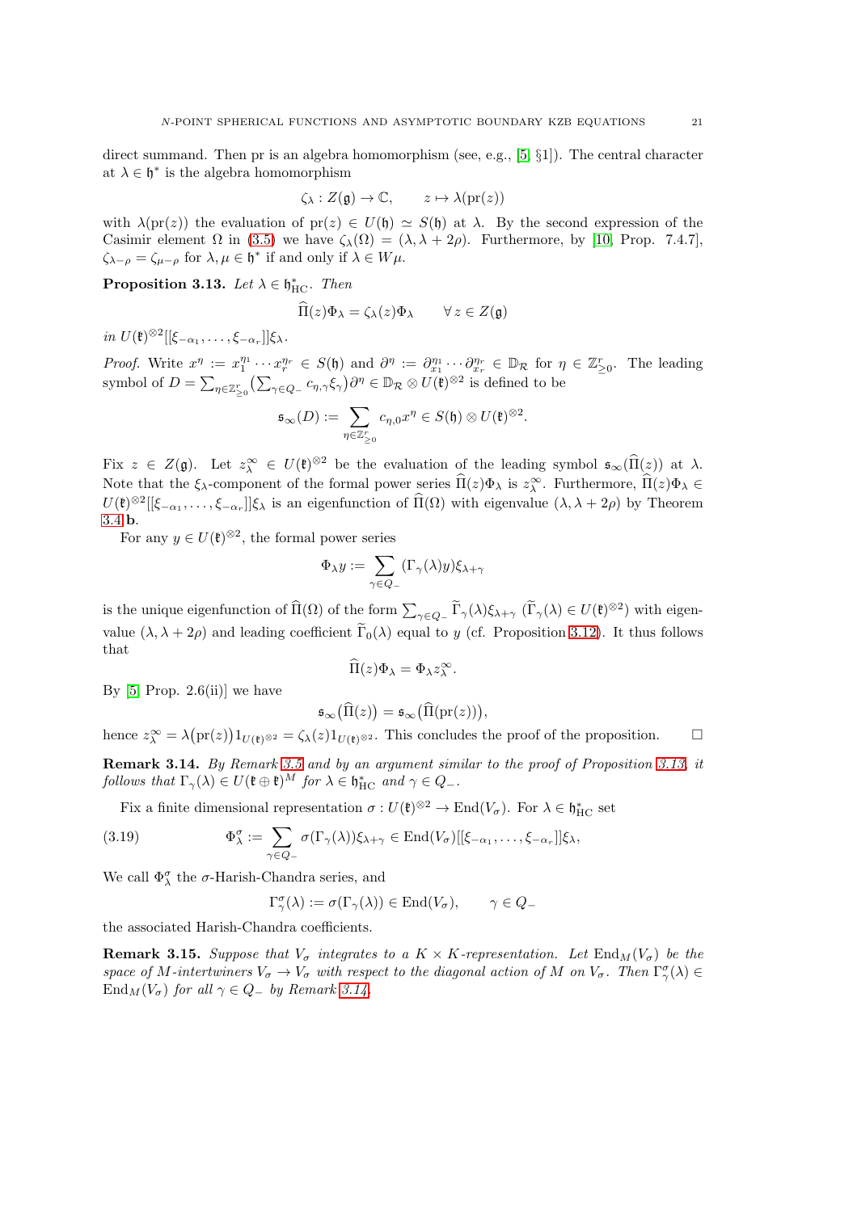direct summand. Then pr is an algebra homomorphism (see, e.g., [5, §1]). The central character at $\lambda \in \mathfrak{h}^*$ is the algebra homomorphism

$$\zeta_\lambda : Z(\mathfrak{g}) \to \mathbb{C}, \qquad z \mapsto \lambda(\mathrm{pr}(z))$$

with $\lambda(\mathrm{pr}(z))$ the evaluation of $\mathrm{pr}(z) \in U(\mathfrak{h}) \simeq S(\mathfrak{h})$ at $\lambda$. By the second expression of the Casimir element $\Omega$ in (3.5) we have $\zeta_\lambda(\Omega) = (\lambda, \lambda + 2\rho)$. Furthermore, by [10, Prop. 7.4.7], $\zeta_{\lambda-\rho} = \zeta_{\mu-\rho}$ for $\lambda, \mu \in \mathfrak{h}^*$ if and only if $\lambda \in W\mu$.

**Proposition 3.13.** *Let $\lambda \in \mathfrak{h}^*_{\mathrm{HC}}$. Then*

$$\widehat{\Pi}(z)\Phi_\lambda = \zeta_\lambda(z)\Phi_\lambda \qquad \forall\, z \in Z(\mathfrak{g})$$

*in $U(\mathfrak{k})^{\otimes 2}[[\xi_{-\alpha_1}, \ldots, \xi_{-\alpha_r}]]\xi_\lambda$.*

*Proof.* Write $x^\eta := x_1^{\eta_1} \cdots x_r^{\eta_r} \in S(\mathfrak{h})$ and $\partial^\eta := \partial_{x_1}^{\eta_1} \cdots \partial_{x_r}^{\eta_r} \in \mathbb{D}_{\mathcal{R}}$ for $\eta \in \mathbb{Z}^r_{\geq 0}$. The leading symbol of $D = \sum_{\eta \in \mathbb{Z}^r_{\geq 0}} \big(\sum_{\gamma \in Q_-} c_{\eta,\gamma}\xi_\gamma\big)\partial^\eta \in \mathbb{D}_{\mathcal{R}} \otimes U(\mathfrak{k})^{\otimes 2}$ is defined to be

$$\mathfrak{s}_\infty(D) := \sum_{\eta \in \mathbb{Z}^r_{\geq 0}} c_{\eta,0}x^\eta \in S(\mathfrak{h}) \otimes U(\mathfrak{k})^{\otimes 2}.$$

Fix $z \in Z(\mathfrak{g})$. Let $z_\lambda^\infty \in U(\mathfrak{k})^{\otimes 2}$ be the evaluation of the leading symbol $\mathfrak{s}_\infty(\widehat{\Pi}(z))$ at $\lambda$. Note that the $\xi_\lambda$-component of the formal power series $\widehat{\Pi}(z)\Phi_\lambda$ is $z_\lambda^\infty$. Furthermore, $\widehat{\Pi}(z)\Phi_\lambda \in U(\mathfrak{k})^{\otimes 2}[[\xi_{-\alpha_1}, \ldots, \xi_{-\alpha_r}]]\xi_\lambda$ is an eigenfunction of $\widehat{\Pi}(\Omega)$ with eigenvalue $(\lambda, \lambda + 2\rho)$ by Theorem 3.4**b**.

For any $y \in U(\mathfrak{k})^{\otimes 2}$, the formal power series

$$\Phi_\lambda y := \sum_{\gamma \in Q_-} (\Gamma_\gamma(\lambda)y)\xi_{\lambda+\gamma}$$

is the unique eigenfunction of $\widehat{\Pi}(\Omega)$ of the form $\sum_{\gamma \in Q_-} \widetilde{\Gamma}_\gamma(\lambda)\xi_{\lambda+\gamma}$ ($\widetilde{\Gamma}_\gamma(\lambda) \in U(\mathfrak{k})^{\otimes 2}$) with eigenvalue $(\lambda, \lambda + 2\rho)$ and leading coefficient $\widetilde{\Gamma}_0(\lambda)$ equal to $y$ (cf. Proposition 3.12). It thus follows that

$$\widehat{\Pi}(z)\Phi_\lambda = \Phi_\lambda z_\lambda^\infty.$$

By [5, Prop. 2.6(ii)] we have

$$\mathfrak{s}_\infty\big(\widehat{\Pi}(z)\big) = \mathfrak{s}_\infty\big(\widehat{\Pi}(\mathrm{pr}(z))\big),$$

hence $z_\lambda^\infty = \lambda\big(\mathrm{pr}(z)\big)1_{U(\mathfrak{k})^{\otimes 2}} = \zeta_\lambda(z)1_{U(\mathfrak{k})^{\otimes 2}}$. This concludes the proof of the proposition. $\square$

**Remark 3.14.** *By Remark 3.5 and by an argument similar to the proof of Proposition 3.13, it follows that $\Gamma_\gamma(\lambda) \in U(\mathfrak{k} \oplus \mathfrak{k})^M$ for $\lambda \in \mathfrak{h}^*_{\mathrm{HC}}$ and $\gamma \in Q_-$.*

Fix a finite dimensional representation $\sigma : U(\mathfrak{k})^{\otimes 2} \to \mathrm{End}(V_\sigma)$. For $\lambda \in \mathfrak{h}^*_{\mathrm{HC}}$ set

$$\Phi_\lambda^\sigma := \sum_{\gamma \in Q_-} \sigma(\Gamma_\gamma(\lambda))\xi_{\lambda+\gamma} \in \mathrm{End}(V_\sigma)[[\xi_{-\alpha_1}, \ldots, \xi_{-\alpha_r}]]\xi_\lambda, \tag{3.19}$$

We call $\Phi_\lambda^\sigma$ the $\sigma$-Harish-Chandra series, and

$$\Gamma_\gamma^\sigma(\lambda) := \sigma(\Gamma_\gamma(\lambda)) \in \mathrm{End}(V_\sigma), \qquad \gamma \in Q_-$$

the associated Harish-Chandra coefficients.

**Remark 3.15.** *Suppose that $V_\sigma$ integrates to a $K \times K$-representation. Let $\mathrm{End}_M(V_\sigma)$ be the space of $M$-intertwiners $V_\sigma \to V_\sigma$ with respect to the diagonal action of $M$ on $V_\sigma$. Then $\Gamma_\gamma^\sigma(\lambda) \in \mathrm{End}_M(V_\sigma)$ for all $\gamma \in Q_-$ by Remark 3.14.*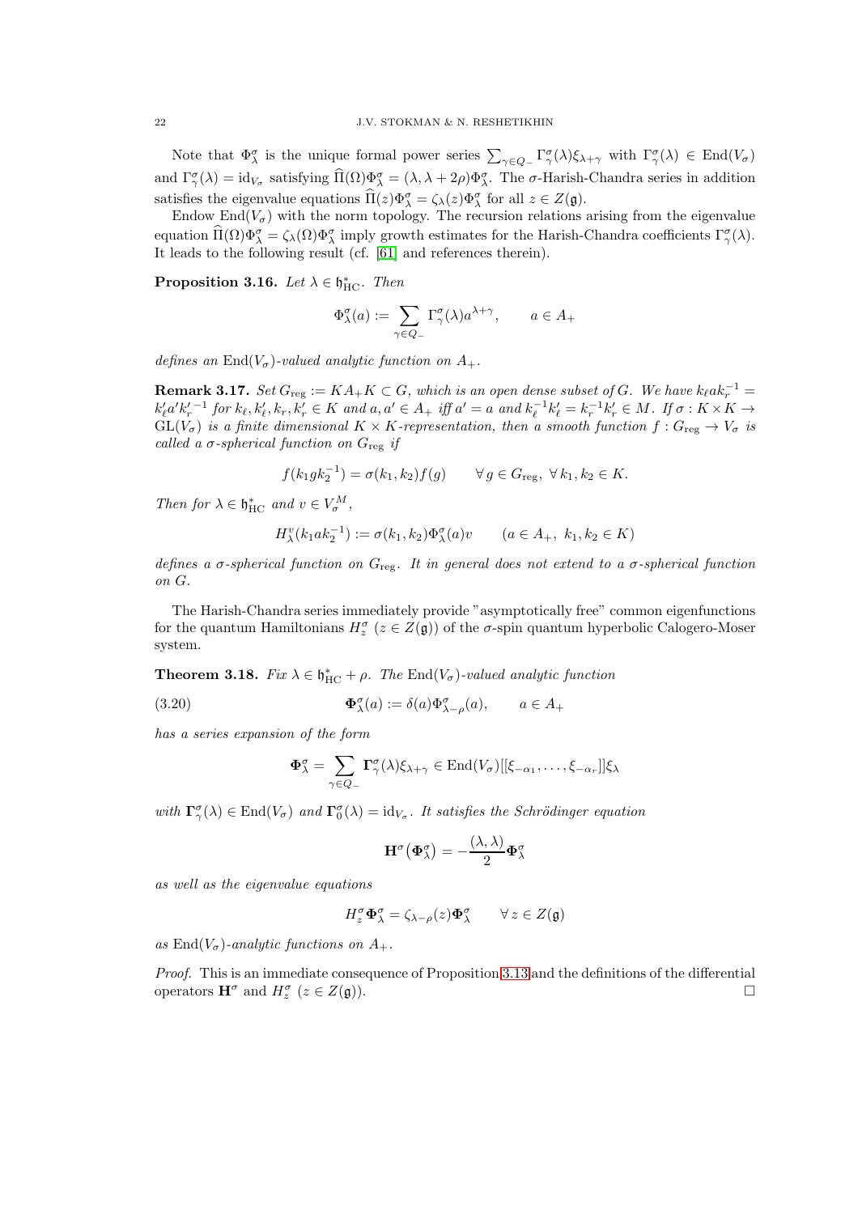Note that $\Phi_\lambda^\sigma$ is the unique formal power series $\sum_{\gamma\in Q_-}\Gamma_\gamma^\sigma(\lambda)\xi_{\lambda+\gamma}$ with $\Gamma_\gamma^\sigma(\lambda)\in \mathrm{End}(V_\sigma)$ and $\Gamma_\gamma^\sigma(\lambda)=\mathrm{id}_{V_\sigma}$ satisfying $\widehat{\Pi}(\Omega)\Phi_\lambda^\sigma=(\lambda,\lambda+2\rho)\Phi_\lambda^\sigma$. The $\sigma$-Harish-Chandra series in addition satisfies the eigenvalue equations $\widehat{\Pi}(z)\Phi_\lambda^\sigma=\zeta_\lambda(z)\Phi_\lambda^\sigma$ for all $z\in Z(\mathfrak{g})$.

Endow $\mathrm{End}(V_\sigma)$ with the norm topology. The recursion relations arising from the eigenvalue equation $\widehat{\Pi}(\Omega)\Phi_\lambda^\sigma=\zeta_\lambda(\Omega)\Phi_\lambda^\sigma$ imply growth estimates for the Harish-Chandra coefficients $\Gamma_\gamma^\sigma(\lambda)$. It leads to the following result (cf. [61] and references therein).

**Proposition 3.16.** *Let $\lambda\in\mathfrak{h}_{\mathrm{HC}}^*$. Then*

$$\Phi_\lambda^\sigma(a):=\sum_{\gamma\in Q_-}\Gamma_\gamma^\sigma(\lambda)a^{\lambda+\gamma},\qquad a\in A_+$$

*defines an $\mathrm{End}(V_\sigma)$-valued analytic function on $A_+$.*

**Remark 3.17.** *Set $G_{\mathrm{reg}}:=KA_+K\subset G$, which is an open dense subset of $G$. We have $k_\ell a k_r^{-1}=k_\ell' a' k_r'^{-1}$ for $k_\ell,k_\ell',k_r,k_r'\in K$ and $a,a'\in A_+$ iff $a'=a$ and $k_\ell^{-1}k_\ell'=k_r^{-1}k_r'\in M$. If $\sigma: K\times K\to \mathrm{GL}(V_\sigma)$ is a finite dimensional $K\times K$-representation, then a smooth function $f: G_{\mathrm{reg}}\to V_\sigma$ is called a $\sigma$-spherical function on $G_{\mathrm{reg}}$ if*

$$f(k_1gk_2^{-1})=\sigma(k_1,k_2)f(g)\qquad \forall\, g\in G_{\mathrm{reg}},\ \forall\, k_1,k_2\in K.$$

*Then for $\lambda\in\mathfrak{h}_{\mathrm{HC}}^*$ and $v\in V_\sigma^M$,*

$$H_\lambda^v(k_1ak_2^{-1}):=\sigma(k_1,k_2)\Phi_\lambda^\sigma(a)v\qquad (a\in A_+,\ k_1,k_2\in K)$$

*defines a $\sigma$-spherical function on $G_{\mathrm{reg}}$. It in general does not extend to a $\sigma$-spherical function on $G$.*

The Harish-Chandra series immediately provide "asymptotically free" common eigenfunctions for the quantum Hamiltonians $H_z^\sigma$ ($z\in Z(\mathfrak{g})$) of the $\sigma$-spin quantum hyperbolic Calogero-Moser system.

**Theorem 3.18.** *Fix $\lambda\in\mathfrak{h}_{\mathrm{HC}}^*+\rho$. The $\mathrm{End}(V_\sigma)$-valued analytic function*

$$\mathbf{\Phi}_\lambda^\sigma(a):=\delta(a)\Phi_{\lambda-\rho}^\sigma(a),\qquad a\in A_+ \tag{3.20}$$

*has a series expansion of the form*

$$\mathbf{\Phi}_\lambda^\sigma=\sum_{\gamma\in Q_-}\mathbf{\Gamma}_\gamma^\sigma(\lambda)\xi_{\lambda+\gamma}\in \mathrm{End}(V_\sigma)[[\xi_{-\alpha_1},\ldots,\xi_{-\alpha_r}]]\xi_\lambda$$

*with $\mathbf{\Gamma}_\gamma^\sigma(\lambda)\in\mathrm{End}(V_\sigma)$ and $\mathbf{\Gamma}_0^\sigma(\lambda)=\mathrm{id}_{V_\sigma}$. It satisfies the Schrödinger equation*

$$\mathbf{H}^\sigma\big(\mathbf{\Phi}_\lambda^\sigma\big)=-\frac{(\lambda,\lambda)}{2}\mathbf{\Phi}_\lambda^\sigma$$

*as well as the eigenvalue equations*

$$H_z^\sigma\mathbf{\Phi}_\lambda^\sigma=\zeta_{\lambda-\rho}(z)\mathbf{\Phi}_\lambda^\sigma\qquad\forall\, z\in Z(\mathfrak{g})$$

*as $\mathrm{End}(V_\sigma)$-analytic functions on $A_+$.*

*Proof.* This is an immediate consequence of Proposition 3.13 and the definitions of the differential operators $\mathbf{H}^\sigma$ and $H_z^\sigma$ ($z\in Z(\mathfrak{g})$). □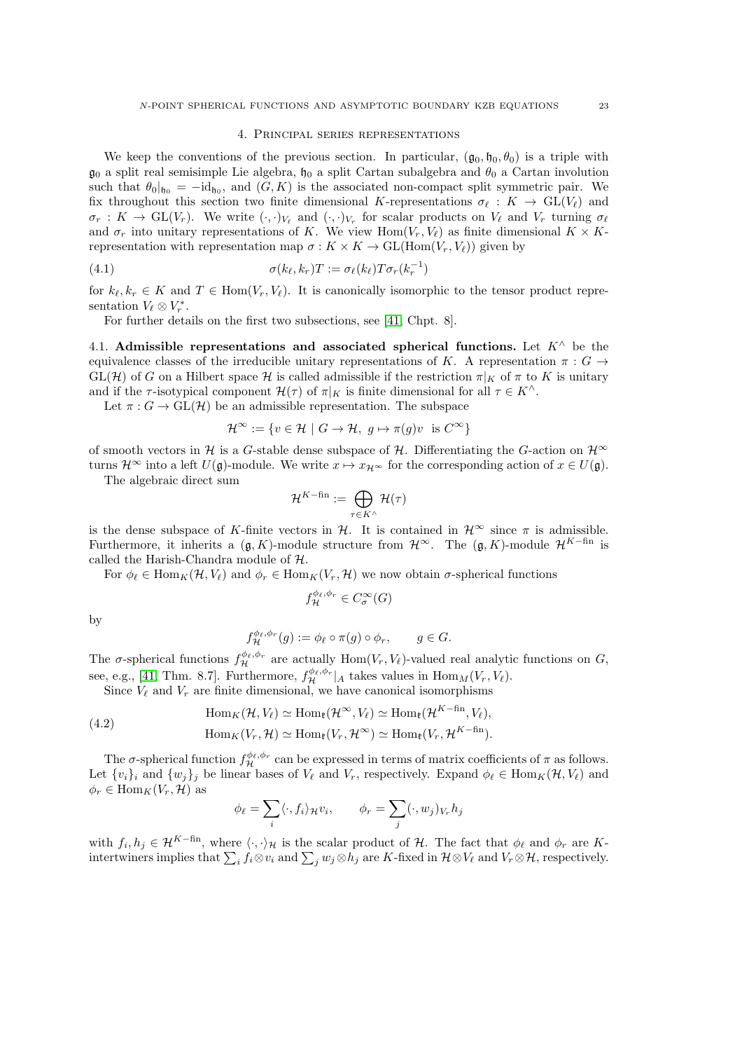## 4. Principal series representations

We keep the conventions of the previous section. In particular, $(\mathfrak{g}_0, \mathfrak{h}_0, \theta_0)$ is a triple with $\mathfrak{g}_0$ a split real semisimple Lie algebra, $\mathfrak{h}_0$ a split Cartan subalgebra and $\theta_0$ a Cartan involution such that $\theta_0|_{\mathfrak{h}_0} = -\mathrm{id}_{\mathfrak{h}_0}$, and $(G, K)$ is the associated non-compact split symmetric pair. We fix throughout this section two finite dimensional $K$-representations $\sigma_\ell : K \to \mathrm{GL}(V_\ell)$ and $\sigma_r : K \to \mathrm{GL}(V_r)$. We write $(\cdot,\cdot)_{V_\ell}$ and $(\cdot,\cdot)_{V_r}$ for scalar products on $V_\ell$ and $V_r$ turning $\sigma_\ell$ and $\sigma_r$ into unitary representations of $K$. We view $\mathrm{Hom}(V_r, V_\ell)$ as finite dimensional $K \times K$-representation with representation map $\sigma : K \times K \to \mathrm{GL}(\mathrm{Hom}(V_r, V_\ell))$ given by

$$\sigma(k_\ell, k_r)T := \sigma_\ell(k_\ell) T \sigma_r(k_r^{-1}) \tag{4.1}$$

for $k_\ell, k_r \in K$ and $T \in \mathrm{Hom}(V_r, V_\ell)$. It is canonically isomorphic to the tensor product representation $V_\ell \otimes V_r^*$.

For further details on the first two subsections, see [41, Chpt. 8].

### 4.1. Admissible representations and associated spherical functions.

Let $K^\wedge$ be the equivalence classes of the irreducible unitary representations of $K$. A representation $\pi : G \to \mathrm{GL}(\mathcal{H})$ of $G$ on a Hilbert space $\mathcal{H}$ is called admissible if the restriction $\pi|_K$ of $\pi$ to $K$ is unitary and if the $\tau$-isotypical component $\mathcal{H}(\tau)$ of $\pi|_K$ is finite dimensional for all $\tau \in K^\wedge$.

Let $\pi : G \to \mathrm{GL}(\mathcal{H})$ be an admissible representation. The subspace

$$\mathcal{H}^\infty := \{ v \in \mathcal{H} \mid G \to \mathcal{H},\ g \mapsto \pi(g)v \ \text{ is } C^\infty \}$$

of smooth vectors in $\mathcal{H}$ is a $G$-stable dense subspace of $\mathcal{H}$. Differentiating the $G$-action on $\mathcal{H}^\infty$ turns $\mathcal{H}^\infty$ into a left $U(\mathfrak{g})$-module. We write $x \mapsto x_{\mathcal{H}^\infty}$ for the corresponding action of $x \in U(\mathfrak{g})$.

The algebraic direct sum

$$\mathcal{H}^{K-\mathrm{fin}} := \bigoplus_{\tau \in K^\wedge} \mathcal{H}(\tau)$$

is the dense subspace of $K$-finite vectors in $\mathcal{H}$. It is contained in $\mathcal{H}^\infty$ since $\pi$ is admissible. Furthermore, it inherits a $(\mathfrak{g}, K)$-module structure from $\mathcal{H}^\infty$. The $(\mathfrak{g}, K)$-module $\mathcal{H}^{K-\mathrm{fin}}$ is called the Harish-Chandra module of $\mathcal{H}$.

For $\phi_\ell \in \mathrm{Hom}_K(\mathcal{H}, V_\ell)$ and $\phi_r \in \mathrm{Hom}_K(V_r, \mathcal{H})$ we now obtain $\sigma$-spherical functions

$$f_{\mathcal{H}}^{\phi_\ell, \phi_r} \in C_\sigma^\infty(G)$$

by

$$f_{\mathcal{H}}^{\phi_\ell, \phi_r}(g) := \phi_\ell \circ \pi(g) \circ \phi_r, \qquad g \in G.$$

The $\sigma$-spherical functions $f_{\mathcal{H}}^{\phi_\ell,\phi_r}$ are actually $\mathrm{Hom}(V_r, V_\ell)$-valued real analytic functions on $G$, see, e.g., [41, Thm. 8.7]. Furthermore, $f_{\mathcal{H}}^{\phi_\ell,\phi_r}|_A$ takes values in $\mathrm{Hom}_M(V_r, V_\ell)$.

Since $V_\ell$ and $V_r$ are finite dimensional, we have canonical isomorphisms

$$\begin{aligned} \mathrm{Hom}_K(\mathcal{H}, V_\ell) &\simeq \mathrm{Hom}_{\mathfrak{k}}(\mathcal{H}^\infty, V_\ell) \simeq \mathrm{Hom}_{\mathfrak{k}}(\mathcal{H}^{K-\mathrm{fin}}, V_\ell), \\ \mathrm{Hom}_K(V_r, \mathcal{H}) &\simeq \mathrm{Hom}_{\mathfrak{k}}(V_r, \mathcal{H}^\infty) \simeq \mathrm{Hom}_{\mathfrak{k}}(V_r, \mathcal{H}^{K-\mathrm{fin}}). \end{aligned} \tag{4.2}$$

The $\sigma$-spherical function $f_{\mathcal{H}}^{\phi_\ell,\phi_r}$ can be expressed in terms of matrix coefficients of $\pi$ as follows. Let $\{v_i\}_i$ and $\{w_j\}_j$ be linear bases of $V_\ell$ and $V_r$, respectively. Expand $\phi_\ell \in \mathrm{Hom}_K(\mathcal{H}, V_\ell)$ and $\phi_r \in \mathrm{Hom}_K(V_r, \mathcal{H})$ as

$$\phi_\ell = \sum_i \langle \cdot, f_i \rangle_{\mathcal{H}} v_i, \qquad \phi_r = \sum_j (\cdot, w_j)_{V_r} h_j$$

with $f_i, h_j \in \mathcal{H}^{K-\mathrm{fin}}$, where $\langle \cdot, \cdot \rangle_{\mathcal{H}}$ is the scalar product of $\mathcal{H}$. The fact that $\phi_\ell$ and $\phi_r$ are $K$-intertwiners implies that $\sum_i f_i \otimes v_i$ and $\sum_j w_j \otimes h_j$ are $K$-fixed in $\mathcal{H} \otimes V_\ell$ and $V_r \otimes \mathcal{H}$, respectively.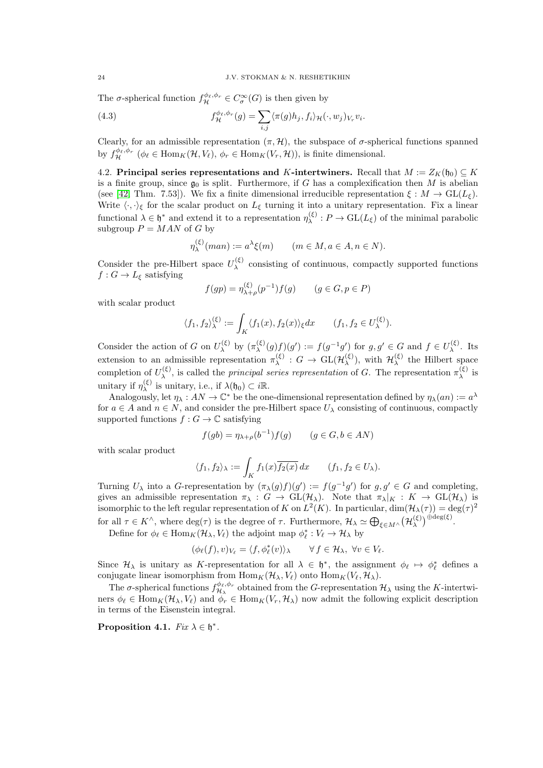The $\sigma$-spherical function $f^{\phi_\ell,\phi_r}_{\mathcal{H}} \in C^\infty_\sigma(G)$ is then given by

$$f^{\phi_\ell,\phi_r}_{\mathcal{H}}(g) = \sum_{i,j} \langle \pi(g)h_j, f_i\rangle_{\mathcal{H}} (\cdot, w_j)_{V_r} v_i. \tag{4.3}$$

Clearly, for an admissible representation $(\pi, \mathcal{H})$, the subspace of $\sigma$-spherical functions spanned by $f^{\phi_\ell,\phi_r}_{\mathcal{H}}$ ($\phi_\ell \in \mathrm{Hom}_K(\mathcal{H}, V_\ell)$, $\phi_r \in \mathrm{Hom}_K(V_r, \mathcal{H})$), is finite dimensional.

**4.2. Principal series representations and $K$-intertwiners.** Recall that $M := Z_K(\mathfrak{h}_0) \subseteq K$ is a finite group, since $\mathfrak{g}_0$ is split. Furthermore, if $G$ has a complexification then $M$ is abelian (see [42, Thm. 7.53]). We fix a finite dimensional irreducible representation $\xi : M \to \mathrm{GL}(L_\xi)$. Write $\langle \cdot, \cdot \rangle_\xi$ for the scalar product on $L_\xi$ turning it into a unitary representation. Fix a linear functional $\lambda \in \mathfrak{h}^*$ and extend it to a representation $\eta^{(\xi)}_\lambda : P \to \mathrm{GL}(L_\xi)$ of the minimal parabolic subgroup $P = MAN$ of $G$ by

$$\eta^{(\xi)}_\lambda(man) := a^\lambda \xi(m) \qquad (m \in M, a \in A, n \in N).$$

Consider the pre-Hilbert space $U^{(\xi)}_\lambda$ consisting of continuous, compactly supported functions $f : G \to L_\xi$ satisfying

$$f(gp) = \eta^{(\xi)}_{\lambda+\rho}(p^{-1}) f(g) \qquad (g \in G, p \in P)$$

with scalar product

$$\langle f_1, f_2 \rangle^{(\xi)}_\lambda := \int_K \langle f_1(x), f_2(x)\rangle_\xi dx \qquad (f_1, f_2 \in U^{(\xi)}_\lambda).$$

Consider the action of $G$ on $U^{(\xi)}_\lambda$ by $(\pi^{(\xi)}_\lambda(g)f)(g') := f(g^{-1}g')$ for $g, g' \in G$ and $f \in U^{(\xi)}_\lambda$. Its extension to an admissible representation $\pi^{(\xi)}_\lambda : G \to \mathrm{GL}(\mathcal{H}^{(\xi)}_\lambda)$, with $\mathcal{H}^{(\xi)}_\lambda$ the Hilbert space completion of $U^{(\xi)}_\lambda$, is called the *principal series representation* of $G$. The representation $\pi^{(\xi)}_\lambda$ is unitary if $\eta^{(\xi)}_\lambda$ is unitary, i.e., if $\lambda(\mathfrak{h}_0) \subset i\mathbb{R}$.

Analogously, let $\eta_\lambda : AN \to \mathbb{C}^*$ be the one-dimensional representation defined by $\eta_\lambda(an) := a^\lambda$ for $a \in A$ and $n \in N$, and consider the pre-Hilbert space $U_\lambda$ consisting of continuous, compactly supported functions $f : G \to \mathbb{C}$ satisfying

$$f(gb) = \eta_{\lambda+\rho}(b^{-1}) f(g) \qquad (g \in G, b \in AN)$$

with scalar product

$$\langle f_1, f_2 \rangle_\lambda := \int_K f_1(x)\overline{f_2(x)}\, dx \qquad (f_1, f_2 \in U_\lambda).$$

Turning $U_\lambda$ into a $G$-representation by $(\pi_\lambda(g)f)(g') := f(g^{-1}g')$ for $g, g' \in G$ and completing, gives an admissible representation $\pi_\lambda : G \to \mathrm{GL}(\mathcal{H}_\lambda)$. Note that $\pi_\lambda|_K : K \to \mathrm{GL}(\mathcal{H}_\lambda)$ is isomorphic to the left regular representation of $K$ on $L^2(K)$. In particular, $\dim(\mathcal{H}_\lambda(\tau)) = \deg(\tau)^2$ for all $\tau \in K^\wedge$, where $\deg(\tau)$ is the degree of $\tau$. Furthermore, $\mathcal{H}_\lambda \simeq \bigoplus_{\xi \in M^\wedge} \big(\mathcal{H}^{(\xi)}_\lambda\big)^{\oplus \deg(\xi)}$.

Define for $\phi_\ell \in \mathrm{Hom}_K(\mathcal{H}_\lambda, V_\ell)$ the adjoint map $\phi^*_\ell : V_\ell \to \mathcal{H}_\lambda$ by

$$(\phi_\ell(f), v)_{V_\ell} = \langle f, \phi^*_\ell(v)\rangle_\lambda \qquad \forall\, f \in \mathcal{H}_\lambda,\ \forall v \in V_\ell.$$

Since $\mathcal{H}_\lambda$ is unitary as $K$-representation for all $\lambda \in \mathfrak{h}^*$, the assignment $\phi_\ell \mapsto \phi^*_\ell$ defines a conjugate linear isomorphism from $\mathrm{Hom}_K(\mathcal{H}_\lambda, V_\ell)$ onto $\mathrm{Hom}_K(V_\ell, \mathcal{H}_\lambda)$.

The $\sigma$-spherical functions $f^{\phi_\ell,\phi_r}_{\mathcal{H}_\lambda}$ obtained from the $G$-representation $\mathcal{H}_\lambda$ using the $K$-intertwiners $\phi_\ell \in \mathrm{Hom}_K(\mathcal{H}_\lambda, V_\ell)$ and $\phi_r \in \mathrm{Hom}_K(V_r, \mathcal{H}_\lambda)$ now admit the following explicit description in terms of the Eisenstein integral.

**Proposition 4.1.** *Fix $\lambda \in \mathfrak{h}^*$.*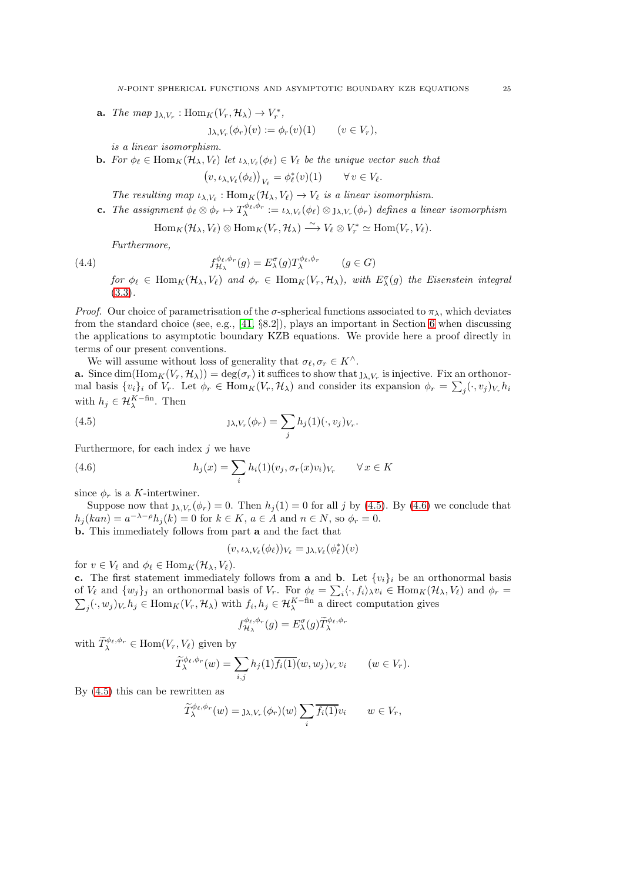**a.** *The map* $\jmath_{\lambda,V_r}: \mathrm{Hom}_K(V_r,\mathcal{H}_\lambda)\to V_r^*$,

$$\jmath_{\lambda,V_r}(\phi_r)(v):=\phi_r(v)(1)\qquad (v\in V_r),$$

*is a linear isomorphism.*

**b.** *For* $\phi_\ell\in \mathrm{Hom}_K(\mathcal{H}_\lambda,V_\ell)$ *let* $\iota_{\lambda,V_\ell}(\phi_\ell)\in V_\ell$ *be the unique vector such that*

$$\big(v,\iota_{\lambda,V_\ell}(\phi_\ell)\big)_{V_\ell}=\phi_\ell^*(v)(1)\qquad \forall\, v\in V_\ell.$$

*The resulting map* $\iota_{\lambda,V_\ell}:\mathrm{Hom}_K(\mathcal{H}_\lambda,V_\ell)\to V_\ell$ *is a linear isomorphism.*

**c.** *The assignment* $\phi_\ell\otimes\phi_r\mapsto T_\lambda^{\phi_\ell,\phi_r}:=\iota_{\lambda,V_\ell}(\phi_\ell)\otimes \jmath_{\lambda,V_r}(\phi_r)$ *defines a linear isomorphism*

$$\mathrm{Hom}_K(\mathcal{H}_\lambda,V_\ell)\otimes \mathrm{Hom}_K(V_r,\mathcal{H}_\lambda)\xrightarrow{\sim} V_\ell\otimes V_r^*\simeq \mathrm{Hom}(V_r,V_\ell).$$

*Furthermore,*

$$f_{\mathcal{H}_\lambda}^{\phi_\ell,\phi_r}(g)=E_\lambda^\sigma(g)T_\lambda^{\phi_\ell,\phi_r}\qquad (g\in G)\tag{4.4}$$

*for* $\phi_\ell\in\mathrm{Hom}_K(\mathcal{H}_\lambda,V_\ell)$ *and* $\phi_r\in \mathrm{Hom}_K(V_r,\mathcal{H}_\lambda)$, *with* $E_\lambda^\sigma(g)$ *the Eisenstein integral* (3.3).

*Proof.* Our choice of parametrisation of the $\sigma$-spherical functions associated to $\pi_\lambda$, which deviates from the standard choice (see, e.g., [41, §8.2]), plays an important in Section 6 when discussing the applications to asymptotic boundary KZB equations. We provide here a proof directly in terms of our present conventions.

We will assume without loss of generality that $\sigma_\ell,\sigma_r\in K^\wedge$.

**a.** Since $\dim(\mathrm{Hom}_K(V_r,\mathcal{H}_\lambda))=\deg(\sigma_r)$ it suffices to show that $\jmath_{\lambda,V_r}$ is injective. Fix an orthonormal basis $\{v_i\}_i$ of $V_r$. Let $\phi_r\in\mathrm{Hom}_K(V_r,\mathcal{H}_\lambda)$ and consider its expansion $\phi_r=\sum_j(\cdot,v_j)_{V_r}h_j$ with $h_j\in\mathcal{H}_\lambda^{K-\mathrm{fin}}$. Then

$$\jmath_{\lambda,V_r}(\phi_r)=\sum_j h_j(1)(\cdot,v_j)_{V_r}.\tag{4.5}$$

Furthermore, for each index $j$ we have

$$h_j(x)=\sum_i h_i(1)(v_j,\sigma_r(x)v_i)_{V_r}\qquad \forall\, x\in K\tag{4.6}$$

since $\phi_r$ is a $K$-intertwiner.

Suppose now that $\jmath_{\lambda,V_r}(\phi_r)=0$. Then $h_j(1)=0$ for all $j$ by (4.5). By (4.6) we conclude that $h_j(kan)=a^{-\lambda-\rho}h_j(k)=0$ for $k\in K$, $a\in A$ and $n\in N$, so $\phi_r=0$.

**b.** This immediately follows from part **a** and the fact that

$$(v,\iota_{\lambda,V_\ell}(\phi_\ell))_{V_\ell}=\jmath_{\lambda,V_\ell}(\phi_\ell^*)(v)$$

for $v\in V_\ell$ and $\phi_\ell\in\mathrm{Hom}_K(\mathcal{H}_\lambda,V_\ell)$.

**c.** The first statement immediately follows from **a** and **b**. Let $\{v_i\}_i$ be an orthonormal basis of $V_\ell$ and $\{w_j\}_j$ an orthonormal basis of $V_r$. For $\phi_\ell=\sum_i\langle\cdot,f_i\rangle_\lambda v_i\in\mathrm{Hom}_K(\mathcal{H}_\lambda,V_\ell)$ and $\phi_r=\sum_j(\cdot,w_j)_{V_r}h_j\in\mathrm{Hom}_K(V_r,\mathcal{H}_\lambda)$ with $f_i,h_j\in\mathcal{H}_\lambda^{K-\mathrm{fin}}$ a direct computation gives

$$f_{\mathcal{H}_\lambda}^{\phi_\ell,\phi_r}(g)=E_\lambda^\sigma(g)\widetilde{T}_\lambda^{\phi_\ell,\phi_r}$$

with $\widetilde{T}_\lambda^{\phi_\ell,\phi_r}\in\mathrm{Hom}(V_r,V_\ell)$ given by

$$\widetilde{T}_\lambda^{\phi_\ell,\phi_r}(w)=\sum_{i,j}h_j(1)\overline{f_i(1)}(w,w_j)_{V_r}v_i\qquad (w\in V_r).$$

By (4.5) this can be rewritten as

$$\widetilde{T}_\lambda^{\phi_\ell,\phi_r}(w)=\jmath_{\lambda,V_r}(\phi_r)(w)\sum_i\overline{f_i(1)}v_i\qquad w\in V_r,$$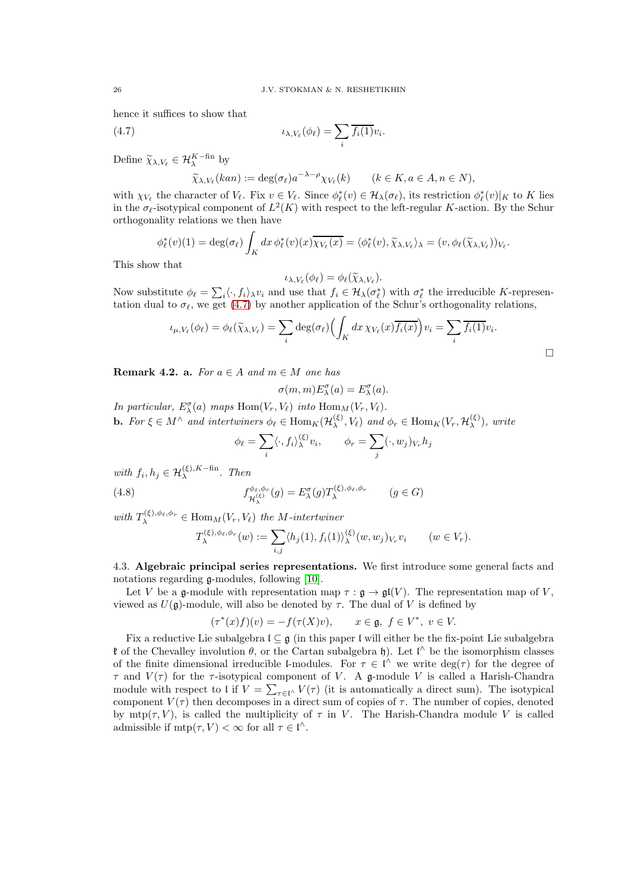hence it suffices to show that

$$\iota_{\lambda,V_\ell}(\phi_\ell)=\sum_i \overline{f_i(1)}v_i. \tag{4.7}$$

Define $\widetilde{\chi}_{\lambda,V_\ell}\in\mathcal{H}_\lambda^{K-\textrm{fin}}$ by

$$\widetilde{\chi}_{\lambda,V_\ell}(kan):=\deg(\sigma_\ell)a^{-\lambda-\rho}\chi_{V_\ell}(k)\qquad (k\in K, a\in A, n\in N),$$

with $\chi_{V_\ell}$ the character of $V_\ell$. Fix $v\in V_\ell$. Since $\phi_\ell^*(v)\in\mathcal{H}_\lambda(\sigma_\ell)$, its restriction $\phi_\ell^*(v)|_K$ to $K$ lies in the $\sigma_\ell$-isotypical component of $L^2(K)$ with respect to the left-regular $K$-action. By the Schur orthogonality relations we then have

$$\phi_\ell^*(v)(1)=\deg(\sigma_\ell)\int_K dx\,\phi_\ell^*(v)(x)\overline{\chi_{V_\ell}(x)}=\langle\phi_\ell^*(v),\widetilde{\chi}_{\lambda,V_\ell}\rangle_\lambda=(v,\phi_\ell(\widetilde{\chi}_{\lambda,V_\ell}))_{V_\ell}.$$

This show that

$$\iota_{\lambda,V_\ell}(\phi_\ell)=\phi_\ell(\widetilde{\chi}_{\lambda,V_\ell}).$$

Now substitute $\phi_\ell=\sum_i\langle\cdot,f_i\rangle_\lambda v_i$ and use that $f_i\in\mathcal{H}_\lambda(\sigma_\ell^*)$ with $\sigma_\ell^*$ the irreducible $K$-representation dual to $\sigma_\ell$, we get (4.7) by another application of the Schur's orthogonality relations,

$$\iota_{\mu,V_\ell}(\phi_\ell)=\phi_\ell(\widetilde{\chi}_{\lambda,V_\ell})=\sum_i\deg(\sigma_\ell)\Big(\int_K dx\,\chi_{V_\ell}(x)\overline{f_i(x)}\Big)v_i=\sum_i\overline{f_i(1)}v_i.$$

□

**Remark 4.2.** **a.** *For $a\in A$ and $m\in M$ one has*

$$\sigma(m,m)E_\lambda^\sigma(a)=E_\lambda^\sigma(a).$$

*In particular, $E_\lambda^\sigma(a)$ maps $\mathrm{Hom}(V_r,V_\ell)$ into $\mathrm{Hom}_M(V_r,V_\ell)$.*
**b.** *For $\xi\in M^\wedge$ and intertwiners $\phi_\ell\in\mathrm{Hom}_K(\mathcal{H}_\lambda^{(\xi)},V_\ell)$ and $\phi_r\in\mathrm{Hom}_K(V_r,\mathcal{H}_\lambda^{(\xi)})$, write*

$$\phi_\ell=\sum_i\langle\cdot,f_i\rangle_\lambda^{(\xi)}v_i,\qquad \phi_r=\sum_j(\cdot,w_j)_{V_r}h_j$$

*with $f_i,h_j\in\mathcal{H}_\lambda^{(\xi),K-\mathrm{fin}}$. Then*

$$f^{\phi_\ell,\phi_r}_{\mathcal{H}_\lambda^{(\xi)}}(g)=E_\lambda^\sigma(g)T_\lambda^{(\xi),\phi_\ell,\phi_r}\qquad (g\in G) \tag{4.8}$$

*with $T_\lambda^{(\xi),\phi_\ell,\phi_r}\in\mathrm{Hom}_M(V_r,V_\ell)$ the $M$-intertwiner*

$$T_\lambda^{(\xi),\phi_\ell,\phi_r}(w):=\sum_{i,j}\langle h_j(1),f_i(1)\rangle_\lambda^{(\xi)}(w,w_j)_{V_r}v_i\qquad (w\in V_r).$$

### 4.3. Algebraic principal series representations.

We first introduce some general facts and notations regarding $\mathfrak{g}$-modules, following [10].

Let $V$ be a $\mathfrak{g}$-module with representation map $\tau:\mathfrak{g}\to\mathfrak{gl}(V)$. The representation map of $V$, viewed as $U(\mathfrak{g})$-module, will also be denoted by $\tau$. The dual of $V$ is defined by

$$(\tau^*(x)f)(v)=-f(\tau(X)v),\qquad x\in\mathfrak{g},\ f\in V^*,\ v\in V.$$

Fix a reductive Lie subalgebra $\mathfrak{l}\subseteq\mathfrak{g}$ (in this paper $\mathfrak{l}$ will either be the fix-point Lie subalgebra $\mathfrak{k}$ of the Chevalley involution $\theta$, or the Cartan subalgebra $\mathfrak{h}$). Let $\mathfrak{l}^\wedge$ be the isomorphism classes of the finite dimensional irreducible $\mathfrak{l}$-modules. For $\tau\in\mathfrak{l}^\wedge$ we write $\deg(\tau)$ for the degree of $\tau$ and $V(\tau)$ for the $\tau$-isotypical component of $V$. A $\mathfrak{g}$-module $V$ is called a Harish-Chandra module with respect to $\mathfrak{l}$ if $V=\sum_{\tau\in\mathfrak{l}^\wedge}V(\tau)$ (it is automatically a direct sum). The isotypical component $V(\tau)$ then decomposes in a direct sum of copies of $\tau$. The number of copies, denoted by $\mathrm{mtp}(\tau,V)$, is called the multiplicity of $\tau$ in $V$. The Harish-Chandra module $V$ is called admissible if $\mathrm{mtp}(\tau,V)<\infty$ for all $\tau\in\mathfrak{l}^\wedge$.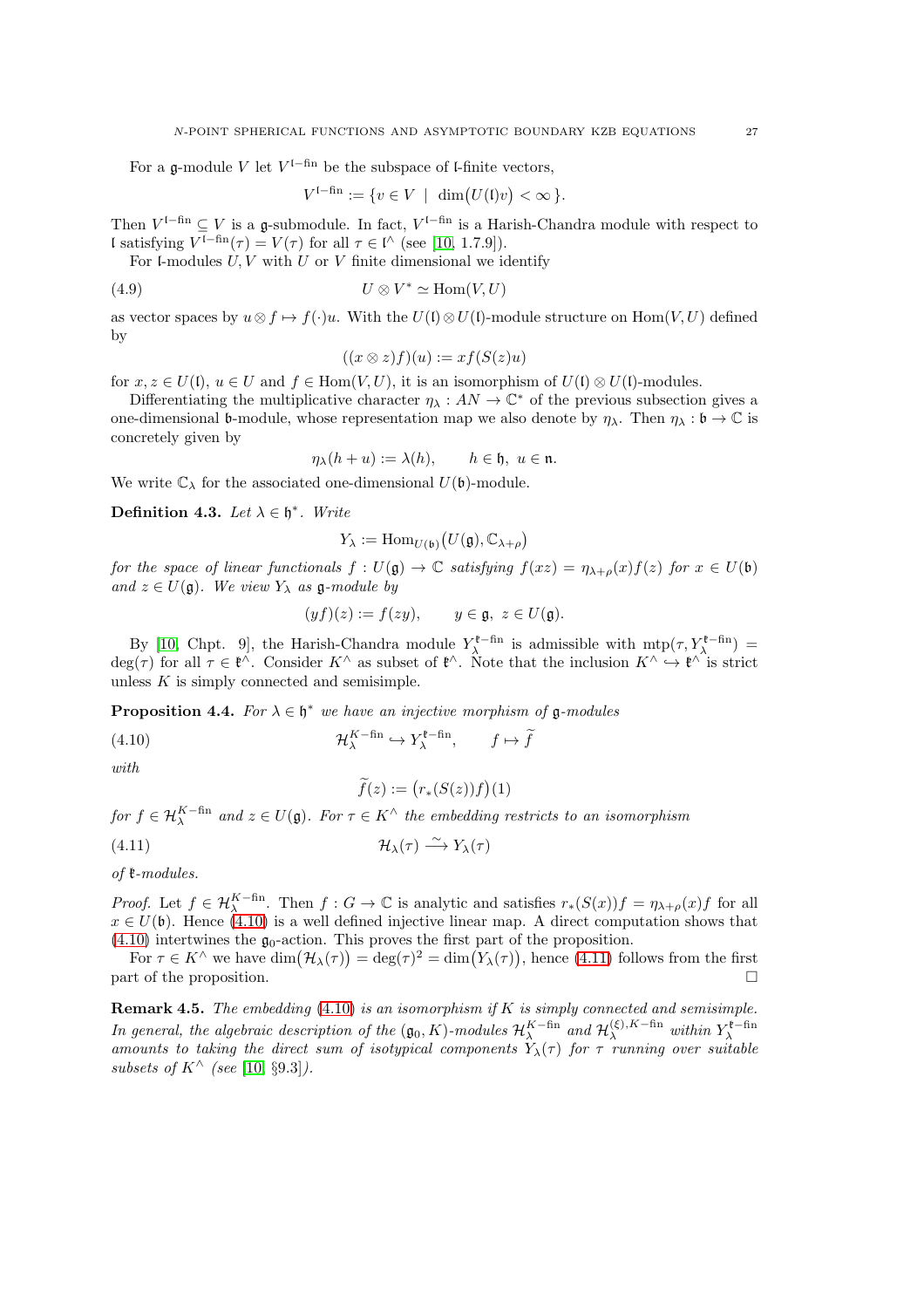For a $\mathfrak{g}$-module $V$ let $V^{\mathfrak{l}-\mathrm{fin}}$ be the subspace of $\mathfrak{l}$-finite vectors,

$$V^{\mathfrak{l}-\mathrm{fin}} := \{v \in V \mid \dim\big(U(\mathfrak{l})v\big) < \infty\}.$$

Then $V^{\mathfrak{l}-\mathrm{fin}} \subseteq V$ is a $\mathfrak{g}$-submodule. In fact, $V^{\mathfrak{l}-\mathrm{fin}}$ is a Harish-Chandra module with respect to $\mathfrak{l}$ satisfying $V^{\mathfrak{l}-\mathrm{fin}}(\tau) = V(\tau)$ for all $\tau \in \mathfrak{l}^\wedge$ (see [10, 1.7.9]).

For $\mathfrak{l}$-modules $U, V$ with $U$ or $V$ finite dimensional we identify

$$U \otimes V^* \simeq \mathrm{Hom}(V, U) \tag{4.9}$$

as vector spaces by $u \otimes f \mapsto f(\cdot)u$. With the $U(\mathfrak{l}) \otimes U(\mathfrak{l})$-module structure on $\mathrm{Hom}(V, U)$ defined by

$$((x \otimes z)f)(u) := xf(S(z)u)$$

for $x, z \in U(\mathfrak{l})$, $u \in U$ and $f \in \mathrm{Hom}(V, U)$, it is an isomorphism of $U(\mathfrak{l}) \otimes U(\mathfrak{l})$-modules.

Differentiating the multiplicative character $\eta_\lambda : AN \to \mathbb{C}^*$ of the previous subsection gives a one-dimensional $\mathfrak{b}$-module, whose representation map we also denote by $\eta_\lambda$. Then $\eta_\lambda : \mathfrak{b} \to \mathbb{C}$ is concretely given by

$$\eta_\lambda(h + u) := \lambda(h), \qquad h \in \mathfrak{h}, \ u \in \mathfrak{n}.$$

We write $\mathbb{C}_\lambda$ for the associated one-dimensional $U(\mathfrak{b})$-module.

**Definition 4.3.** *Let $\lambda \in \mathfrak{h}^*$. Write*

$$Y_\lambda := \mathrm{Hom}_{U(\mathfrak{b})}\big(U(\mathfrak{g}), \mathbb{C}_{\lambda+\rho}\big)$$

*for the space of linear functionals $f : U(\mathfrak{g}) \to \mathbb{C}$ satisfying $f(xz) = \eta_{\lambda+\rho}(x)f(z)$ for $x \in U(\mathfrak{b})$ and $z \in U(\mathfrak{g})$. We view $Y_\lambda$ as $\mathfrak{g}$-module by*

$$(yf)(z) := f(zy), \qquad y \in \mathfrak{g}, \ z \in U(\mathfrak{g}).$$

By [10, Chpt. 9], the Harish-Chandra module $Y_\lambda^{\mathfrak{k}-\mathrm{fin}}$ is admissible with $\mathrm{mtp}(\tau, Y_\lambda^{\mathfrak{k}-\mathrm{fin}}) = \deg(\tau)$ for all $\tau \in \mathfrak{k}^\wedge$. Consider $K^\wedge$ as subset of $\mathfrak{k}^\wedge$. Note that the inclusion $K^\wedge \hookrightarrow \mathfrak{k}^\wedge$ is strict unless $K$ is simply connected and semisimple.

**Proposition 4.4.** *For $\lambda \in \mathfrak{h}^*$ we have an injective morphism of $\mathfrak{g}$-modules*

$$\mathcal{H}_\lambda^{K-\mathrm{fin}} \hookrightarrow Y_\lambda^{\mathfrak{k}-\mathrm{fin}}, \qquad f \mapsto \widetilde{f} \tag{4.10}$$

*with*

$$\widetilde{f}(z) := \big(r_*(S(z))f\big)(1)$$

*for $f \in \mathcal{H}_\lambda^{K-\mathrm{fin}}$ and $z \in U(\mathfrak{g})$. For $\tau \in K^\wedge$ the embedding restricts to an isomorphism*

$$\mathcal{H}_\lambda(\tau) \xrightarrow{\sim} Y_\lambda(\tau) \tag{4.11}$$

*of $\mathfrak{k}$-modules.*

*Proof.* Let $f \in \mathcal{H}_\lambda^{K-\mathrm{fin}}$. Then $f : G \to \mathbb{C}$ is analytic and satisfies $r_*(S(x))f = \eta_{\lambda+\rho}(x)f$ for all $x \in U(\mathfrak{b})$. Hence (4.10) is a well defined injective linear map. A direct computation shows that (4.10) intertwines the $\mathfrak{g}_0$-action. This proves the first part of the proposition.

For $\tau \in K^\wedge$ we have $\dim\big(\mathcal{H}_\lambda(\tau)\big) = \deg(\tau)^2 = \dim\big(Y_\lambda(\tau)\big)$, hence (4.11) follows from the first part of the proposition. □

**Remark 4.5.** *The embedding (4.10) is an isomorphism if $K$ is simply connected and semisimple. In general, the algebraic description of the $(\mathfrak{g}_0, K)$-modules $\mathcal{H}_\lambda^{K-\mathrm{fin}}$ and $\mathcal{H}_\lambda^{(\xi),K-\mathrm{fin}}$ within $Y_\lambda^{\mathfrak{k}-\mathrm{fin}}$ amounts to taking the direct sum of isotypical components $Y_\lambda(\tau)$ for $\tau$ running over suitable subsets of $K^\wedge$ (see [10, §9.3]).*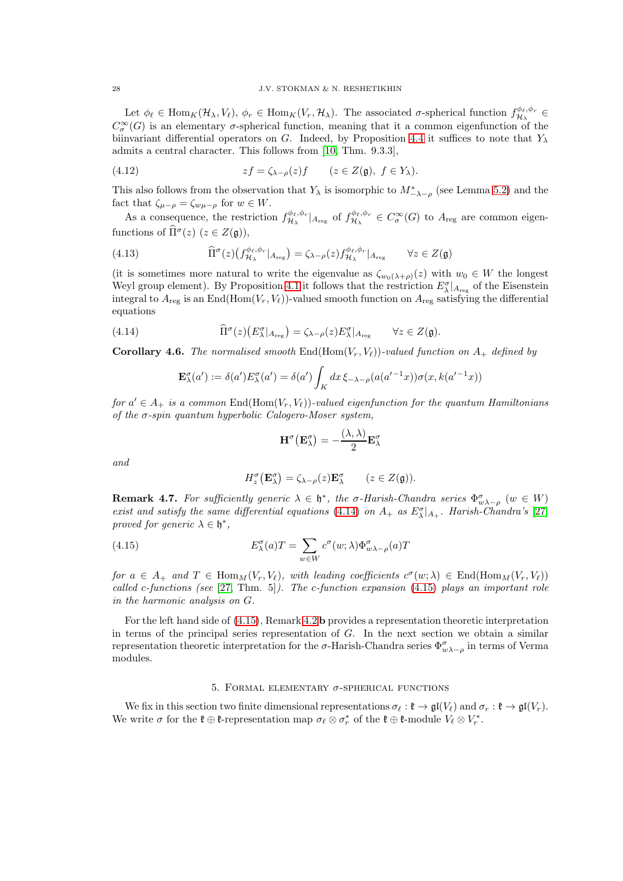Let $\phi_\ell \in \mathrm{Hom}_K(\mathcal{H}_\lambda, V_\ell)$, $\phi_r \in \mathrm{Hom}_K(V_r, \mathcal{H}_\lambda)$. The associated $\sigma$-spherical function $f^{\phi_\ell,\phi_r}_{\mathcal{H}_\lambda} \in C^\infty_\sigma(G)$ is an elementary $\sigma$-spherical function, meaning that it a common eigenfunction of the biinvariant differential operators on $G$. Indeed, by Proposition 4.4 it suffices to note that $Y_\lambda$ admits a central character. This follows from [10, Thm. 9.3.3],

$$zf = \zeta_{\lambda-\rho}(z)f \qquad (z \in Z(\mathfrak{g}),\ f \in Y_\lambda). \tag{4.12}$$

This also follows from the observation that $Y_\lambda$ is isomorphic to $M^*_{-\lambda-\rho}$ (see Lemma 5.2) and the fact that $\zeta_{\mu-\rho} = \zeta_{w\mu-\rho}$ for $w \in W$.

As a consequence, the restriction $f^{\phi_\ell,\phi_r}_{\mathcal{H}_\lambda}|_{A_{\mathrm{reg}}}$ of $f^{\phi_\ell,\phi_r}_{\mathcal{H}_\lambda} \in C^\infty_\sigma(G)$ to $A_{\mathrm{reg}}$ are common eigenfunctions of $\widehat{\Pi}^\sigma(z)$ $(z \in Z(\mathfrak{g}))$,

$$\widehat{\Pi}^\sigma(z)\big(f^{\phi_\ell,\phi_r}_{\mathcal{H}_\lambda}|_{A_{\mathrm{reg}}}\big) = \zeta_{\lambda-\rho}(z) f^{\phi_\ell,\phi_r}_{\mathcal{H}_\lambda}|_{A_{\mathrm{reg}}} \qquad \forall z \in Z(\mathfrak{g}) \tag{4.13}$$

(it is sometimes more natural to write the eigenvalue as $\zeta_{w_0(\lambda+\rho)}(z)$ with $w_0 \in W$ the longest Weyl group element). By Proposition 4.1 it follows that the restriction $E^\sigma_\lambda|_{A_{\mathrm{reg}}}$ of the Eisenstein integral to $A_{\mathrm{reg}}$ is an $\mathrm{End}(\mathrm{Hom}(V_r, V_\ell))$-valued smooth function on $A_{\mathrm{reg}}$ satisfying the differential equations

$$\widehat{\Pi}^\sigma(z)\big(E^\sigma_\lambda|_{A_{\mathrm{reg}}}\big) = \zeta_{\lambda-\rho}(z) E^\sigma_\lambda|_{A_{\mathrm{reg}}} \qquad \forall z \in Z(\mathfrak{g}). \tag{4.14}$$

**Corollary 4.6.** *The normalised smooth* $\mathrm{End}(\mathrm{Hom}(V_r, V_\ell))$*-valued function on* $A_+$ *defined by*

$$\mathbf{E}^\sigma_\lambda(a') := \delta(a') E^\sigma_\lambda(a') = \delta(a') \int_K dx\, \xi_{-\lambda-\rho}(a(a'^{-1}x))\sigma(x, k(a'^{-1}x))$$

*for* $a' \in A_+$ *is a common* $\mathrm{End}(\mathrm{Hom}(V_r, V_\ell))$*-valued eigenfunction for the quantum Hamiltonians of the* $\sigma$*-spin quantum hyperbolic Calogero-Moser system,*

$$\mathbf{H}^\sigma\big(\mathbf{E}^\sigma_\lambda\big) = -\frac{(\lambda,\lambda)}{2}\mathbf{E}^\sigma_\lambda$$

*and*

$$H^\sigma_z\big(\mathbf{E}^\sigma_\lambda\big) = \zeta_{\lambda-\rho}(z)\mathbf{E}^\sigma_\lambda \qquad (z \in Z(\mathfrak{g})).$$

**Remark 4.7.** *For sufficiently generic* $\lambda \in \mathfrak{h}^*$*, the* $\sigma$*-Harish-Chandra series* $\Phi^\sigma_{w\lambda-\rho}$ $(w \in W)$ *exist and satisfy the same differential equations* (4.14) *on* $A_+$ *as* $E^\sigma_\lambda|_{A_+}$*. Harish-Chandra's* [27] *proved for generic* $\lambda \in \mathfrak{h}^*$,

$$E^\sigma_\lambda(a)T = \sum_{w \in W} c^\sigma(w;\lambda)\Phi^\sigma_{w\lambda-\rho}(a)T \tag{4.15}$$

*for* $a \in A_+$ *and* $T \in \mathrm{Hom}_M(V_r, V_\ell)$*, with leading coefficients* $c^\sigma(w;\lambda) \in \mathrm{End}(\mathrm{Hom}_M(V_r, V_\ell))$ *called c-functions (see* [27, Thm. 5]*). The c-function expansion* (4.15) *plays an important role in the harmonic analysis on* $G$*.*

For the left hand side of (4.15), Remark 4.2**b** provides a representation theoretic interpretation in terms of the principal series representation of $G$. In the next section we obtain a similar representation theoretic interpretation for the $\sigma$-Harish-Chandra series $\Phi^\sigma_{w\lambda-\rho}$ in terms of Verma modules.

## 5. Formal elementary $\sigma$-spherical functions

We fix in this section two finite dimensional representations $\sigma_\ell : \mathfrak{k} \to \mathfrak{gl}(V_\ell)$ and $\sigma_r : \mathfrak{k} \to \mathfrak{gl}(V_r)$. We write $\sigma$ for the $\mathfrak{k} \oplus \mathfrak{k}$-representation map $\sigma_\ell \otimes \sigma^*_r$ of the $\mathfrak{k} \oplus \mathfrak{k}$-module $V_\ell \otimes V^*_r$.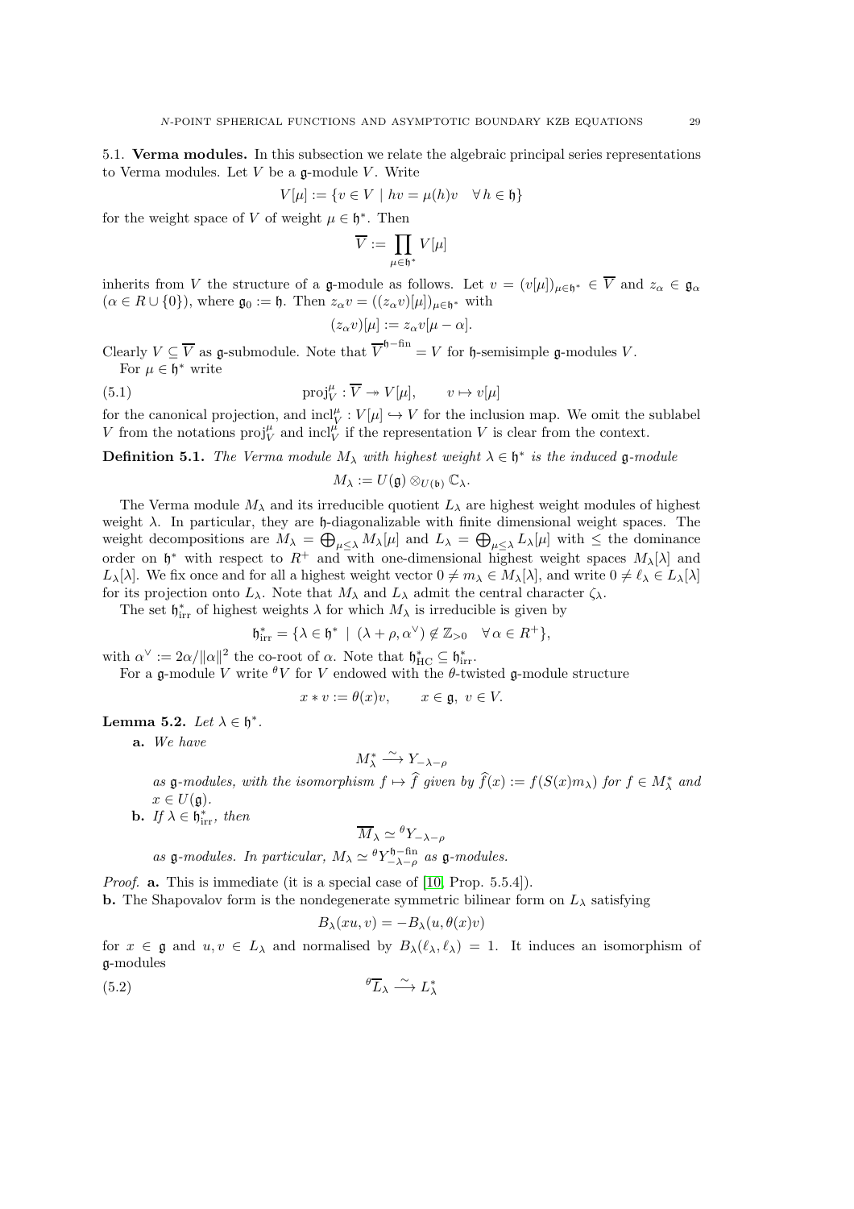5.1. **Verma modules.** In this subsection we relate the algebraic principal series representations to Verma modules. Let $V$ be a $\mathfrak{g}$-module $V$. Write

$$V[\mu] := \{v \in V \mid hv = \mu(h)v \quad \forall\, h \in \mathfrak{h}\}$$

for the weight space of $V$ of weight $\mu \in \mathfrak{h}^*$. Then

$$\overline{V} := \prod_{\mu \in \mathfrak{h}^*} V[\mu]$$

inherits from $V$ the structure of a $\mathfrak{g}$-module as follows. Let $v = (v[\mu])_{\mu \in \mathfrak{h}^*} \in \overline{V}$ and $z_\alpha \in \mathfrak{g}_\alpha$ ($\alpha \in R \cup \{0\}$), where $\mathfrak{g}_0 := \mathfrak{h}$. Then $z_\alpha v = ((z_\alpha v)[\mu])_{\mu \in \mathfrak{h}^*}$ with

$$(z_\alpha v)[\mu] := z_\alpha v[\mu - \alpha].$$

Clearly $V \subseteq \overline{V}$ as $\mathfrak{g}$-submodule. Note that $\overline{V}^{\mathfrak{h}-\mathrm{fin}} = V$ for $\mathfrak{h}$-semisimple $\mathfrak{g}$-modules $V$.

For $\mu \in \mathfrak{h}^*$ write

$$\mathrm{proj}_V^\mu : \overline{V} \twoheadrightarrow V[\mu], \qquad v \mapsto v[\mu] \tag{5.1}$$

for the canonical projection, and $\mathrm{incl}_V^\mu : V[\mu] \hookrightarrow V$ for the inclusion map. We omit the sublabel $V$ from the notations $\mathrm{proj}_V^\mu$ and $\mathrm{incl}_V^\mu$ if the representation $V$ is clear from the context.

**Definition 5.1.** *The Verma module $M_\lambda$ with highest weight $\lambda \in \mathfrak{h}^*$ is the induced $\mathfrak{g}$-module*

$$M_\lambda := U(\mathfrak{g}) \otimes_{U(\mathfrak{b})} \mathbb{C}_\lambda.$$

The Verma module $M_\lambda$ and its irreducible quotient $L_\lambda$ are highest weight modules of highest weight $\lambda$. In particular, they are $\mathfrak{h}$-diagonalizable with finite dimensional weight spaces. The weight decompositions are $M_\lambda = \bigoplus_{\mu \leq \lambda} M_\lambda[\mu]$ and $L_\lambda = \bigoplus_{\mu \leq \lambda} L_\lambda[\mu]$ with $\leq$ the dominance order on $\mathfrak{h}^*$ with respect to $R^+$ and with one-dimensional highest weight spaces $M_\lambda[\lambda]$ and $L_\lambda[\lambda]$. We fix once and for all a highest weight vector $0 \neq m_\lambda \in M_\lambda[\lambda]$, and write $0 \neq \ell_\lambda \in L_\lambda[\lambda]$ for its projection onto $L_\lambda$. Note that $M_\lambda$ and $L_\lambda$ admit the central character $\zeta_\lambda$.

The set $\mathfrak{h}^*_{\mathrm{irr}}$ of highest weights $\lambda$ for which $M_\lambda$ is irreducible is given by

$$\mathfrak{h}^*_{\mathrm{irr}} = \{\lambda \in \mathfrak{h}^* \mid (\lambda + \rho, \alpha^\vee) \notin \mathbb{Z}_{>0} \quad \forall\, \alpha \in R^+\},$$

with $\alpha^\vee := 2\alpha/\|\alpha\|^2$ the co-root of $\alpha$. Note that $\mathfrak{h}^*_{\mathrm{HC}} \subseteq \mathfrak{h}^*_{\mathrm{irr}}$.

For a $\mathfrak{g}$-module $V$ write ${}^\theta V$ for $V$ endowed with the $\theta$-twisted $\mathfrak{g}$-module structure

$$x * v := \theta(x)v, \qquad x \in \mathfrak{g},\ v \in V.$$

**Lemma 5.2.** *Let $\lambda \in \mathfrak{h}^*$.*

- **a.** *We have*

$$M_\lambda^* \xrightarrow{\sim} Y_{-\lambda-\rho}$$

*as $\mathfrak{g}$-modules, with the isomorphism $f \mapsto \widehat{f}$ given by $\widehat{f}(x) := f(S(x)m_\lambda)$ for $f \in M_\lambda^*$ and $x \in U(\mathfrak{g})$.*

- **b.** *If $\lambda \in \mathfrak{h}^*_{\mathrm{irr}}$, then*

$$\overline{M}_\lambda \simeq {}^\theta Y_{-\lambda-\rho}$$

*as $\mathfrak{g}$-modules. In particular, $M_\lambda \simeq {}^\theta Y_{-\lambda-\rho}^{\mathfrak{h}-\mathrm{fin}}$ as $\mathfrak{g}$-modules.*

*Proof.* **a.** This is immediate (it is a special case of [10, Prop. 5.5.4]).

**b.** The Shapovalov form is the nondegenerate symmetric bilinear form on $L_\lambda$ satisfying

$$B_\lambda(xu, v) = -B_\lambda(u, \theta(x)v)$$

for $x \in \mathfrak{g}$ and $u, v \in L_\lambda$ and normalised by $B_\lambda(\ell_\lambda, \ell_\lambda) = 1$. It induces an isomorphism of $\mathfrak{g}$-modules

$${}^\theta\overline{L}_\lambda \xrightarrow{\sim} L_\lambda^* \tag{5.2}$$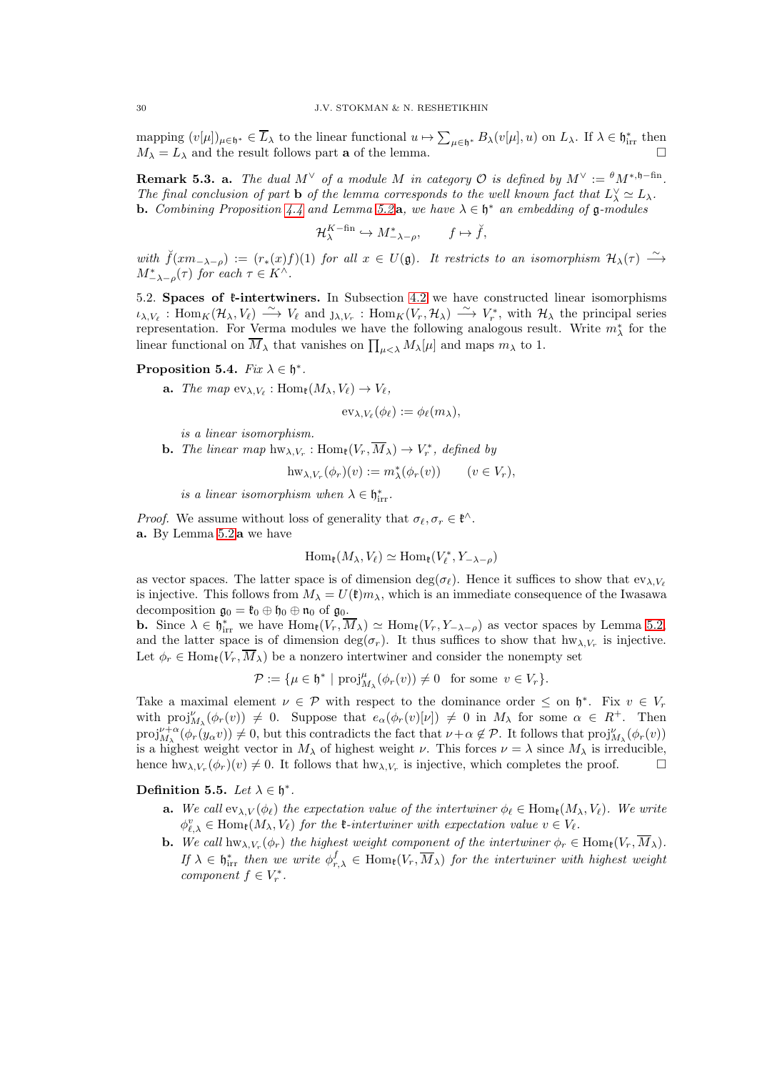mapping $(v[\mu])_{\mu\in\mathfrak{h}^*} \in \overline{L}_\lambda$ to the linear functional $u \mapsto \sum_{\mu\in\mathfrak{h}^*} B_\lambda(v[\mu], u)$ on $L_\lambda$. If $\lambda \in \mathfrak{h}^*_{\mathrm{irr}}$ then $M_\lambda = L_\lambda$ and the result follows part **a** of the lemma. $\square$

**Remark 5.3. a.** *The dual $M^\vee$ of a module $M$ in category $\mathcal{O}$ is defined by $M^\vee := {}^\theta M^{*,\mathfrak{h}-\mathrm{fin}}$. The final conclusion of part* **b** *of the lemma corresponds to the well known fact that $L_\lambda^\vee \simeq L_\lambda$.*
**b.** *Combining Proposition 4.4 and Lemma 5.2***a**, *we have $\lambda \in \mathfrak{h}^*$ an embedding of $\mathfrak{g}$-modules*

$$\mathcal{H}_\lambda^{K-\mathrm{fin}} \hookrightarrow M^*_{-\lambda-\rho}, \qquad f \mapsto \check{f},$$

*with $\check{f}(xm_{-\lambda-\rho}) := (r_*(x)f)(1)$ for all $x \in U(\mathfrak{g})$. It restricts to an isomorphism $\mathcal{H}_\lambda(\tau) \xrightarrow{\sim} M^*_{-\lambda-\rho}(\tau)$ for each $\tau \in K^\wedge$.*

5.2. **Spaces of $\mathfrak{k}$-intertwiners.** In Subsection 4.2 we have constructed linear isomorphisms $\iota_{\lambda,V_\ell} : \mathrm{Hom}_K(\mathcal{H}_\lambda, V_\ell) \xrightarrow{\sim} V_\ell$ and $\jmath_{\lambda,V_r} : \mathrm{Hom}_K(V_r, \mathcal{H}_\lambda) \xrightarrow{\sim} V_r^*$, with $\mathcal{H}_\lambda$ the principal series representation. For Verma modules we have the following analogous result. Write $m_\lambda^*$ for the linear functional on $\overline{M}_\lambda$ that vanishes on $\prod_{\mu<\lambda} M_\lambda[\mu]$ and maps $m_\lambda$ to 1.

**Proposition 5.4.** *Fix $\lambda \in \mathfrak{h}^*$.*

- **a.** *The map $\mathrm{ev}_{\lambda,V_\ell} : \mathrm{Hom}_{\mathfrak{k}}(M_\lambda, V_\ell) \to V_\ell$,*

$$\mathrm{ev}_{\lambda,V_\ell}(\phi_\ell) := \phi_\ell(m_\lambda),$$

  *is a linear isomorphism.*
- **b.** *The linear map $\mathrm{hw}_{\lambda,V_r} : \mathrm{Hom}_{\mathfrak{k}}(V_r, \overline{M}_\lambda) \to V_r^*$, defined by*

$$\mathrm{hw}_{\lambda,V_r}(\phi_r)(v) := m_\lambda^*(\phi_r(v)) \qquad (v \in V_r),$$

  *is a linear isomorphism when $\lambda \in \mathfrak{h}^*_{\mathrm{irr}}$.*

*Proof.* We assume without loss of generality that $\sigma_\ell, \sigma_r \in \mathfrak{k}^\wedge$.
**a.** By Lemma 5.2**a** we have

$$\mathrm{Hom}_{\mathfrak{k}}(M_\lambda, V_\ell) \simeq \mathrm{Hom}_{\mathfrak{k}}(V_\ell^*, Y_{-\lambda-\rho})$$

as vector spaces. The latter space is of dimension $\deg(\sigma_\ell)$. Hence it suffices to show that $\mathrm{ev}_{\lambda,V_\ell}$ is injective. This follows from $M_\lambda = U(\mathfrak{k})m_\lambda$, which is an immediate consequence of the Iwasawa decomposition $\mathfrak{g}_0 = \mathfrak{k}_0 \oplus \mathfrak{h}_0 \oplus \mathfrak{n}_0$ of $\mathfrak{g}_0$.
**b.** Since $\lambda \in \mathfrak{h}^*_{\mathrm{irr}}$ we have $\mathrm{Hom}_{\mathfrak{k}}(V_r, \overline{M}_\lambda) \simeq \mathrm{Hom}_{\mathfrak{k}}(V_r, Y_{-\lambda-\rho})$ as vector spaces by Lemma 5.2, and the latter space is of dimension $\deg(\sigma_r)$. It thus suffices to show that $\mathrm{hw}_{\lambda,V_r}$ is injective. Let $\phi_r \in \mathrm{Hom}_{\mathfrak{k}}(V_r, \overline{M}_\lambda)$ be a nonzero intertwiner and consider the nonempty set

$$\mathcal{P} := \{\mu \in \mathfrak{h}^* \mid \mathrm{proj}^\mu_{M_\lambda}(\phi_r(v)) \neq 0 \quad \text{for some } v \in V_r\}.$$

Take a maximal element $\nu \in \mathcal{P}$ with respect to the dominance order $\leq$ on $\mathfrak{h}^*$. Fix $v \in V_r$ with $\mathrm{proj}^\nu_{M_\lambda}(\phi_r(v)) \neq 0$. Suppose that $e_\alpha(\phi_r(v)[\nu]) \neq 0$ in $M_\lambda$ for some $\alpha \in R^+$. Then $\mathrm{proj}^{\nu+\alpha}_{M_\lambda}(\phi_r(y_\alpha v)) \neq 0$, but this contradicts the fact that $\nu+\alpha \notin \mathcal{P}$. It follows that $\mathrm{proj}^\nu_{M_\lambda}(\phi_r(v))$ is a highest weight vector in $M_\lambda$ of highest weight $\nu$. This forces $\nu = \lambda$ since $M_\lambda$ is irreducible, hence $\mathrm{hw}_{\lambda,V_r}(\phi_r)(v) \neq 0$. It follows that $\mathrm{hw}_{\lambda,V_r}$ is injective, which completes the proof. $\square$

**Definition 5.5.** *Let $\lambda \in \mathfrak{h}^*$.*

- **a.** *We call $\mathrm{ev}_{\lambda,V}(\phi_\ell)$ the expectation value of the intertwiner $\phi_\ell \in \mathrm{Hom}_{\mathfrak{k}}(M_\lambda, V_\ell)$. We write $\phi^v_{\ell,\lambda} \in \mathrm{Hom}_{\mathfrak{k}}(M_\lambda, V_\ell)$ for the $\mathfrak{k}$-intertwiner with expectation value $v \in V_\ell$.*
- **b.** *We call $\mathrm{hw}_{\lambda,V_r}(\phi_r)$ the highest weight component of the intertwiner $\phi_r \in \mathrm{Hom}_{\mathfrak{k}}(V_r, \overline{M}_\lambda)$. If $\lambda \in \mathfrak{h}^*_{\mathrm{irr}}$ then we write $\phi^f_{r,\lambda} \in \mathrm{Hom}_{\mathfrak{k}}(V_r, \overline{M}_\lambda)$ for the intertwiner with highest weight component $f \in V_r^*$.*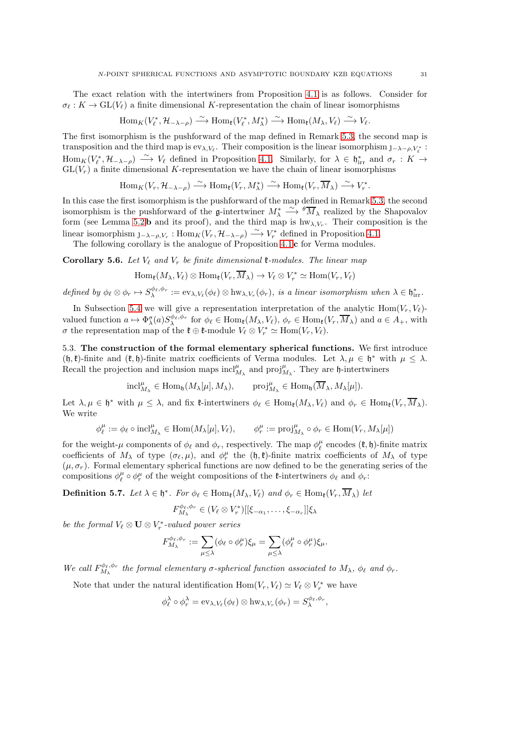The exact relation with the intertwiners from Proposition 4.1 is as follows. Consider for $\sigma_\ell : K \to \mathrm{GL}(V_\ell)$ a finite dimensional $K$-representation the chain of linear isomorphisms

$$\mathrm{Hom}_K(V_\ell^*, \mathcal{H}_{-\lambda-\rho}) \xrightarrow{\sim} \mathrm{Hom}_{\mathfrak{k}}(V_\ell^*, M_\lambda^*) \xrightarrow{\sim} \mathrm{Hom}_{\mathfrak{k}}(M_\lambda, V_\ell) \xrightarrow{\sim} V_\ell.$$

The first isomorphism is the pushforward of the map defined in Remark 5.3, the second map is transposition and the third map is $\mathrm{ev}_{\lambda,V_\ell}$. Their composition is the linear isomorphism $\jmath_{-\lambda-\rho,V_\ell^*} : \mathrm{Hom}_K(V_\ell^*, \mathcal{H}_{-\lambda-\rho}) \xrightarrow{\sim} V_\ell$ defined in Proposition 4.1. Similarly, for $\lambda \in \mathfrak{h}^*_{\mathrm{irr}}$ and $\sigma_r : K \to \mathrm{GL}(V_r)$ a finite dimensional $K$-representation we have the chain of linear isomorphisms

$$\mathrm{Hom}_K(V_r, \mathcal{H}_{-\lambda-\rho}) \xrightarrow{\sim} \mathrm{Hom}_{\mathfrak{k}}(V_r, M_\lambda^*) \xrightarrow{\sim} \mathrm{Hom}_{\mathfrak{k}}(V_r, \overline{M}_\lambda) \xrightarrow{\sim} V_r^*.$$

In this case the first isomorphism is the pushforward of the map defined in Remark 5.3, the second isomorphism is the pushforward of the $\mathfrak{g}$-intertwiner $M_\lambda^* \xrightarrow{\sim} {}^\theta\overline{M}_\lambda$ realized by the Shapovalov form (see Lemma 5.2**b** and its proof), and the third map is $\mathrm{hw}_{\lambda,V_r}$. Their composition is the linear isomorphism $\jmath_{-\lambda-\rho,V_r} : \mathrm{Hom}_K(V_r, \mathcal{H}_{-\lambda-\rho}) \xrightarrow{\sim} V_r^*$ defined in Proposition 4.1.

The following corollary is the analogue of Proposition 4.1**c** for Verma modules.

**Corollary 5.6.** *Let $V_\ell$ and $V_r$ be finite dimensional $\mathfrak{k}$-modules. The linear map*

$$\mathrm{Hom}_{\mathfrak{k}}(M_\lambda, V_\ell) \otimes \mathrm{Hom}_{\mathfrak{k}}(V_r, \overline{M}_\lambda) \to V_\ell \otimes V_r^* \simeq \mathrm{Hom}(V_r, V_\ell)$$

*defined by $\phi_\ell \otimes \phi_r \mapsto S_\lambda^{\phi_\ell,\phi_r} := \mathrm{ev}_{\lambda,V_\ell}(\phi_\ell) \otimes \mathrm{hw}_{\lambda,V_r}(\phi_r)$, is a linear isomorphism when $\lambda \in \mathfrak{h}^*_{\mathrm{irr}}$.*

In Subsection 5.4 we will give a representation interpretation of the analytic $\mathrm{Hom}(V_r, V_\ell)$-valued function $a \mapsto \Phi_\lambda^\sigma(a) S_\lambda^{\phi_\ell,\phi_r}$ for $\phi_\ell \in \mathrm{Hom}_{\mathfrak{k}}(M_\lambda, V_\ell)$, $\phi_r \in \mathrm{Hom}_{\mathfrak{k}}(V_r, \overline{M}_\lambda)$ and $a \in A_+$, with $\sigma$ the representation map of the $\mathfrak{k} \oplus \mathfrak{k}$-module $V_\ell \otimes V_r^* \simeq \mathrm{Hom}(V_r, V_\ell)$.

## 5.3. The construction of the formal elementary spherical functions.

We first introduce $(\mathfrak{h},\mathfrak{k})$-finite and $(\mathfrak{k},\mathfrak{h})$-finite matrix coefficients of Verma modules. Let $\lambda, \mu \in \mathfrak{h}^*$ with $\mu \leq \lambda$. Recall the projection and inclusion maps $\mathrm{incl}^\mu_{M_\lambda}$ and $\mathrm{proj}^\mu_{M_\lambda}$. They are $\mathfrak{h}$-intertwiners

$$\mathrm{incl}^\mu_{M_\lambda} \in \mathrm{Hom}_{\mathfrak{h}}(M_\lambda[\mu], M_\lambda), \qquad \mathrm{proj}^\mu_{M_\lambda} \in \mathrm{Hom}_{\mathfrak{h}}(\overline{M}_\lambda, M_\lambda[\mu]).$$

Let $\lambda, \mu \in \mathfrak{h}^*$ with $\mu \leq \lambda$, and fix $\mathfrak{k}$-intertwiners $\phi_\ell \in \mathrm{Hom}_{\mathfrak{k}}(M_\lambda, V_\ell)$ and $\phi_r \in \mathrm{Hom}_{\mathfrak{k}}(V_r, \overline{M}_\lambda)$. We write

$$\phi_\ell^\mu := \phi_\ell \circ \mathrm{incl}^\mu_{M_\lambda} \in \mathrm{Hom}(M_\lambda[\mu], V_\ell), \qquad \phi_r^\mu := \mathrm{proj}^\mu_{M_\lambda} \circ \phi_r \in \mathrm{Hom}(V_r, M_\lambda[\mu])$$

for the weight-$\mu$ components of $\phi_\ell$ and $\phi_r$, respectively. The map $\phi_\ell^\mu$ encodes $(\mathfrak{k},\mathfrak{h})$-finite matrix coefficients of $M_\lambda$ of type $(\sigma_\ell, \mu)$, and $\phi_r^\mu$ the $(\mathfrak{h},\mathfrak{k})$-finite matrix coefficients of $M_\lambda$ of type $(\mu, \sigma_r)$. Formal elementary spherical functions are now defined to be the generating series of the compositions $\phi_\ell^\mu \circ \phi_r^\mu$ of the weight compositions of the $\mathfrak{k}$-intertwiners $\phi_\ell$ and $\phi_r$:

**Definition 5.7.** *Let $\lambda \in \mathfrak{h}^*$. For $\phi_\ell \in \mathrm{Hom}_{\mathfrak{k}}(M_\lambda, V_\ell)$ and $\phi_r \in \mathrm{Hom}_{\mathfrak{k}}(V_r, \overline{M}_\lambda)$ let*

$$F^{\phi_\ell,\phi_r}_{M_\lambda} \in (V_\ell \otimes V_r^*)[[\xi_{-\alpha_1}, \ldots, \xi_{-\alpha_r}]]\xi_\lambda$$

*be the formal $V_\ell \otimes \mathbf{U} \otimes V_r^*$-valued power series*

$$F^{\phi_\ell,\phi_r}_{M_\lambda} := \sum_{\mu \leq \lambda} (\phi_\ell \circ \phi_r^\mu)\xi_\mu = \sum_{\mu \leq \lambda} (\phi_\ell^\mu \circ \phi_r^\mu)\xi_\mu.$$

*We call $F^{\phi_\ell,\phi_r}_{M_\lambda}$ the formal elementary $\sigma$-spherical function associated to $M_\lambda$, $\phi_\ell$ and $\phi_r$.*

Note that under the natural identification $\mathrm{Hom}(V_r, V_\ell) \simeq V_\ell \otimes V_r^*$ we have

$$\phi_\ell^\lambda \circ \phi_r^\lambda = \mathrm{ev}_{\lambda,V_\ell}(\phi_\ell) \otimes \mathrm{hw}_{\lambda,V_r}(\phi_r) = S_\lambda^{\phi_\ell,\phi_r},$$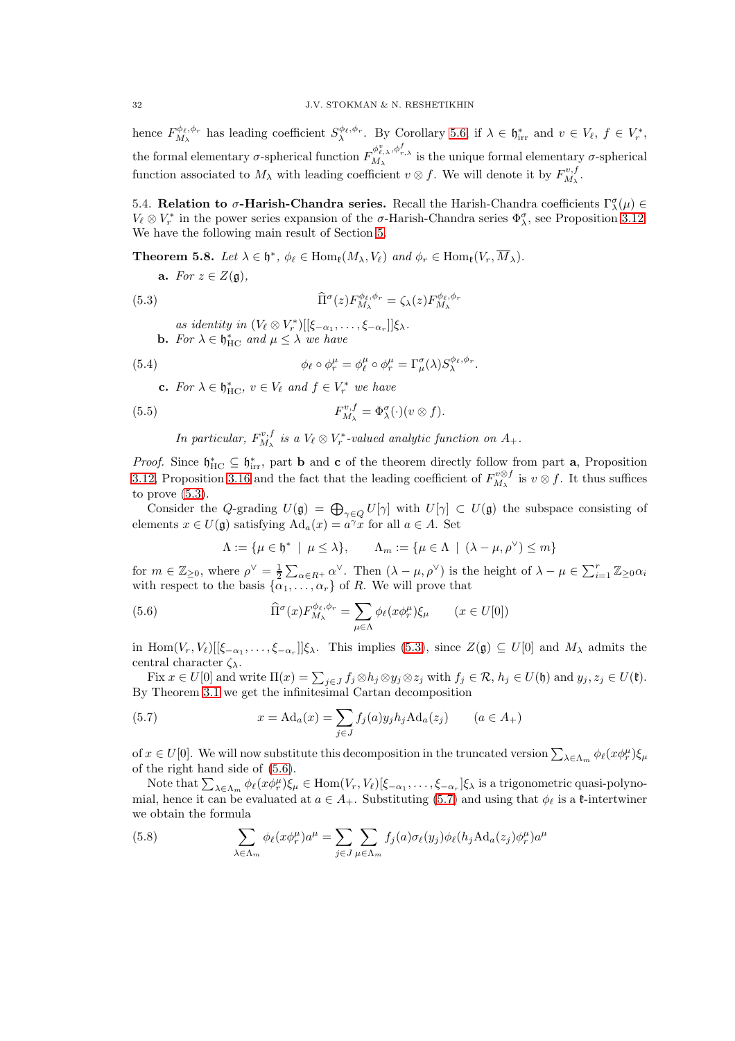hence $F_{M_\lambda}^{\phi_\ell,\phi_r}$ has leading coefficient $S_\lambda^{\phi_\ell,\phi_r}$. By Corollary 5.6, if $\lambda \in \mathfrak{h}_{\mathrm{irr}}^*$ and $v \in V_\ell$, $f \in V_r^*$, the formal elementary $\sigma$-spherical function $F_{M_\lambda}^{\phi_{\ell,\lambda}^v,\phi_{r,\lambda}^f}$ is the unique formal elementary $\sigma$-spherical function associated to $M_\lambda$ with leading coefficient $v \otimes f$. We will denote it by $F_{M_\lambda}^{v,f}$.

5.4. **Relation to $\sigma$-Harish-Chandra series.** Recall the Harish-Chandra coefficients $\Gamma_\lambda^\sigma(\mu) \in V_\ell \otimes V_r^*$ in the power series expansion of the $\sigma$-Harish-Chandra series $\Phi_\lambda^\sigma$, see Proposition 3.12. We have the following main result of Section 5.

**Theorem 5.8.** *Let $\lambda \in \mathfrak{h}^*$, $\phi_\ell \in \mathrm{Hom}_{\mathfrak{k}}(M_\lambda, V_\ell)$ and $\phi_r \in \mathrm{Hom}_{\mathfrak{k}}(V_r, \overline{M}_\lambda)$.*

**a.** *For $z \in Z(\mathfrak{g})$,*

$$\widehat{\Pi}^\sigma(z)F_{M_\lambda}^{\phi_\ell,\phi_r} = \zeta_\lambda(z)F_{M_\lambda}^{\phi_\ell,\phi_r} \tag{5.3}$$

*as identity in $(V_\ell \otimes V_r^*)[[\xi_{-\alpha_1},\ldots,\xi_{-\alpha_r}]]\xi_\lambda$.*

**b.** *For $\lambda \in \mathfrak{h}_{\mathrm{HC}}^*$ and $\mu \leq \lambda$ we have*

$$\phi_\ell \circ \phi_r^\mu = \phi_\ell^\mu \circ \phi_r^\mu = \Gamma_\mu^\sigma(\lambda)S_\lambda^{\phi_\ell,\phi_r}. \tag{5.4}$$

**c.** *For $\lambda \in \mathfrak{h}_{\mathrm{HC}}^*$, $v \in V_\ell$ and $f \in V_r^*$ we have*

$$F_{M_\lambda}^{v,f} = \Phi_\lambda^\sigma(\cdot)(v \otimes f). \tag{5.5}$$

*In particular, $F_{M_\lambda}^{v,f}$ is a $V_\ell \otimes V_r^*$-valued analytic function on $A_+$.*

*Proof.* Since $\mathfrak{h}_{\mathrm{HC}}^* \subseteq \mathfrak{h}_{\mathrm{irr}}^*$, part **b** and **c** of the theorem directly follow from part **a**, Proposition 3.12, Proposition 3.16 and the fact that the leading coefficient of $F_{M_\lambda}^{v\otimes f}$ is $v \otimes f$. It thus suffices to prove (5.3).

Consider the $Q$-grading $U(\mathfrak{g}) = \bigoplus_{\gamma \in Q} U[\gamma]$ with $U[\gamma] \subset U(\mathfrak{g})$ the subspace consisting of elements $x \in U(\mathfrak{g})$ satisfying $\mathrm{Ad}_a(x) = a^\gamma x$ for all $a \in A$. Set

$$\Lambda := \{\mu \in \mathfrak{h}^* \mid \mu \leq \lambda\}, \qquad \Lambda_m := \{\mu \in \Lambda \mid (\lambda - \mu, \rho^\vee) \leq m\}$$

for $m \in \mathbb{Z}_{\geq 0}$, where $\rho^\vee = \frac{1}{2}\sum_{\alpha \in R^+}\alpha^\vee$. Then $(\lambda - \mu, \rho^\vee)$ is the height of $\lambda - \mu \in \sum_{i=1}^r \mathbb{Z}_{\geq 0}\alpha_i$ with respect to the basis $\{\alpha_1,\ldots,\alpha_r\}$ of $R$. We will prove that

$$\widehat{\Pi}^\sigma(x)F_{M_\lambda}^{\phi_\ell,\phi_r} = \sum_{\mu \in \Lambda}\phi_\ell(x\phi_r^\mu)\xi_\mu \qquad (x \in U[0]) \tag{5.6}$$

in $\mathrm{Hom}(V_r, V_\ell)[[\xi_{-\alpha_1},\ldots,\xi_{-\alpha_r}]]\xi_\lambda$. This implies (5.3), since $Z(\mathfrak{g}) \subseteq U[0]$ and $M_\lambda$ admits the central character $\zeta_\lambda$.

Fix $x \in U[0]$ and write $\Pi(x) = \sum_{j\in J} f_j \otimes h_j \otimes y_j \otimes z_j$ with $f_j \in \mathcal{R}$, $h_j \in U(\mathfrak{h})$ and $y_j, z_j \in U(\mathfrak{k})$. By Theorem 3.1 we get the infinitesimal Cartan decomposition

$$x = \mathrm{Ad}_a(x) = \sum_{j\in J} f_j(a)y_jh_j\mathrm{Ad}_a(z_j) \qquad (a \in A_+) \tag{5.7}$$

of $x \in U[0]$. We will now substitute this decomposition in the truncated version $\sum_{\lambda\in\Lambda_m}\phi_\ell(x\phi_r^\mu)\xi_\mu$ of the right hand side of (5.6).

Note that $\sum_{\lambda\in\Lambda_m}\phi_\ell(x\phi_r^\mu)\xi_\mu \in \mathrm{Hom}(V_r,V_\ell)[\xi_{-\alpha_1},\ldots,\xi_{-\alpha_r}]\xi_\lambda$ is a trigonometric quasi-polynomial, hence it can be evaluated at $a \in A_+$. Substituting (5.7) and using that $\phi_\ell$ is a $\mathfrak{k}$-intertwiner we obtain the formula

$$\sum_{\lambda\in\Lambda_m}\phi_\ell(x\phi_r^\mu)a^\mu = \sum_{j\in J}\sum_{\mu\in\Lambda_m} f_j(a)\sigma_\ell(y_j)\phi_\ell(h_j\mathrm{Ad}_a(z_j)\phi_r^\mu)a^\mu \tag{5.8}$$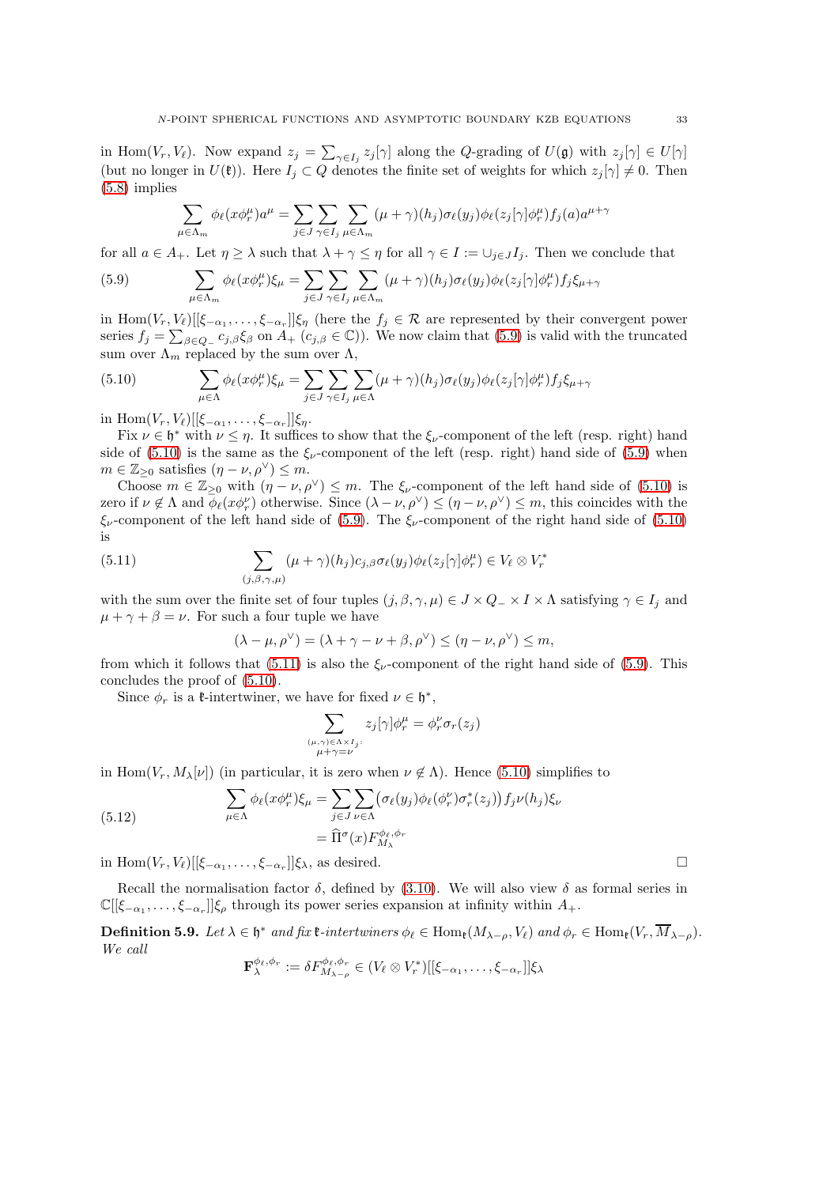in $\mathrm{Hom}(V_r, V_\ell)$. Now expand $z_j = \sum_{\gamma \in I_j} z_j[\gamma]$ along the $Q$-grading of $U(\mathfrak{g})$ with $z_j[\gamma] \in U[\gamma]$ (but no longer in $U(\mathfrak{k})$). Here $I_j \subset Q$ denotes the finite set of weights for which $z_j[\gamma] \neq 0$. Then (5.8) implies

$$\sum_{\mu \in \Lambda_m} \phi_\ell(x\phi_r^\mu) a^\mu = \sum_{j \in J} \sum_{\gamma \in I_j} \sum_{\mu \in \Lambda_m} (\mu+\gamma)(h_j) \sigma_\ell(y_j) \phi_\ell(z_j[\gamma]\phi_r^\mu) f_j(a) a^{\mu+\gamma}$$

for all $a \in A_+$. Let $\eta \geq \lambda$ such that $\lambda + \gamma \leq \eta$ for all $\gamma \in I := \cup_{j \in J} I_j$. Then we conclude that

$$\sum_{\mu \in \Lambda_m} \phi_\ell(x\phi_r^\mu)\xi_\mu = \sum_{j \in J} \sum_{\gamma \in I_j} \sum_{\mu \in \Lambda_m} (\mu+\gamma)(h_j)\sigma_\ell(y_j)\phi_\ell(z_j[\gamma]\phi_r^\mu) f_j \xi_{\mu+\gamma} \tag{5.9}$$

in $\mathrm{Hom}(V_r, V_\ell)[[\xi_{-\alpha_1}, \ldots, \xi_{-\alpha_r}]]\xi_\eta$ (here the $f_j \in \mathcal{R}$ are represented by their convergent power series $f_j = \sum_{\beta \in Q_-} c_{j,\beta}\xi_\beta$ on $A_+$ ($c_{j,\beta} \in \mathbb{C}$)). We now claim that (5.9) is valid with the truncated sum over $\Lambda_m$ replaced by the sum over $\Lambda$,

$$\sum_{\mu \in \Lambda} \phi_\ell(x\phi_r^\mu)\xi_\mu = \sum_{j \in J} \sum_{\gamma \in I_j} \sum_{\mu \in \Lambda} (\mu+\gamma)(h_j)\sigma_\ell(y_j)\phi_\ell(z_j[\gamma]\phi_r^\mu) f_j \xi_{\mu+\gamma} \tag{5.10}$$

in $\mathrm{Hom}(V_r, V_\ell)[[\xi_{-\alpha_1}, \ldots, \xi_{-\alpha_r}]]\xi_\eta$.

Fix $\nu \in \mathfrak{h}^*$ with $\nu \leq \eta$. It suffices to show that the $\xi_\nu$-component of the left (resp. right) hand side of (5.10) is the same as the $\xi_\nu$-component of the left (resp. right) hand side of (5.9) when $m \in \mathbb{Z}_{\geq 0}$ satisfies $(\eta - \nu, \rho^\vee) \leq m$.

Choose $m \in \mathbb{Z}_{\geq 0}$ with $(\eta - \nu, \rho^\vee) \leq m$. The $\xi_\nu$-component of the left hand side of (5.10) is zero if $\nu \notin \Lambda$ and $\phi_\ell(x\phi_r^\nu)$ otherwise. Since $(\lambda - \nu, \rho^\vee) \leq (\eta - \nu, \rho^\vee) \leq m$, this coincides with the $\xi_\nu$-component of the left hand side of (5.9). The $\xi_\nu$-component of the right hand side of (5.10) is

$$\sum_{(j,\beta,\gamma,\mu)} (\mu+\gamma)(h_j) c_{j,\beta}\sigma_\ell(y_j)\phi_\ell(z_j[\gamma]\phi_r^\mu) \in V_\ell \otimes V_r^* \tag{5.11}$$

with the sum over the finite set of four tuples $(j, \beta, \gamma, \mu) \in J \times Q_- \times I \times \Lambda$ satisfying $\gamma \in I_j$ and $\mu + \gamma + \beta = \nu$. For such a four tuple we have

$$(\lambda - \mu, \rho^\vee) = (\lambda + \gamma - \nu + \beta, \rho^\vee) \leq (\eta - \nu, \rho^\vee) \leq m,$$

from which it follows that (5.11) is also the $\xi_\nu$-component of the right hand side of (5.9). This concludes the proof of (5.10).

Since $\phi_r$ is a $\mathfrak{k}$-intertwiner, we have for fixed $\nu \in \mathfrak{h}^*$,

$$\sum_{\substack{(\mu,\gamma) \in \Lambda \times I_j: \\ \mu+\gamma=\nu}} z_j[\gamma]\phi_r^\mu = \phi_r^\nu \sigma_r(z_j)$$

in $\mathrm{Hom}(V_r, M_\lambda[\nu])$ (in particular, it is zero when $\nu \notin \Lambda$). Hence (5.10) simplifies to

$$\begin{aligned}
\sum_{\mu \in \Lambda} \phi_\ell(x\phi_r^\mu)\xi_\mu &= \sum_{j \in J} \sum_{\nu \in \Lambda} \big(\sigma_\ell(y_j)\phi_\ell(\phi_r^\nu)\sigma_r^*(z_j)\big) f_j \nu(h_j)\xi_\nu \\
&= \widehat{\Pi}^\sigma(x) F_{M_\lambda}^{\phi_\ell,\phi_r}
\end{aligned} \tag{5.12}$$

in $\mathrm{Hom}(V_r, V_\ell)[[\xi_{-\alpha_1}, \ldots, \xi_{-\alpha_r}]]\xi_\lambda$, as desired. $\square$

Recall the normalisation factor $\delta$, defined by (3.10). We will also view $\delta$ as formal series in $\mathbb{C}[[\xi_{-\alpha_1}, \ldots, \xi_{-\alpha_r}]]\xi_\rho$ through its power series expansion at infinity within $A_+$.

**Definition 5.9.** *Let $\lambda \in \mathfrak{h}^*$ and fix $\mathfrak{k}$-intertwiners $\phi_\ell \in \mathrm{Hom}_{\mathfrak{k}}(M_{\lambda-\rho}, V_\ell)$ and $\phi_r \in \mathrm{Hom}_{\mathfrak{k}}(V_r, \overline{M}_{\lambda-\rho})$. We call*

$$\mathbf{F}_\lambda^{\phi_\ell,\phi_r} := \delta F_{M_{\lambda-\rho}}^{\phi_\ell,\phi_r} \in (V_\ell \otimes V_r^*)[[\xi_{-\alpha_1}, \ldots, \xi_{-\alpha_r}]]\xi_\lambda$$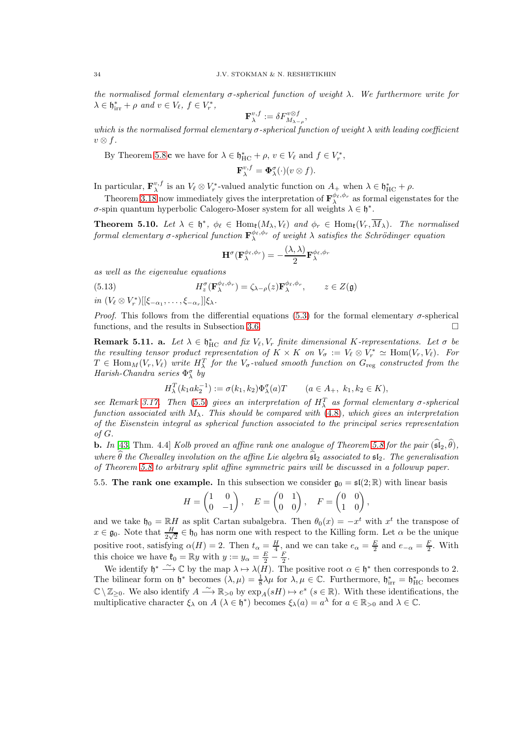*the normalised formal elementary $\sigma$-spherical function of weight $\lambda$. We furthermore write for $\lambda \in \mathfrak{h}^*_{\mathrm{irr}} + \rho$ and $v \in V_\ell$, $f \in V_r^*$,*

$$\mathbf{F}^{v,f}_\lambda := \delta F^{v\otimes f}_{M_{\lambda-\rho}},$$

*which is the normalised formal elementary $\sigma$-spherical function of weight $\lambda$ with leading coefficient $v \otimes f$.*

By Theorem 5.8**c** we have for $\lambda \in \mathfrak{h}^*_{\mathrm{HC}} + \rho$, $v \in V_\ell$ and $f \in V_r^*$,

$$\mathbf{F}^{v,f}_\lambda = \mathbf{\Phi}^\sigma_\lambda(\cdot)(v \otimes f).$$

In particular, $\mathbf{F}^{v,f}_\lambda$ is an $V_\ell \otimes V_r^*$-valued analytic function on $A_+$ when $\lambda \in \mathfrak{h}^*_{\mathrm{HC}} + \rho$.

Theorem 3.18 now immediately gives the interpretation of $\mathbf{F}^{\phi_\ell,\phi_r}_\lambda$ as formal eigenstates for the $\sigma$-spin quantum hyperbolic Calogero-Moser system for all weights $\lambda \in \mathfrak{h}^*$.

**Theorem 5.10.** *Let $\lambda \in \mathfrak{h}^*$, $\phi_\ell \in \mathrm{Hom}_{\mathfrak{k}}(M_\lambda, V_\ell)$ and $\phi_r \in \mathrm{Hom}_{\mathfrak{k}}(V_r, \overline{M}_\lambda)$. The normalised formal elementary $\sigma$-spherical function $\mathbf{F}^{\phi_\ell,\phi_r}_\lambda$ of weight $\lambda$ satisfies the Schrödinger equation*

$$\mathbf{H}^\sigma(\mathbf{F}^{\phi_\ell,\phi_r}_\lambda) = -\frac{(\lambda,\lambda)}{2}\mathbf{F}^{\phi_\ell,\phi_r}_\lambda$$

*as well as the eigenvalue equations*

$$H^\sigma_z(\mathbf{F}^{\phi_\ell,\phi_r}_\lambda) = \zeta_{\lambda-\rho}(z)\mathbf{F}^{\phi_\ell,\phi_r}_\lambda, \qquad z \in Z(\mathfrak{g}) \tag{5.13}$$

*in $(V_\ell \otimes V_r^*)[[\xi_{-\alpha_1}, \ldots, \xi_{-\alpha_r}]]\xi_\lambda$.*

*Proof.* This follows from the differential equations (5.3) for the formal elementary $\sigma$-spherical functions, and the results in Subsection 3.6. $\square$

**Remark 5.11. a.** *Let $\lambda \in \mathfrak{h}^*_{\mathrm{HC}}$ and fix $V_\ell, V_r$ finite dimensional $K$-representations. Let $\sigma$ be the resulting tensor product representation of $K \times K$ on $V_\sigma := V_\ell \otimes V_r^* \simeq \mathrm{Hom}(V_r, V_\ell)$. For $T \in \mathrm{Hom}_M(V_r, V_\ell)$ write $H^T_\lambda$ for the $V_\sigma$-valued smooth function on $G_{\mathrm{reg}}$ constructed from the Harish-Chandra series $\Phi^\sigma_\lambda$ by*

$$H^T_\lambda(k_1ak_2^{-1}) := \sigma(k_1,k_2)\Phi^\sigma_\lambda(a)T \qquad (a \in A_+,\ k_1,k_2 \in K),$$

*see Remark 3.17. Then (5.5) gives an interpretation of $H^T_\lambda$ as formal elementary $\sigma$-spherical function associated with $M_\lambda$. This should be compared with (4.8), which gives an interpretation of the Eisenstein integral as spherical function associated to the principal series representation of $G$.*

**b.** *In [43, Thm. 4.4] Kolb proved an affine rank one analogue of Theorem 5.8 for the pair $(\widehat{\mathfrak{sl}}_2, \widehat{\theta})$, where $\widehat{\theta}$ the Chevalley involution on the affine Lie algebra $\widehat{\mathfrak{sl}}_2$ associated to $\mathfrak{sl}_2$. The generalisation of Theorem 5.8 to arbitrary split affine symmetric pairs will be discussed in a followup paper.*

5.5. **The rank one example.** In this subsection we consider $\mathfrak{g}_0 = \mathfrak{sl}(2;\mathbb{R})$ with linear basis

$$H = \begin{pmatrix} 1 & 0 \\ 0 & -1 \end{pmatrix}, \quad E = \begin{pmatrix} 0 & 1 \\ 0 & 0 \end{pmatrix}, \quad F = \begin{pmatrix} 0 & 0 \\ 1 & 0 \end{pmatrix},$$

and we take $\mathfrak{h}_0 = \mathbb{R}H$ as split Cartan subalgebra. Then $\theta_0(x) = -x^t$ with $x^t$ the transpose of $x \in \mathfrak{g}_0$. Note that $\frac{H}{2\sqrt{2}} \in \mathfrak{h}_0$ has norm one with respect to the Killing form. Let $\alpha$ be the unique positive root, satisfying $\alpha(H) = 2$. Then $t_\alpha = \frac{H}{4}$, and we can take $e_\alpha = \frac{E}{2}$ and $e_{-\alpha} = \frac{F}{2}$. With this choice we have $\mathfrak{k}_0 = \mathbb{R}y$ with $y := y_\alpha = \frac{E}{2} - \frac{F}{2}$.

We identify $\mathfrak{h}^* \xrightarrow{\sim} \mathbb{C}$ by the map $\lambda \mapsto \lambda(H)$. The positive root $\alpha \in \mathfrak{h}^*$ then corresponds to 2. The bilinear form on $\mathfrak{h}^*$ becomes $(\lambda,\mu) = \frac{1}{8}\lambda\mu$ for $\lambda,\mu \in \mathbb{C}$. Furthermore, $\mathfrak{h}^*_{\mathrm{irr}} = \mathfrak{h}^*_{\mathrm{HC}}$ becomes $\mathbb{C} \setminus \mathbb{Z}_{\geq 0}$. We also identify $A \xrightarrow{\sim} \mathbb{R}_{>0}$ by $\exp_A(sH) \mapsto e^s$ ($s \in \mathbb{R}$). With these identifications, the multiplicative character $\xi_\lambda$ on $A$ ($\lambda \in \mathfrak{h}^*$) becomes $\xi_\lambda(a) = a^\lambda$ for $a \in \mathbb{R}_{>0}$ and $\lambda \in \mathbb{C}$.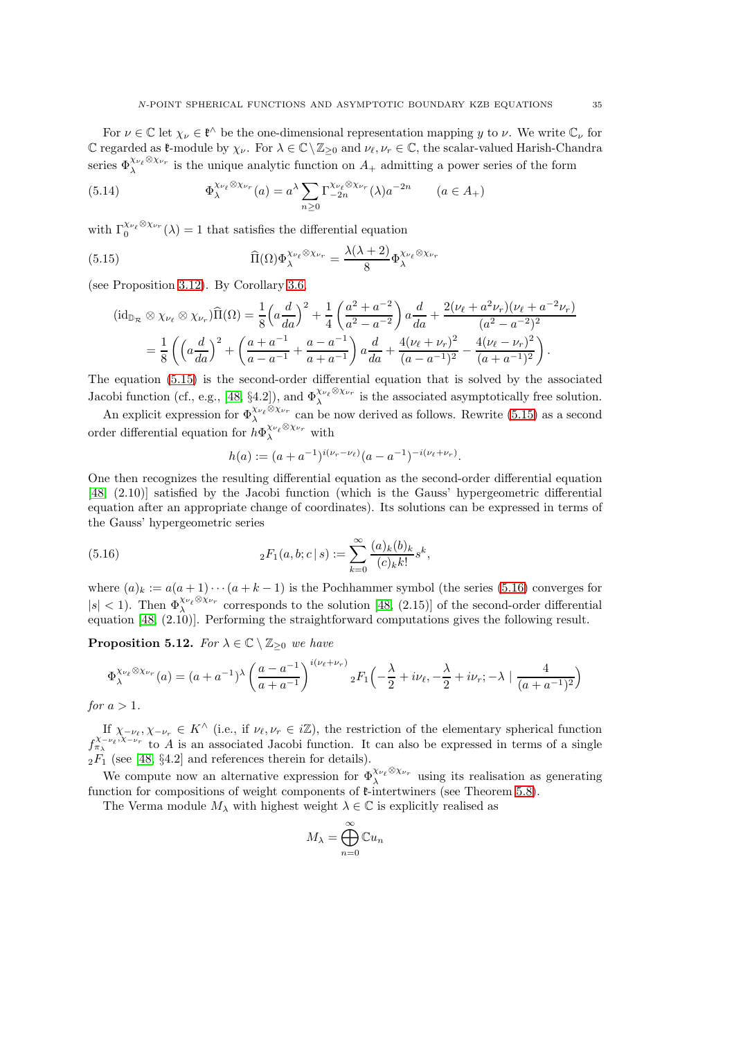For $\nu \in \mathbb{C}$ let $\chi_\nu \in \mathfrak{k}^\wedge$ be the one-dimensional representation mapping $y$ to $\nu$. We write $\mathbb{C}_\nu$ for $\mathbb{C}$ regarded as $\mathfrak{k}$-module by $\chi_\nu$. For $\lambda \in \mathbb{C}\setminus\mathbb{Z}_{\geq 0}$ and $\nu_\ell, \nu_r \in \mathbb{C}$, the scalar-valued Harish-Chandra series $\Phi_\lambda^{\chi_{\nu_\ell}\otimes\chi_{\nu_r}}$ is the unique analytic function on $A_+$ admitting a power series of the form

$$\Phi_\lambda^{\chi_{\nu_\ell}\otimes\chi_{\nu_r}}(a) = a^\lambda \sum_{n\geq 0} \Gamma_{-2n}^{\chi_{\nu_\ell}\otimes\chi_{\nu_r}}(\lambda) a^{-2n} \qquad (a \in A_+) \tag{5.14}$$

with $\Gamma_0^{\chi_{\nu_\ell}\otimes\chi_{\nu_r}}(\lambda) = 1$ that satisfies the differential equation

$$\widehat{\Pi}(\Omega)\Phi_\lambda^{\chi_{\nu_\ell}\otimes\chi_{\nu_r}} = \frac{\lambda(\lambda+2)}{8}\Phi_\lambda^{\chi_{\nu_\ell}\otimes\chi_{\nu_r}} \tag{5.15}$$

(see Proposition 3.12). By Corollary 3.6,

$$\begin{aligned}
(\mathrm{id}_{\mathbb{D}_\mathcal{R}} \otimes \chi_{\nu_\ell} \otimes \chi_{\nu_r})\widehat{\Pi}(\Omega) &= \frac{1}{8}\Big(a\frac{d}{da}\Big)^2 + \frac{1}{4}\left(\frac{a^2+a^{-2}}{a^2-a^{-2}}\right)a\frac{d}{da} + \frac{2(\nu_\ell + a^2\nu_r)(\nu_\ell + a^{-2}\nu_r)}{(a^2-a^{-2})^2} \\
&= \frac{1}{8}\left(\Big(a\frac{d}{da}\Big)^2 + \left(\frac{a+a^{-1}}{a-a^{-1}} + \frac{a-a^{-1}}{a+a^{-1}}\right)a\frac{d}{da} + \frac{4(\nu_\ell+\nu_r)^2}{(a-a^{-1})^2} - \frac{4(\nu_\ell-\nu_r)^2}{(a+a^{-1})^2}\right).
\end{aligned}$$

The equation (5.15) is the second-order differential equation that is solved by the associated Jacobi function (cf., e.g., [48, §4.2]), and $\Phi_\lambda^{\chi_{\nu_\ell}\otimes\chi_{\nu_r}}$ is the associated asymptotically free solution.

An explicit expression for $\Phi_\lambda^{\chi_{\nu_\ell}\otimes\chi_{\nu_r}}$ can be now derived as follows. Rewrite (5.15) as a second order differential equation for $h\Phi_\lambda^{\chi_{\nu_\ell}\otimes\chi_{\nu_r}}$ with

$$h(a) := (a+a^{-1})^{i(\nu_r-\nu_\ell)}(a-a^{-1})^{-i(\nu_\ell+\nu_r)}.$$

One then recognizes the resulting differential equation as the second-order differential equation [48, (2.10)] satisfied by the Jacobi function (which is the Gauss' hypergeometric differential equation after an appropriate change of coordinates). Its solutions can be expressed in terms of the Gauss' hypergeometric series

$${}_2F_1(a,b;c\,|\,s) := \sum_{k=0}^\infty \frac{(a)_k(b)_k}{(c)_k k!}s^k, \tag{5.16}$$

where $(a)_k := a(a+1)\cdots(a+k-1)$ is the Pochhammer symbol (the series (5.16) converges for $|s|<1$). Then $\Phi_\lambda^{\chi_{\nu_\ell}\otimes\chi_{\nu_r}}$ corresponds to the solution [48, (2.15)] of the second-order differential equation [48, (2.10)]. Performing the straightforward computations gives the following result.

**Proposition 5.12.** *For $\lambda \in \mathbb{C}\setminus\mathbb{Z}_{\geq 0}$ we have*

$$\Phi_\lambda^{\chi_{\nu_\ell}\otimes\chi_{\nu_r}}(a) = (a+a^{-1})^\lambda\left(\frac{a-a^{-1}}{a+a^{-1}}\right)^{i(\nu_\ell+\nu_r)} {}_2F_1\Big(-\frac{\lambda}{2}+i\nu_\ell, -\frac{\lambda}{2}+i\nu_r; -\lambda \mid \frac{4}{(a+a^{-1})^2}\Big)$$

*for $a > 1$.*

If $\chi_{-\nu_\ell}, \chi_{-\nu_r} \in K^\wedge$ (i.e., if $\nu_\ell, \nu_r \in i\mathbb{Z}$), the restriction of the elementary spherical function $f_{\pi_\lambda}^{\chi_{-\nu_\ell},\chi_{-\nu_r}}$ to $A$ is an associated Jacobi function. It can also be expressed in terms of a single ${}_2F_1$ (see [48, §4.2] and references therein for details).

We compute now an alternative expression for $\Phi_\lambda^{\chi_{\nu_\ell}\otimes\chi_{\nu_r}}$ using its realisation as generating function for compositions of weight components of $\mathfrak{k}$-intertwiners (see Theorem 5.8).

The Verma module $M_\lambda$ with highest weight $\lambda \in \mathbb{C}$ is explicitly realised as

$$M_\lambda = \bigoplus_{n=0}^\infty \mathbb{C}u_n$$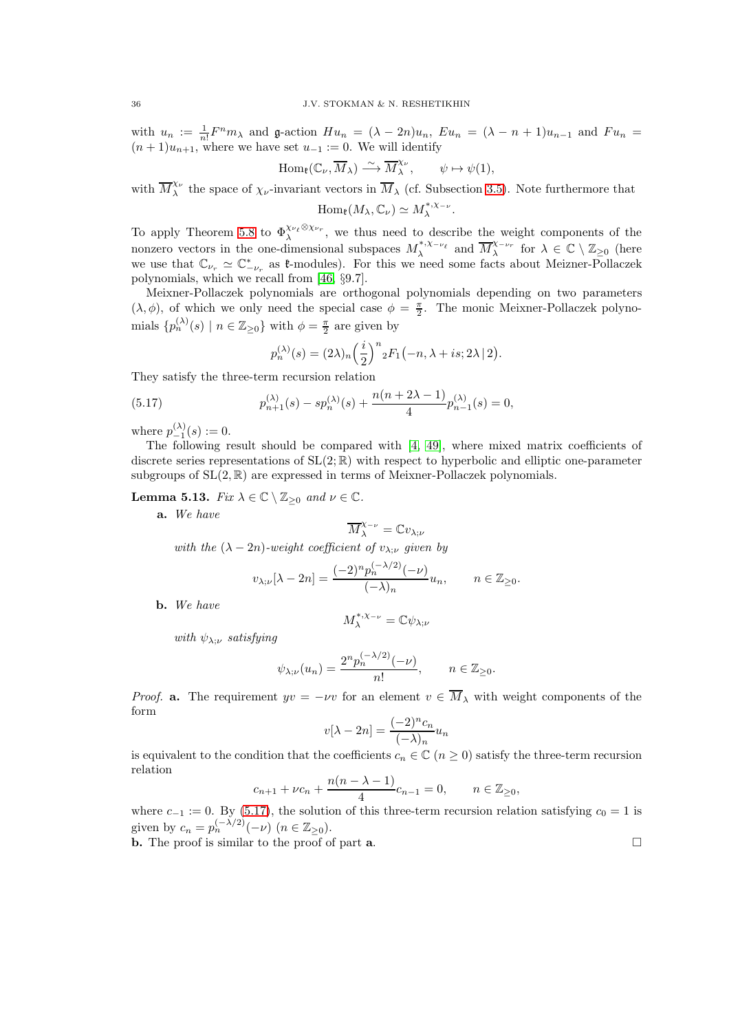with $u_n := \frac{1}{n!}F^n m_\lambda$ and $\mathfrak{g}$-action $Hu_n = (\lambda-2n)u_n$, $Eu_n = (\lambda-n+1)u_{n-1}$ and $Fu_n = (n+1)u_{n+1}$, where we have set $u_{-1} := 0$. We will identify

$$\mathrm{Hom}_{\mathfrak{k}}(\mathbb{C}_\nu, \overline{M}_\lambda) \xrightarrow{\sim} \overline{M}_\lambda^{\chi_\nu}, \qquad \psi \mapsto \psi(1),$$

with $\overline{M}_\lambda^{\chi_\nu}$ the space of $\chi_\nu$-invariant vectors in $\overline{M}_\lambda$ (cf. Subsection 3.5). Note furthermore that

$$\mathrm{Hom}_{\mathfrak{k}}(M_\lambda, \mathbb{C}_\nu) \simeq M_\lambda^{*,\chi_{-\nu}}.$$

To apply Theorem 5.8 to $\Phi_\lambda^{\chi_{\nu_\ell}\otimes\chi_{\nu_r}}$, we thus need to describe the weight components of the nonzero vectors in the one-dimensional subspaces $M_\lambda^{*,\chi_{-\nu_\ell}}$ and $\overline{M}_\lambda^{\chi_{-\nu_r}}$ for $\lambda \in \mathbb{C}\setminus\mathbb{Z}_{\geq 0}$ (here we use that $\mathbb{C}_{\nu_r} \simeq \mathbb{C}_{-\nu_r}^*$ as $\mathfrak{k}$-modules). For this we need some facts about Meizner-Pollaczek polynomials, which we recall from [46, §9.7].

Meixner-Pollaczek polynomials are orthogonal polynomials depending on two parameters $(\lambda, \phi)$, of which we only need the special case $\phi = \frac{\pi}{2}$. The monic Meixner-Pollaczek polynomials $\{p_n^{(\lambda)}(s) \mid n \in \mathbb{Z}_{\geq 0}\}$ with $\phi = \frac{\pi}{2}$ are given by

$$p_n^{(\lambda)}(s) = (2\lambda)_n\Big(\frac{i}{2}\Big)^n {}_2F_1\big(-n, \lambda+is; 2\lambda \,|\, 2\big).$$

They satisfy the three-term recursion relation

$$p_{n+1}^{(\lambda)}(s) - sp_n^{(\lambda)}(s) + \frac{n(n+2\lambda-1)}{4}p_{n-1}^{(\lambda)}(s) = 0, \tag{5.17}$$

where $p_{-1}^{(\lambda)}(s) := 0$.

The following result should be compared with [4, 49], where mixed matrix coefficients of discrete series representations of $\mathrm{SL}(2;\mathbb{R})$ with respect to hyperbolic and elliptic one-parameter subgroups of $\mathrm{SL}(2,\mathbb{R})$ are expressed in terms of Meixner-Pollaczek polynomials.

**Lemma 5.13.** *Fix $\lambda \in \mathbb{C}\setminus\mathbb{Z}_{\geq 0}$ and $\nu \in \mathbb{C}$.*

**a.** *We have*

$$\overline{M}_\lambda^{\chi_{-\nu}} = \mathbb{C}v_{\lambda;\nu}$$

*with the $(\lambda-2n)$-weight coefficient of $v_{\lambda;\nu}$ given by*

$$v_{\lambda;\nu}[\lambda-2n] = \frac{(-2)^n p_n^{(-\lambda/2)}(-\nu)}{(-\lambda)_n}u_n, \qquad n \in \mathbb{Z}_{\geq 0}.$$

**b.** *We have*

$$M_\lambda^{*,\chi_{-\nu}} = \mathbb{C}\psi_{\lambda;\nu}$$

*with $\psi_{\lambda;\nu}$ satisfying*

$$\psi_{\lambda;\nu}(u_n) = \frac{2^n p_n^{(-\lambda/2)}(-\nu)}{n!}, \qquad n \in \mathbb{Z}_{\geq 0}.$$

*Proof.* **a.** The requirement $yv = -\nu v$ for an element $v \in \overline{M}_\lambda$ with weight components of the form

$$v[\lambda-2n] = \frac{(-2)^n c_n}{(-\lambda)_n}u_n$$

is equivalent to the condition that the coefficients $c_n \in \mathbb{C}$ ($n \geq 0$) satisfy the three-term recursion relation

$$c_{n+1} + \nu c_n + \frac{n(n-\lambda-1)}{4}c_{n-1} = 0, \qquad n \in \mathbb{Z}_{\geq 0},$$

where $c_{-1} := 0$. By (5.17), the solution of this three-term recursion relation satisfying $c_0 = 1$ is given by $c_n = p_n^{(-\lambda/2)}(-\nu)$ ($n \in \mathbb{Z}_{\geq 0}$).

**b.** The proof is similar to the proof of part **a**. □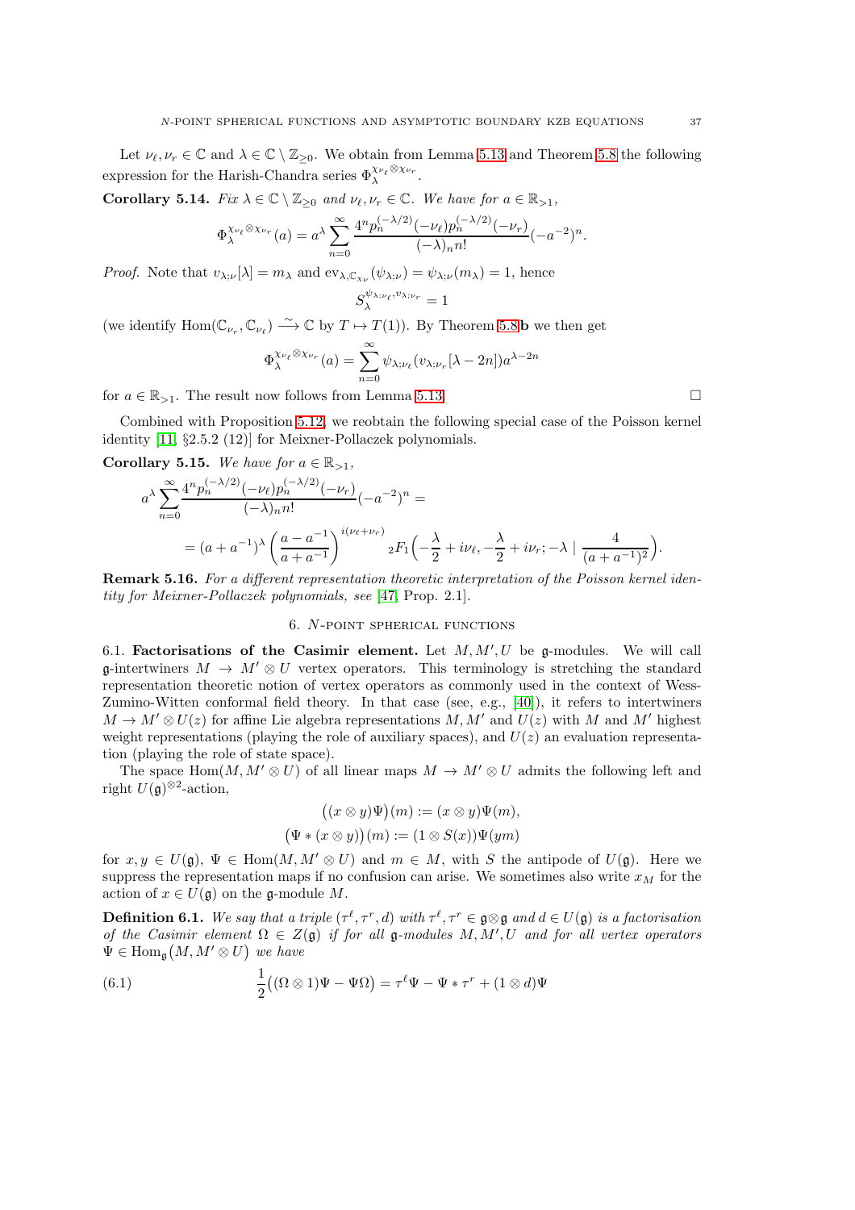Let $\nu_\ell, \nu_r \in \mathbb{C}$ and $\lambda \in \mathbb{C} \setminus \mathbb{Z}_{\geq 0}$. We obtain from Lemma 5.13 and Theorem 5.8 the following expression for the Harish-Chandra series $\Phi_\lambda^{\chi_{\nu_\ell} \otimes \chi_{\nu_r}}$.

**Corollary 5.14.** *Fix $\lambda \in \mathbb{C} \setminus \mathbb{Z}_{\geq 0}$ and $\nu_\ell, \nu_r \in \mathbb{C}$. We have for $a \in \mathbb{R}_{>1}$,*

$$\Phi_\lambda^{\chi_{\nu_\ell} \otimes \chi_{\nu_r}}(a) = a^\lambda \sum_{n=0}^{\infty} \frac{4^n p_n^{(-\lambda/2)}(-\nu_\ell) p_n^{(-\lambda/2)}(-\nu_r)}{(-\lambda)_n n!} (-a^{-2})^n.$$

*Proof.* Note that $v_{\lambda;\nu}[\lambda] = m_\lambda$ and $\mathrm{ev}_{\lambda, \mathbb{C}_{\chi_\nu}}(\psi_{\lambda;\nu}) = \psi_{\lambda;\nu}(m_\lambda) = 1$, hence

$$S_\lambda^{\psi_{\lambda;\nu_\ell}, v_{\lambda;\nu_r}} = 1$$

(we identify $\mathrm{Hom}(\mathbb{C}_{\nu_r}, \mathbb{C}_{\nu_\ell}) \xrightarrow{\sim} \mathbb{C}$ by $T \mapsto T(1)$). By Theorem 5.8**b** we then get

$$\Phi_\lambda^{\chi_{\nu_\ell} \otimes \chi_{\nu_r}}(a) = \sum_{n=0}^{\infty} \psi_{\lambda;\nu_\ell}(v_{\lambda;\nu_r}[\lambda - 2n]) a^{\lambda - 2n}$$

for $a \in \mathbb{R}_{>1}$. The result now follows from Lemma 5.13. $\square$

Combined with Proposition 5.12, we reobtain the following special case of the Poisson kernel identity [11, §2.5.2 (12)] for Meixner-Pollaczek polynomials.

**Corollary 5.15.** *We have for $a \in \mathbb{R}_{>1}$,*

$$a^\lambda \sum_{n=0}^{\infty} \frac{4^n p_n^{(-\lambda/2)}(-\nu_\ell) p_n^{(-\lambda/2)}(-\nu_r)}{(-\lambda)_n n!} (-a^{-2})^n =$$
$$= (a + a^{-1})^\lambda \left( \frac{a - a^{-1}}{a + a^{-1}} \right)^{i(\nu_\ell + \nu_r)} {}_2F_1\Big( -\frac{\lambda}{2} + i\nu_\ell, -\frac{\lambda}{2} + i\nu_r; -\lambda \mid \frac{4}{(a + a^{-1})^2} \Big).$$

**Remark 5.16.** *For a different representation theoretic interpretation of the Poisson kernel identity for Meixner-Pollaczek polynomials, see [47, Prop. 2.1].*

# 6. $N$-point spherical functions

6.1. **Factorisations of the Casimir element.** Let $M, M', U$ be $\mathfrak{g}$-modules. We will call $\mathfrak{g}$-intertwiners $M \to M' \otimes U$ vertex operators. This terminology is stretching the standard representation theoretic notion of vertex operators as commonly used in the context of Wess-Zumino-Witten conformal field theory. In that case (see, e.g., [40]), it refers to intertwiners $M \to M' \otimes U(z)$ for affine Lie algebra representations $M, M'$ and $U(z)$ with $M$ and $M'$ highest weight representations (playing the role of auxiliary spaces), and $U(z)$ an evaluation representation (playing the role of state space).

The space $\mathrm{Hom}(M, M' \otimes U)$ of all linear maps $M \to M' \otimes U$ admits the following left and right $U(\mathfrak{g})^{\otimes 2}$-action,

$$\big((x \otimes y)\Psi\big)(m) := (x \otimes y)\Psi(m),$$
$$\big(\Psi * (x \otimes y)\big)(m) := (1 \otimes S(x))\Psi(ym)$$

for $x, y \in U(\mathfrak{g})$, $\Psi \in \mathrm{Hom}(M, M' \otimes U)$ and $m \in M$, with $S$ the antipode of $U(\mathfrak{g})$. Here we suppress the representation maps if no confusion can arise. We sometimes also write $x_M$ for the action of $x \in U(\mathfrak{g})$ on the $\mathfrak{g}$-module $M$.

**Definition 6.1.** *We say that a triple $(\tau^\ell, \tau^r, d)$ with $\tau^\ell, \tau^r \in \mathfrak{g} \otimes \mathfrak{g}$ and $d \in U(\mathfrak{g})$ is a factorisation of the Casimir element $\Omega \in Z(\mathfrak{g})$ if for all $\mathfrak{g}$-modules $M, M', U$ and for all vertex operators $\Psi \in \mathrm{Hom}_{\mathfrak{g}}\big(M, M' \otimes U\big)$ we have*

$$\frac{1}{2}\big((\Omega \otimes 1)\Psi - \Psi\Omega\big) = \tau^\ell \Psi - \Psi * \tau^r + (1 \otimes d)\Psi \tag{6.1}$$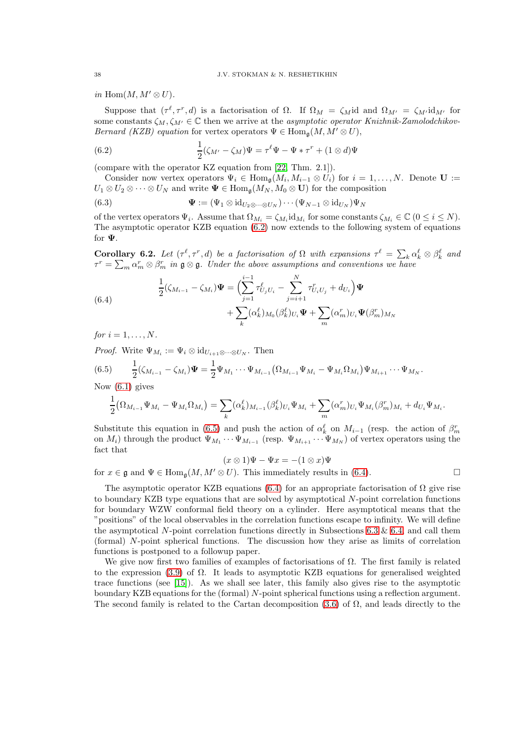*in* $\mathrm{Hom}(M, M' \otimes U)$.

Suppose that $(\tau^\ell, \tau^r, d)$ is a factorisation of $\Omega$. If $\Omega_M = \zeta_M \mathrm{id}$ and $\Omega_{M'} = \zeta_{M'}\mathrm{id}_{M'}$ for some constants $\zeta_M, \zeta_{M'} \in \mathbb{C}$ then we arrive at the *asymptotic operator Knizhnik-Zamolodchikov-Bernard (KZB) equation* for vertex operators $\Psi \in \mathrm{Hom}_{\mathfrak{g}}(M, M' \otimes U)$,

$$\frac{1}{2}(\zeta_{M'} - \zeta_M)\Psi = \tau^\ell \Psi - \Psi * \tau^r + (1 \otimes d)\Psi \tag{6.2}$$

(compare with the operator KZ equation from [22, Thm. 2.1]).

Consider now vertex operators $\Psi_i \in \mathrm{Hom}_{\mathfrak{g}}(M_i, M_{i-1} \otimes U_i)$ for $i = 1, \ldots, N$. Denote $\mathbf{U} := U_1 \otimes U_2 \otimes \cdots \otimes U_N$ and write $\mathbf{\Psi} \in \mathrm{Hom}_{\mathfrak{g}}(M_N, M_0 \otimes \mathbf{U})$ for the composition

$$\mathbf{\Psi} := (\Psi_1 \otimes \mathrm{id}_{U_2 \otimes \cdots \otimes U_N}) \cdots (\Psi_{N-1} \otimes \mathrm{id}_{U_N})\Psi_N \tag{6.3}$$

of the vertex operators $\Psi_i$. Assume that $\Omega_{M_i} = \zeta_{M_i}\mathrm{id}_{M_i}$ for some constants $\zeta_{M_i} \in \mathbb{C}$ $(0 \leq i \leq N)$. The asymptotic operator KZB equation (6.2) now extends to the following system of equations for $\mathbf{\Psi}$.

**Corollary 6.2.** *Let $(\tau^\ell, \tau^r, d)$ be a factorisation of $\Omega$ with expansions $\tau^\ell = \sum_k \alpha_k^\ell \otimes \beta_k^\ell$ and $\tau^r = \sum_m \alpha_m^r \otimes \beta_m^r$ in $\mathfrak{g} \otimes \mathfrak{g}$. Under the above assumptions and conventions we have*

$$\begin{aligned}
\frac{1}{2}(\zeta_{M_{i-1}} - \zeta_{M_i})\mathbf{\Psi} &= \Big(\sum_{j=1}^{i-1} \tau^\ell_{U_j U_i} - \sum_{j=i+1}^{N} \tau^r_{U_i U_j} + d_{U_i}\Big)\mathbf{\Psi} \\
&\quad + \sum_k (\alpha_k^\ell)_{M_0}(\beta_k^\ell)_{U_i}\mathbf{\Psi} + \sum_m (\alpha_m^r)_{U_i}\mathbf{\Psi}(\beta_m^r)_{M_N}
\end{aligned} \tag{6.4}$$

*for $i = 1, \ldots, N$.*

*Proof.* Write $\Psi_{M_i} := \Psi_i \otimes \mathrm{id}_{U_{i+1} \otimes \cdots \otimes U_N}$. Then

$$\frac{1}{2}(\zeta_{M_{i-1}} - \zeta_{M_i})\mathbf{\Psi} = \frac{1}{2}\Psi_{M_1}\cdots\Psi_{M_{i-1}}\big(\Omega_{M_{i-1}}\Psi_{M_i} - \Psi_{M_i}\Omega_{M_i}\big)\Psi_{M_{i+1}}\cdots\Psi_{M_N}. \tag{6.5}$$

Now (6.1) gives

$$\frac{1}{2}\big(\Omega_{M_{i-1}}\Psi_{M_i} - \Psi_{M_i}\Omega_{M_i}\big) = \sum_k (\alpha_k^\ell)_{M_{i-1}}(\beta_k^\ell)_{U_i}\Psi_{M_i} + \sum_m (\alpha_m^r)_{U_i}\Psi_{M_i}(\beta_m^r)_{M_i} + d_{U_i}\Psi_{M_i}.$$

Substitute this equation in (6.5) and push the action of $\alpha_k^\ell$ on $M_{i-1}$ (resp. the action of $\beta_m^r$ on $M_i$) through the product $\Psi_{M_1}\cdots\Psi_{M_{i-1}}$ (resp. $\Psi_{M_{i+1}}\cdots\Psi_{M_N}$) of vertex operators using the fact that

$$(x \otimes 1)\Psi - \Psi x = -(1 \otimes x)\Psi$$

for $x \in \mathfrak{g}$ and $\Psi \in \mathrm{Hom}_{\mathfrak{g}}(M, M' \otimes U)$. This immediately results in (6.4). □

The asymptotic operator KZB equations (6.4) for an appropriate factorisation of $\Omega$ give rise to boundary KZB type equations that are solved by asymptotical $N$-point correlation functions for boundary WZW conformal field theory on a cylinder. Here asymptotical means that the "positions" of the local observables in the correlation functions escape to infinity. We will define the asymptotical $N$-point correlation functions directly in Subsections 6.3 & 6.4, and call them (formal) $N$-point spherical functions. The discussion how they arise as limits of correlation functions is postponed to a followup paper.

We give now first two families of examples of factorisations of $\Omega$. The first family is related to the expression (3.9) of $\Omega$. It leads to asymptotic KZB equations for generalised weighted trace functions (see [15]). As we shall see later, this family also gives rise to the asymptotic boundary KZB equations for the (formal) $N$-point spherical functions using a reflection argument. The second family is related to the Cartan decomposition (3.6) of $\Omega$, and leads directly to the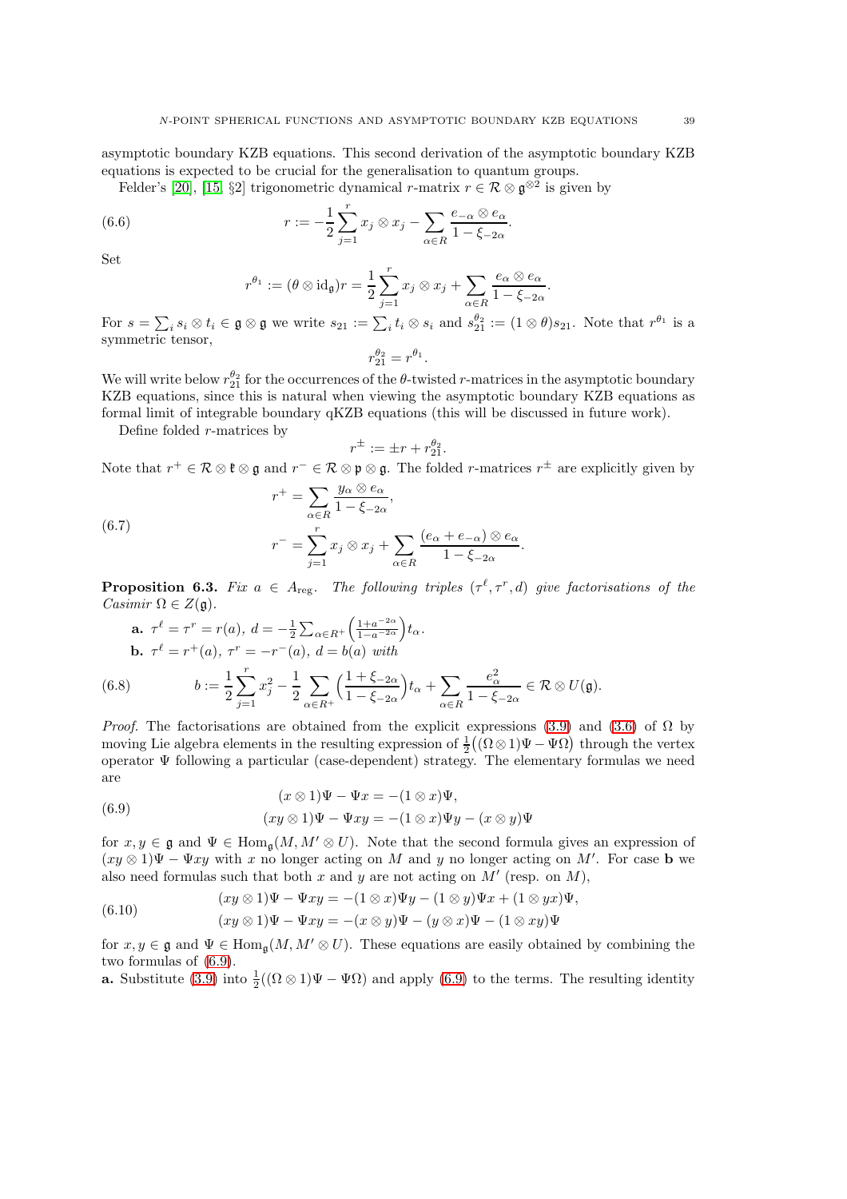asymptotic boundary KZB equations. This second derivation of the asymptotic boundary KZB equations is expected to be crucial for the generalisation to quantum groups.

Felder's [20], [15] §2] trigonometric dynamical $r$-matrix $r \in \mathcal{R} \otimes \mathfrak{g}^{\otimes 2}$ is given by

$$r := -\frac{1}{2}\sum_{j=1}^{r} x_j \otimes x_j - \sum_{\alpha \in R} \frac{e_{-\alpha} \otimes e_\alpha}{1 - \xi_{-2\alpha}}. \tag{6.6}$$

Set

$$r^{\theta_1} := (\theta \otimes \mathrm{id}_{\mathfrak{g}})r = \frac{1}{2}\sum_{j=1}^{r} x_j \otimes x_j + \sum_{\alpha \in R} \frac{e_\alpha \otimes e_\alpha}{1 - \xi_{-2\alpha}}.$$

For $s = \sum_i s_i \otimes t_i \in \mathfrak{g} \otimes \mathfrak{g}$ we write $s_{21} := \sum_i t_i \otimes s_i$ and $s_{21}^{\theta_2} := (1 \otimes \theta)s_{21}$. Note that $r^{\theta_1}$ is a symmetric tensor,

$$r_{21}^{\theta_2} = r^{\theta_1}.$$

We will write below $r_{21}^{\theta_2}$ for the occurrences of the $\theta$-twisted $r$-matrices in the asymptotic boundary KZB equations, since this is natural when viewing the asymptotic boundary KZB equations as formal limit of integrable boundary qKZB equations (this will be discussed in future work).

Define folded $r$-matrices by

$$r^{\pm} := \pm r + r_{21}^{\theta_2}.$$

Note that $r^+ \in \mathcal{R} \otimes \mathfrak{k} \otimes \mathfrak{g}$ and $r^- \in \mathcal{R} \otimes \mathfrak{p} \otimes \mathfrak{g}$. The folded $r$-matrices $r^{\pm}$ are explicitly given by

$$\begin{aligned} r^+ &= \sum_{\alpha \in R} \frac{y_\alpha \otimes e_\alpha}{1 - \xi_{-2\alpha}}, \\ r^- &= \sum_{j=1}^{r} x_j \otimes x_j + \sum_{\alpha \in R} \frac{(e_\alpha + e_{-\alpha}) \otimes e_\alpha}{1 - \xi_{-2\alpha}}. \end{aligned} \tag{6.7}$$

**Proposition 6.3.** *Fix $a \in A_{\mathrm{reg}}$. The following triples $(\tau^\ell, \tau^r, d)$ give factorisations of the Casimir $\Omega \in Z(\mathfrak{g})$.*

**a.** $\tau^\ell = \tau^r = r(a)$, $d = -\frac{1}{2}\sum_{\alpha \in R^+}\Big(\frac{1 + a^{-2\alpha}}{1 - a^{-2\alpha}}\Big)t_\alpha$.

**b.** $\tau^\ell = r^+(a)$, $\tau^r = -r^-(a)$, $d = b(a)$ *with*

$$b := \frac{1}{2}\sum_{j=1}^{r} x_j^2 - \frac{1}{2}\sum_{\alpha \in R^+}\Big(\frac{1 + \xi_{-2\alpha}}{1 - \xi_{-2\alpha}}\Big)t_\alpha + \sum_{\alpha \in R} \frac{e_\alpha^2}{1 - \xi_{-2\alpha}} \in \mathcal{R} \otimes U(\mathfrak{g}). \tag{6.8}$$

*Proof.* The factorisations are obtained from the explicit expressions (3.9) and (3.6) of $\Omega$ by moving Lie algebra elements in the resulting expression of $\frac{1}{2}\big((\Omega \otimes 1)\Psi - \Psi\Omega\big)$ through the vertex operator $\Psi$ following a particular (case-dependent) strategy. The elementary formulas we need are

$$\begin{aligned} (x \otimes 1)\Psi - \Psi x &= -(1 \otimes x)\Psi, \\ (xy \otimes 1)\Psi - \Psi xy &= -(1 \otimes x)\Psi y - (x \otimes y)\Psi \end{aligned} \tag{6.9}$$

for $x, y \in \mathfrak{g}$ and $\Psi \in \mathrm{Hom}_{\mathfrak{g}}(M, M' \otimes U)$. Note that the second formula gives an expression of $(xy \otimes 1)\Psi - \Psi xy$ with $x$ no longer acting on $M$ and $y$ no longer acting on $M'$. For case **b** we also need formulas such that both $x$ and $y$ are not acting on $M'$ (resp. on $M$),

$$\begin{aligned} (xy \otimes 1)\Psi - \Psi xy &= -(1 \otimes x)\Psi y - (1 \otimes y)\Psi x + (1 \otimes yx)\Psi, \\ (xy \otimes 1)\Psi - \Psi xy &= -(x \otimes y)\Psi - (y \otimes x)\Psi - (1 \otimes xy)\Psi \end{aligned} \tag{6.10}$$

for $x, y \in \mathfrak{g}$ and $\Psi \in \mathrm{Hom}_{\mathfrak{g}}(M, M' \otimes U)$. These equations are easily obtained by combining the two formulas of (6.9).

**a.** Substitute (3.9) into $\frac{1}{2}((\Omega \otimes 1)\Psi - \Psi\Omega)$ and apply (6.9) to the terms. The resulting identity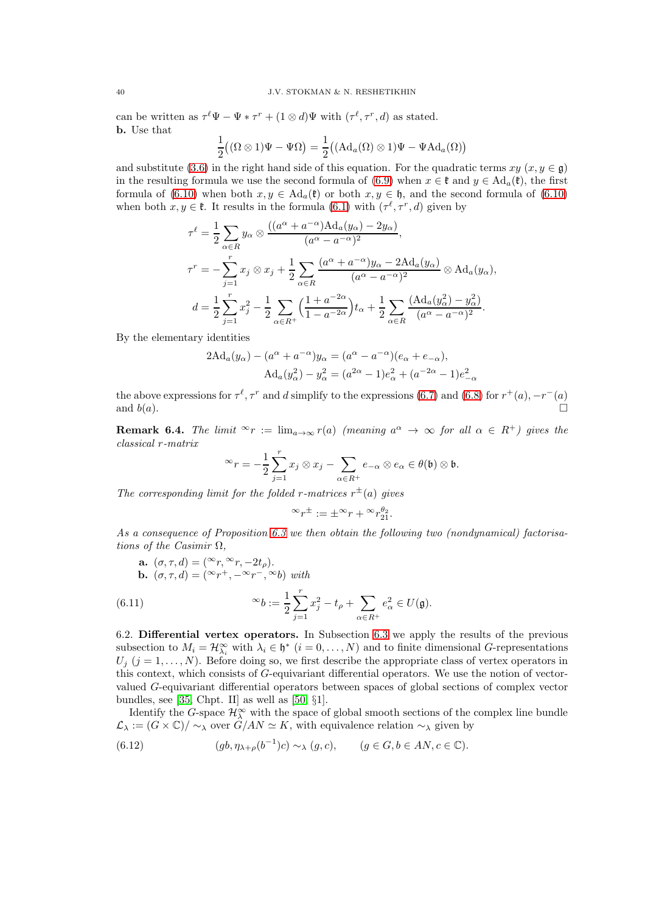can be written as $\tau^\ell \Psi - \Psi * \tau^r + (1 \otimes d)\Psi$ with $(\tau^\ell, \tau^r, d)$ as stated.

**b.** Use that

$$\frac{1}{2}\big((\Omega \otimes 1)\Psi - \Psi\Omega\big) = \frac{1}{2}\big((\mathrm{Ad}_a(\Omega) \otimes 1)\Psi - \Psi \mathrm{Ad}_a(\Omega)\big)$$

and substitute (3.6) in the right hand side of this equation. For the quadratic terms $xy$ $(x, y \in \mathfrak{g})$ in the resulting formula we use the second formula of (6.9) when $x \in \mathfrak{k}$ and $y \in \mathrm{Ad}_a(\mathfrak{k})$, the first formula of (6.10) when both $x, y \in \mathrm{Ad}_a(\mathfrak{k})$ or both $x, y \in \mathfrak{h}$, and the second formula of (6.10) when both $x, y \in \mathfrak{k}$. It results in the formula (6.1) with $(\tau^\ell, \tau^r, d)$ given by

$$\tau^\ell = \frac{1}{2}\sum_{\alpha \in R} y_\alpha \otimes \frac{\big((a^\alpha + a^{-\alpha})\mathrm{Ad}_a(y_\alpha) - 2y_\alpha\big)}{(a^\alpha - a^{-\alpha})^2},$$

$$\tau^r = -\sum_{j=1}^r x_j \otimes x_j + \frac{1}{2}\sum_{\alpha \in R} \frac{(a^\alpha + a^{-\alpha})y_\alpha - 2\mathrm{Ad}_a(y_\alpha)}{(a^\alpha - a^{-\alpha})^2} \otimes \mathrm{Ad}_a(y_\alpha),$$

$$d = \frac{1}{2}\sum_{j=1}^r x_j^2 - \frac{1}{2}\sum_{\alpha \in R^+}\Big(\frac{1 + a^{-2\alpha}}{1 - a^{-2\alpha}}\Big)t_\alpha + \frac{1}{2}\sum_{\alpha \in R}\frac{(\mathrm{Ad}_a(y_\alpha^2) - y_\alpha^2)}{(a^\alpha - a^{-\alpha})^2}.$$

By the elementary identities

$$2\mathrm{Ad}_a(y_\alpha) - (a^\alpha + a^{-\alpha})y_\alpha = (a^\alpha - a^{-\alpha})(e_\alpha + e_{-\alpha}),$$
$$\mathrm{Ad}_a(y_\alpha^2) - y_\alpha^2 = (a^{2\alpha} - 1)e_\alpha^2 + (a^{-2\alpha} - 1)e_{-\alpha}^2$$

the above expressions for $\tau^\ell, \tau^r$ and $d$ simplify to the expressions (6.7) and (6.8) for $r^+(a)$, $-r^-(a)$ and $b(a)$. □

**Remark 6.4.** *The limit* ${}^\infty r := \lim_{a \to \infty} r(a)$ *(meaning* $a^\alpha \to \infty$ *for all* $\alpha \in R^+$*) gives the classical r-matrix*

$${}^\infty r = -\frac{1}{2}\sum_{j=1}^r x_j \otimes x_j - \sum_{\alpha \in R^+} e_{-\alpha} \otimes e_\alpha \in \theta(\mathfrak{b}) \otimes \mathfrak{b}.$$

*The corresponding limit for the folded r-matrices* $r^\pm(a)$ *gives*

$${}^\infty r^\pm := \pm{}^\infty r + {}^\infty r_{21}^{\theta_2}.$$

*As a consequence of Proposition 6.3 we then obtain the following two (nondynamical) factorisations of the Casimir* $\Omega$*,*

**a.** $(\sigma, \tau, d) = ({}^\infty r, {}^\infty r, -2t_\rho)$.

**b.** $(\sigma, \tau, d) = ({}^\infty r^+, -{}^\infty r^-, {}^\infty b)$ *with*

$$ {}^\infty b := \frac{1}{2}\sum_{j=1}^r x_j^2 - t_\rho + \sum_{\alpha \in R^+} e_\alpha^2 \in U(\mathfrak{g}). \tag{6.11}$$

6.2. **Differential vertex operators.** In Subsection 6.3 we apply the results of the previous subsection to $M_i = \mathcal{H}_{\lambda_i}^\infty$ with $\lambda_i \in \mathfrak{h}^*$ $(i = 0, \ldots, N)$ and to finite dimensional $G$-representations $U_j$ $(j = 1, \ldots, N)$. Before doing so, we first describe the appropriate class of vertex operators in this context, which consists of $G$-equivariant differential operators. We use the notion of vector-valued $G$-equivariant differential operators between spaces of global sections of complex vector bundles, see [35, Chpt. II] as well as [50, §1].

Identify the $G$-space $\mathcal{H}_\lambda^\infty$ with the space of global smooth sections of the complex line bundle $\mathcal{L}_\lambda := (G \times \mathbb{C})/\sim_\lambda$ over $G/AN \simeq K$, with equivalence relation $\sim_\lambda$ given by

$$(gb, \eta_{\lambda+\rho}(b^{-1})c) \sim_\lambda (g, c), \qquad (g \in G, b \in AN, c \in \mathbb{C}). \tag{6.12}$$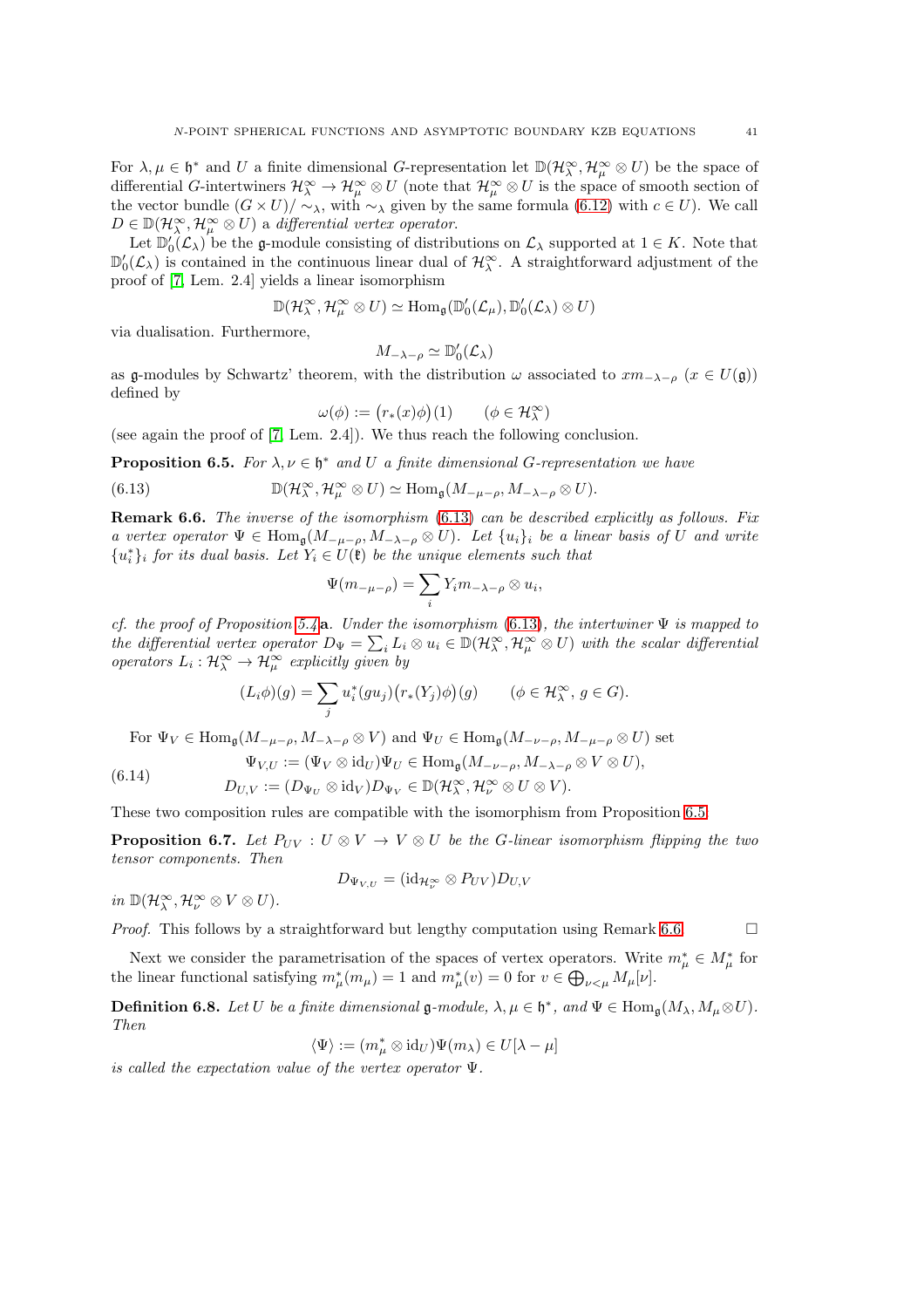For $\lambda, \mu \in \mathfrak{h}^*$ and $U$ a finite dimensional $G$-representation let $\mathbb{D}(\mathcal{H}^\infty_\lambda, \mathcal{H}^\infty_\mu \otimes U)$ be the space of differential $G$-intertwiners $\mathcal{H}^\infty_\lambda \to \mathcal{H}^\infty_\mu \otimes U$ (note that $\mathcal{H}^\infty_\mu \otimes U$ is the space of smooth section of the vector bundle $(G \times U)/\sim_\lambda$, with $\sim_\lambda$ given by the same formula (6.12) with $c \in U$). We call $D \in \mathbb{D}(\mathcal{H}^\infty_\lambda, \mathcal{H}^\infty_\mu \otimes U)$ a *differential vertex operator*.

Let $\mathbb{D}'_0(\mathcal{L}_\lambda)$ be the $\mathfrak{g}$-module consisting of distributions on $\mathcal{L}_\lambda$ supported at $1 \in K$. Note that $\mathbb{D}'_0(\mathcal{L}_\lambda)$ is contained in the continuous linear dual of $\mathcal{H}^\infty_\lambda$. A straightforward adjustment of the proof of [7, Lem. 2.4] yields a linear isomorphism

$$\mathbb{D}(\mathcal{H}^\infty_\lambda, \mathcal{H}^\infty_\mu \otimes U) \simeq \mathrm{Hom}_{\mathfrak{g}}(\mathbb{D}'_0(\mathcal{L}_\mu), \mathbb{D}'_0(\mathcal{L}_\lambda) \otimes U)$$

via dualisation. Furthermore,

$$M_{-\lambda-\rho} \simeq \mathbb{D}'_0(\mathcal{L}_\lambda)$$

as $\mathfrak{g}$-modules by Schwartz' theorem, with the distribution $\omega$ associated to $xm_{-\lambda-\rho}$ ($x \in U(\mathfrak{g})$) defined by

$$\omega(\phi) := \big(r_*(x)\phi\big)(1) \qquad (\phi \in \mathcal{H}^\infty_\lambda)$$

(see again the proof of [7, Lem. 2.4]). We thus reach the following conclusion.

**Proposition 6.5.** *For $\lambda, \nu \in \mathfrak{h}^*$ and $U$ a finite dimensional $G$-representation we have*

$$\mathbb{D}(\mathcal{H}^\infty_\lambda, \mathcal{H}^\infty_\mu \otimes U) \simeq \mathrm{Hom}_{\mathfrak{g}}(M_{-\mu-\rho}, M_{-\lambda-\rho} \otimes U). \tag{6.13}$$

**Remark 6.6.** *The inverse of the isomorphism (6.13) can be described explicitly as follows. Fix a vertex operator $\Psi \in \mathrm{Hom}_{\mathfrak{g}}(M_{-\mu-\rho}, M_{-\lambda-\rho} \otimes U)$. Let $\{u_i\}_i$ be a linear basis of $U$ and write $\{u_i^*\}_i$ for its dual basis. Let $Y_i \in U(\mathfrak{k})$ be the unique elements such that*

$$\Psi(m_{-\mu-\rho}) = \sum_i Y_i m_{-\lambda-\rho} \otimes u_i,$$

*cf. the proof of Proposition 5.4***a**. *Under the isomorphism (6.13), the intertwiner $\Psi$ is mapped to the differential vertex operator $D_\Psi = \sum_i L_i \otimes u_i \in \mathbb{D}(\mathcal{H}^\infty_\lambda, \mathcal{H}^\infty_\mu \otimes U)$ with the scalar differential operators $L_i : \mathcal{H}^\infty_\lambda \to \mathcal{H}^\infty_\mu$ explicitly given by*

$$(L_i\phi)(g) = \sum_j u_i^*(gu_j)\big(r_*(Y_j)\phi\big)(g) \qquad (\phi \in \mathcal{H}^\infty_\lambda,\, g \in G).$$

For $\Psi_V \in \mathrm{Hom}_{\mathfrak{g}}(M_{-\mu-\rho}, M_{-\lambda-\rho} \otimes V)$ and $\Psi_U \in \mathrm{Hom}_{\mathfrak{g}}(M_{-\nu-\rho}, M_{-\mu-\rho} \otimes U)$ set

$$\begin{aligned} \Psi_{V,U} &:= (\Psi_V \otimes \mathrm{id}_U)\Psi_U \in \mathrm{Hom}_{\mathfrak{g}}(M_{-\nu-\rho}, M_{-\lambda-\rho} \otimes V \otimes U), \\ D_{U,V} &:= (D_{\Psi_U} \otimes \mathrm{id}_V) D_{\Psi_V} \in \mathbb{D}(\mathcal{H}^\infty_\lambda, \mathcal{H}^\infty_\nu \otimes U \otimes V). \end{aligned} \tag{6.14}$$

These two composition rules are compatible with the isomorphism from Proposition 6.5:

**Proposition 6.7.** *Let $P_{UV} : U \otimes V \to V \otimes U$ be the $G$-linear isomorphism flipping the two tensor components. Then*

$$D_{\Psi_{V,U}} = (\mathrm{id}_{\mathcal{H}^\infty_\nu} \otimes P_{UV}) D_{U,V}$$

*in $\mathbb{D}(\mathcal{H}^\infty_\lambda, \mathcal{H}^\infty_\nu \otimes V \otimes U)$.*

*Proof.* This follows by a straightforward but lengthy computation using Remark 6.6. $\square$

Next we consider the parametrisation of the spaces of vertex operators. Write $m_\mu^* \in M_\mu^*$ for the linear functional satisfying $m_\mu^*(m_\mu) = 1$ and $m_\mu^*(v) = 0$ for $v \in \bigoplus_{\nu<\mu} M_\mu[\nu]$.

**Definition 6.8.** *Let $U$ be a finite dimensional $\mathfrak{g}$-module, $\lambda, \mu \in \mathfrak{h}^*$, and $\Psi \in \mathrm{Hom}_{\mathfrak{g}}(M_\lambda, M_\mu \otimes U)$. Then*

$$\langle \Psi \rangle := (m_\mu^* \otimes \mathrm{id}_U)\Psi(m_\lambda) \in U[\lambda - \mu]$$

*is called the expectation value of the vertex operator $\Psi$.*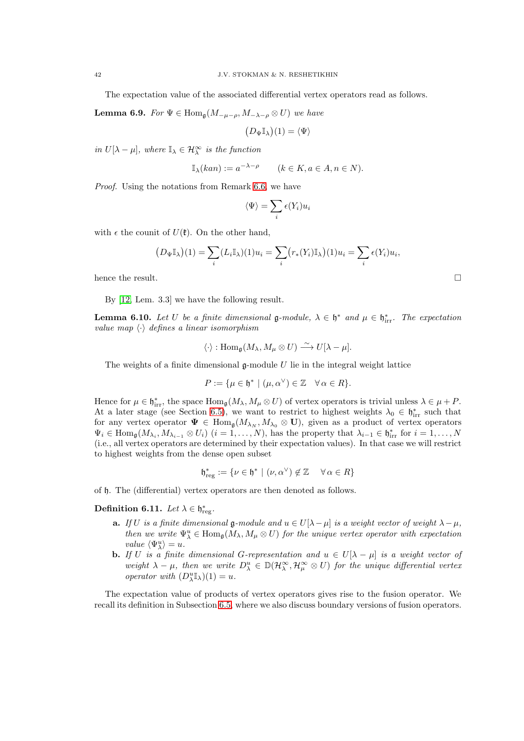The expectation value of the associated differential vertex operators read as follows.

**Lemma 6.9.** *For $\Psi \in \mathrm{Hom}_{\mathfrak{g}}(M_{-\mu-\rho}, M_{-\lambda-\rho} \otimes U)$ we have*

$$\big(D_\Psi \mathbb{I}_\lambda\big)(1) = \langle \Psi \rangle$$

*in $U[\lambda-\mu]$, where $\mathbb{I}_\lambda \in \mathcal{H}^\infty_\lambda$ is the function*

$$\mathbb{I}_\lambda(kan) := a^{-\lambda-\rho} \qquad (k \in K, a \in A, n \in N).$$

*Proof.* Using the notations from Remark 6.6, we have

$$\langle \Psi \rangle = \sum_i \epsilon(Y_i) u_i$$

with $\epsilon$ the counit of $U(\mathfrak{k})$. On the other hand,

$$\big(D_\Psi \mathbb{I}_\lambda\big)(1) = \sum_i (L_i \mathbb{I}_\lambda)(1) u_i = \sum_i \big(r_*(Y_i)\mathbb{I}_\lambda\big)(1) u_i = \sum_i \epsilon(Y_i) u_i,$$

hence the result. $\square$

By [12, Lem. 3.3] we have the following result.

**Lemma 6.10.** *Let $U$ be a finite dimensional $\mathfrak{g}$-module, $\lambda \in \mathfrak{h}^*$ and $\mu \in \mathfrak{h}^*_{\mathrm{irr}}$. The expectation value map $\langle \cdot \rangle$ defines a linear isomorphism*

$$\langle \cdot \rangle : \mathrm{Hom}_{\mathfrak{g}}(M_\lambda, M_\mu \otimes U) \xrightarrow{\sim} U[\lambda - \mu].$$

The weights of a finite dimensional $\mathfrak{g}$-module $U$ lie in the integral weight lattice

$$P := \{\mu \in \mathfrak{h}^* \mid (\mu, \alpha^\vee) \in \mathbb{Z} \quad \forall\, \alpha \in R\}.$$

Hence for $\mu \in \mathfrak{h}^*_{\mathrm{irr}}$, the space $\mathrm{Hom}_{\mathfrak{g}}(M_\lambda, M_\mu \otimes U)$ of vertex operators is trivial unless $\lambda \in \mu + P$. At a later stage (see Section 6.5), we want to restrict to highest weights $\lambda_0 \in \mathfrak{h}^*_{\mathrm{irr}}$ such that for any vertex operator $\mathbf{\Psi} \in \mathrm{Hom}_{\mathfrak{g}}(M_{\lambda_N}, M_{\lambda_0} \otimes \mathbf{U})$, given as a product of vertex operators $\Psi_i \in \mathrm{Hom}_{\mathfrak{g}}(M_{\lambda_i}, M_{\lambda_{i-1}} \otimes U_i)$ $(i = 1, \ldots, N)$, has the property that $\lambda_{i-1} \in \mathfrak{h}^*_{\mathrm{irr}}$ for $i = 1, \ldots, N$ (i.e., all vertex operators are determined by their expectation values). In that case we will restrict to highest weights from the dense open subset

$$\mathfrak{h}^*_{\mathrm{reg}} := \{\nu \in \mathfrak{h}^* \mid (\nu, \alpha^\vee) \notin \mathbb{Z} \quad \forall\, \alpha \in R\}$$

of $\mathfrak{h}$. The (differential) vertex operators are then denoted as follows.

**Definition 6.11.** *Let $\lambda \in \mathfrak{h}^*_{\mathrm{reg}}$.*

- **a.** *If $U$ is a finite dimensional $\mathfrak{g}$-module and $u \in U[\lambda-\mu]$ is a weight vector of weight $\lambda - \mu$, then we write $\Psi^u_\lambda \in \mathrm{Hom}_{\mathfrak{g}}(M_\lambda, M_\mu \otimes U)$ for the unique vertex operator with expectation value $\langle \Psi^u_\lambda \rangle = u$.*
- **b.** *If $U$ is a finite dimensional $G$-representation and $u \in U[\lambda - \mu]$ is a weight vector of weight $\lambda - \mu$, then we write $D^u_\lambda \in \mathbb{D}(\mathcal{H}^\infty_\lambda, \mathcal{H}^\infty_\mu \otimes U)$ for the unique differential vertex operator with $(D^u_\lambda \mathbb{I}_\lambda)(1) = u$.*

The expectation value of products of vertex operators gives rise to the fusion operator. We recall its definition in Subsection 6.5, where we also discuss boundary versions of fusion operators.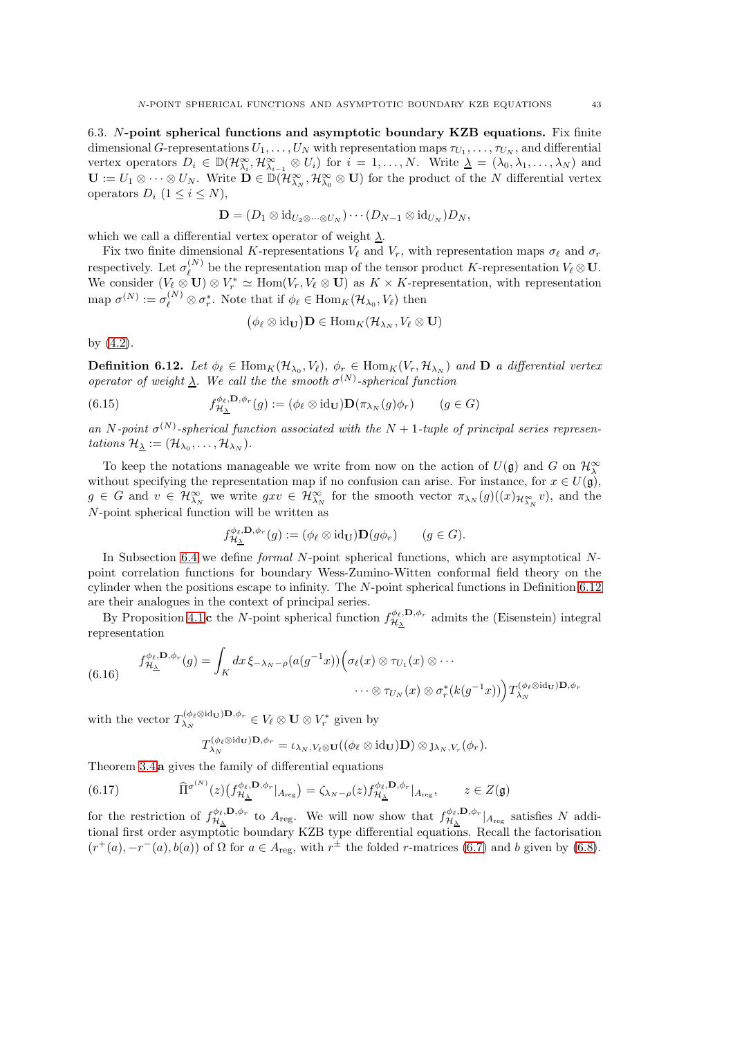6.3. **$N$-point spherical functions and asymptotic boundary KZB equations.** Fix finite dimensional $G$-representations $U_1, \ldots, U_N$ with representation maps $\tau_{U_1}, \ldots, \tau_{U_N}$, and differential vertex operators $D_i \in \mathbb{D}(\mathcal{H}_{\lambda_i}^\infty, \mathcal{H}_{\lambda_{i-1}}^\infty \otimes U_i)$ for $i = 1, \ldots, N$. Write $\underline{\lambda} = (\lambda_0, \lambda_1, \ldots, \lambda_N)$ and $\mathbf{U} := U_1 \otimes \cdots \otimes U_N$. Write $\mathbf{D} \in \mathbb{D}(\mathcal{H}_{\lambda_N}^\infty, \mathcal{H}_{\lambda_0}^\infty \otimes \mathbf{U})$ for the product of the $N$ differential vertex operators $D_i$ $(1 \leq i \leq N)$,

$$\mathbf{D} = (D_1 \otimes \mathrm{id}_{U_2 \otimes \cdots \otimes U_N}) \cdots (D_{N-1} \otimes \mathrm{id}_{U_N}) D_N,$$

which we call a differential vertex operator of weight $\underline{\lambda}$.

Fix two finite dimensional $K$-representations $V_\ell$ and $V_r$, with representation maps $\sigma_\ell$ and $\sigma_r$ respectively. Let $\sigma_\ell^{(N)}$ be the representation map of the tensor product $K$-representation $V_\ell \otimes \mathbf{U}$. We consider $(V_\ell \otimes \mathbf{U}) \otimes V_r^* \simeq \mathrm{Hom}(V_r, V_\ell \otimes \mathbf{U})$ as $K \times K$-representation, with representation map $\sigma^{(N)} := \sigma_\ell^{(N)} \otimes \sigma_r^*$. Note that if $\phi_\ell \in \mathrm{Hom}_K(\mathcal{H}_{\lambda_0}, V_\ell)$ then

$$\big(\phi_\ell \otimes \mathrm{id}_{\mathbf{U}}\big)\mathbf{D} \in \mathrm{Hom}_K(\mathcal{H}_{\lambda_N}, V_\ell \otimes \mathbf{U})$$

by (4.2).

**Definition 6.12.** *Let $\phi_\ell \in \mathrm{Hom}_K(\mathcal{H}_{\lambda_0}, V_\ell)$, $\phi_r \in \mathrm{Hom}_K(V_r, \mathcal{H}_{\lambda_N})$ and $\mathbf{D}$ a differential vertex operator of weight $\underline{\lambda}$. We call the the smooth $\sigma^{(N)}$-spherical function*

$$f_{\mathcal{H}_{\underline{\lambda}}}^{\phi_\ell, \mathbf{D}, \phi_r}(g) := (\phi_\ell \otimes \mathrm{id}_{\mathbf{U}})\mathbf{D}(\pi_{\lambda_N}(g)\phi_r) \qquad (g \in G) \tag{6.15}$$

*an $N$-point $\sigma^{(N)}$-spherical function associated with the $N+1$-tuple of principal series representations $\mathcal{H}_{\underline{\lambda}} := (\mathcal{H}_{\lambda_0}, \ldots, \mathcal{H}_{\lambda_N})$.*

To keep the notations manageable we write from now on the action of $U(\mathfrak{g})$ and $G$ on $\mathcal{H}_\lambda^\infty$ without specifying the representation map if no confusion can arise. For instance, for $x \in U(\mathfrak{g})$, $g \in G$ and $v \in \mathcal{H}_{\lambda_N}^\infty$ we write $gxv \in \mathcal{H}_{\lambda_N}^\infty$ for the smooth vector $\pi_{\lambda_N}(g)((x)_{\mathcal{H}_{\lambda_N}^\infty} v)$, and the $N$-point spherical function will be written as

$$f_{\mathcal{H}_{\underline{\lambda}}}^{\phi_\ell, \mathbf{D}, \phi_r}(g) := (\phi_\ell \otimes \mathrm{id}_{\mathbf{U}})\mathbf{D}(g\phi_r) \qquad (g \in G).$$

In Subsection 6.4 we define *formal* $N$-point spherical functions, which are asymptotical $N$-point correlation functions for boundary Wess-Zumino-Witten conformal field theory on the cylinder when the positions escape to infinity. The $N$-point spherical functions in Definition 6.12 are their analogues in the context of principal series.

By Proposition 4.1**c** the $N$-point spherical function $f_{\mathcal{H}_{\underline{\lambda}}}^{\phi_\ell, \mathbf{D}, \phi_r}$ admits the (Eisenstein) integral representation

$$\begin{aligned} f_{\mathcal{H}_{\underline{\lambda}}}^{\phi_\ell, \mathbf{D}, \phi_r}(g) = \int_K dx\, \xi_{-\lambda_N - \rho}(a(g^{-1}x))\Big(\sigma_\ell(x) \otimes \tau_{U_1}(x) \otimes \cdots \\ \cdots \otimes \tau_{U_N}(x) \otimes \sigma_r^*(k(g^{-1}x))\Big) T_{\lambda_N}^{(\phi_\ell \otimes \mathrm{id}_{\mathbf{U}})\mathbf{D}, \phi_r} \end{aligned} \tag{6.16}$$

with the vector $T_{\lambda_N}^{(\phi_\ell \otimes \mathrm{id}_{\mathbf{U}})\mathbf{D}, \phi_r} \in V_\ell \otimes \mathbf{U} \otimes V_r^*$ given by

$$T_{\lambda_N}^{(\phi_\ell \otimes \mathrm{id}_{\mathbf{U}})\mathbf{D}, \phi_r} = \iota_{\lambda_N, V_\ell \otimes \mathbf{U}}((\phi_\ell \otimes \mathrm{id}_{\mathbf{U}})\mathbf{D}) \otimes \jmath_{\lambda_N, V_r}(\phi_r).$$

Theorem 3.4**a** gives the family of differential equations

$$\widehat{\Pi}^{\sigma^{(N)}}(z)\big(f_{\mathcal{H}_{\underline{\lambda}}}^{\phi_\ell, \mathbf{D}, \phi_r}|_{A_{\mathrm{reg}}}\big) = \zeta_{\lambda_N - \rho}(z) f_{\mathcal{H}_{\underline{\lambda}}}^{\phi_\ell, \mathbf{D}, \phi_r}|_{A_{\mathrm{reg}}}, \qquad z \in Z(\mathfrak{g}) \tag{6.17}$$

for the restriction of $f_{\mathcal{H}_{\underline{\lambda}}}^{\phi_\ell, \mathbf{D}, \phi_r}$ to $A_{\mathrm{reg}}$. We will now show that $f_{\mathcal{H}_{\underline{\lambda}}}^{\phi_\ell, \mathbf{D}, \phi_r}|_{A_{\mathrm{reg}}}$ satisfies $N$ additional first order asymptotic boundary KZB type differential equations. Recall the factorisation $(r^+(a), -r^-(a), b(a))$ of $\Omega$ for $a \in A_{\mathrm{reg}}$, with $r^\pm$ the folded $r$-matrices (6.7) and $b$ given by (6.8).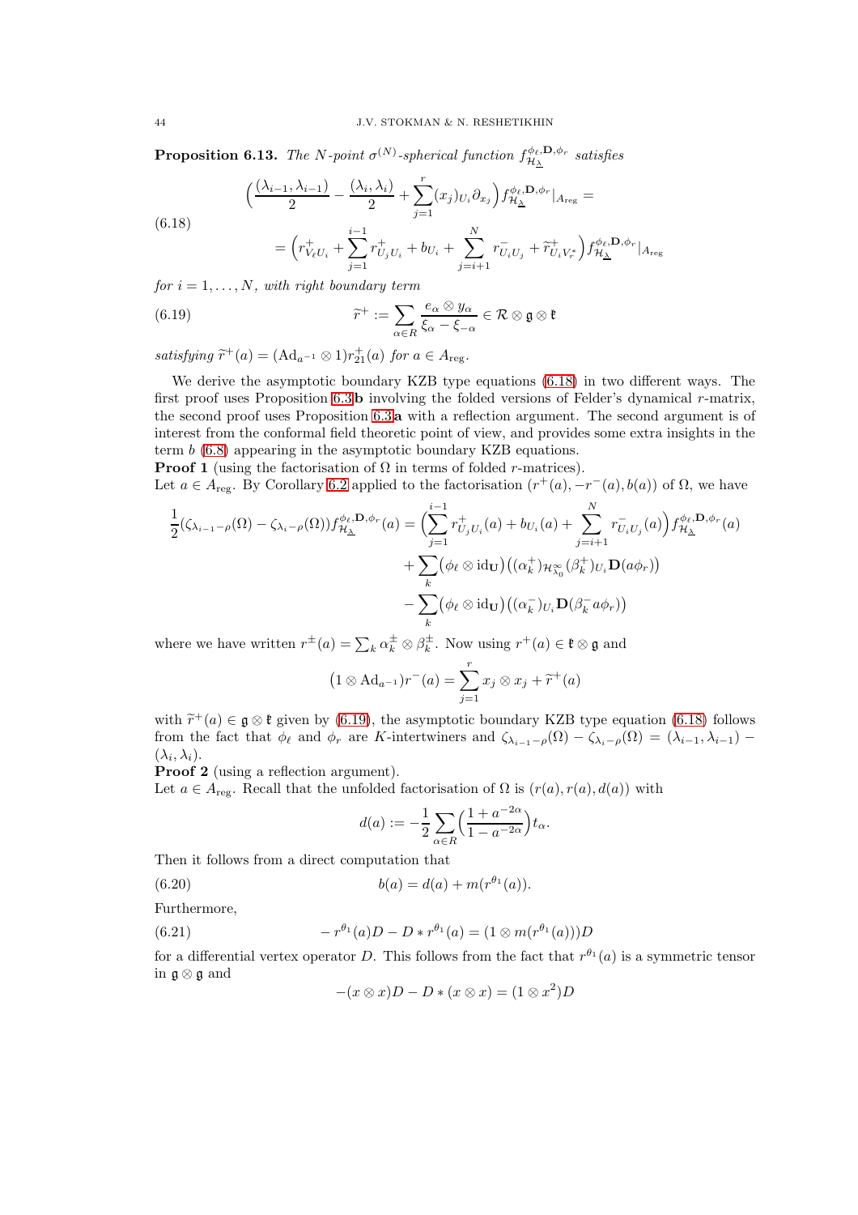**Proposition 6.13.** *The $N$-point $\sigma^{(N)}$-spherical function $f^{\phi_\ell,\mathbf{D},\phi_r}_{\mathcal{H}_{\underline{\lambda}}}$ satisfies*

$$
\begin{aligned}
&\Big(\frac{(\lambda_{i-1},\lambda_{i-1})}{2}-\frac{(\lambda_i,\lambda_i)}{2}+\sum_{j=1}^r (x_j)_{U_i}\partial_{x_j}\Big) f^{\phi_\ell,\mathbf{D},\phi_r}_{\mathcal{H}_{\underline{\lambda}}}|_{A_{\mathrm{reg}}}= \\
&\qquad = \Big(r^+_{V_\ell U_i}+\sum_{j=1}^{i-1} r^+_{U_jU_i}+b_{U_i}+\sum_{j=i+1}^N r^-_{U_iU_j}+\widetilde{r}^{\,+}_{U_iV_r^*}\Big) f^{\phi_\ell,\mathbf{D},\phi_r}_{\mathcal{H}_{\underline{\lambda}}}|_{A_{\mathrm{reg}}}
\end{aligned}
\tag{6.18}
$$

*for $i=1,\ldots,N$, with right boundary term*

$$
\widetilde{r}^{\,+} := \sum_{\alpha\in R}\frac{e_\alpha\otimes y_\alpha}{\xi_\alpha-\xi_{-\alpha}}\in \mathcal{R}\otimes\mathfrak{g}\otimes\mathfrak{k}
\tag{6.19}
$$

*satisfying $\widetilde{r}^{\,+}(a)=(\mathrm{Ad}_{a^{-1}}\otimes 1)r^+_{21}(a)$ for $a\in A_{\mathrm{reg}}$.*

We derive the asymptotic boundary KZB type equations (6.18) in two different ways. The first proof uses Proposition 6.3**b** involving the folded versions of Felder's dynamical $r$-matrix, the second proof uses Proposition 6.3**a** with a reflection argument. The second argument is of interest from the conformal field theoretic point of view, and provides some extra insights in the term $b$ (6.8) appearing in the asymptotic boundary KZB equations.

**Proof 1** (using the factorisation of $\Omega$ in terms of folded $r$-matrices).
Let $a\in A_{\mathrm{reg}}$. By Corollary 6.2 applied to the factorisation $(r^+(a),-r^-(a),b(a))$ of $\Omega$, we have

$$
\begin{aligned}
\frac{1}{2}(\zeta_{\lambda_{i-1}-\rho}(\Omega)-\zeta_{\lambda_i-\rho}(\Omega))f^{\phi_\ell,\mathbf{D},\phi_r}_{\mathcal{H}_{\underline{\lambda}}}(a) &= \Big(\sum_{j=1}^{i-1} r^+_{U_jU_i}(a)+b_{U_i}(a)+\sum_{j=i+1}^N r^-_{U_iU_j}(a)\Big) f^{\phi_\ell,\mathbf{D},\phi_r}_{\mathcal{H}_{\underline{\lambda}}}(a)\\
&\quad+\sum_k\big(\phi_\ell\otimes\mathrm{id}_{\mathbf{U}}\big)\big((\alpha_k^+)_{\mathcal{H}^\infty_{\lambda_0}}(\beta_k^+)_{U_i}\mathbf{D}(a\phi_r)\big)\\
&\quad-\sum_k\big(\phi_\ell\otimes\mathrm{id}_{\mathbf{U}}\big)\big((\alpha_k^-)_{U_i}\mathbf{D}(\beta_k^-a\phi_r)\big)
\end{aligned}
$$

where we have written $r^\pm(a)=\sum_k\alpha_k^\pm\otimes\beta_k^\pm$. Now using $r^+(a)\in\mathfrak{k}\otimes\mathfrak{g}$ and

$$
\big(1\otimes\mathrm{Ad}_{a^{-1}}\big)r^-(a)=\sum_{j=1}^r x_j\otimes x_j+\widetilde{r}^{\,+}(a)
$$

with $\widetilde{r}^{\,+}(a)\in\mathfrak{g}\otimes\mathfrak{k}$ given by (6.19), the asymptotic boundary KZB type equation (6.18) follows from the fact that $\phi_\ell$ and $\phi_r$ are $K$-intertwiners and $\zeta_{\lambda_{i-1}-\rho}(\Omega)-\zeta_{\lambda_i-\rho}(\Omega)=(\lambda_{i-1},\lambda_{i-1})-(\lambda_i,\lambda_i)$.

**Proof 2** (using a reflection argument).
Let $a\in A_{\mathrm{reg}}$. Recall that the unfolded factorisation of $\Omega$ is $(r(a),r(a),d(a))$ with

$$
d(a):=-\frac{1}{2}\sum_{\alpha\in R}\Big(\frac{1+a^{-2\alpha}}{1-a^{-2\alpha}}\Big)t_\alpha.
$$

Then it follows from a direct computation that

$$
b(a)=d(a)+m(r^{\theta_1}(a)).
\tag{6.20}
$$

Furthermore,

$$
-r^{\theta_1}(a)D-D*r^{\theta_1}(a)=(1\otimes m(r^{\theta_1}(a)))D
\tag{6.21}
$$

for a differential vertex operator $D$. This follows from the fact that $r^{\theta_1}(a)$ is a symmetric tensor in $\mathfrak{g}\otimes\mathfrak{g}$ and

$$
-(x\otimes x)D-D*(x\otimes x)=(1\otimes x^2)D
$$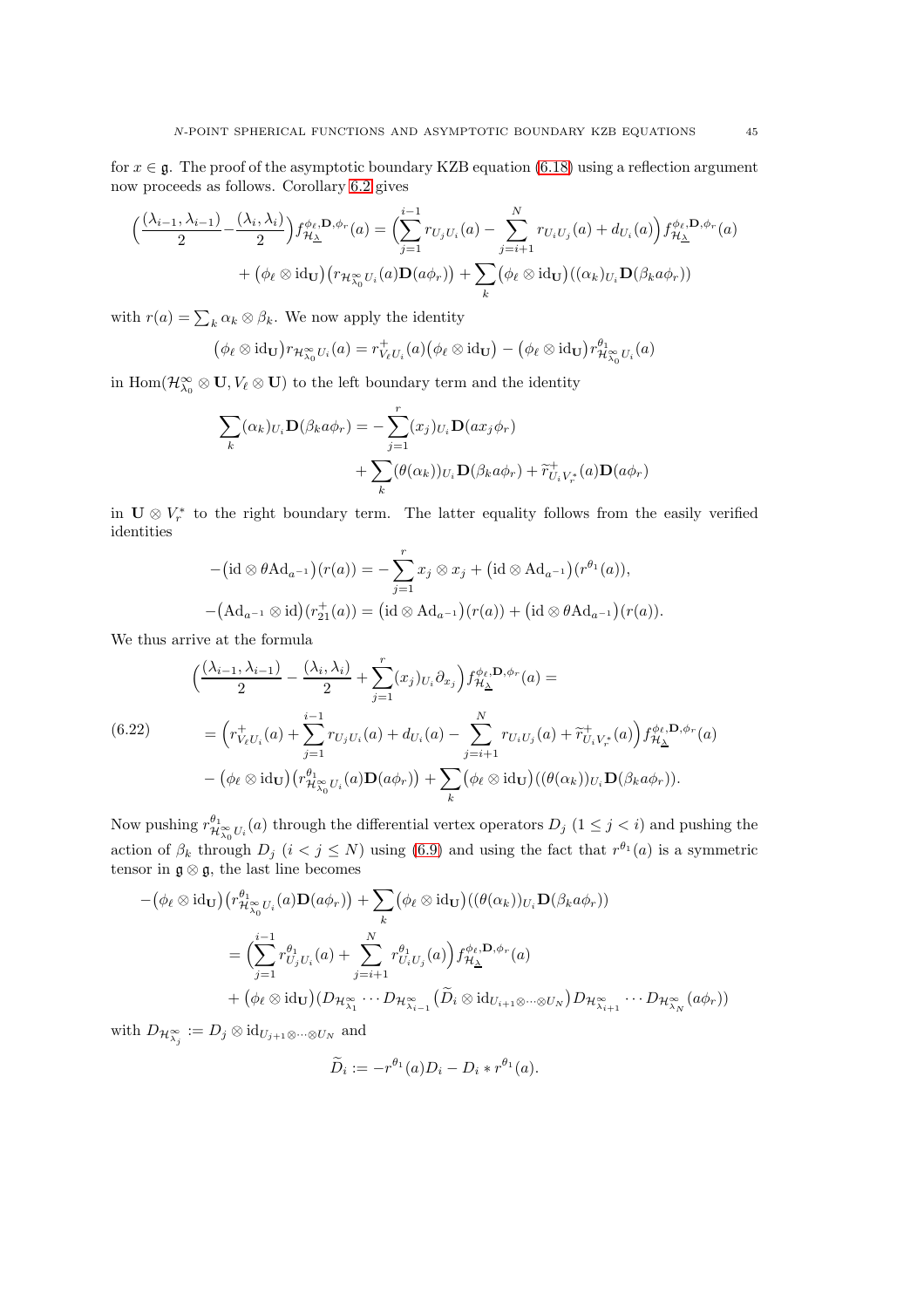for $x \in \mathfrak{g}$. The proof of the asymptotic boundary KZB equation (6.18) using a reflection argument now proceeds as follows. Corollary 6.2 gives

$$
\Big(\frac{(\lambda_{i-1},\lambda_{i-1})}{2}-\frac{(\lambda_i,\lambda_i)}{2}\Big)f^{\phi_\ell,\mathbf{D},\phi_r}_{\mathcal{H}_{\underline{\lambda}}}(a)=\Big(\sum_{j=1}^{i-1}r_{U_jU_i}(a)-\sum_{j=i+1}^{N}r_{U_iU_j}(a)+d_{U_i}(a)\Big)f^{\phi_\ell,\mathbf{D},\phi_r}_{\mathcal{H}_{\underline{\lambda}}}(a)
$$
$$
+\big(\phi_\ell\otimes\mathrm{id}_{\mathbf{U}}\big)\big(r_{\mathcal{H}^\infty_{\lambda_0}U_i}(a)\mathbf{D}(a\phi_r)\big)+\sum_k\big(\phi_\ell\otimes\mathrm{id}_{\mathbf{U}}\big)\big((\alpha_k)_{U_i}\mathbf{D}(\beta_k a\phi_r)\big)
$$

with $r(a)=\sum_k\alpha_k\otimes\beta_k$. We now apply the identity

$$
\big(\phi_\ell\otimes\mathrm{id}_{\mathbf{U}}\big)r_{\mathcal{H}^\infty_{\lambda_0}U_i}(a)=r^+_{V_\ell U_i}(a)\big(\phi_\ell\otimes\mathrm{id}_{\mathbf{U}}\big)-\big(\phi_\ell\otimes\mathrm{id}_{\mathbf{U}}\big)r^{\theta_1}_{\mathcal{H}^\infty_{\lambda_0}U_i}(a)
$$

in $\mathrm{Hom}(\mathcal{H}^\infty_{\lambda_0}\otimes\mathbf{U},V_\ell\otimes\mathbf{U})$ to the left boundary term and the identity

$$
\sum_k(\alpha_k)_{U_i}\mathbf{D}(\beta_k a\phi_r)=-\sum_{j=1}^{r}(x_j)_{U_i}\mathbf{D}(ax_j\phi_r)
$$
$$
+\sum_k(\theta(\alpha_k))_{U_i}\mathbf{D}(\beta_k a\phi_r)+\widetilde{r}^+_{U_iV_r^*}(a)\mathbf{D}(a\phi_r)
$$

in $\mathbf{U}\otimes V_r^*$ to the right boundary term. The latter equality follows from the easily verified identities

$$
-\big(\mathrm{id}\otimes\theta\mathrm{Ad}_{a^{-1}}\big)(r(a))=-\sum_{j=1}^{r}x_j\otimes x_j+\big(\mathrm{id}\otimes\mathrm{Ad}_{a^{-1}}\big)(r^{\theta_1}(a)),
$$
$$
-\big(\mathrm{Ad}_{a^{-1}}\otimes\mathrm{id}\big)(r^+_{21}(a))=\big(\mathrm{id}\otimes\mathrm{Ad}_{a^{-1}}\big)(r(a))+\big(\mathrm{id}\otimes\theta\mathrm{Ad}_{a^{-1}}\big)(r(a)).
$$

We thus arrive at the formula

$$
\begin{aligned}
&\Big(\frac{(\lambda_{i-1},\lambda_{i-1})}{2}-\frac{(\lambda_i,\lambda_i)}{2}+\sum_{j=1}^{r}(x_j)_{U_i}\partial_{x_j}\Big)f^{\phi_\ell,\mathbf{D},\phi_r}_{\mathcal{H}_{\underline{\lambda}}}(a)=\\
&=\Big(r^+_{V_\ell U_i}(a)+\sum_{j=1}^{i-1}r_{U_jU_i}(a)+d_{U_i}(a)-\sum_{j=i+1}^{N}r_{U_iU_j}(a)+\widetilde{r}^+_{U_iV_r^*}(a)\Big)f^{\phi_\ell,\mathbf{D},\phi_r}_{\mathcal{H}_{\underline{\lambda}}}(a)\\
&\quad-\big(\phi_\ell\otimes\mathrm{id}_{\mathbf{U}}\big)\big(r^{\theta_1}_{\mathcal{H}^\infty_{\lambda_0}U_i}(a)\mathbf{D}(a\phi_r)\big)+\sum_k\big(\phi_\ell\otimes\mathrm{id}_{\mathbf{U}}\big)\big((\theta(\alpha_k))_{U_i}\mathbf{D}(\beta_k a\phi_r)\big).
\end{aligned}\tag{6.22}
$$

Now pushing $r^{\theta_1}_{\mathcal{H}^\infty_{\lambda_0}U_i}(a)$ through the differential vertex operators $D_j$ ($1\le j<i$) and pushing the action of $\beta_k$ through $D_j$ ($i<j\le N$) using (6.9) and using the fact that $r^{\theta_1}(a)$ is a symmetric tensor in $\mathfrak{g}\otimes\mathfrak{g}$, the last line becomes

$$
\begin{aligned}
&-\big(\phi_\ell\otimes\mathrm{id}_{\mathbf{U}}\big)\big(r^{\theta_1}_{\mathcal{H}^\infty_{\lambda_0}U_i}(a)\mathbf{D}(a\phi_r)\big)+\sum_k\big(\phi_\ell\otimes\mathrm{id}_{\mathbf{U}}\big)\big((\theta(\alpha_k))_{U_i}\mathbf{D}(\beta_k a\phi_r)\big)\\
&=\Big(\sum_{j=1}^{i-1}r^{\theta_1}_{U_jU_i}(a)+\sum_{j=i+1}^{N}r^{\theta_1}_{U_iU_j}(a)\Big)f^{\phi_\ell,\mathbf{D},\phi_r}_{\mathcal{H}_{\underline{\lambda}}}(a)\\
&\quad+\big(\phi_\ell\otimes\mathrm{id}_{\mathbf{U}}\big)\big(D_{\mathcal{H}^\infty_{\lambda_1}}\cdots D_{\mathcal{H}^\infty_{\lambda_{i-1}}}\big(\widetilde{D}_i\otimes\mathrm{id}_{U_{i+1}\otimes\cdots\otimes U_N}\big)D_{\mathcal{H}^\infty_{\lambda_{i+1}}}\cdots D_{\mathcal{H}^\infty_{\lambda_N}}(a\phi_r)\big)
\end{aligned}
$$

with $D_{\mathcal{H}^\infty_{\lambda_j}}:=D_j\otimes\mathrm{id}_{U_{j+1}\otimes\cdots\otimes U_N}$ and

$$
\widetilde{D}_i:=-r^{\theta_1}(a)D_i-D_i*r^{\theta_1}(a).
$$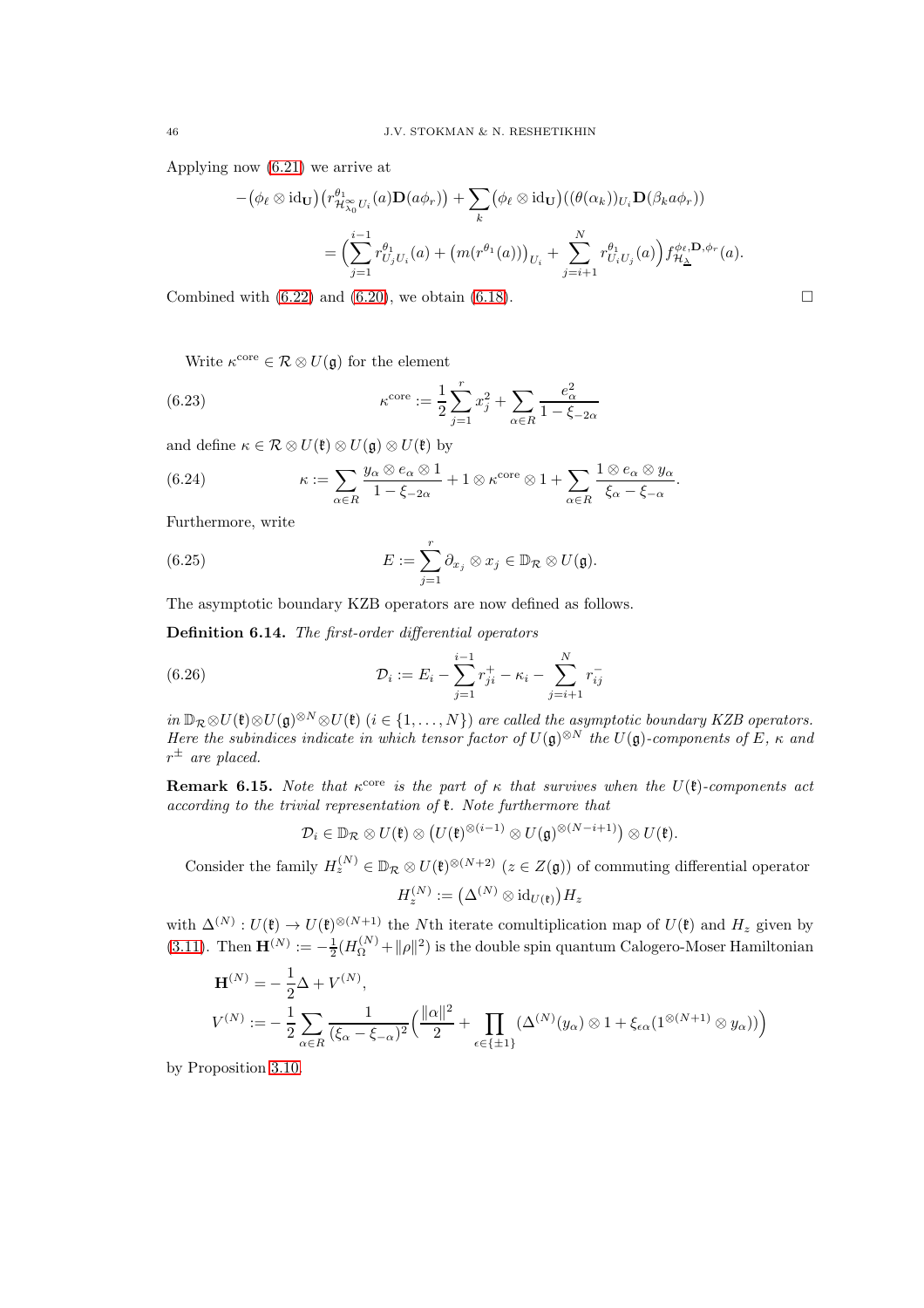Applying now (6.21) we arrive at

$$
\begin{aligned}
-\big(\phi_\ell\otimes \mathrm{id}_{\mathbf{U}}\big)\big(r^{\theta_1}_{\mathcal{H}^\infty_{\lambda_0}U_i}(a)\mathbf{D}(a\phi_r)\big)&+\sum_k \big(\phi_\ell\otimes\mathrm{id}_{\mathbf{U}}\big)\big((\theta(\alpha_k))_{U_i}\mathbf{D}(\beta_k a\phi_r)\big)\\
&=\Big(\sum_{j=1}^{i-1} r^{\theta_1}_{U_jU_i}(a)+\big(m(r^{\theta_1}(a))\big)_{U_i}+\sum_{j=i+1}^{N} r^{\theta_1}_{U_iU_j}(a)\Big) f^{\phi_\ell,\mathbf{D},\phi_r}_{\mathcal{H}_{\underline{\lambda}}}(a).
\end{aligned}
$$

Combined with (6.22) and (6.20), we obtain (6.18). □

Write $\kappa^{\mathrm{core}}\in\mathcal{R}\otimes U(\mathfrak{g})$ for the element

$$
\kappa^{\mathrm{core}} := \frac{1}{2}\sum_{j=1}^{r} x_j^2 + \sum_{\alpha\in R}\frac{e_\alpha^2}{1-\xi_{-2\alpha}} \tag{6.23}
$$

and define $\kappa\in\mathcal{R}\otimes U(\mathfrak{k})\otimes U(\mathfrak{g})\otimes U(\mathfrak{k})$ by

$$
\kappa := \sum_{\alpha\in R}\frac{y_\alpha\otimes e_\alpha\otimes 1}{1-\xi_{-2\alpha}} + 1\otimes\kappa^{\mathrm{core}}\otimes 1 + \sum_{\alpha\in R}\frac{1\otimes e_\alpha\otimes y_\alpha}{\xi_\alpha-\xi_{-\alpha}}. \tag{6.24}
$$

Furthermore, write

$$
E := \sum_{j=1}^{r}\partial_{x_j}\otimes x_j\in\mathbb{D}_{\mathcal{R}}\otimes U(\mathfrak{g}). \tag{6.25}
$$

The asymptotic boundary KZB operators are now defined as follows.

**Definition 6.14.** *The first-order differential operators*

$$
\mathcal{D}_i := E_i - \sum_{j=1}^{i-1} r^+_{ji} - \kappa_i - \sum_{j=i+1}^{N} r^-_{ij} \tag{6.26}
$$

*in $\mathbb{D}_{\mathcal{R}}\otimes U(\mathfrak{k})\otimes U(\mathfrak{g})^{\otimes N}\otimes U(\mathfrak{k})$ ($i\in\{1,\ldots,N\}$) are called the asymptotic boundary KZB operators. Here the subindices indicate in which tensor factor of $U(\mathfrak{g})^{\otimes N}$ the $U(\mathfrak{g})$-components of $E$, $\kappa$ and $r^\pm$ are placed.*

**Remark 6.15.** *Note that $\kappa^{\mathrm{core}}$ is the part of $\kappa$ that survives when the $U(\mathfrak{k})$-components act according to the trivial representation of $\mathfrak{k}$. Note furthermore that*

$$
\mathcal{D}_i\in\mathbb{D}_{\mathcal{R}}\otimes U(\mathfrak{k})\otimes\big(U(\mathfrak{k})^{\otimes(i-1)}\otimes U(\mathfrak{g})^{\otimes(N-i+1)}\big)\otimes U(\mathfrak{k}).
$$

Consider the family $H_z^{(N)}\in\mathbb{D}_{\mathcal{R}}\otimes U(\mathfrak{k})^{\otimes(N+2)}$ ($z\in Z(\mathfrak{g})$) of commuting differential operator

$$
H_z^{(N)} := \big(\Delta^{(N)}\otimes\mathrm{id}_{U(\mathfrak{k})}\big)H_z
$$

with $\Delta^{(N)}: U(\mathfrak{k})\to U(\mathfrak{k})^{\otimes(N+1)}$ the $N$th iterate comultiplication map of $U(\mathfrak{k})$ and $H_z$ given by (3.11). Then $\mathbf{H}^{(N)} := -\frac{1}{2}(H^{(N)}_\Omega+\|\rho\|^2)$ is the double spin quantum Calogero-Moser Hamiltonian

$$
\begin{aligned}
\mathbf{H}^{(N)} &= -\frac{1}{2}\Delta + V^{(N)},\\
V^{(N)} &:= -\frac{1}{2}\sum_{\alpha\in R}\frac{1}{(\xi_\alpha-\xi_{-\alpha})^2}\Big(\frac{\|\alpha\|^2}{2}+\prod_{\epsilon\in\{\pm1\}}\big(\Delta^{(N)}(y_\alpha)\otimes 1+\xi_{\epsilon\alpha}(1^{\otimes(N+1)}\otimes y_\alpha)\big)\Big)
\end{aligned}
$$

by Proposition 3.10.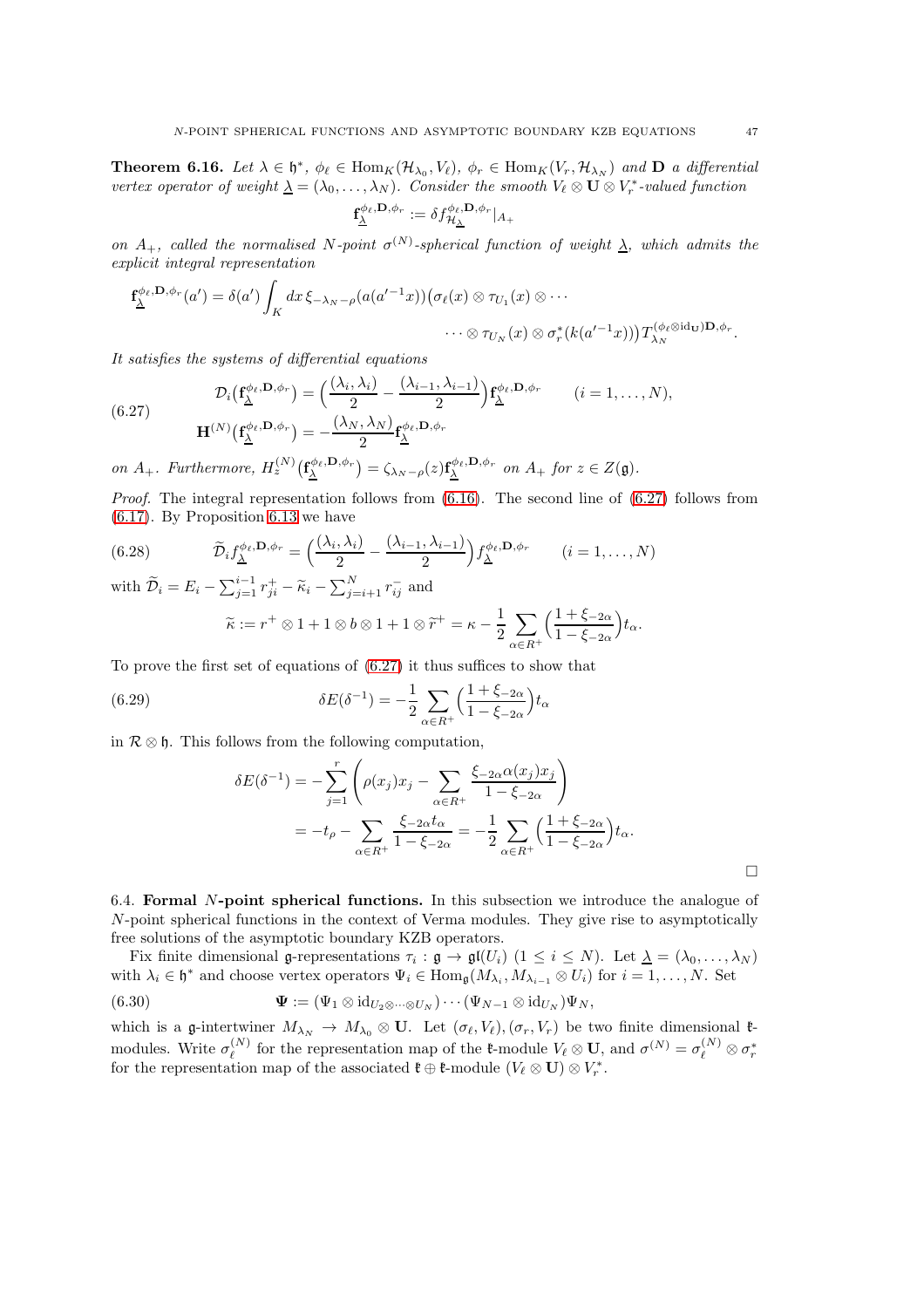**Theorem 6.16.** *Let $\lambda \in \mathfrak{h}^*$, $\phi_\ell \in \mathrm{Hom}_K(\mathcal{H}_{\lambda_0}, V_\ell)$, $\phi_r \in \mathrm{Hom}_K(V_r, \mathcal{H}_{\lambda_N})$ and $\mathbf{D}$ a differential vertex operator of weight $\underline{\lambda} = (\lambda_0, \ldots, \lambda_N)$. Consider the smooth $V_\ell \otimes \mathbf{U} \otimes V_r^*$-valued function*

$$\mathbf{f}_{\underline{\lambda}}^{\phi_\ell, \mathbf{D}, \phi_r} := \delta f_{\mathcal{H}_{\underline{\lambda}}}^{\phi_\ell, \mathbf{D}, \phi_r}|_{A_+}$$

*on $A_+$, called the normalised $N$-point $\sigma^{(N)}$-spherical function of weight $\underline{\lambda}$, which admits the explicit integral representation*

$$\mathbf{f}_{\underline{\lambda}}^{\phi_\ell, \mathbf{D}, \phi_r}(a') = \delta(a') \int_K dx\, \xi_{-\lambda_N - \rho}(a(a'^{-1}x))\big(\sigma_\ell(x) \otimes \tau_{U_1}(x) \otimes \cdots$$
$$\cdots \otimes \tau_{U_N}(x) \otimes \sigma_r^*(k(a'^{-1}x))\big) T_{\lambda_N}^{(\phi_\ell \otimes \mathrm{id}_{\mathbf{U}})\mathbf{D}, \phi_r}.$$

*It satisfies the systems of differential equations*

$$\tag{6.27} \begin{aligned} \mathcal{D}_i\big(\mathbf{f}_{\underline{\lambda}}^{\phi_\ell, \mathbf{D}, \phi_r}\big) &= \Big(\frac{(\lambda_i, \lambda_i)}{2} - \frac{(\lambda_{i-1}, \lambda_{i-1})}{2}\Big)\mathbf{f}_{\underline{\lambda}}^{\phi_\ell, \mathbf{D}, \phi_r} \qquad (i = 1, \ldots, N), \\ \mathbf{H}^{(N)}\big(\mathbf{f}_{\underline{\lambda}}^{\phi_\ell, \mathbf{D}, \phi_r}\big) &= -\frac{(\lambda_N, \lambda_N)}{2}\mathbf{f}_{\underline{\lambda}}^{\phi_\ell, \mathbf{D}, \phi_r} \end{aligned}$$

*on $A_+$. Furthermore, $H_z^{(N)}\big(\mathbf{f}_{\underline{\lambda}}^{\phi_\ell, \mathbf{D}, \phi_r}\big) = \zeta_{\lambda_N - \rho}(z)\mathbf{f}_{\underline{\lambda}}^{\phi_\ell, \mathbf{D}, \phi_r}$ on $A_+$ for $z \in Z(\mathfrak{g})$.*

*Proof.* The integral representation follows from (6.16). The second line of (6.27) follows from (6.17). By Proposition 6.13 we have

$$\tag{6.28} \widetilde{\mathcal{D}}_i f_{\underline{\lambda}}^{\phi_\ell, \mathbf{D}, \phi_r} = \Big(\frac{(\lambda_i, \lambda_i)}{2} - \frac{(\lambda_{i-1}, \lambda_{i-1})}{2}\Big) f_{\underline{\lambda}}^{\phi_\ell, \mathbf{D}, \phi_r} \qquad (i = 1, \ldots, N)$$

with $\widetilde{\mathcal{D}}_i = E_i - \sum_{j=1}^{i-1} r_{ji}^+ - \widetilde{\kappa}_i - \sum_{j=i+1}^N r_{ij}^-$ and

$$\widetilde{\kappa} := r^+ \otimes 1 + 1 \otimes b \otimes 1 + 1 \otimes \widetilde{r}^+ = \kappa - \frac{1}{2}\sum_{\alpha \in R^+}\Big(\frac{1 + \xi_{-2\alpha}}{1 - \xi_{-2\alpha}}\Big)t_\alpha.$$

To prove the first set of equations of (6.27) it thus suffices to show that

$$\tag{6.29} \delta E(\delta^{-1}) = -\frac{1}{2}\sum_{\alpha \in R^+}\Big(\frac{1 + \xi_{-2\alpha}}{1 - \xi_{-2\alpha}}\Big)t_\alpha$$

in $\mathcal{R} \otimes \mathfrak{h}$. This follows from the following computation,

$$\begin{aligned} \delta E(\delta^{-1}) &= -\sum_{j=1}^r \left(\rho(x_j)x_j - \sum_{\alpha \in R^+}\frac{\xi_{-2\alpha}\alpha(x_j)x_j}{1 - \xi_{-2\alpha}}\right) \\ &= -t_\rho - \sum_{\alpha \in R^+}\frac{\xi_{-2\alpha}t_\alpha}{1 - \xi_{-2\alpha}} = -\frac{1}{2}\sum_{\alpha \in R^+}\Big(\frac{1 + \xi_{-2\alpha}}{1 - \xi_{-2\alpha}}\Big)t_\alpha. \end{aligned}$$

□

6.4. **Formal $N$-point spherical functions.** In this subsection we introduce the analogue of $N$-point spherical functions in the context of Verma modules. They give rise to asymptotically free solutions of the asymptotic boundary KZB operators.

Fix finite dimensional $\mathfrak{g}$-representations $\tau_i : \mathfrak{g} \to \mathfrak{gl}(U_i)$ $(1 \leq i \leq N)$. Let $\underline{\lambda} = (\lambda_0, \ldots, \lambda_N)$ with $\lambda_i \in \mathfrak{h}^*$ and choose vertex operators $\Psi_i \in \mathrm{Hom}_{\mathfrak{g}}(M_{\lambda_i}, M_{\lambda_{i-1}} \otimes U_i)$ for $i = 1, \ldots, N$. Set

$$\tag{6.30} \mathbf{\Psi} := (\Psi_1 \otimes \mathrm{id}_{U_2 \otimes \cdots \otimes U_N}) \cdots (\Psi_{N-1} \otimes \mathrm{id}_{U_N})\Psi_N,$$

which is a $\mathfrak{g}$-intertwiner $M_{\lambda_N} \to M_{\lambda_0} \otimes \mathbf{U}$. Let $(\sigma_\ell, V_\ell), (\sigma_r, V_r)$ be two finite dimensional $\mathfrak{k}$-modules. Write $\sigma_\ell^{(N)}$ for the representation map of the $\mathfrak{k}$-module $V_\ell \otimes \mathbf{U}$, and $\sigma^{(N)} = \sigma_\ell^{(N)} \otimes \sigma_r^*$ for the representation map of the associated $\mathfrak{k} \oplus \mathfrak{k}$-module $(V_\ell \otimes \mathbf{U}) \otimes V_r^*$.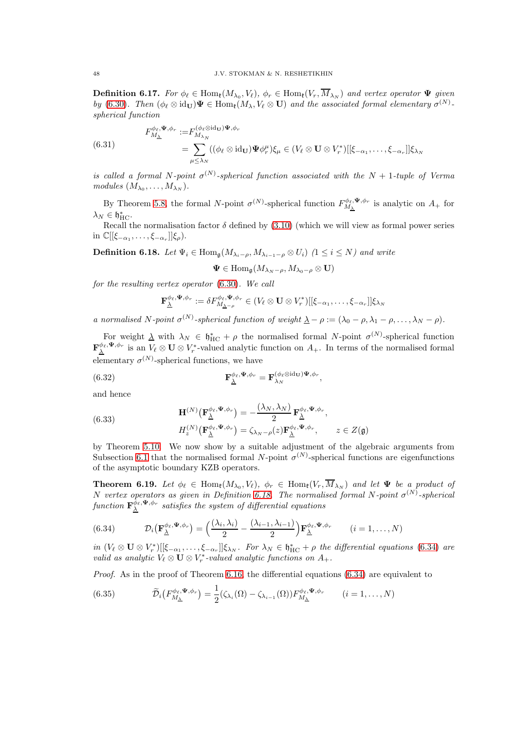**Definition 6.17.** *For $\phi_\ell \in \mathrm{Hom}_{\mathfrak{k}}(M_{\lambda_0}, V_\ell)$, $\phi_r \in \mathrm{Hom}_{\mathfrak{k}}(V_r, \overline{M}_{\lambda_N})$ and vertex operator $\mathbf{\Psi}$ given by (6.30). Then $(\phi_\ell \otimes \mathrm{id}_{\mathbf{U}})\mathbf{\Psi} \in \mathrm{Hom}_{\mathfrak{k}}(M_\lambda, V_\ell \otimes \mathbf{U})$ and the associated formal elementary $\sigma^{(N)}$-spherical function*

$$
\begin{aligned}
F^{\phi_\ell,\mathbf{\Psi},\phi_r}_{M_{\underline{\lambda}}} :=& F^{(\phi_\ell\otimes \mathrm{id}_{\mathbf{U}})\mathbf{\Psi},\phi_r}_{M_{\lambda_N}} \\
=& \sum_{\mu \leq \lambda_N} ((\phi_\ell \otimes \mathrm{id}_{\mathbf{U}})\mathbf{\Psi}\phi_r^\mu)\xi_\mu \in (V_\ell \otimes \mathbf{U} \otimes V_r^*)[[\xi_{-\alpha_1}, \ldots, \xi_{-\alpha_r}]]\xi_{\lambda_N}
\end{aligned} \tag{6.31}
$$

*is called a formal $N$-point $\sigma^{(N)}$-spherical function associated with the $N+1$-tuple of Verma modules $(M_{\lambda_0}, \ldots, M_{\lambda_N})$.*

By Theorem 5.8, the formal $N$-point $\sigma^{(N)}$-spherical function $F^{\phi_\ell,\mathbf{\Psi},\phi_r}_{M_{\underline{\lambda}}}$ is analytic on $A_+$ for $\lambda_N \in \mathfrak{h}^*_{\mathrm{HC}}$.

Recall the normalisation factor $\delta$ defined by (3.10) (which we will view as formal power series in $\mathbb{C}[[\xi_{-\alpha_1}, \ldots, \xi_{-\alpha_r}]]\xi_\rho$).

**Definition 6.18.** *Let $\Psi_i \in \mathrm{Hom}_{\mathfrak{g}}(M_{\lambda_i - \rho}, M_{\lambda_{i-1}-\rho} \otimes U_i)$ $(1 \leq i \leq N)$ and write*

$$
\mathbf{\Psi} \in \mathrm{Hom}_{\mathfrak{g}}(M_{\lambda_N - \rho}, M_{\lambda_0 - \rho} \otimes \mathbf{U})
$$

*for the resulting vertex operator (6.30). We call*

$$
\mathbf{F}^{\phi_\ell,\mathbf{\Psi},\phi_r}_{\underline{\lambda}} := \delta F^{\phi_\ell,\mathbf{\Psi},\phi_r}_{M_{\underline{\lambda}-\rho}} \in (V_\ell \otimes \mathbf{U} \otimes V_r^*)[[\xi_{-\alpha_1}, \ldots, \xi_{-\alpha_r}]]\xi_{\lambda_N}
$$

*a normalised $N$-point $\sigma^{(N)}$-spherical function of weight $\underline{\lambda} - \rho := (\lambda_0 - \rho, \lambda_1 - \rho, \ldots, \lambda_N - \rho)$.*

For weight $\underline{\lambda}$ with $\lambda_N \in \mathfrak{h}^*_{\mathrm{HC}} + \rho$ the normalised formal $N$-point $\sigma^{(N)}$-spherical function $\mathbf{F}^{\phi_\ell,\mathbf{\Psi},\phi_r}_{\underline{\lambda}}$ is an $V_\ell \otimes \mathbf{U} \otimes V_r^*$-valued analytic function on $A_+$. In terms of the normalised formal elementary $\sigma^{(N)}$-spherical functions, we have

$$
\mathbf{F}^{\phi_\ell,\mathbf{\Psi},\phi_r}_{\underline{\lambda}} = \mathbf{F}^{(\phi_\ell\otimes\mathrm{id}_{\mathbf{U}})\mathbf{\Psi},\phi_r}_{\lambda_N}, \tag{6.32}
$$

and hence

$$
\begin{aligned}
\mathbf{H}^{(N)}\big(\mathbf{F}^{\phi_\ell,\mathbf{\Psi},\phi_r}_{\underline{\lambda}}\big) &= -\frac{(\lambda_N, \lambda_N)}{2}\mathbf{F}^{\phi_\ell,\mathbf{\Psi},\phi_r}_{\underline{\lambda}}, \\
H^{(N)}_z\big(\mathbf{F}^{\phi_\ell,\mathbf{\Psi},\phi_r}_{\underline{\lambda}}\big) &= \zeta_{\lambda_N - \rho}(z)\mathbf{F}^{\phi_\ell,\mathbf{\Psi},\phi_r}_{\underline{\lambda}}, \qquad z \in Z(\mathfrak{g})
\end{aligned} \tag{6.33}
$$

by Theorem 5.10. We now show by a suitable adjustment of the algebraic arguments from Subsection 6.1 that the normalised formal $N$-point $\sigma^{(N)}$-spherical functions are eigenfunctions of the asymptotic boundary KZB operators.

**Theorem 6.19.** *Let $\phi_\ell \in \mathrm{Hom}_{\mathfrak{k}}(M_{\lambda_0}, V_\ell)$, $\phi_r \in \mathrm{Hom}_{\mathfrak{k}}(V_r, \overline{M}_{\lambda_N})$ and let $\mathbf{\Psi}$ be a product of $N$ vertex operators as given in Definition 6.18. The normalised formal $N$-point $\sigma^{(N)}$-spherical function $\mathbf{F}^{\phi_\ell,\mathbf{\Psi},\phi_r}_{\underline{\lambda}}$ satisfies the system of differential equations*

$$
\mathcal{D}_i\big(\mathbf{F}^{\phi_\ell,\mathbf{\Psi},\phi_r}_{\underline{\lambda}}\big) = \Big(\frac{(\lambda_i, \lambda_i)}{2} - \frac{(\lambda_{i-1}, \lambda_{i-1})}{2}\Big)\mathbf{F}^{\phi_\ell,\mathbf{\Psi},\phi_r}_{\underline{\lambda}} \qquad (i = 1, \ldots, N) \tag{6.34}
$$

*in $(V_\ell \otimes \mathbf{U} \otimes V_r^*)[[\xi_{-\alpha_1}, \ldots, \xi_{-\alpha_r}]]\xi_{\lambda_N}$. For $\lambda_N \in \mathfrak{h}^*_{\mathrm{HC}} + \rho$ the differential equations (6.34) are valid as analytic $V_\ell \otimes \mathbf{U} \otimes V_r^*$-valued analytic functions on $A_+$.*

*Proof.* As in the proof of Theorem 6.16, the differential equations (6.34) are equivalent to

$$
\widetilde{\mathcal{D}}_i\big(F^{\phi_\ell,\mathbf{\Psi},\phi_r}_{M_{\underline{\lambda}}}\big) = \frac{1}{2}(\zeta_{\lambda_i}(\Omega) - \zeta_{\lambda_{i-1}}(\Omega))F^{\phi_\ell,\mathbf{\Psi},\phi_r}_{M_{\underline{\lambda}}} \qquad (i = 1, \ldots, N) \tag{6.35}
$$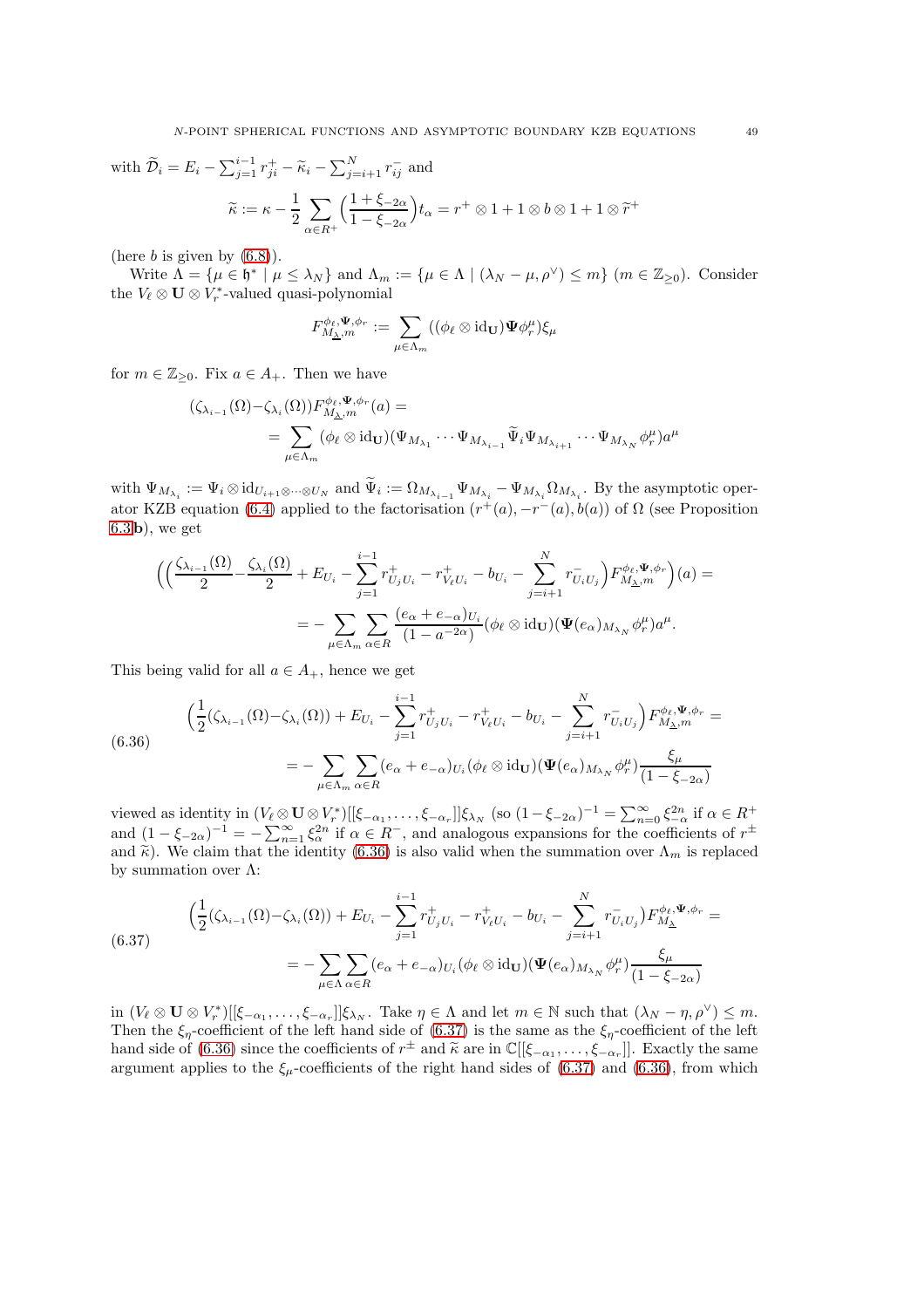with $\widetilde{\mathcal{D}}_i = E_i - \sum_{j=1}^{i-1} r_{ji}^+ - \widetilde{\kappa}_i - \sum_{j=i+1}^N r_{ij}^-$ and

$$\widetilde{\kappa} := \kappa - \frac{1}{2}\sum_{\alpha\in R^+}\Big(\frac{1+\xi_{-2\alpha}}{1-\xi_{-2\alpha}}\Big)t_\alpha = r^+\otimes 1 + 1\otimes b\otimes 1 + 1\otimes \widetilde{r}^+$$

(here $b$ is given by (6.8)).

Write $\Lambda = \{\mu\in\mathfrak{h}^* \mid \mu\leq \lambda_N\}$ and $\Lambda_m := \{\mu\in\Lambda \mid (\lambda_N-\mu,\rho^\vee)\leq m\}$ ($m\in\mathbb{Z}_{\geq 0}$). Consider the $V_\ell\otimes\mathbf{U}\otimes V_r^*$-valued quasi-polynomial

$$F^{\phi_\ell,\mathbf{\Psi},\phi_r}_{M_{\underline{\lambda}},m} := \sum_{\mu\in\Lambda_m}((\phi_\ell\otimes \mathrm{id}_{\mathbf{U}})\mathbf{\Psi}\phi_r^\mu)\xi_\mu$$

for $m\in\mathbb{Z}_{\geq 0}$. Fix $a\in A_+$. Then we have

$$\begin{aligned}
&(\zeta_{\lambda_{i-1}}(\Omega)-\zeta_{\lambda_i}(\Omega))F^{\phi_\ell,\mathbf{\Psi},\phi_r}_{M_{\underline{\lambda}},m}(a) = \\
&\qquad = \sum_{\mu\in\Lambda_m}(\phi_\ell\otimes\mathrm{id}_{\mathbf{U}})(\Psi_{M_{\lambda_1}}\cdots\Psi_{M_{\lambda_{i-1}}}\widetilde{\Psi}_i\Psi_{M_{\lambda_{i+1}}}\cdots\Psi_{M_{\lambda_N}}\phi_r^\mu)a^\mu
\end{aligned}$$

with $\Psi_{M_{\lambda_i}} := \Psi_i\otimes\mathrm{id}_{U_{i+1}\otimes\cdots\otimes U_N}$ and $\widetilde{\Psi}_i := \Omega_{M_{\lambda_{i-1}}}\Psi_{M_{\lambda_i}} - \Psi_{M_{\lambda_i}}\Omega_{M_{\lambda_i}}$. By the asymptotic operator KZB equation (6.4) applied to the factorisation $(r^+(a), -r^-(a), b(a))$ of $\Omega$ (see Proposition 6.3**b**), we get

$$\begin{aligned}
&\Big(\Big(\frac{\zeta_{\lambda_{i-1}}(\Omega)}{2}-\frac{\zeta_{\lambda_i}(\Omega)}{2} + E_{U_i} - \sum_{j=1}^{i-1}r^+_{U_jU_i} - r^+_{V_\ell U_i} - b_{U_i} - \sum_{j=i+1}^N r^-_{U_iU_j}\Big)F^{\phi_\ell,\mathbf{\Psi},\phi_r}_{M_{\underline{\lambda}},m}\Big)(a) = \\
&\qquad = -\sum_{\mu\in\Lambda_m}\sum_{\alpha\in R}\frac{(e_\alpha+e_{-\alpha})_{U_i}}{(1-a^{-2\alpha})}(\phi_\ell\otimes\mathrm{id}_{\mathbf{U}})(\mathbf{\Psi}(e_\alpha)_{M_{\lambda_N}}\phi_r^\mu)a^\mu.
\end{aligned}$$

This being valid for all $a\in A_+$, hence we get

$$\begin{aligned}
&\Big(\frac{1}{2}(\zeta_{\lambda_{i-1}}(\Omega)-\zeta_{\lambda_i}(\Omega)) + E_{U_i} - \sum_{j=1}^{i-1}r^+_{U_jU_i} - r^+_{V_\ell U_i} - b_{U_i} - \sum_{j=i+1}^N r^-_{U_iU_j}\Big)F^{\phi_\ell,\mathbf{\Psi},\phi_r}_{M_{\underline{\lambda}},m} = \\
&\qquad = -\sum_{\mu\in\Lambda_m}\sum_{\alpha\in R}(e_\alpha+e_{-\alpha})_{U_i}(\phi_\ell\otimes\mathrm{id}_{\mathbf{U}})(\mathbf{\Psi}(e_\alpha)_{M_{\lambda_N}}\phi_r^\mu)\frac{\xi_\mu}{(1-\xi_{-2\alpha})}
\end{aligned}\tag{6.36}$$

viewed as identity in $(V_\ell\otimes\mathbf{U}\otimes V_r^*)[[\xi_{-\alpha_1},\ldots,\xi_{-\alpha_r}]]\xi_{\lambda_N}$ (so $(1-\xi_{-2\alpha})^{-1} = \sum_{n=0}^\infty\xi_{-\alpha}^{2n}$ if $\alpha\in R^+$ and $(1-\xi_{-2\alpha})^{-1} = -\sum_{n=1}^\infty\xi_\alpha^{2n}$ if $\alpha\in R^-$, and analogous expansions for the coefficients of $r^\pm$ and $\widetilde{\kappa}$). We claim that the identity (6.36) is also valid when the summation over $\Lambda_m$ is replaced by summation over $\Lambda$:

$$\begin{aligned}
&\Big(\frac{1}{2}(\zeta_{\lambda_{i-1}}(\Omega)-\zeta_{\lambda_i}(\Omega)) + E_{U_i} - \sum_{j=1}^{i-1}r^+_{U_jU_i} - r^+_{V_\ell U_i} - b_{U_i} - \sum_{j=i+1}^N r^-_{U_iU_j}\Big)F^{\phi_\ell,\mathbf{\Psi},\phi_r}_{M_{\underline{\lambda}}} = \\
&\qquad = -\sum_{\mu\in\Lambda}\sum_{\alpha\in R}(e_\alpha+e_{-\alpha})_{U_i}(\phi_\ell\otimes\mathrm{id}_{\mathbf{U}})(\mathbf{\Psi}(e_\alpha)_{M_{\lambda_N}}\phi_r^\mu)\frac{\xi_\mu}{(1-\xi_{-2\alpha})}
\end{aligned}\tag{6.37}$$

in $(V_\ell\otimes\mathbf{U}\otimes V_r^*)[[\xi_{-\alpha_1},\ldots,\xi_{-\alpha_r}]]\xi_{\lambda_N}$. Take $\eta\in\Lambda$ and let $m\in\mathbb{N}$ such that $(\lambda_N-\eta,\rho^\vee)\leq m$. Then the $\xi_\eta$-coefficient of the left hand side of (6.37) is the same as the $\xi_\eta$-coefficient of the left hand side of (6.36) since the coefficients of $r^\pm$ and $\widetilde{\kappa}$ are in $\mathbb{C}[[\xi_{-\alpha_1},\ldots,\xi_{-\alpha_r}]]$. Exactly the same argument applies to the $\xi_\mu$-coefficients of the right hand sides of (6.37) and (6.36), from which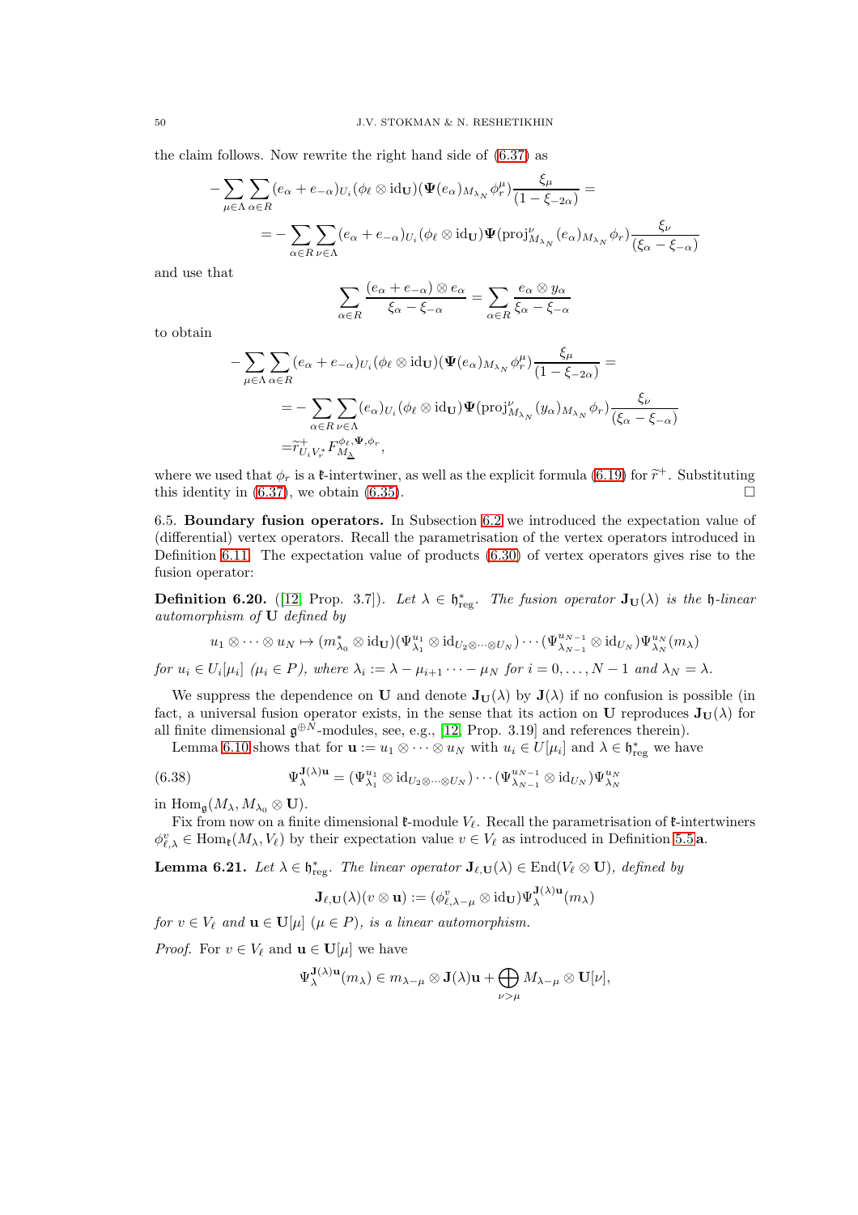the claim follows. Now rewrite the right hand side of (6.37) as

$$
\begin{aligned}
-\sum_{\mu\in\Lambda}\sum_{\alpha\in R}(e_\alpha+e_{-\alpha})_{U_i}(\phi_\ell\otimes \mathrm{id}_{\mathbf{U}})(\mathbf{\Psi}(e_\alpha)_{M_{\lambda_N}}\phi_r^\mu)\frac{\xi_\mu}{(1-\xi_{-2\alpha})}&=\\
=-\sum_{\alpha\in R}\sum_{\nu\in\Lambda}(e_\alpha+e_{-\alpha})_{U_i}(\phi_\ell\otimes \mathrm{id}_{\mathbf{U}})\mathbf{\Psi}(\mathrm{proj}^\nu_{M_{\lambda_N}}(e_\alpha)_{M_{\lambda_N}}\phi_r)\frac{\xi_\nu}{(\xi_\alpha-\xi_{-\alpha})}&
\end{aligned}
$$

and use that

$$
\sum_{\alpha\in R}\frac{(e_\alpha+e_{-\alpha})\otimes e_\alpha}{\xi_\alpha-\xi_{-\alpha}}=\sum_{\alpha\in R}\frac{e_\alpha\otimes y_\alpha}{\xi_\alpha-\xi_{-\alpha}}
$$

to obtain

$$
\begin{aligned}
-\sum_{\mu\in\Lambda}\sum_{\alpha\in R}(e_\alpha+e_{-\alpha})_{U_i}(\phi_\ell\otimes \mathrm{id}_{\mathbf{U}})(\mathbf{\Psi}(e_\alpha)_{M_{\lambda_N}}\phi_r^\mu)\frac{\xi_\mu}{(1-\xi_{-2\alpha})}&=\\
=-\sum_{\alpha\in R}\sum_{\nu\in\Lambda}(e_\alpha)_{U_i}(\phi_\ell\otimes \mathrm{id}_{\mathbf{U}})\mathbf{\Psi}(\mathrm{proj}^\nu_{M_{\lambda_N}}(y_\alpha)_{M_{\lambda_N}}\phi_r)\frac{\xi_\nu}{(\xi_\alpha-\xi_{-\alpha})}&\\
=\widetilde{r}^{\,+}_{U_iV_r^*}F^{\phi_\ell,\mathbf{\Psi},\phi_r}_{M_{\underline{\lambda}}},&
\end{aligned}
$$

where we used that $\phi_r$ is a $\mathfrak{k}$-intertwiner, as well as the explicit formula (6.19) for $\widetilde{r}^{\,+}$. Substituting this identity in (6.37), we obtain (6.35). □

6.5. **Boundary fusion operators.** In Subsection 6.2 we introduced the expectation value of (differential) vertex operators. Recall the parametrisation of the vertex operators introduced in Definition 6.11. The expectation value of products (6.30) of vertex operators gives rise to the fusion operator:

**Definition 6.20.** ([12, Prop. 3.7]). *Let $\lambda\in\mathfrak{h}^*_{\mathrm{reg}}$. The fusion operator $\mathbf{J}_{\mathbf{U}}(\lambda)$ is the $\mathfrak{h}$-linear automorphism of $\mathbf{U}$ defined by*

$$
u_1\otimes\cdots\otimes u_N\mapsto(m^*_{\lambda_0}\otimes \mathrm{id}_{\mathbf{U}})(\Psi^{u_1}_{\lambda_1}\otimes \mathrm{id}_{U_2\otimes\cdots\otimes U_N})\cdots(\Psi^{u_{N-1}}_{\lambda_{N-1}}\otimes \mathrm{id}_{U_N})\Psi^{u_N}_{\lambda_N}(m_\lambda)
$$

*for $u_i\in U_i[\mu_i]$ ($\mu_i\in P$), where $\lambda_i:=\lambda-\mu_{i+1}\cdots-\mu_N$ for $i=0,\ldots,N-1$ and $\lambda_N=\lambda$.*

We suppress the dependence on $\mathbf{U}$ and denote $\mathbf{J}_{\mathbf{U}}(\lambda)$ by $\mathbf{J}(\lambda)$ if no confusion is possible (in fact, a universal fusion operator exists, in the sense that its action on $\mathbf{U}$ reproduces $\mathbf{J}_{\mathbf{U}}(\lambda)$ for all finite dimensional $\mathfrak{g}^{\oplus N}$-modules, see, e.g., [12, Prop. 3.19] and references therein).

Lemma 6.10 shows that for $\mathbf{u}:=u_1\otimes\cdots\otimes u_N$ with $u_i\in U[\mu_i]$ and $\lambda\in\mathfrak{h}^*_{\mathrm{reg}}$ we have

$$
\Psi^{\mathbf{J}(\lambda)\mathbf{u}}_{\lambda}=(\Psi^{u_1}_{\lambda_1}\otimes \mathrm{id}_{U_2\otimes\cdots\otimes U_N})\cdots(\Psi^{u_{N-1}}_{\lambda_{N-1}}\otimes \mathrm{id}_{U_N})\Psi^{u_N}_{\lambda_N}\tag{6.38}
$$

in $\mathrm{Hom}_{\mathfrak{g}}(M_\lambda,M_{\lambda_0}\otimes\mathbf{U})$.

Fix from now on a finite dimensional $\mathfrak{k}$-module $V_\ell$. Recall the parametrisation of $\mathfrak{k}$-intertwiners $\phi^v_{\ell,\lambda}\in\mathrm{Hom}_{\mathfrak{k}}(M_\lambda,V_\ell)$ by their expectation value $v\in V_\ell$ as introduced in Definition 5.5**a**.

**Lemma 6.21.** *Let $\lambda\in\mathfrak{h}^*_{\mathrm{reg}}$. The linear operator $\mathbf{J}_{\ell,\mathbf{U}}(\lambda)\in\mathrm{End}(V_\ell\otimes\mathbf{U})$, defined by*

$$
\mathbf{J}_{\ell,\mathbf{U}}(\lambda)(v\otimes\mathbf{u}):=(\phi^v_{\ell,\lambda-\mu}\otimes \mathrm{id}_{\mathbf{U}})\Psi^{\mathbf{J}(\lambda)\mathbf{u}}_{\lambda}(m_\lambda)
$$

*for $v\in V_\ell$ and $\mathbf{u}\in\mathbf{U}[\mu]$ ($\mu\in P$), is a linear automorphism.*

*Proof.* For $v\in V_\ell$ and $\mathbf{u}\in\mathbf{U}[\mu]$ we have

$$
\Psi^{\mathbf{J}(\lambda)\mathbf{u}}_{\lambda}(m_\lambda)\in m_{\lambda-\mu}\otimes\mathbf{J}(\lambda)\mathbf{u}+\bigoplus_{\nu>\mu}M_{\lambda-\mu}\otimes\mathbf{U}[\nu],
$$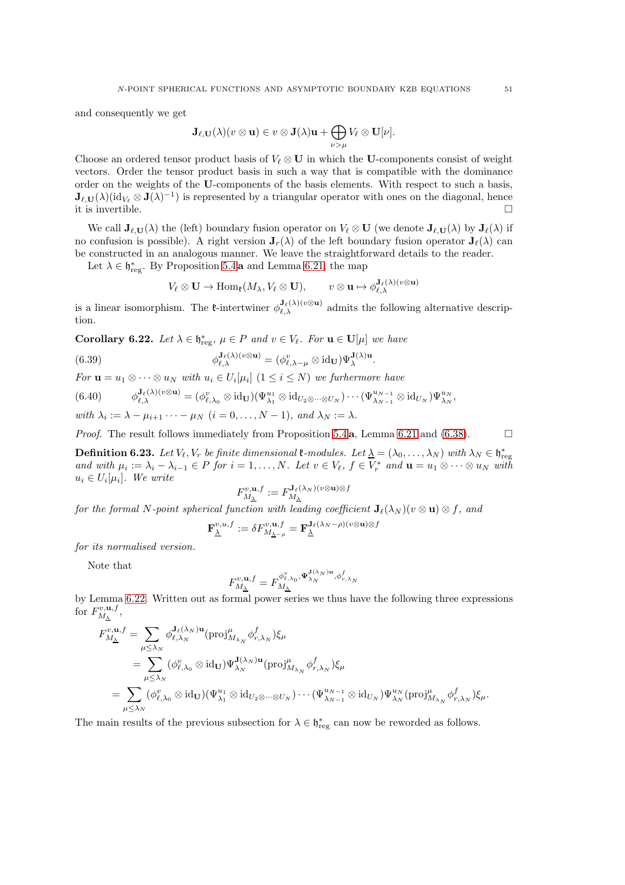and consequently we get

$$\mathbf{J}_{\ell,\mathbf{U}}(\lambda)(v\otimes\mathbf{u})\in v\otimes\mathbf{J}(\lambda)\mathbf{u}+\bigoplus_{\nu>\mu}V_\ell\otimes\mathbf{U}[\nu].$$

Choose an ordered tensor product basis of $V_\ell\otimes\mathbf{U}$ in which the $\mathbf{U}$-components consist of weight vectors. Order the tensor product basis in such a way that is compatible with the dominance order on the weights of the $\mathbf{U}$-components of the basis elements. With respect to such a basis, $\mathbf{J}_{\ell,\mathbf{U}}(\lambda)(\mathrm{id}_{V_\ell}\otimes\mathbf{J}(\lambda)^{-1})$ is represented by a triangular operator with ones on the diagonal, hence it is invertible. □

We call $\mathbf{J}_{\ell,\mathbf{U}}(\lambda)$ the (left) boundary fusion operator on $V_\ell\otimes\mathbf{U}$ (we denote $\mathbf{J}_{\ell,\mathbf{U}}(\lambda)$ by $\mathbf{J}_\ell(\lambda)$ if no confusion is possible). A right version $\mathbf{J}_r(\lambda)$ of the left boundary fusion operator $\mathbf{J}_\ell(\lambda)$ can be constructed in an analogous manner. We leave the straightforward details to the reader.

Let $\lambda\in\mathfrak{h}^*_{\mathrm{reg}}$. By Proposition 5.4**a** and Lemma 6.21, the map

$$V_\ell\otimes\mathbf{U}\to\mathrm{Hom}_{\mathfrak{k}}(M_\lambda,V_\ell\otimes\mathbf{U}),\qquad v\otimes\mathbf{u}\mapsto\phi_{\ell,\lambda}^{\mathbf{J}_\ell(\lambda)(v\otimes\mathbf{u})}$$

is a linear isomorphism. The $\mathfrak{k}$-intertwiner $\phi_{\ell,\lambda}^{\mathbf{J}_\ell(\lambda)(v\otimes\mathbf{u})}$ admits the following alternative description.

**Corollary 6.22.** *Let $\lambda\in\mathfrak{h}^*_{\mathrm{reg}}$, $\mu\in P$ and $v\in V_\ell$. For $\mathbf{u}\in\mathbf{U}[\mu]$ we have*

$$\phi_{\ell,\lambda}^{\mathbf{J}_\ell(\lambda)(v\otimes\mathbf{u})}=(\phi_{\ell,\lambda-\mu}^{v}\otimes\mathrm{id}_{\mathbf{U}})\Psi_\lambda^{\mathbf{J}(\lambda)\mathbf{u}}. \tag{6.39}$$

*For $\mathbf{u}=u_1\otimes\cdots\otimes u_N$ with $u_i\in U_i[\mu_i]$ $(1\le i\le N)$ we furhermore have*

$$\phi_{\ell,\lambda}^{\mathbf{J}_\ell(\lambda)(v\otimes\mathbf{u})}=(\phi_{\ell,\lambda_0}^{v}\otimes\mathrm{id}_{\mathbf{U}})(\Psi_{\lambda_1}^{u_1}\otimes\mathrm{id}_{U_2\otimes\cdots\otimes U_N})\cdots(\Psi_{\lambda_{N-1}}^{u_{N-1}}\otimes\mathrm{id}_{U_N})\Psi_{\lambda_N}^{u_N}, \tag{6.40}$$

*with $\lambda_i:=\lambda-\mu_{i+1}\cdots-\mu_N$ $(i=0,\ldots,N-1)$, and $\lambda_N:=\lambda$.*

*Proof.* The result follows immediately from Proposition 5.4**a**, Lemma 6.21 and (6.38). □

**Definition 6.23.** *Let $V_\ell,V_r$ be finite dimensional $\mathfrak{k}$-modules. Let $\underline{\lambda}=(\lambda_0,\ldots,\lambda_N)$ with $\lambda_N\in\mathfrak{h}^*_{\mathrm{reg}}$ and with $\mu_i:=\lambda_i-\lambda_{i-1}\in P$ for $i=1,\ldots,N$. Let $v\in V_\ell$, $f\in V_r^*$ and $\mathbf{u}=u_1\otimes\cdots\otimes u_N$ with $u_i\in U_i[\mu_i]$. We write*

$$F_{M_{\underline{\lambda}}}^{v,\mathbf{u},f}:=F_{M_{\underline{\lambda}}}^{\mathbf{J}_\ell(\lambda_N)(v\otimes\mathbf{u})\otimes f}$$

*for the formal $N$-point spherical function with leading coefficient $\mathbf{J}_\ell(\lambda_N)(v\otimes\mathbf{u})\otimes f$, and*

$$\mathbf{F}_{\underline{\lambda}}^{v,u,f}:=\delta F_{M_{\underline{\lambda}-\rho}}^{v,\mathbf{u},f}=\mathbf{F}_{\underline{\lambda}}^{\mathbf{J}_\ell(\lambda_N-\rho)(v\otimes\mathbf{u})\otimes f}$$

*for its normalised version.*

Note that

$$F_{M_{\underline{\lambda}}}^{v,\mathbf{u},f}=F_{M_{\underline{\lambda}}}^{\phi_{\ell,\lambda_0}^{v},\Psi_{\lambda_N}^{\mathbf{J}(\lambda_N)\mathbf{u}},\phi_{r,\lambda_N}^{f}}$$

by Lemma 6.22. Written out as formal power series we thus have the following three expressions for $F_{M_{\underline{\lambda}}}^{v,\mathbf{u},f}$,

$$\begin{aligned}
F_{M_{\underline{\lambda}}}^{v,\mathbf{u},f}&=\sum_{\mu\le\lambda_N}\phi_{\ell,\lambda_N}^{\mathbf{J}_\ell(\lambda_N)\mathbf{u}}(\mathrm{proj}^{\mu}_{M_{\lambda_N}}\phi_{r,\lambda_N}^{f})\xi_\mu\\
&=\sum_{\mu\le\lambda_N}(\phi_{\ell,\lambda_0}^{v}\otimes\mathrm{id}_{\mathbf{U}})\Psi_{\lambda_N}^{\mathbf{J}(\lambda_N)\mathbf{u}}(\mathrm{proj}^{\mu}_{M_{\lambda_N}}\phi_{r,\lambda_N}^{f})\xi_\mu\\
&=\sum_{\mu\le\lambda_N}(\phi_{\ell,\lambda_0}^{v}\otimes\mathrm{id}_{\mathbf{U}})(\Psi_{\lambda_1}^{u_1}\otimes\mathrm{id}_{U_2\otimes\cdots\otimes U_N})\cdots(\Psi_{\lambda_{N-1}}^{u_{N-1}}\otimes\mathrm{id}_{U_N})\Psi_{\lambda_N}^{u_N}(\mathrm{proj}^{\mu}_{M_{\lambda_N}}\phi_{r,\lambda_N}^{f})\xi_\mu.
\end{aligned}$$

The main results of the previous subsection for $\lambda\in\mathfrak{h}^*_{\mathrm{reg}}$ can now be reworded as follows.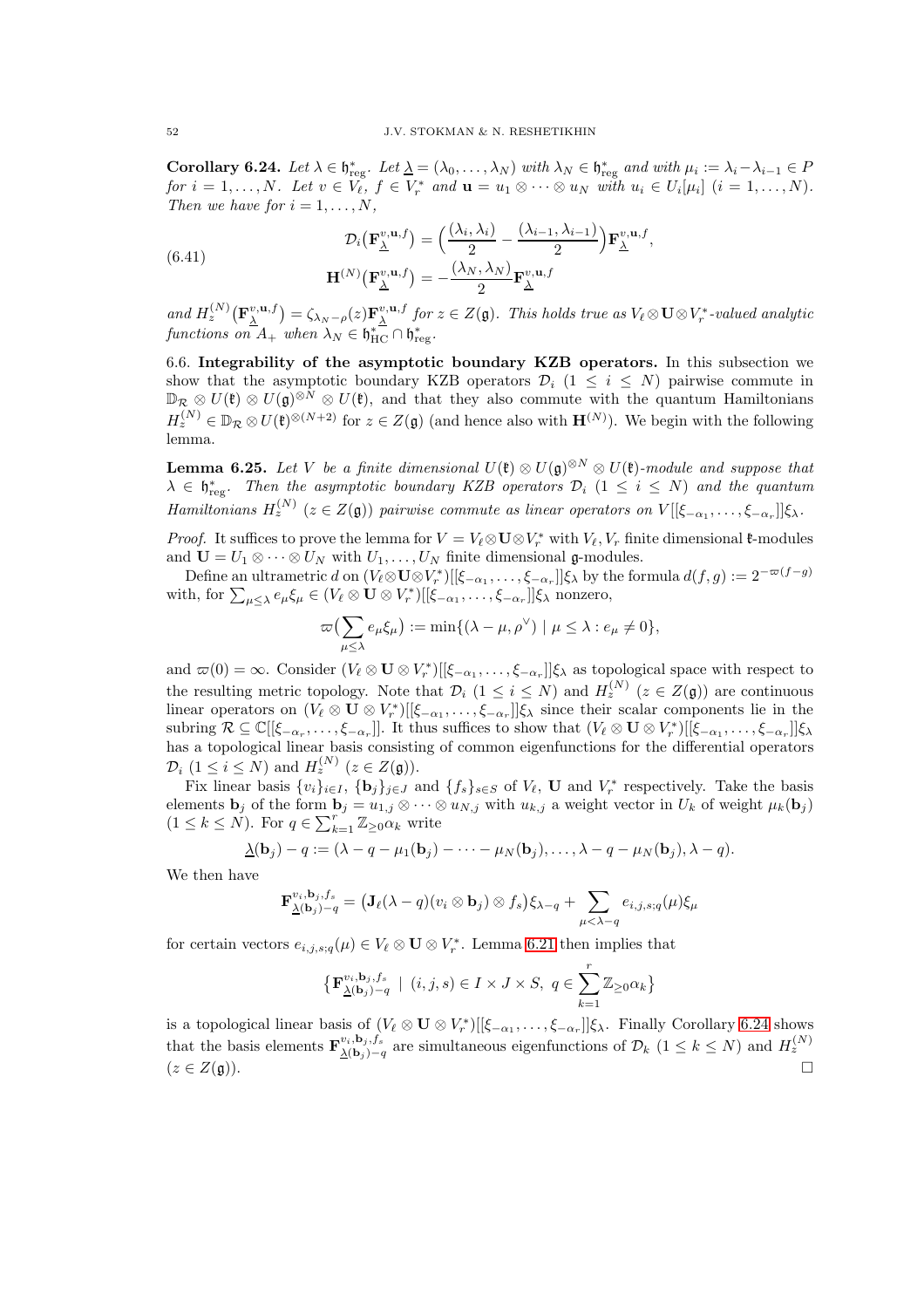**Corollary 6.24.** *Let $\lambda \in \mathfrak{h}^*_{\mathrm{reg}}$. Let $\underline{\lambda} = (\lambda_0, \ldots, \lambda_N)$ with $\lambda_N \in \mathfrak{h}^*_{\mathrm{reg}}$ and with $\mu_i := \lambda_i - \lambda_{i-1} \in P$ for $i = 1, \ldots, N$. Let $v \in V_\ell$, $f \in V_r^*$ and $\mathbf{u} = u_1 \otimes \cdots \otimes u_N$ with $u_i \in U_i[\mu_i]$ $(i = 1, \ldots, N)$. Then we have for $i = 1, \ldots, N$,*

$$
\begin{aligned}
\mathcal{D}_i\big(\mathbf{F}^{v,\mathbf{u},f}_{\underline{\lambda}}\big) &= \Big(\frac{(\lambda_i, \lambda_i)}{2} - \frac{(\lambda_{i-1}, \lambda_{i-1})}{2}\Big)\mathbf{F}^{v,\mathbf{u},f}_{\underline{\lambda}}, \\
\mathbf{H}^{(N)}\big(\mathbf{F}^{v,\mathbf{u},f}_{\underline{\lambda}}\big) &= -\frac{(\lambda_N, \lambda_N)}{2}\mathbf{F}^{v,\mathbf{u},f}_{\underline{\lambda}}
\end{aligned}
\tag{6.41}
$$

*and $H^{(N)}_z\big(\mathbf{F}^{v,\mathbf{u},f}_{\underline{\lambda}}\big) = \zeta_{\lambda_N - \rho}(z)\mathbf{F}^{v,\mathbf{u},f}_{\underline{\lambda}}$ for $z \in Z(\mathfrak{g})$. This holds true as $V_\ell \otimes \mathbf{U} \otimes V_r^*$-valued analytic functions on $A_+$ when $\lambda_N \in \mathfrak{h}^*_{\mathrm{HC}} \cap \mathfrak{h}^*_{\mathrm{reg}}$.*

6.6. **Integrability of the asymptotic boundary KZB operators.** In this subsection we show that the asymptotic boundary KZB operators $\mathcal{D}_i$ $(1 \leq i \leq N)$ pairwise commute in $\mathbb{D}_{\mathcal{R}} \otimes U(\mathfrak{k}) \otimes U(\mathfrak{g})^{\otimes N} \otimes U(\mathfrak{k})$, and that they also commute with the quantum Hamiltonians $H^{(N)}_z \in \mathbb{D}_{\mathcal{R}} \otimes U(\mathfrak{k})^{\otimes (N+2)}$ for $z \in Z(\mathfrak{g})$ (and hence also with $\mathbf{H}^{(N)}$). We begin with the following lemma.

**Lemma 6.25.** *Let $V$ be a finite dimensional $U(\mathfrak{k}) \otimes U(\mathfrak{g})^{\otimes N} \otimes U(\mathfrak{k})$-module and suppose that $\lambda \in \mathfrak{h}^*_{\mathrm{reg}}$. Then the asymptotic boundary KZB operators $\mathcal{D}_i$ $(1 \leq i \leq N)$ and the quantum Hamiltonians $H^{(N)}_z$ $(z \in Z(\mathfrak{g}))$ pairwise commute as linear operators on $V[[\xi_{-\alpha_1}, \ldots, \xi_{-\alpha_r}]]\xi_\lambda$.*

*Proof.* It suffices to prove the lemma for $V = V_\ell \otimes \mathbf{U} \otimes V_r^*$ with $V_\ell, V_r$ finite dimensional $\mathfrak{k}$-modules and $\mathbf{U} = U_1 \otimes \cdots \otimes U_N$ with $U_1, \ldots, U_N$ finite dimensional $\mathfrak{g}$-modules.

Define an ultrametric $d$ on $(V_\ell \otimes \mathbf{U} \otimes V_r^*)[[\xi_{-\alpha_1}, \ldots, \xi_{-\alpha_r}]]\xi_\lambda$ by the formula $d(f,g) := 2^{-\varpi(f-g)}$ with, for $\sum_{\mu \leq \lambda} e_\mu \xi_\mu \in (V_\ell \otimes \mathbf{U} \otimes V_r^*)[[\xi_{-\alpha_1}, \ldots, \xi_{-\alpha_r}]]\xi_\lambda$ nonzero,

$$
\varpi\big(\sum_{\mu \leq \lambda} e_\mu \xi_\mu\big) := \min\{(\lambda - \mu, \rho^\vee) \mid \mu \leq \lambda : e_\mu \neq 0\},
$$

and $\varpi(0) = \infty$. Consider $(V_\ell \otimes \mathbf{U} \otimes V_r^*)[[\xi_{-\alpha_1}, \ldots, \xi_{-\alpha_r}]]\xi_\lambda$ as topological space with respect to the resulting metric topology. Note that $\mathcal{D}_i$ $(1 \leq i \leq N)$ and $H^{(N)}_z$ $(z \in Z(\mathfrak{g}))$ are continuous linear operators on $(V_\ell \otimes \mathbf{U} \otimes V_r^*)[[\xi_{-\alpha_1}, \ldots, \xi_{-\alpha_r}]]\xi_\lambda$ since their scalar components lie in the subring $\mathcal{R} \subseteq \mathbb{C}[[\xi_{-\alpha_r}, \ldots, \xi_{-\alpha_r}]]$. It thus suffices to show that $(V_\ell \otimes \mathbf{U} \otimes V_r^*)[[\xi_{-\alpha_1}, \ldots, \xi_{-\alpha_r}]]\xi_\lambda$ has a topological linear basis consisting of common eigenfunctions for the differential operators $\mathcal{D}_i$ $(1 \leq i \leq N)$ and $H^{(N)}_z$ $(z \in Z(\mathfrak{g}))$.

Fix linear basis $\{v_i\}_{i \in I}$, $\{\mathbf{b}_j\}_{j \in J}$ and $\{f_s\}_{s \in S}$ of $V_\ell$, $\mathbf{U}$ and $V_r^*$ respectively. Take the basis elements $\mathbf{b}_j$ of the form $\mathbf{b}_j = u_{1,j} \otimes \cdots \otimes u_{N,j}$ with $u_{k,j}$ a weight vector in $U_k$ of weight $\mu_k(\mathbf{b}_j)$ $(1 \leq k \leq N)$. For $q \in \sum_{k=1}^r \mathbb{Z}_{\geq 0}\alpha_k$ write

$$
\underline{\lambda}(\mathbf{b}_j) - q := (\lambda - q - \mu_1(\mathbf{b}_j) - \cdots - \mu_N(\mathbf{b}_j), \ldots, \lambda - q - \mu_N(\mathbf{b}_j), \lambda - q).
$$

We then have

$$
\mathbf{F}^{v_i, \mathbf{b}_j, f_s}_{\underline{\lambda}(\mathbf{b}_j) - q} = \big(\mathbf{J}_\ell(\lambda - q)(v_i \otimes \mathbf{b}_j) \otimes f_s\big)\xi_{\lambda - q} + \sum_{\mu < \lambda - q} e_{i,j,s;q}(\mu)\xi_\mu
$$

for certain vectors $e_{i,j,s;q}(\mu) \in V_\ell \otimes \mathbf{U} \otimes V_r^*$. Lemma 6.21 then implies that

$$
\big\{\mathbf{F}^{v_i, \mathbf{b}_j, f_s}_{\underline{\lambda}(\mathbf{b}_j) - q} \mid (i,j,s) \in I \times J \times S,\ q \in \sum_{k=1}^r \mathbb{Z}_{\geq 0}\alpha_k\big\}
$$

is a topological linear basis of $(V_\ell \otimes \mathbf{U} \otimes V_r^*)[[\xi_{-\alpha_1}, \ldots, \xi_{-\alpha_r}]]\xi_\lambda$. Finally Corollary 6.24 shows that the basis elements $\mathbf{F}^{v_i, \mathbf{b}_j, f_s}_{\underline{\lambda}(\mathbf{b}_j) - q}$ are simultaneous eigenfunctions of $\mathcal{D}_k$ $(1 \leq k \leq N)$ and $H^{(N)}_z$ $(z \in Z(\mathfrak{g}))$. $\square$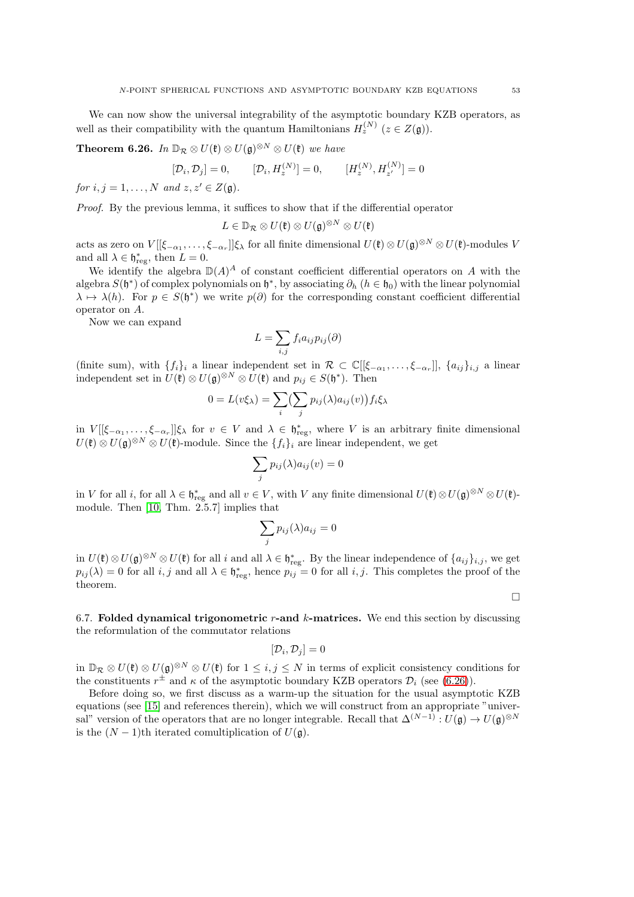We can now show the universal integrability of the asymptotic boundary KZB operators, as well as their compatibility with the quantum Hamiltonians $H_z^{(N)}$ ($z \in Z(\mathfrak{g})$).

**Theorem 6.26.** *In $\mathbb{D}_{\mathcal{R}} \otimes U(\mathfrak{k}) \otimes U(\mathfrak{g})^{\otimes N} \otimes U(\mathfrak{k})$ we have*

$$[\mathcal{D}_i, \mathcal{D}_j] = 0, \qquad [\mathcal{D}_i, H_z^{(N)}] = 0, \qquad [H_z^{(N)}, H_{z'}^{(N)}] = 0$$

*for $i, j = 1, \ldots, N$ and $z, z' \in Z(\mathfrak{g})$.*

*Proof.* By the previous lemma, it suffices to show that if the differential operator

$$L \in \mathbb{D}_{\mathcal{R}} \otimes U(\mathfrak{k}) \otimes U(\mathfrak{g})^{\otimes N} \otimes U(\mathfrak{k})$$

acts as zero on $V[[\xi_{-\alpha_1}, \ldots, \xi_{-\alpha_r}]]\xi_\lambda$ for all finite dimensional $U(\mathfrak{k}) \otimes U(\mathfrak{g})^{\otimes N} \otimes U(\mathfrak{k})$-modules $V$ and all $\lambda \in \mathfrak{h}^*_{\text{reg}}$, then $L = 0$.

We identify the algebra $\mathbb{D}(A)^A$ of constant coefficient differential operators on $A$ with the algebra $S(\mathfrak{h}^*)$ of complex polynomials on $\mathfrak{h}^*$, by associating $\partial_h$ ($h \in \mathfrak{h}_0$) with the linear polynomial $\lambda \mapsto \lambda(h)$. For $p \in S(\mathfrak{h}^*)$ we write $p(\partial)$ for the corresponding constant coefficient differential operator on $A$.

Now we can expand

$$L = \sum_{i,j} f_i a_{ij} p_{ij}(\partial)$$

(finite sum), with $\{f_i\}_i$ a linear independent set in $\mathcal{R} \subset \mathbb{C}[[\xi_{-\alpha_1}, \ldots, \xi_{-\alpha_r}]]$, $\{a_{ij}\}_{i,j}$ a linear independent set in $U(\mathfrak{k}) \otimes U(\mathfrak{g})^{\otimes N} \otimes U(\mathfrak{k})$ and $p_{ij} \in S(\mathfrak{h}^*)$. Then

$$0 = L(v\xi_\lambda) = \sum_i \big(\sum_j p_{ij}(\lambda) a_{ij}(v)\big) f_i \xi_\lambda$$

in $V[[\xi_{-\alpha_1}, \ldots, \xi_{-\alpha_r}]]\xi_\lambda$ for $v \in V$ and $\lambda \in \mathfrak{h}^*_{\text{reg}}$, where $V$ is an arbitrary finite dimensional $U(\mathfrak{k}) \otimes U(\mathfrak{g})^{\otimes N} \otimes U(\mathfrak{k})$-module. Since the $\{f_i\}_i$ are linear independent, we get

$$\sum_j p_{ij}(\lambda) a_{ij}(v) = 0$$

in $V$ for all $i$, for all $\lambda \in \mathfrak{h}^*_{\text{reg}}$ and all $v \in V$, with $V$ any finite dimensional $U(\mathfrak{k}) \otimes U(\mathfrak{g})^{\otimes N} \otimes U(\mathfrak{k})$-module. Then [10, Thm. 2.5.7] implies that

$$\sum_j p_{ij}(\lambda) a_{ij} = 0$$

in $U(\mathfrak{k}) \otimes U(\mathfrak{g})^{\otimes N} \otimes U(\mathfrak{k})$ for all $i$ and all $\lambda \in \mathfrak{h}^*_{\text{reg}}$. By the linear independence of $\{a_{ij}\}_{i,j}$, we get $p_{ij}(\lambda) = 0$ for all $i, j$ and all $\lambda \in \mathfrak{h}^*_{\text{reg}}$, hence $p_{ij} = 0$ for all $i, j$. This completes the proof of the theorem.

□

6.7. **Folded dynamical trigonometric $r$-and $k$-matrices.** We end this section by discussing the reformulation of the commutator relations

$$[\mathcal{D}_i, \mathcal{D}_j] = 0$$

in $\mathbb{D}_{\mathcal{R}} \otimes U(\mathfrak{k}) \otimes U(\mathfrak{g})^{\otimes N} \otimes U(\mathfrak{k})$ for $1 \leq i, j \leq N$ in terms of explicit consistency conditions for the constituents $r^{\pm}$ and $\kappa$ of the asymptotic boundary KZB operators $\mathcal{D}_i$ (see (6.26)).

Before doing so, we first discuss as a warm-up the situation for the usual asymptotic KZB equations (see [15] and references therein), which we will construct from an appropriate "universal" version of the operators that are no longer integrable. Recall that $\Delta^{(N-1)} : U(\mathfrak{g}) \to U(\mathfrak{g})^{\otimes N}$ is the $(N-1)$th iterated comultiplication of $U(\mathfrak{g})$.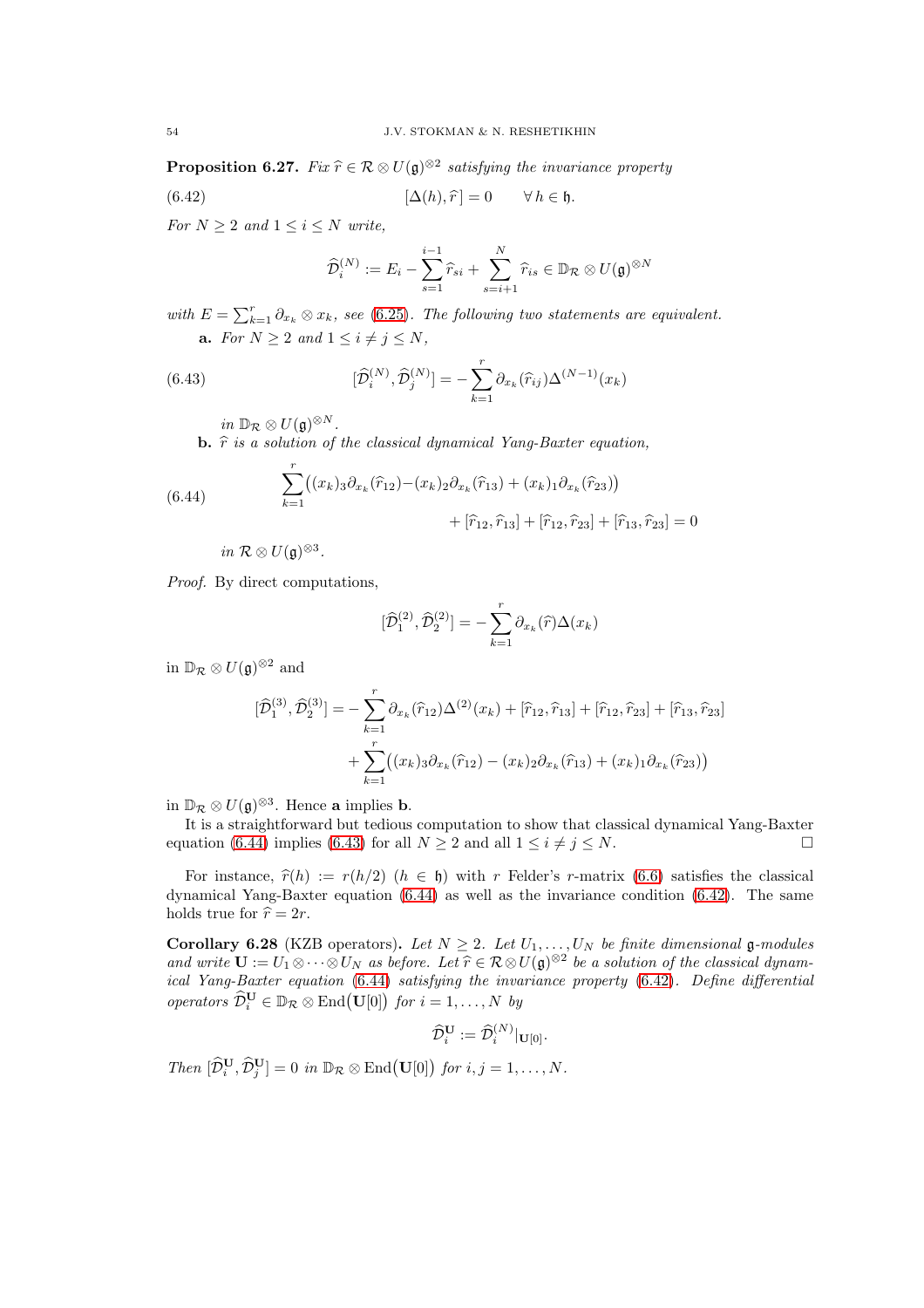**Proposition 6.27.** *Fix $\widehat{r} \in \mathcal{R} \otimes U(\mathfrak{g})^{\otimes 2}$ satisfying the invariance property*

$$[\Delta(h), \widehat{r}\,] = 0 \qquad \forall\, h \in \mathfrak{h}. \tag{6.42}$$

*For $N \geq 2$ and $1 \leq i \leq N$ write,*

$$\widehat{\mathcal{D}}_i^{(N)} := E_i - \sum_{s=1}^{i-1} \widehat{r}_{si} + \sum_{s=i+1}^{N} \widehat{r}_{is} \in \mathbb{D}_{\mathcal{R}} \otimes U(\mathfrak{g})^{\otimes N}$$

*with $E = \sum_{k=1}^r \partial_{x_k} \otimes x_k$, see (6.25). The following two statements are equivalent.*

**a.** *For $N \geq 2$ and $1 \leq i \neq j \leq N$,*

$$[\widehat{\mathcal{D}}_i^{(N)}, \widehat{\mathcal{D}}_j^{(N)}] = -\sum_{k=1}^r \partial_{x_k}(\widehat{r}_{ij}) \Delta^{(N-1)}(x_k) \tag{6.43}$$

*in $\mathbb{D}_{\mathcal{R}} \otimes U(\mathfrak{g})^{\otimes N}$.*

**b.** *$\widehat{r}$ is a solution of the classical dynamical Yang-Baxter equation,*

$$\begin{aligned} \sum_{k=1}^r \big( (x_k)_3 \partial_{x_k}(\widehat{r}_{12}) - (x_k)_2 \partial_{x_k}(\widehat{r}_{13}) + (x_k)_1 \partial_{x_k}(\widehat{r}_{23}) \big) \\ + [\widehat{r}_{12}, \widehat{r}_{13}] + [\widehat{r}_{12}, \widehat{r}_{23}] + [\widehat{r}_{13}, \widehat{r}_{23}] = 0 \end{aligned} \tag{6.44}$$

*in $\mathcal{R} \otimes U(\mathfrak{g})^{\otimes 3}$.*

*Proof.* By direct computations,

$$[\widehat{\mathcal{D}}_1^{(2)}, \widehat{\mathcal{D}}_2^{(2)}] = -\sum_{k=1}^r \partial_{x_k}(\widehat{r}) \Delta(x_k)$$

in $\mathbb{D}_{\mathcal{R}} \otimes U(\mathfrak{g})^{\otimes 2}$ and

$$\begin{aligned} [\widehat{\mathcal{D}}_1^{(3)}, \widehat{\mathcal{D}}_2^{(3)}] = -\sum_{k=1}^r \partial_{x_k}(\widehat{r}_{12}) \Delta^{(2)}(x_k) + [\widehat{r}_{12}, \widehat{r}_{13}] + [\widehat{r}_{12}, \widehat{r}_{23}] + [\widehat{r}_{13}, \widehat{r}_{23}] \\ + \sum_{k=1}^r \big( (x_k)_3 \partial_{x_k}(\widehat{r}_{12}) - (x_k)_2 \partial_{x_k}(\widehat{r}_{13}) + (x_k)_1 \partial_{x_k}(\widehat{r}_{23}) \big) \end{aligned}$$

in $\mathbb{D}_{\mathcal{R}} \otimes U(\mathfrak{g})^{\otimes 3}$. Hence **a** implies **b**.

It is a straightforward but tedious computation to show that classical dynamical Yang-Baxter equation (6.44) implies (6.43) for all $N \geq 2$ and all $1 \leq i \neq j \leq N$. □

For instance, $\widehat{r}(h) := r(h/2)$ ($h \in \mathfrak{h}$) with $r$ Felder's $r$-matrix (6.6) satisfies the classical dynamical Yang-Baxter equation (6.44) as well as the invariance condition (6.42). The same holds true for $\widehat{r} = 2r$.

**Corollary 6.28** (KZB operators)**.** *Let $N \geq 2$. Let $U_1, \ldots, U_N$ be finite dimensional $\mathfrak{g}$-modules and write $\mathbf{U} := U_1 \otimes \cdots \otimes U_N$ as before. Let $\widehat{r} \in \mathcal{R} \otimes U(\mathfrak{g})^{\otimes 2}$ be a solution of the classical dynamical Yang-Baxter equation (6.44) satisfying the invariance property (6.42). Define differential operators $\widehat{\mathcal{D}}_i^{\mathbf{U}} \in \mathbb{D}_{\mathcal{R}} \otimes \mathrm{End}\big(\mathbf{U}[0]\big)$ for $i = 1, \ldots, N$ by*

$$\widehat{\mathcal{D}}_i^{\mathbf{U}} := \widehat{\mathcal{D}}_i^{(N)}|_{\mathbf{U}[0]}.$$

*Then $[\widehat{\mathcal{D}}_i^{\mathbf{U}}, \widehat{\mathcal{D}}_j^{\mathbf{U}}] = 0$ in $\mathbb{D}_{\mathcal{R}} \otimes \mathrm{End}\big(\mathbf{U}[0]\big)$ for $i, j = 1, \ldots, N$.*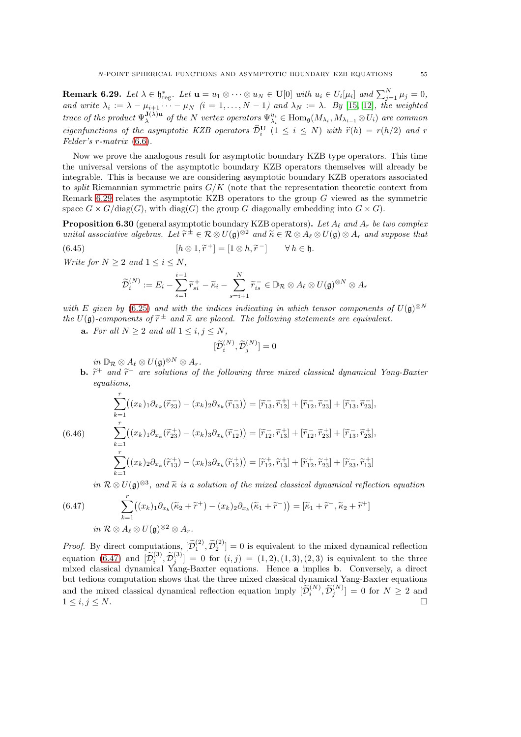**Remark 6.29.** *Let $\lambda \in \mathfrak{h}^*_{\mathrm{reg}}$. Let $\mathbf{u} = u_1 \otimes \cdots \otimes u_N \in \mathbf{U}[0]$ with $u_i \in U_i[\mu_i]$ and $\sum_{j=1}^N \mu_j = 0$, and write $\lambda_i := \lambda - \mu_{i+1} \cdots - \mu_N$ $(i = 1, \ldots, N-1)$ and $\lambda_N := \lambda$. By [15, 12], the weighted trace of the product $\Psi_\lambda^{\mathbf{J}(\lambda)\mathbf{u}}$ of the $N$ vertex operators $\Psi_{\lambda_i}^{u_i} \in \mathrm{Hom}_{\mathfrak{g}}(M_{\lambda_i}, M_{\lambda_{i-1}} \otimes U_i)$ are common eigenfunctions of the asymptotic KZB operators $\widehat{\mathcal{D}}_i^{\mathbf{U}}$ $(1 \leq i \leq N)$ with $\widehat{r}(h) = r(h/2)$ and $r$ Felder's $r$-matrix (6.6).*

Now we prove the analogous result for asymptotic boundary KZB type operators. This time the universal versions of the asymptotic boundary KZB operators themselves will already be integrable. This is because we are considering asymptotic boundary KZB operators associated to *split* Riemannian symmetric pairs $G/K$ (note that the representation theoretic context from Remark 6.29 relates the asymptotic KZB operators to the group $G$ viewed as the symmetric space $G \times G/\mathrm{diag}(G)$, with $\mathrm{diag}(G)$ the group $G$ diagonally embedding into $G \times G$).

**Proposition 6.30** (general asymptotic boundary KZB operators)**.** *Let $A_\ell$ and $A_r$ be two complex unital associative algebras. Let $\widetilde{r}^{\pm} \in \mathcal{R} \otimes U(\mathfrak{g})^{\otimes 2}$ and $\widetilde{\kappa} \in \mathcal{R} \otimes A_\ell \otimes U(\mathfrak{g}) \otimes A_r$ and suppose that*

$$
[h \otimes 1, \widetilde{r}^{+}] = [1 \otimes h, \widetilde{r}^{-}] \qquad \forall\, h \in \mathfrak{h}. \tag{6.45}
$$

*Write for $N \geq 2$ and $1 \leq i \leq N$,*

$$
\widetilde{\mathcal{D}}_i^{(N)} := E_i - \sum_{s=1}^{i-1} \widetilde{r}_{si}^{+} - \widetilde{\kappa}_i - \sum_{s=i+1}^{N} \widetilde{r}_{is}^{-} \in \mathbb{D}_{\mathcal{R}} \otimes A_\ell \otimes U(\mathfrak{g})^{\otimes N} \otimes A_r
$$

*with $E$ given by (6.25) and with the indices indicating in which tensor components of $U(\mathfrak{g})^{\otimes N}$ the $U(\mathfrak{g})$-components of $\widetilde{r}^{\pm}$ and $\widetilde{\kappa}$ are placed. The following statements are equivalent.*

- **a.** *For all $N \geq 2$ and all $1 \leq i, j \leq N$,*

$$
[\widetilde{\mathcal{D}}_i^{(N)}, \widetilde{\mathcal{D}}_j^{(N)}] = 0
$$

  *in $\mathbb{D}_{\mathcal{R}} \otimes A_\ell \otimes U(\mathfrak{g})^{\otimes N} \otimes A_r$.*

- **b.** *$\widetilde{r}^{+}$ and $\widetilde{r}^{-}$ are solutions of the following three mixed classical dynamical Yang-Baxter equations,*

$$
\begin{aligned}
\sum_{k=1}^{r} \big( (x_k)_1 \partial_{x_k}(\widetilde{r}_{23}^{-}) - (x_k)_2 \partial_{x_k}(\widetilde{r}_{13}^{-}) \big) &= [\widetilde{r}_{13}^{-}, \widetilde{r}_{12}^{+}] + [\widetilde{r}_{12}^{-}, \widetilde{r}_{23}^{-}] + [\widetilde{r}_{13}^{-}, \widetilde{r}_{23}^{-}], \\
\sum_{k=1}^{r} \big( (x_k)_1 \partial_{x_k}(\widetilde{r}_{23}^{+}) - (x_k)_3 \partial_{x_k}(\widetilde{r}_{12}^{-}) \big) &= [\widetilde{r}_{12}^{-}, \widetilde{r}_{13}^{+}] + [\widetilde{r}_{12}^{-}, \widetilde{r}_{23}^{+}] + [\widetilde{r}_{13}^{-}, \widetilde{r}_{23}^{+}], \\
\sum_{k=1}^{r} \big( (x_k)_2 \partial_{x_k}(\widetilde{r}_{13}^{+}) - (x_k)_3 \partial_{x_k}(\widetilde{r}_{12}^{+}) \big) &= [\widetilde{r}_{12}^{+}, \widetilde{r}_{13}^{+}] + [\widetilde{r}_{12}^{+}, \widetilde{r}_{23}^{+}] + [\widetilde{r}_{23}^{-}, \widetilde{r}_{13}^{+}]
\end{aligned} \tag{6.46}
$$

  *in $\mathcal{R} \otimes U(\mathfrak{g})^{\otimes 3}$, and $\widetilde{\kappa}$ is a solution of the mixed classical dynamical reflection equation*

$$
\sum_{k=1}^{r} \big( (x_k)_1 \partial_{x_k}(\widetilde{\kappa}_2 + \widetilde{r}^{+}) - (x_k)_2 \partial_{x_k}(\widetilde{\kappa}_1 + \widetilde{r}^{-}) \big) = [\widetilde{\kappa}_1 + \widetilde{r}^{-}, \widetilde{\kappa}_2 + \widetilde{r}^{+}] \tag{6.47}
$$

  *in $\mathcal{R} \otimes A_\ell \otimes U(\mathfrak{g})^{\otimes 2} \otimes A_r$.*

*Proof.* By direct computations, $[\widetilde{\mathcal{D}}_1^{(2)}, \widetilde{\mathcal{D}}_2^{(2)}] = 0$ is equivalent to the mixed dynamical reflection equation (6.47) and $[\widetilde{\mathcal{D}}_i^{(3)}, \widetilde{\mathcal{D}}_j^{(3)}] = 0$ for $(i,j) = (1,2), (1,3), (2,3)$ is equivalent to the three mixed classical dynamical Yang-Baxter equations. Hence **a** implies **b**. Conversely, a direct but tedious computation shows that the three mixed classical dynamical Yang-Baxter equations and the mixed classical dynamical reflection equation imply $[\widetilde{\mathcal{D}}_i^{(N)}, \widetilde{\mathcal{D}}_j^{(N)}] = 0$ for $N \geq 2$ and $1 \leq i, j \leq N$. □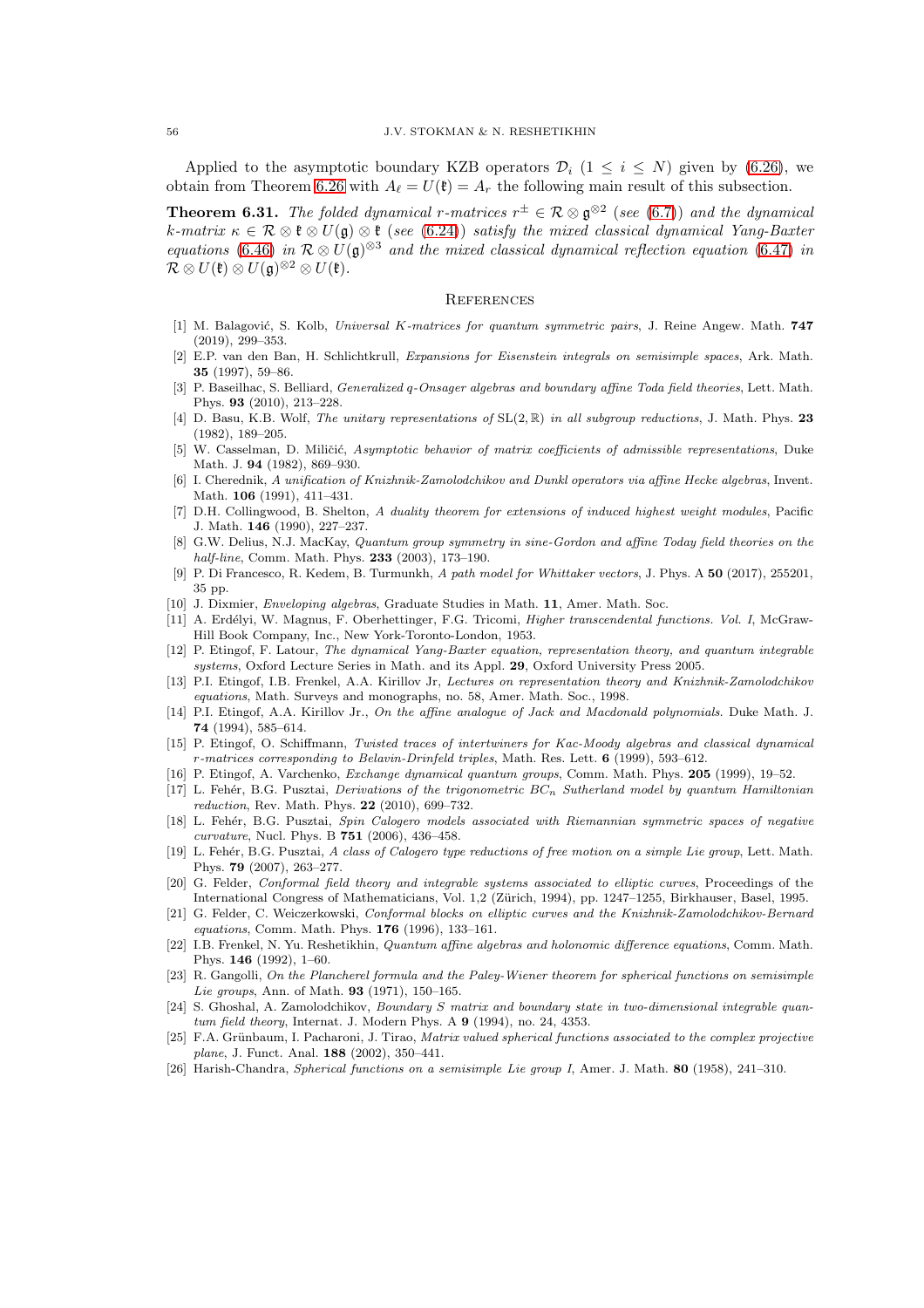Applied to the asymptotic boundary KZB operators $\mathcal{D}_i$ ($1 \leq i \leq N$) given by (6.26), we obtain from Theorem 6.26 with $A_\ell = U(\mathfrak{k}) = A_r$ the following main result of this subsection.

**Theorem 6.31.** *The folded dynamical r-matrices $r^\pm \in \mathcal{R} \otimes \mathfrak{g}^{\otimes 2}$ (see (6.7)) and the dynamical k-matrix $\kappa \in \mathcal{R} \otimes \mathfrak{k} \otimes U(\mathfrak{g}) \otimes \mathfrak{k}$ (see (6.24)) satisfy the mixed classical dynamical Yang-Baxter equations (6.46) in $\mathcal{R} \otimes U(\mathfrak{g})^{\otimes 3}$ and the mixed classical dynamical reflection equation (6.47) in $\mathcal{R} \otimes U(\mathfrak{k}) \otimes U(\mathfrak{g})^{\otimes 2} \otimes U(\mathfrak{k})$.*

## References

[1] M. Balagović, S. Kolb, *Universal K-matrices for quantum symmetric pairs*, J. Reine Angew. Math. **747** (2019), 299–353.

[2] E.P. van den Ban, H. Schlichtkrull, *Expansions for Eisenstein integrals on semisimple spaces*, Ark. Math. **35** (1997), 59–86.

[3] P. Baseilhac, S. Belliard, *Generalized q-Onsager algebras and boundary affine Toda field theories*, Lett. Math. Phys. **93** (2010), 213–228.

[4] D. Basu, K.B. Wolf, *The unitary representations of* $\mathrm{SL}(2,\mathbb{R})$ *in all subgroup reductions*, J. Math. Phys. **23** (1982), 189–205.

[5] W. Casselman, D. Miličić, *Asymptotic behavior of matrix coefficients of admissible representations*, Duke Math. J. **94** (1982), 869–930.

[6] I. Cherednik, *A unification of Knizhnik-Zamolodchikov and Dunkl operators via affine Hecke algebras*, Invent. Math. **106** (1991), 411–431.

[7] D.H. Collingwood, B. Shelton, *A duality theorem for extensions of induced highest weight modules*, Pacific J. Math. **146** (1990), 227–237.

[8] G.W. Delius, N.J. MacKay, *Quantum group symmetry in sine-Gordon and affine Today field theories on the half-line*, Comm. Math. Phys. **233** (2003), 173–190.

[9] P. Di Francesco, R. Kedem, B. Turmunkh, *A path model for Whittaker vectors*, J. Phys. A **50** (2017), 255201, 35 pp.

[10] J. Dixmier, *Enveloping algebras*, Graduate Studies in Math. **11**, Amer. Math. Soc.

[11] A. Erdélyi, W. Magnus, F. Oberhettinger, F.G. Tricomi, *Higher transcendental functions. Vol. I*, McGraw-Hill Book Company, Inc., New York-Toronto-London, 1953.

[12] P. Etingof, F. Latour, *The dynamical Yang-Baxter equation, representation theory, and quantum integrable systems*, Oxford Lecture Series in Math. and its Appl. **29**, Oxford University Press 2005.

[13] P.I. Etingof, I.B. Frenkel, A.A. Kirillov Jr, *Lectures on representation theory and Knizhnik-Zamolodchikov equations*, Math. Surveys and monographs, no. 58, Amer. Math. Soc., 1998.

[14] P.I. Etingof, A.A. Kirillov Jr., *On the affine analogue of Jack and Macdonald polynomials*. Duke Math. J. **74** (1994), 585–614.

[15] P. Etingof, O. Schiffmann, *Twisted traces of intertwiners for Kac-Moody algebras and classical dynamical r-matrices corresponding to Belavin-Drinfeld triples*, Math. Res. Lett. **6** (1999), 593–612.

[16] P. Etingof, A. Varchenko, *Exchange dynamical quantum groups*, Comm. Math. Phys. **205** (1999), 19–52.

[17] L. Fehér, B.G. Pusztai, *Derivations of the trigonometric $BC_n$ Sutherland model by quantum Hamiltonian reduction*, Rev. Math. Phys. **22** (2010), 699–732.

[18] L. Fehér, B.G. Pusztai, *Spin Calogero models associated with Riemannian symmetric spaces of negative curvature*, Nucl. Phys. B **751** (2006), 436–458.

[19] L. Fehér, B.G. Pusztai, *A class of Calogero type reductions of free motion on a simple Lie group*, Lett. Math. Phys. **79** (2007), 263–277.

[20] G. Felder, *Conformal field theory and integrable systems associated to elliptic curves*, Proceedings of the International Congress of Mathematicians, Vol. 1,2 (Zürich, 1994), pp. 1247–1255, Birkhauser, Basel, 1995.

[21] G. Felder, C. Weiczerkowski, *Conformal blocks on elliptic curves and the Knizhnik-Zamolodchikov-Bernard equations*, Comm. Math. Phys. **176** (1996), 133–161.

[22] I.B. Frenkel, N. Yu. Reshetikhin, *Quantum affine algebras and holonomic difference equations*, Comm. Math. Phys. **146** (1992), 1–60.

[23] R. Gangolli, *On the Plancherel formula and the Paley-Wiener theorem for spherical functions on semisimple Lie groups*, Ann. of Math. **93** (1971), 150–165.

[24] S. Ghoshal, A. Zamolodchikov, *Boundary S matrix and boundary state in two-dimensional integrable quantum field theory*, Internat. J. Modern Phys. A **9** (1994), no. 24, 4353.

[25] F.A. Grünbaum, I. Pacharoni, J. Tirao, *Matrix valued spherical functions associated to the complex projective plane*, J. Funct. Anal. **188** (2002), 350–441.

[26] Harish-Chandra, *Spherical functions on a semisimple Lie group I*, Amer. J. Math. **80** (1958), 241–310.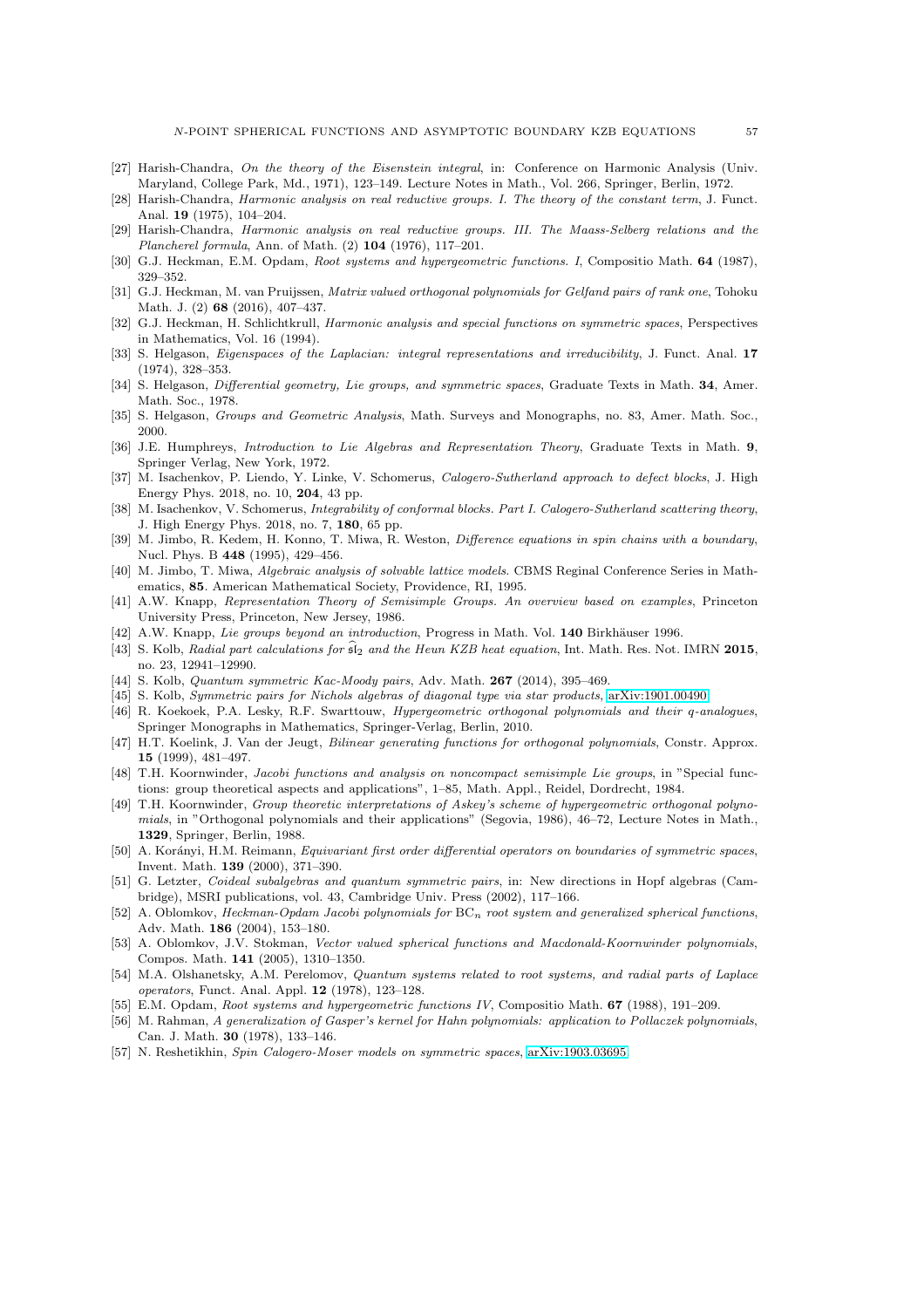[27] Harish-Chandra, *On the theory of the Eisenstein integral*, in: Conference on Harmonic Analysis (Univ. Maryland, College Park, Md., 1971), 123–149. Lecture Notes in Math., Vol. 266, Springer, Berlin, 1972.

[28] Harish-Chandra, *Harmonic analysis on real reductive groups. I. The theory of the constant term*, J. Funct. Anal. **19** (1975), 104–204.

[29] Harish-Chandra, *Harmonic analysis on real reductive groups. III. The Maass-Selberg relations and the Plancherel formula*, Ann. of Math. (2) **104** (1976), 117–201.

[30] G.J. Heckman, E.M. Opdam, *Root systems and hypergeometric functions. I*, Compositio Math. **64** (1987), 329–352.

[31] G.J. Heckman, M. van Pruijssen, *Matrix valued orthogonal polynomials for Gelfand pairs of rank one*, Tohoku Math. J. (2) **68** (2016), 407–437.

[32] G.J. Heckman, H. Schlichtkrull, *Harmonic analysis and special functions on symmetric spaces*, Perspectives in Mathematics, Vol. 16 (1994).

[33] S. Helgason, *Eigenspaces of the Laplacian: integral representations and irreducibility*, J. Funct. Anal. **17** (1974), 328–353.

[34] S. Helgason, *Differential geometry, Lie groups, and symmetric spaces*, Graduate Texts in Math. **34**, Amer. Math. Soc., 1978.

[35] S. Helgason, *Groups and Geometric Analysis*, Math. Surveys and Monographs, no. 83, Amer. Math. Soc., 2000.

[36] J.E. Humphreys, *Introduction to Lie Algebras and Representation Theory*, Graduate Texts in Math. **9**, Springer Verlag, New York, 1972.

[37] M. Isachenkov, P. Liendo, Y. Linke, V. Schomerus, *Calogero-Sutherland approach to defect blocks*, J. High Energy Phys. 2018, no. 10, **204**, 43 pp.

[38] M. Isachenkov, V. Schomerus, *Integrability of conformal blocks. Part I. Calogero-Sutherland scattering theory*, J. High Energy Phys. 2018, no. 7, **180**, 65 pp.

[39] M. Jimbo, R. Kedem, H. Konno, T. Miwa, R. Weston, *Difference equations in spin chains with a boundary*, Nucl. Phys. B **448** (1995), 429–456.

[40] M. Jimbo, T. Miwa, *Algebraic analysis of solvable lattice models*. CBMS Reginal Conference Series in Mathematics, **85**. American Mathematical Society, Providence, RI, 1995.

[41] A.W. Knapp, *Representation Theory of Semisimple Groups. An overview based on examples*, Princeton University Press, Princeton, New Jersey, 1986.

[42] A.W. Knapp, *Lie groups beyond an introduction*, Progress in Math. Vol. **140** Birkhäuser 1996.

[43] S. Kolb, *Radial part calculations for* $\widehat{\mathfrak{sl}}_2$ *and the Heun KZB heat equation*, Int. Math. Res. Not. IMRN **2015**, no. 23, 12941–12990.

[44] S. Kolb, *Quantum symmetric Kac-Moody pairs*, Adv. Math. **267** (2014), 395–469.

[45] S. Kolb, *Symmetric pairs for Nichols algebras of diagonal type via star products*, arXiv:1901.00490

[46] R. Koekoek, P.A. Lesky, R.F. Swarttouw, *Hypergeometric orthogonal polynomials and their q-analogues*, Springer Monographs in Mathematics, Springer-Verlag, Berlin, 2010.

[47] H.T. Koelink, J. Van der Jeugt, *Bilinear generating functions for orthogonal polynomials*, Constr. Approx. **15** (1999), 481–497.

[48] T.H. Koornwinder, *Jacobi functions and analysis on noncompact semisimple Lie groups*, in "Special functions: group theoretical aspects and applications", 1–85, Math. Appl., Reidel, Dordrecht, 1984.

[49] T.H. Koornwinder, *Group theoretic interpretations of Askey's scheme of hypergeometric orthogonal polynomials*, in "Orthogonal polynomials and their applications" (Segovia, 1986), 46–72, Lecture Notes in Math., **1329**, Springer, Berlin, 1988.

[50] A. Korányi, H.M. Reimann, *Equivariant first order differential operators on boundaries of symmetric spaces*, Invent. Math. **139** (2000), 371–390.

[51] G. Letzter, *Coideal subalgebras and quantum symmetric pairs*, in: New directions in Hopf algebras (Cambridge), MSRI publications, vol. 43, Cambridge Univ. Press (2002), 117–166.

[52] A. Oblomkov, *Heckman-Opdam Jacobi polynomials for* $\mathrm{BC}_n$ *root system and generalized spherical functions*, Adv. Math. **186** (2004), 153–180.

[53] A. Oblomkov, J.V. Stokman, *Vector valued spherical functions and Macdonald-Koornwinder polynomials*, Compos. Math. **141** (2005), 1310–1350.

[54] M.A. Olshanetsky, A.M. Perelomov, *Quantum systems related to root systems, and radial parts of Laplace operators*, Funct. Anal. Appl. **12** (1978), 123–128.

[55] E.M. Opdam, *Root systems and hypergeometric functions IV*, Compositio Math. **67** (1988), 191–209.

[56] M. Rahman, *A generalization of Gasper's kernel for Hahn polynomials: application to Pollaczek polynomials*, Can. J. Math. **30** (1978), 133–146.

[57] N. Reshetikhin, *Spin Calogero-Moser models on symmetric spaces*, arXiv:1903.03695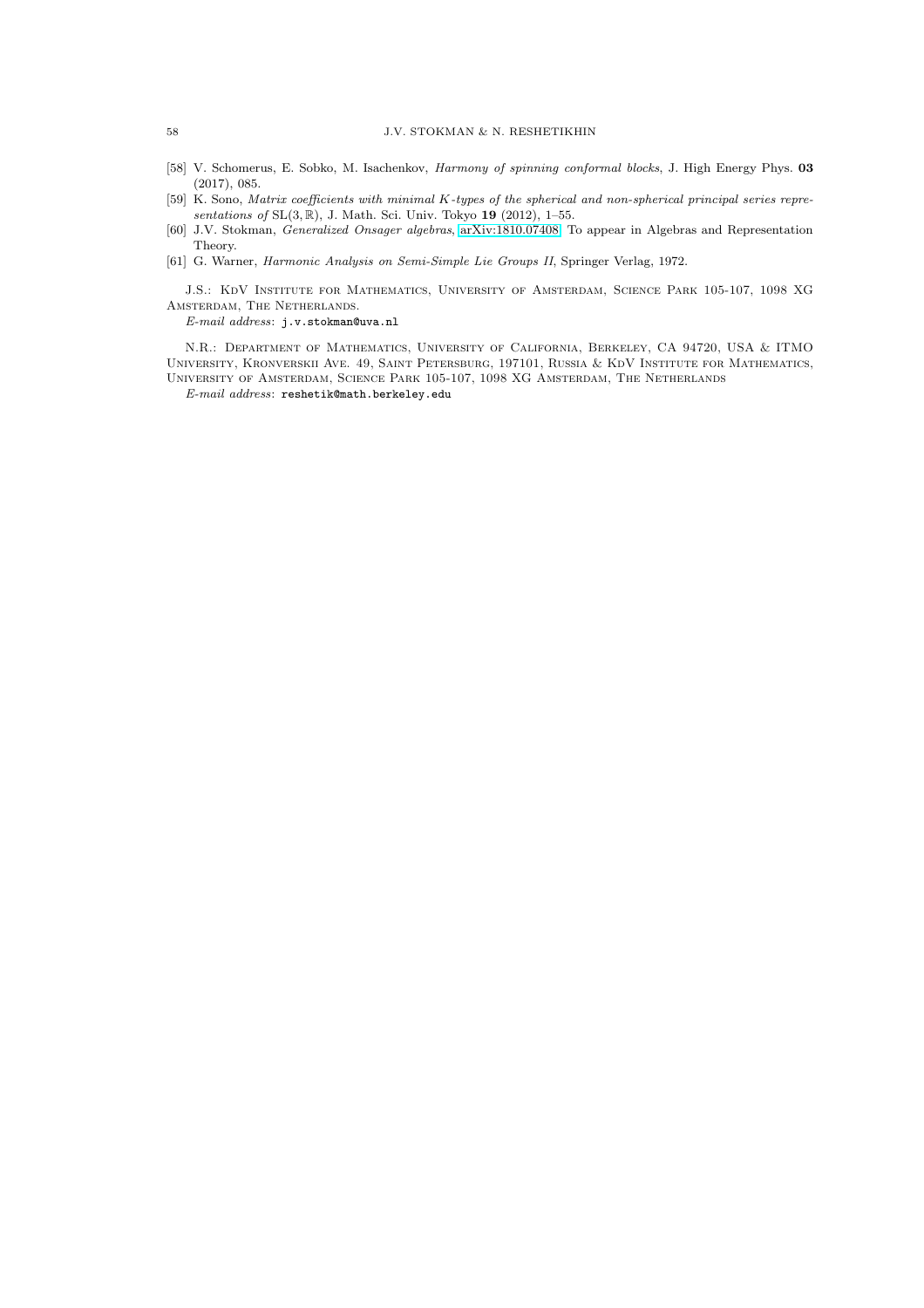[58] V. Schomerus, E. Sobko, M. Isachenkov, *Harmony of spinning conformal blocks*, J. High Energy Phys. **03** (2017), 085.

[59] K. Sono, *Matrix coefficients with minimal $K$-types of the spherical and non-spherical principal series representations of* $\mathrm{SL}(3, \mathbb{R})$, J. Math. Sci. Univ. Tokyo **19** (2012), 1–55.

[60] J.V. Stokman, *Generalized Onsager algebras*, arXiv:1810.07408. To appear in Algebras and Representation Theory.

[61] G. Warner, *Harmonic Analysis on Semi-Simple Lie Groups II*, Springer Verlag, 1972.

J.S.: KdV Institute for Mathematics, University of Amsterdam, Science Park 105-107, 1098 XG Amsterdam, The Netherlands.

*E-mail address*: `j.v.stokman@uva.nl`

N.R.: Department of Mathematics, University of California, Berkeley, CA 94720, USA & ITMO University, Kronverskii Ave. 49, Saint Petersburg, 197101, Russia & KdV Institute for Mathematics, University of Amsterdam, Science Park 105-107, 1098 XG Amsterdam, The Netherlands

*E-mail address*: `reshetik@math.berkeley.edu`